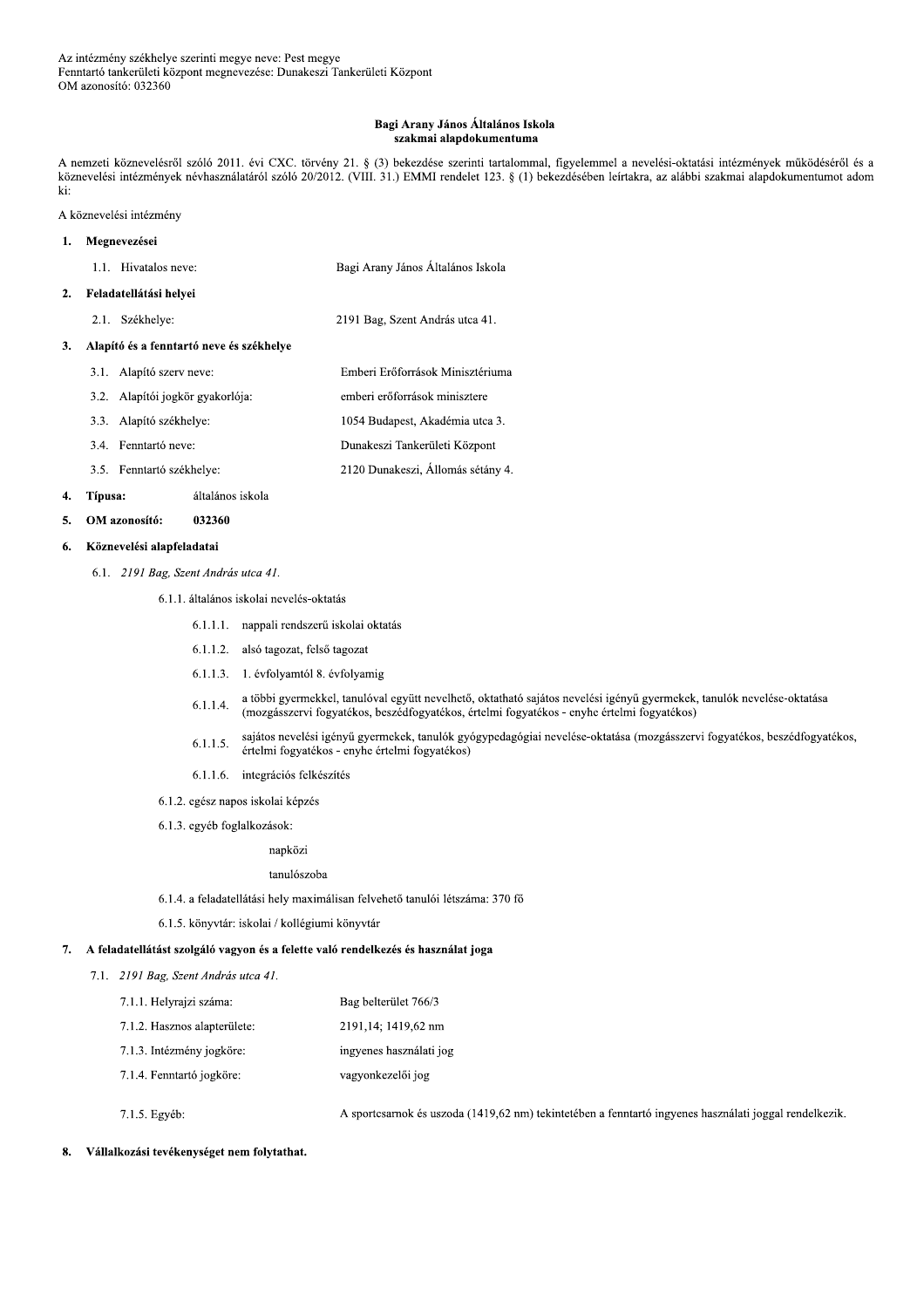Az intézmény székhelye szerinti megye neve: Pest megye
Fenntartó tankerületi központ megnevezése: Dunakeszi Tankerületi Központ
OM azonosító: 032360

**Bagi Arany János Általános Iskola**
**szakmai alapdokumentuma**

A nemzeti köznevelésről szóló 2011. évi CXC. törvény 21. § (3) bekezdése szerinti tartalommal, figyelemmel a nevelési-oktatási intézmények működéséről és a köznevelési intézmények névhasználatáról szóló 20/2012. (VIII. 31.) EMMI rendelet 123. § (1) bekezdésében leírtakra, az alábbi szakmai alapdokumentumot adom ki:

A köznevelési intézmény

**1. Megnevezései**

1.1. Hivatalos neve: Bagi Arany János Általános Iskola

**2. Feladatellátási helyei**

2.1. Székhelye: 2191 Bag, Szent András utca 41.

**3. Alapító és a fenntartó neve és székhelye**

3.1. Alapító szerv neve: Emberi Erőforrások Minisztériuma

3.2. Alapítói jogkör gyakorlója: emberi erőforrások minisztere

3.3. Alapító székhelye: 1054 Budapest, Akadémia utca 3.

3.4. Fenntartó neve: Dunakeszi Tankerületi Központ

3.5. Fenntartó székhelye: 2120 Dunakeszi, Állomás sétány 4.

**4. Típusa:** általános iskola

**5. OM azonosító: 032360**

**6. Köznevelési alapfeladatai**

6.1. *2191 Bag, Szent András utca 41.*

6.1.1. általános iskolai nevelés-oktatás

6.1.1.1. nappali rendszerű iskolai oktatás

6.1.1.2. alsó tagozat, felső tagozat

6.1.1.3. 1. évfolyamtól 8. évfolyamig

6.1.1.4. a többi gyermekkel, tanulóval együtt nevelhető, oktatható sajátos nevelési igényű gyermekek, tanulók nevelése-oktatása (mozgásszervi fogyatékos, beszédfogyatékos, értelmi fogyatékos - enyhe értelmi fogyatékos)

6.1.1.5. sajátos nevelési igényű gyermekek, tanulók gyógypedagógiai nevelése-oktatása (mozgásszervi fogyatékos, beszédfogyatékos, értelmi fogyatékos - enyhe értelmi fogyatékos)

6.1.1.6. integrációs felkészítés

6.1.2. egész napos iskolai képzés

6.1.3. egyéb foglalkozások:

napközi

tanulószoba

6.1.4. a feladatellátási hely maximálisan felvehető tanulói létszáma: 370 fő

6.1.5. könyvtár: iskolai / kollégiumi könyvtár

**7. A feladatellátást szolgáló vagyon és a felette való rendelkezés és használat joga**

7.1. *2191 Bag, Szent András utca 41.*

7.1.1. Helyrajzi száma: Bag belterület 766/3

7.1.2. Hasznos alapterülete: 2191,14; 1419,62 nm

7.1.3. Intézmény jogköre: ingyenes használati jog

7.1.4. Fenntartó jogköre: vagyonkezelői jog

7.1.5. Egyéb: A sportcsarnok és uszoda (1419,62 nm) tekintetében a fenntartó ingyenes használati joggal rendelkezik.

**8. Vállalkozási tevékenységet nem folytathat.**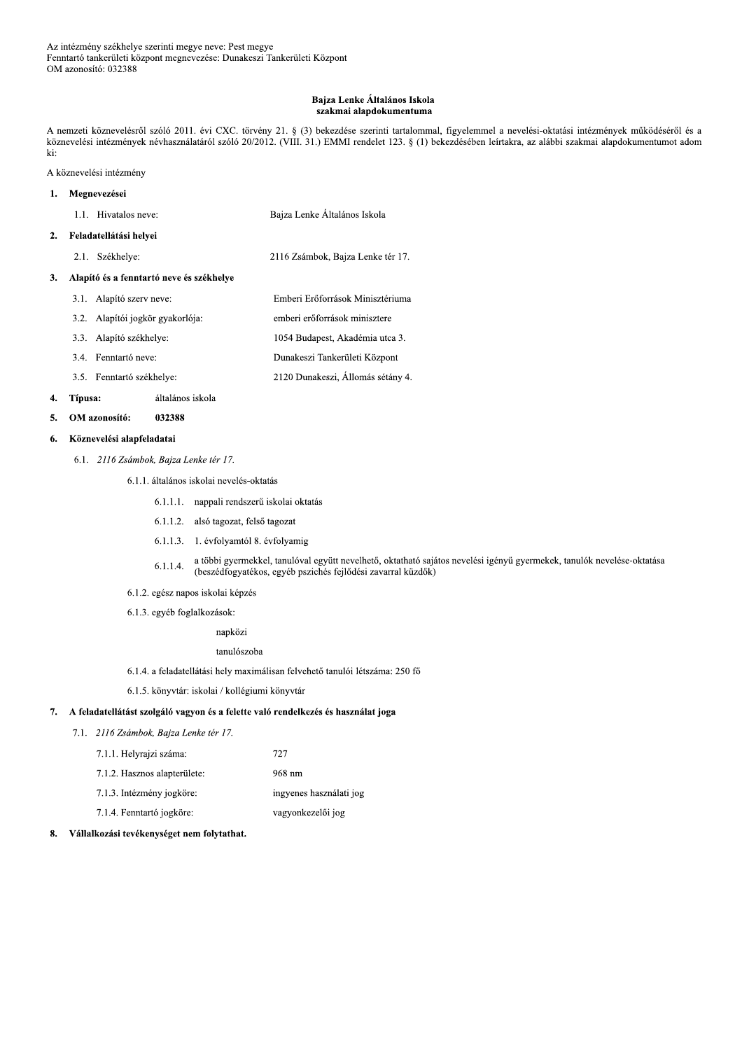Az intézmény székhelye szerinti megye neve: Pest megye
Fenntartó tankerületi központ megnevezése: Dunakeszi Tankerületi Központ
OM azonosító: 032388

# Bajza Lenke Általános Iskola szakmai alapdokumentuma

A nemzeti köznevelésről szóló 2011. évi CXC. törvény 21. § (3) bekezdése szerinti tartalommal, figyelemmel a nevelési-oktatási intézmények működéséről és a köznevelési intézmények névhasználatáról szóló 20/2012. (VIII. 31.) EMMI rendelet 123. § (1) bekezdésében leírtakra, az alábbi szakmai alapdokumentumot adom ki:

A köznevelési intézmény

**1. Megnevezései**

1.1. Hivatalos neve: Bajza Lenke Általános Iskola

**2. Feladatellátási helyei**

2.1. Székhelye: 2116 Zsámbok, Bajza Lenke tér 17.

**3. Alapító és a fenntartó neve és székhelye**

3.1. Alapító szerv neve: Emberi Erőforrások Minisztériuma

3.2. Alapítói jogkör gyakorlója: emberi erőforrások minisztere

3.3. Alapító székhelye: 1054 Budapest, Akadémia utca 3.

3.4. Fenntartó neve: Dunakeszi Tankerületi Központ

3.5. Fenntartó székhelye: 2120 Dunakeszi, Állomás sétány 4.

**4. Típusa:** általános iskola

**5. OM azonosító: 032388**

**6. Köznevelési alapfeladatai**

6.1. *2116 Zsámbok, Bajza Lenke tér 17.*

6.1.1. általános iskolai nevelés-oktatás

6.1.1.1. nappali rendszerű iskolai oktatás

6.1.1.2. alsó tagozat, felső tagozat

6.1.1.3. 1. évfolyamtól 8. évfolyamig

6.1.1.4. a többi gyermekkel, tanulóval együtt nevelhető, oktatható sajátos nevelési igényű gyermekek, tanulók nevelése-oktatása (beszédfogyatékos, egyéb pszichés fejlődési zavarral küzdők)

6.1.2. egész napos iskolai képzés

6.1.3. egyéb foglalkozások:

napközi

tanulószoba

6.1.4. a feladatellátási hely maximálisan felvehető tanulói létszáma: 250 fő

6.1.5. könyvtár: iskolai / kollégiumi könyvtár

**7. A feladatellátást szolgáló vagyon és a felette való rendelkezés és használat joga**

7.1. *2116 Zsámbok, Bajza Lenke tér 17.*

7.1.1. Helyrajzi száma: 727

7.1.2. Hasznos alapterülete: 968 nm

7.1.3. Intézmény jogköre: ingyenes használati jog

7.1.4. Fenntartó jogköre: vagyonkezelői jog

**8. Vállalkozási tevékenységet nem folytathat.**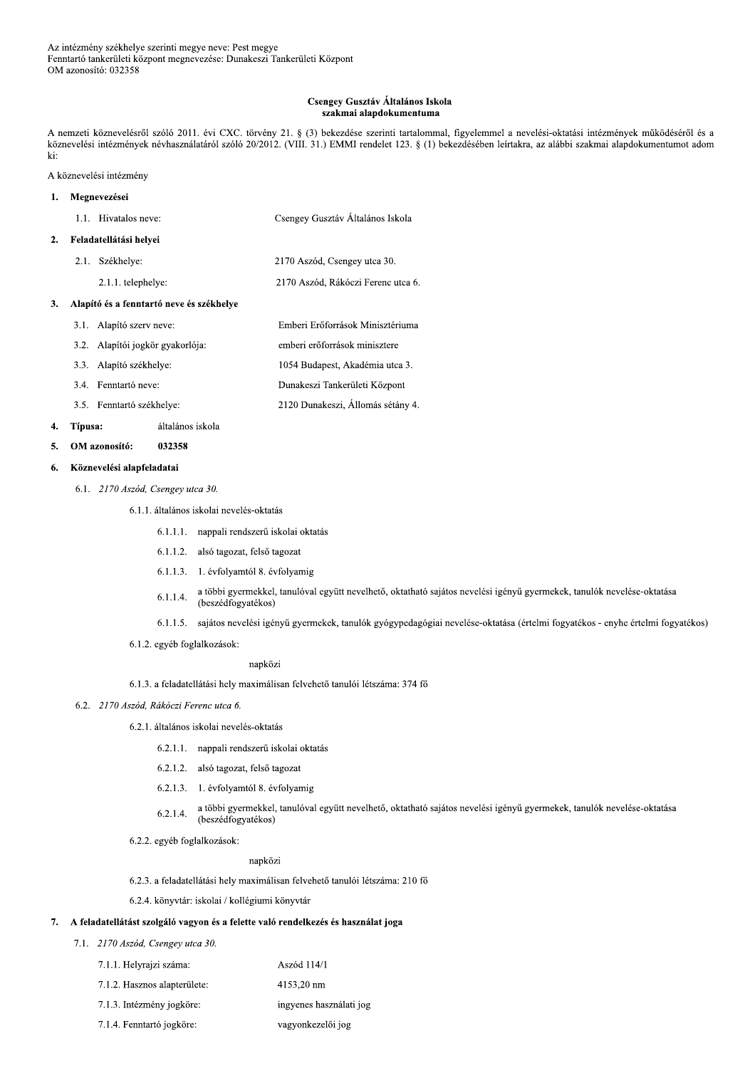Az intézmény székhelye szerinti megye neve: Pest megye
Fenntartó tankerületi központ megnevezése: Dunakeszi Tankerületi Központ
OM azonosító: 032358

**Csengey Gusztáv Általános Iskola**
**szakmai alapdokumentuma**

A nemzeti köznevelésről szóló 2011. évi CXC. törvény 21. § (3) bekezdése szerinti tartalommal, figyelemmel a nevelési-oktatási intézmények működéséről és a köznevelési intézmények névhasználatáról szóló 20/2012. (VIII. 31.) EMMI rendelet 123. § (1) bekezdésében leírtakra, az alábbi szakmai alapdokumentumot adom ki:

A köznevelési intézmény

**1. Megnevezései**

1.1. Hivatalos neve: Csengey Gusztáv Általános Iskola

**2. Feladatellátási helyei**

2.1. Székhelye: 2170 Aszód, Csengey utca 30.

2.1.1. telephelye: 2170 Aszód, Rákóczi Ferenc utca 6.

**3. Alapító és a fenntartó neve és székhelye**

3.1. Alapító szerv neve: Emberi Erőforrások Minisztériuma

3.2. Alapítói jogkör gyakorlója: emberi erőforrások minisztere

3.3. Alapító székhelye: 1054 Budapest, Akadémia utca 3.

3.4. Fenntartó neve: Dunakeszi Tankerületi Központ

3.5. Fenntartó székhelye: 2120 Dunakeszi, Állomás sétány 4.

**4. Típusa:** általános iskola

**5. OM azonosító: 032358**

**6. Köznevelési alapfeladatai**

6.1. *2170 Aszód, Csengey utca 30.*

6.1.1. általános iskolai nevelés-oktatás

6.1.1.1. nappali rendszerű iskolai oktatás

6.1.1.2. alsó tagozat, felső tagozat

6.1.1.3. 1. évfolyamtól 8. évfolyamig

6.1.1.4. a többi gyermekkel, tanulóval együtt nevelhető, oktatható sajátos nevelési igényű gyermekek, tanulók nevelése-oktatása (beszédfogyatékos)

6.1.1.5. sajátos nevelési igényű gyermekek, tanulók gyógypedagógiai nevelése-oktatása (értelmi fogyatékos - enyhe értelmi fogyatékos)

6.1.2. egyéb foglalkozások:

napközi

6.1.3. a feladatellátási hely maximálisan felvehető tanulói létszáma: 374 fő

6.2. *2170 Aszód, Rákóczi Ferenc utca 6.*

6.2.1. általános iskolai nevelés-oktatás

6.2.1.1. nappali rendszerű iskolai oktatás

6.2.1.2. alsó tagozat, felső tagozat

6.2.1.3. 1. évfolyamtól 8. évfolyamig

6.2.1.4. a többi gyermekkel, tanulóval együtt nevelhető, oktatható sajátos nevelési igényű gyermekek, tanulók nevelése-oktatása (beszédfogyatékos)

6.2.2. egyéb foglalkozások:

napközi

6.2.3. a feladatellátási hely maximálisan felvehető tanulói létszáma: 210 fő

6.2.4. könyvtár: iskolai / kollégiumi könyvtár

**7. A feladatellátást szolgáló vagyon és a felette való rendelkezés és használat joga**

7.1. *2170 Aszód, Csengey utca 30.*

7.1.1. Helyrajzi száma: Aszód 114/1

7.1.2. Hasznos alapterülete: 4153,20 nm

7.1.3. Intézmény jogköre: ingyenes használati jog

7.1.4. Fenntartó jogköre: vagyonkezelői jog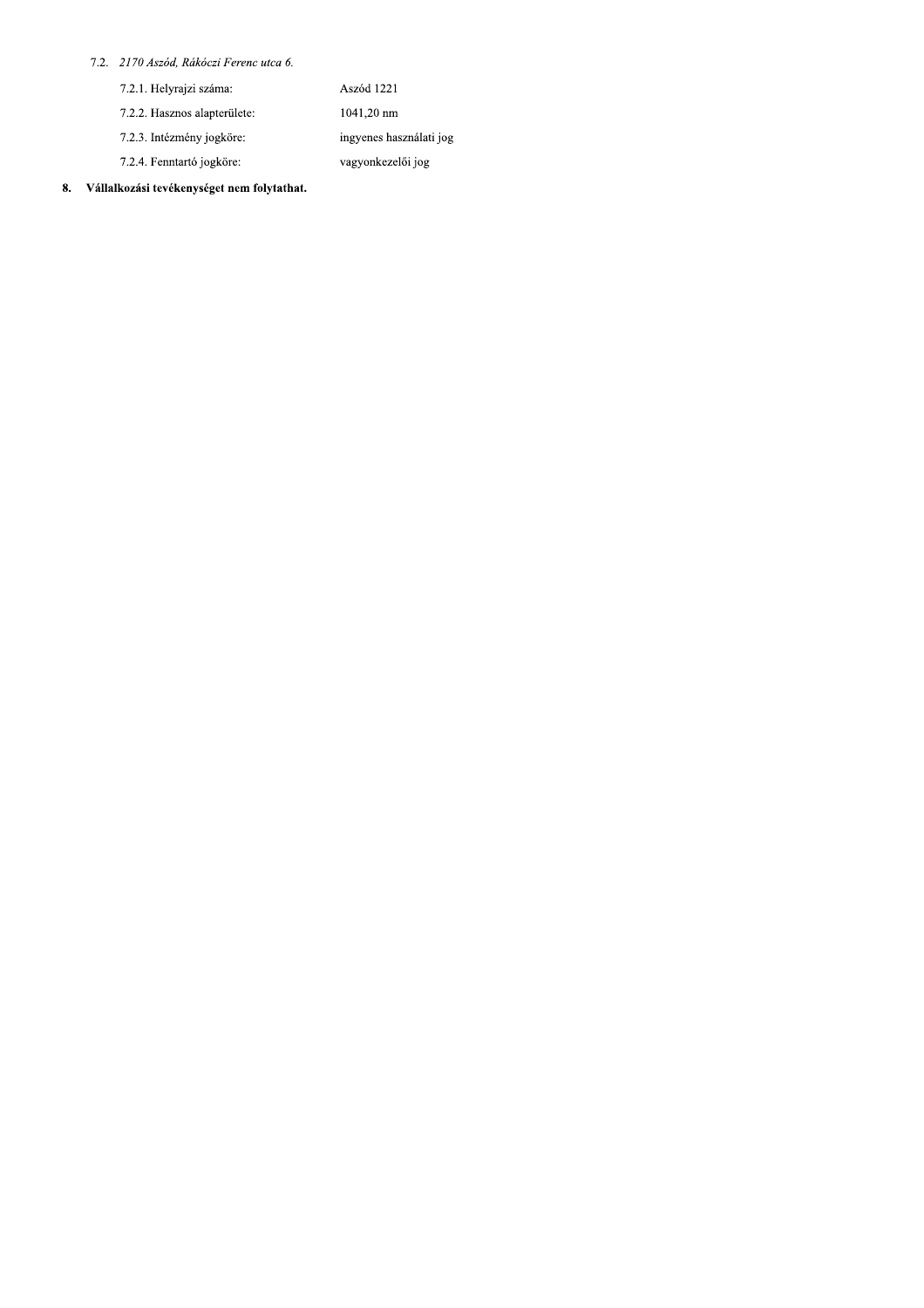7.2. *2170 Aszód, Rákóczi Ferenc utca 6.*

| | |
|---|---|
| 7.2.1. Helyrajzi száma: | Aszód 1221 |
| 7.2.2. Hasznos alapterülete: | 1041,20 nm |
| 7.2.3. Intézmény jogköre: | ingyenes használati jog |
| 7.2.4. Fenntartó jogköre: | vagyonkezelői jog |

**8. Vállalkozási tevékenységet nem folytathat.**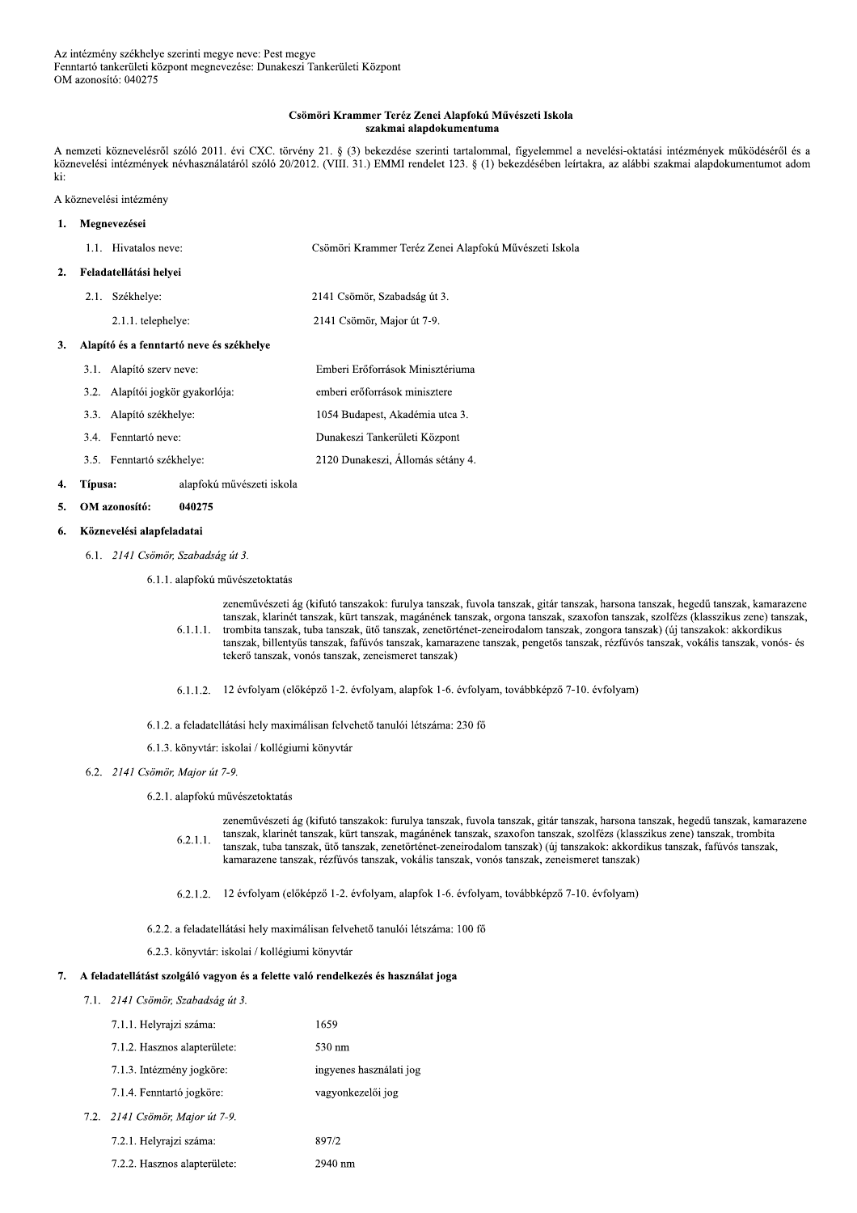Az intézmény székhelye szerinti megye neve: Pest megye
Fenntartó tankerületi központ megnevezése: Dunakeszi Tankerületi Központ
OM azonosító: 040275

**Csömöri Krammer Teréz Zenei Alapfokú Művészeti Iskola**
**szakmai alapdokumentuma**

A nemzeti köznevelésről szóló 2011. évi CXC. törvény 21. § (3) bekezdése szerinti tartalommal, figyelemmel a nevelési-oktatási intézmények működéséről és a köznevelési intézmények névhasználatáról szóló 20/2012. (VIII. 31.) EMMI rendelet 123. § (1) bekezdésében leírtakra, az alábbi szakmai alapdokumentumot adom ki:

A köznevelési intézmény

**1. Megnevezései**

1.1. Hivatalos neve: Csömöri Krammer Teréz Zenei Alapfokú Művészeti Iskola

**2. Feladatellátási helyei**

2.1. Székhelye: 2141 Csömör, Szabadság út 3.

2.1.1. telephelye: 2141 Csömör, Major út 7-9.

**3. Alapító és a fenntartó neve és székhelye**

3.1. Alapító szerv neve: Emberi Erőforrások Minisztériuma

3.2. Alapítói jogkör gyakorlója: emberi erőforrások minisztere

3.3. Alapító székhelye: 1054 Budapest, Akadémia utca 3.

3.4. Fenntartó neve: Dunakeszi Tankerületi Központ

3.5. Fenntartó székhelye: 2120 Dunakeszi, Állomás sétány 4.

**4. Típusa:** alapfokú művészeti iskola

**5. OM azonosító:** **040275**

**6. Köznevelési alapfeladatai**

6.1. *2141 Csömör, Szabadság út 3.*

6.1.1. alapfokú művészetoktatás

6.1.1.1. zeneművészeti ág (kifutó tanszakok: furulya tanszak, fuvola tanszak, gitár tanszak, harsona tanszak, hegedű tanszak, kamarazene tanszak, klarinét tanszak, kürt tanszak, magánének tanszak, orgona tanszak, szaxofon tanszak, szolfézs (klasszikus zene) tanszak, trombita tanszak, tuba tanszak, ütő tanszak, zenetörténet-zeneirodalom tanszak, zongora tanszak) (új tanszakok: akkordikus tanszak, billentyűs tanszak, fafúvós tanszak, kamarazene tanszak, pengetős tanszak, rézfúvós tanszak, vokális tanszak, vonós- és tekerő tanszak, vonós tanszak, zeneismeret tanszak)

6.1.1.2. 12 évfolyam (előképző 1-2. évfolyam, alapfok 1-6. évfolyam, továbbképző 7-10. évfolyam)

6.1.2. a feladatellátási hely maximálisan felvehető tanulói létszáma: 230 fő

6.1.3. könyvtár: iskolai / kollégiumi könyvtár

6.2. *2141 Csömör, Major út 7-9.*

6.2.1. alapfokú művészetoktatás

6.2.1.1. zeneművészeti ág (kifutó tanszakok: furulya tanszak, fuvola tanszak, gitár tanszak, harsona tanszak, hegedű tanszak, kamarazene tanszak, klarinét tanszak, kürt tanszak, magánének tanszak, szaxofon tanszak, szolfézs (klasszikus zene) tanszak, trombita tanszak, tuba tanszak, ütő tanszak, zenetörténet-zeneirodalom tanszak) (új tanszakok: akkordikus tanszak, fafúvós tanszak, kamarazene tanszak, rézfúvós tanszak, vokális tanszak, vonós tanszak, zeneismeret tanszak)

6.2.1.2. 12 évfolyam (előképző 1-2. évfolyam, alapfok 1-6. évfolyam, továbbképző 7-10. évfolyam)

6.2.2. a feladatellátási hely maximálisan felvehető tanulói létszáma: 100 fő

6.2.3. könyvtár: iskolai / kollégiumi könyvtár

**7. A feladatellátást szolgáló vagyon és a felette való rendelkezés és használat joga**

7.1. *2141 Csömör, Szabadság út 3.*

7.1.1. Helyrajzi száma: 1659

7.1.2. Hasznos alapterülete: 530 nm

7.1.3. Intézmény jogköre: ingyenes használati jog

7.1.4. Fenntartó jogköre: vagyonkezelői jog

7.2. *2141 Csömör, Major út 7-9.*

7.2.1. Helyrajzi száma: 897/2

7.2.2. Hasznos alapterülete: 2940 nm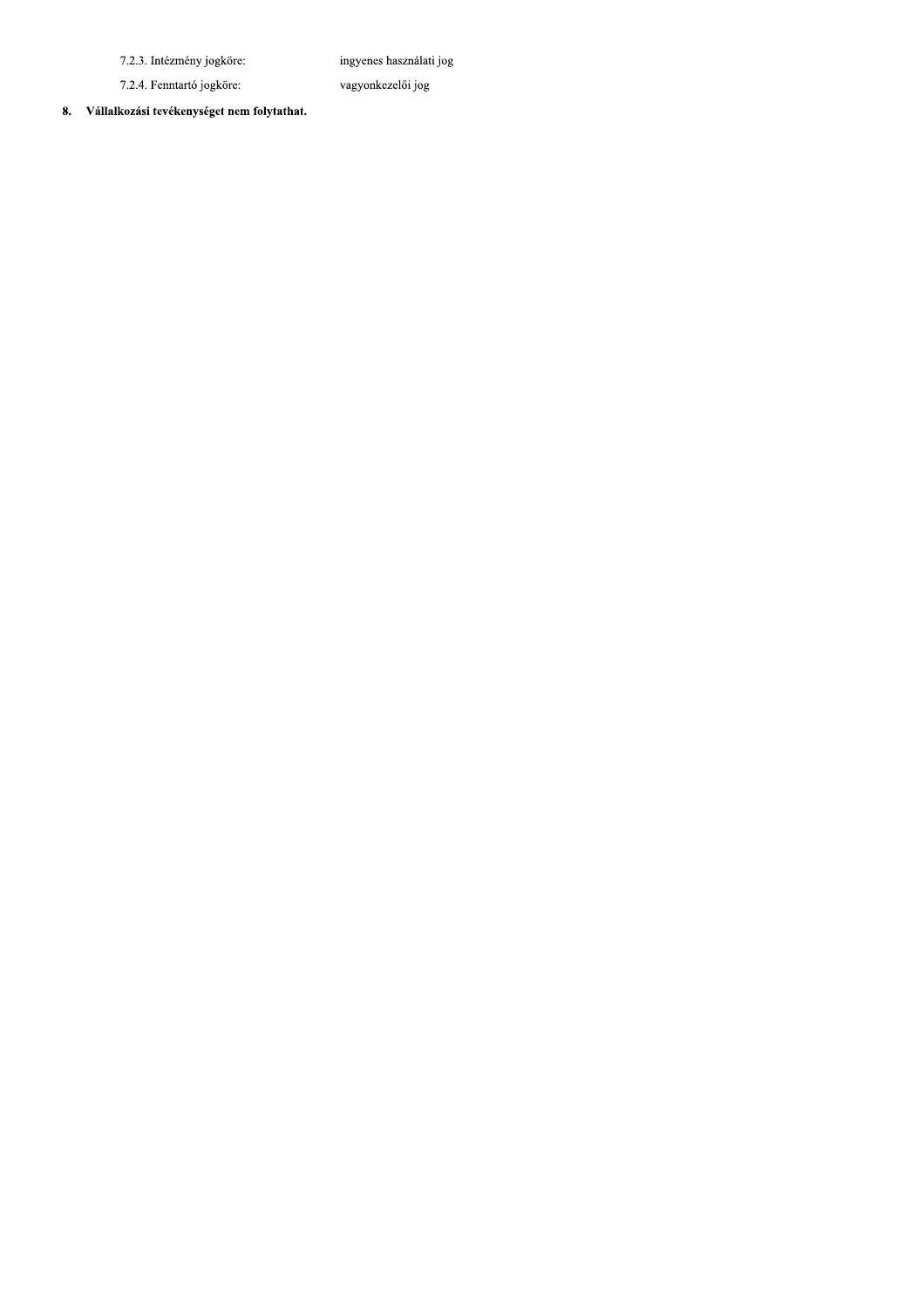7.2.3. Intézmény jogköre: ingyenes használati jog

7.2.4. Fenntartó jogköre: vagyonkezelői jog

**8. Vállalkozási tevékenységet nem folytathat.**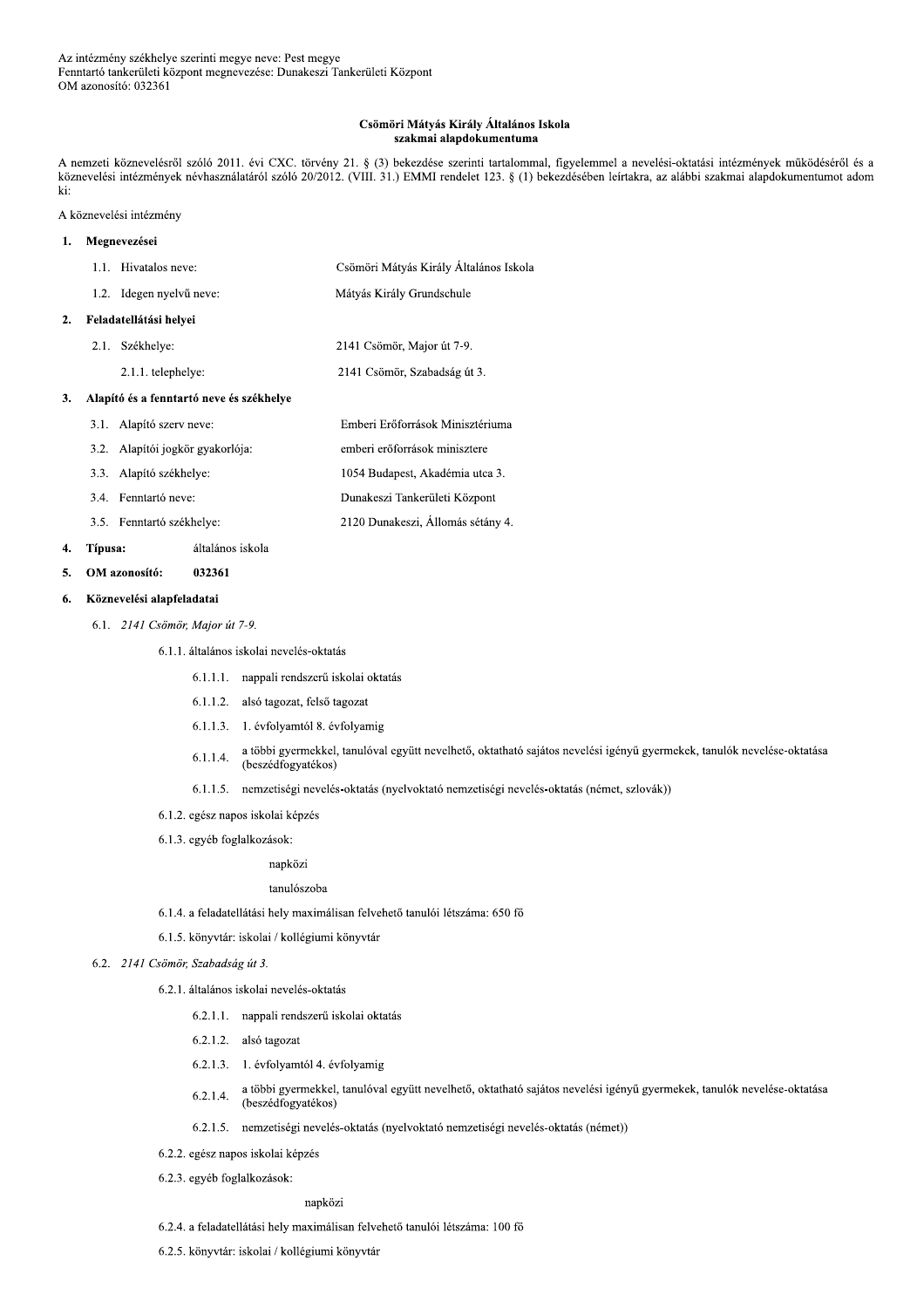Az intézmény székhelye szerinti megye neve: Pest megye
Fenntartó tankerületi központ megnevezése: Dunakeszi Tankerületi Központ
OM azonosító: 032361

**Csömöri Mátyás Király Általános Iskola**
**szakmai alapdokumentuma**

A nemzeti köznevelésről szóló 2011. évi CXC. törvény 21. § (3) bekezdése szerinti tartalommal, figyelemmel a nevelési-oktatási intézmények működéséről és a köznevelési intézmények névhasználatáról szóló 20/2012. (VIII. 31.) EMMI rendelet 123. § (1) bekezdésében leírtakra, az alábbi szakmai alapdokumentumot adom ki:

A köznevelési intézmény

**1. Megnevezései**

1.1. Hivatalos neve: Csömöri Mátyás Király Általános Iskola

1.2. Idegen nyelvű neve: Mátyás Király Grundschule

**2. Feladatellátási helyei**

2.1. Székhelye: 2141 Csömör, Major út 7-9.

2.1.1. telephelye: 2141 Csömör, Szabadság út 3.

**3. Alapító és a fenntartó neve és székhelye**

3.1. Alapító szerv neve: Emberi Erőforrások Minisztériuma

3.2. Alapítói jogkör gyakorlója: emberi erőforrások minisztere

3.3. Alapító székhelye: 1054 Budapest, Akadémia utca 3.

3.4. Fenntartó neve: Dunakeszi Tankerületi Központ

3.5. Fenntartó székhelye: 2120 Dunakeszi, Állomás sétány 4.

**4. Típusa:** általános iskola

**5. OM azonosító:** **032361**

**6. Köznevelési alapfeladatai**

6.1. *2141 Csömör, Major út 7-9.*

6.1.1. általános iskolai nevelés-oktatás

6.1.1.1. nappali rendszerű iskolai oktatás

6.1.1.2. alsó tagozat, felső tagozat

6.1.1.3. 1. évfolyamtól 8. évfolyamig

6.1.1.4. a többi gyermekkel, tanulóval együtt nevelhető, oktatható sajátos nevelési igényű gyermekek, tanulók nevelése-oktatása (beszédfogyatékos)

6.1.1.5. nemzetiségi nevelés-oktatás (nyelvoktató nemzetiségi nevelés-oktatás (német, szlovák))

6.1.2. egész napos iskolai képzés

6.1.3. egyéb foglalkozások:

napközi

tanulószoba

6.1.4. a feladatellátási hely maximálisan felvehető tanulói létszáma: 650 fő

6.1.5. könyvtár: iskolai / kollégiumi könyvtár

6.2. *2141 Csömör, Szabadság út 3.*

6.2.1. általános iskolai nevelés-oktatás

6.2.1.1. nappali rendszerű iskolai oktatás

6.2.1.2. alsó tagozat

6.2.1.3. 1. évfolyamtól 4. évfolyamig

6.2.1.4. a többi gyermekkel, tanulóval együtt nevelhető, oktatható sajátos nevelési igényű gyermekek, tanulók nevelése-oktatása (beszédfogyatékos)

6.2.1.5. nemzetiségi nevelés-oktatás (nyelvoktató nemzetiségi nevelés-oktatás (német))

6.2.2. egész napos iskolai képzés

6.2.3. egyéb foglalkozások:

napközi

6.2.4. a feladatellátási hely maximálisan felvehető tanulói létszáma: 100 fő

6.2.5. könyvtár: iskolai / kollégiumi könyvtár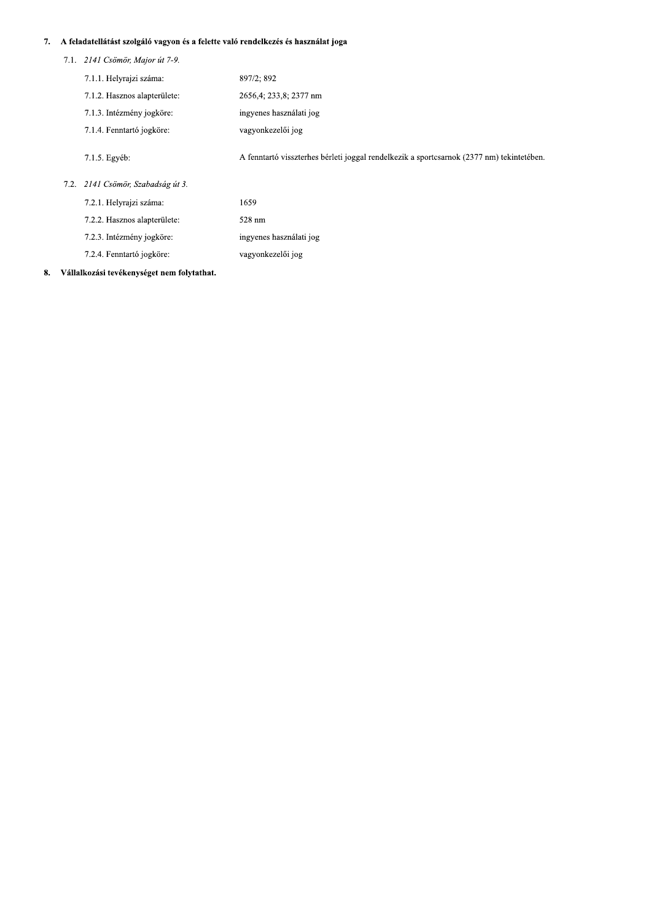**7. A feladatellátást szolgáló vagyon és a felette való rendelkezés és használat joga**

7.1. *2141 Csömör, Major út 7-9.*

| | |
|---|---|
| 7.1.1. Helyrajzi száma: | 897/2; 892 |
| 7.1.2. Hasznos alapterülete: | 2656,4; 233,8; 2377 nm |
| 7.1.3. Intézmény jogköre: | ingyenes használati jog |
| 7.1.4. Fenntartó jogköre: | vagyonkezelői jog |
| 7.1.5. Egyéb: | A fenntartó visszterhes bérleti joggal rendelkezik a sportcsarnok (2377 nm) tekintetében. |

7.2. *2141 Csömör, Szabadság út 3.*

| | |
|---|---|
| 7.2.1. Helyrajzi száma: | 1659 |
| 7.2.2. Hasznos alapterülete: | 528 nm |
| 7.2.3. Intézmény jogköre: | ingyenes használati jog |
| 7.2.4. Fenntartó jogköre: | vagyonkezelői jog |

**8. Vállalkozási tevékenységet nem folytathat.**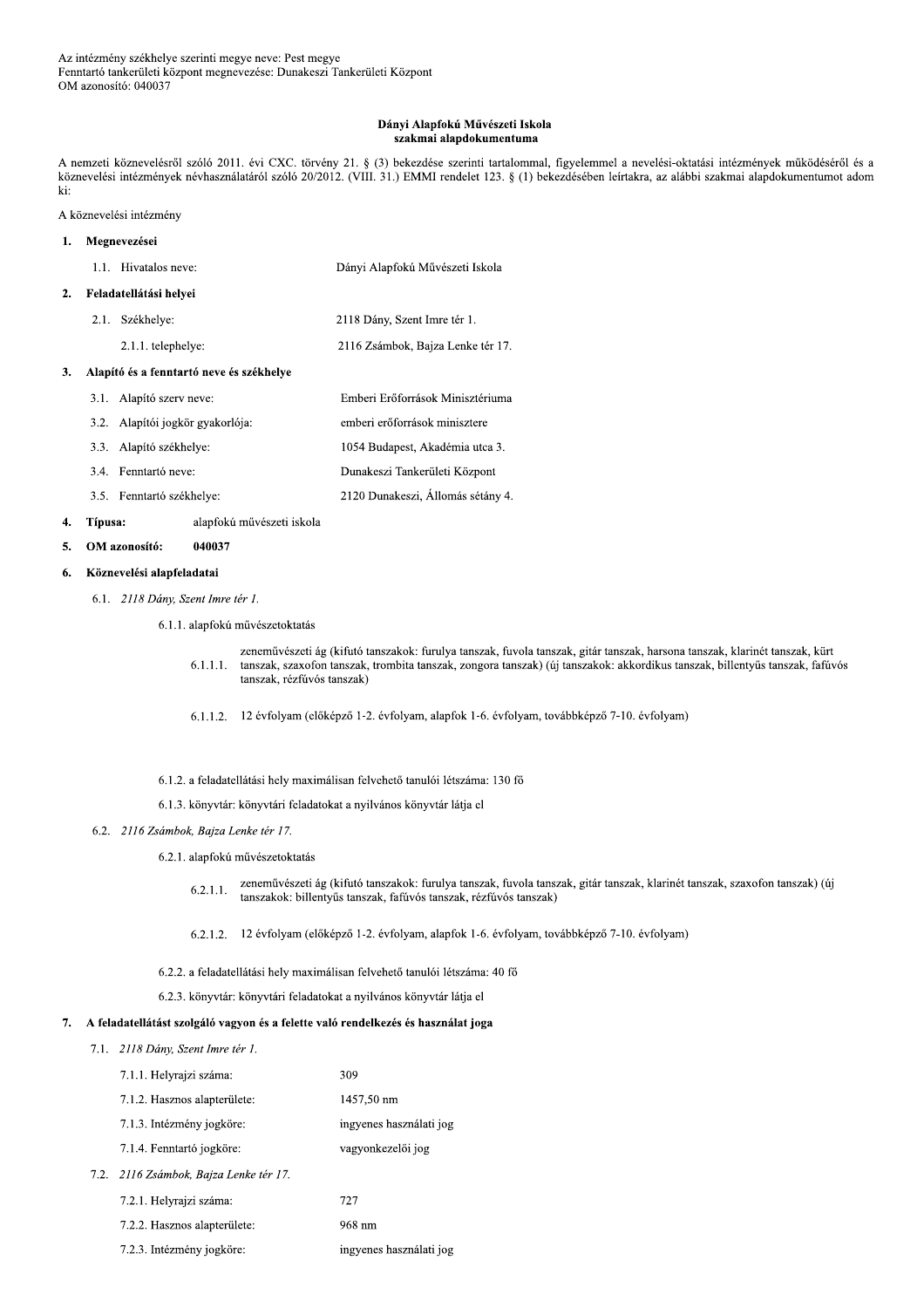Az intézmény székhelye szerinti megye neve: Pest megye
Fenntartó tankerületi központ megnevezése: Dunakeszi Tankerületi Központ
OM azonosító: 040037

**Dányi Alapfokú Művészeti Iskola**
**szakmai alapdokumentuma**

A nemzeti köznevelésről szóló 2011. évi CXC. törvény 21. § (3) bekezdése szerinti tartalommal, figyelemmel a nevelési-oktatási intézmények működéséről és a köznevelési intézmények névhasználatáról szóló 20/2012. (VIII. 31.) EMMI rendelet 123. § (1) bekezdésében leírtakra, az alábbi szakmai alapdokumentumot adom ki:

A köznevelési intézmény

**1. Megnevezései**

1.1. Hivatalos neve: Dányi Alapfokú Művészeti Iskola

**2. Feladatellátási helyei**

2.1. Székhelye: 2118 Dány, Szent Imre tér 1.

2.1.1. telephelye: 2116 Zsámbok, Bajza Lenke tér 17.

**3. Alapító és a fenntartó neve és székhelye**

3.1. Alapító szerv neve: Emberi Erőforrások Minisztériuma

3.2. Alapítói jogkör gyakorlója: emberi erőforrások minisztere

3.3. Alapító székhelye: 1054 Budapest, Akadémia utca 3.

3.4. Fenntartó neve: Dunakeszi Tankerületi Központ

3.5. Fenntartó székhelye: 2120 Dunakeszi, Állomás sétány 4.

**4. Típusa:** alapfokú művészeti iskola

**5. OM azonosító: 040037**

**6. Köznevelési alapfeladatai**

6.1. *2118 Dány, Szent Imre tér 1.*

6.1.1. alapfokú művészetoktatás

6.1.1.1. zeneművészeti ág (kifutó tanszakok: furulya tanszak, fuvola tanszak, gitár tanszak, harsona tanszak, klarinét tanszak, kürt tanszak, szaxofon tanszak, trombita tanszak, zongora tanszak) (új tanszakok: akkordikus tanszak, billentyűs tanszak, fafúvós tanszak, rézfúvós tanszak)

6.1.1.2. 12 évfolyam (előképző 1-2. évfolyam, alapfok 1-6. évfolyam, továbbképző 7-10. évfolyam)

6.1.2. a feladatellátási hely maximálisan felvehető tanulói létszáma: 130 fő

6.1.3. könyvtár: könyvtári feladatokat a nyilvános könyvtár látja el

6.2. *2116 Zsámbok, Bajza Lenke tér 17.*

6.2.1. alapfokú művészetoktatás

6.2.1.1. zeneművészeti ág (kifutó tanszakok: furulya tanszak, fuvola tanszak, gitár tanszak, klarinét tanszak, szaxofon tanszak) (új tanszakok: billentyűs tanszak, fafúvós tanszak, rézfúvós tanszak)

6.2.1.2. 12 évfolyam (előképző 1-2. évfolyam, alapfok 1-6. évfolyam, továbbképző 7-10. évfolyam)

6.2.2. a feladatellátási hely maximálisan felvehető tanulói létszáma: 40 fő

6.2.3. könyvtár: könyvtári feladatokat a nyilvános könyvtár látja el

**7. A feladatellátást szolgáló vagyon és a felette való rendelkezés és használat joga**

7.1. *2118 Dány, Szent Imre tér 1.*

7.1.1. Helyrajzi száma: 309

7.1.2. Hasznos alapterülete: 1457,50 nm

7.1.3. Intézmény jogköre: ingyenes használati jog

7.1.4. Fenntartó jogköre: vagyonkezelői jog

7.2. *2116 Zsámbok, Bajza Lenke tér 17.*

7.2.1. Helyrajzi száma: 727

7.2.2. Hasznos alapterülete: 968 nm

7.2.3. Intézmény jogköre: ingyenes használati jog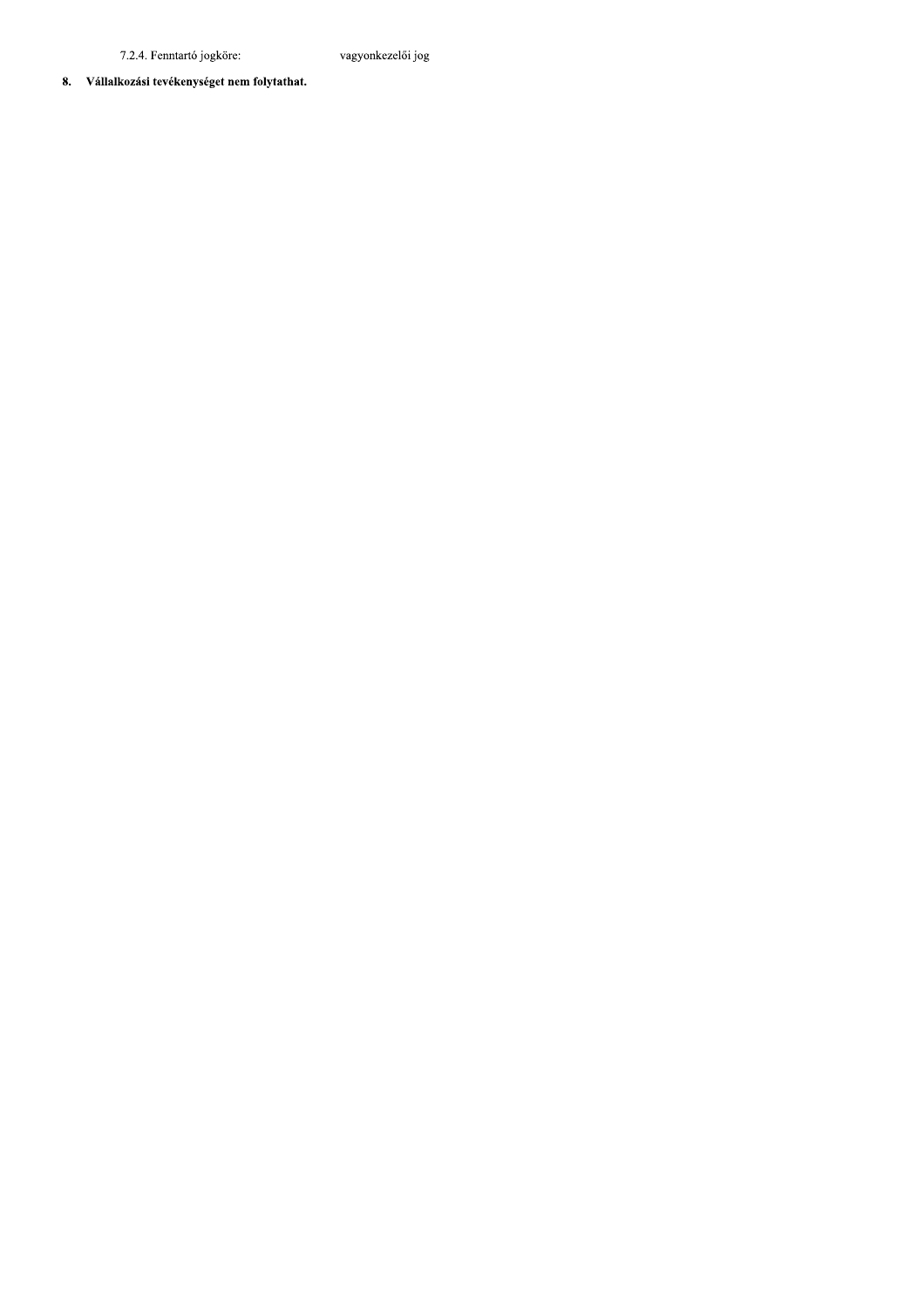7.2.4. Fenntartó jogköre: vagyonkezelői jog

**8. Vállalkozási tevékenységet nem folytathat.**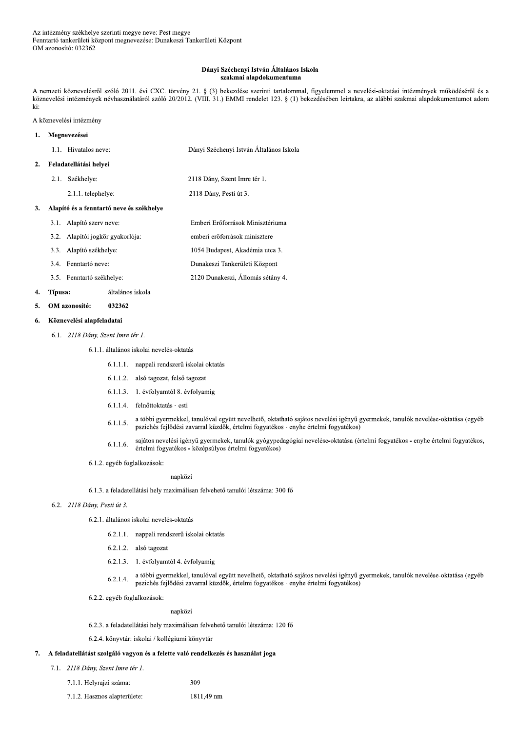Az intézmény székhelye szerinti megye neve: Pest megye
Fenntartó tankerületi központ megnevezése: Dunakeszi Tankerületi Központ
OM azonosító: 032362

**Dányi Széchenyi István Általános Iskola**
**szakmai alapdokumentuma**

A nemzeti köznevelésről szóló 2011. évi CXC. törvény 21. § (3) bekezdése szerinti tartalommal, figyelemmel a nevelési-oktatási intézmények működéséről és a köznevelési intézmények névhasználatáról szóló 20/2012. (VIII. 31.) EMMI rendelet 123. § (1) bekezdésében leírtakra, az alábbi szakmai alapdokumentumot adom ki:

A köznevelési intézmény

**1. Megnevezései**

1.1. Hivatalos neve: Dányi Széchenyi István Általános Iskola

**2. Feladatellátási helyei**

2.1. Székhelye: 2118 Dány, Szent Imre tér 1.

2.1.1. telephelye: 2118 Dány, Pesti út 3.

**3. Alapító és a fenntartó neve és székhelye**

3.1. Alapító szerv neve: Emberi Erőforrások Minisztériuma

3.2. Alapítói jogkör gyakorlója: emberi erőforrások minisztere

3.3. Alapító székhelye: 1054 Budapest, Akadémia utca 3.

3.4. Fenntartó neve: Dunakeszi Tankerületi Központ

3.5. Fenntartó székhelye: 2120 Dunakeszi, Állomás sétány 4.

**4. Típusa:** általános iskola

**5. OM azonosító: 032362**

**6. Köznevelési alapfeladatai**

6.1. *2118 Dány, Szent Imre tér 1.*

6.1.1. általános iskolai nevelés-oktatás

6.1.1.1. nappali rendszerű iskolai oktatás

6.1.1.2. alsó tagozat, felső tagozat

6.1.1.3. 1. évfolyamtól 8. évfolyamig

6.1.1.4. felnőttoktatás - esti

6.1.1.5. a többi gyermekkel, tanulóval együtt nevelhető, oktatható sajátos nevelési igényű gyermekek, tanulók nevelése-oktatása (egyéb pszichés fejlődési zavarral küzdők, értelmi fogyatékos - enyhe értelmi fogyatékos)

6.1.1.6. sajátos nevelési igényű gyermekek, tanulók gyógypedagógiai nevelése-oktatása (értelmi fogyatékos - enyhe értelmi fogyatékos, értelmi fogyatékos - középsúlyos értelmi fogyatékos)

6.1.2. egyéb foglalkozások:

napközi

6.1.3. a feladatellátási hely maximálisan felvehető tanulói létszáma: 300 fő

6.2. *2118 Dány, Pesti út 3.*

6.2.1. általános iskolai nevelés-oktatás

6.2.1.1. nappali rendszerű iskolai oktatás

6.2.1.2. alsó tagozat

6.2.1.3. 1. évfolyamtól 4. évfolyamig

6.2.1.4. a többi gyermekkel, tanulóval együtt nevelhető, oktatható sajátos nevelési igényű gyermekek, tanulók nevelése-oktatása (egyéb pszichés fejlődési zavarral küzdők, értelmi fogyatékos - enyhe értelmi fogyatékos)

6.2.2. egyéb foglalkozások:

napközi

6.2.3. a feladatellátási hely maximálisan felvehető tanulói létszáma: 120 fő

6.2.4. könyvtár: iskolai / kollégiumi könyvtár

**7. A feladatellátást szolgáló vagyon és a felette való rendelkezés és használat joga**

7.1. *2118 Dány, Szent Imre tér 1.*

7.1.1. Helyrajzi száma: 309

7.1.2. Hasznos alapterülete: 1811,49 nm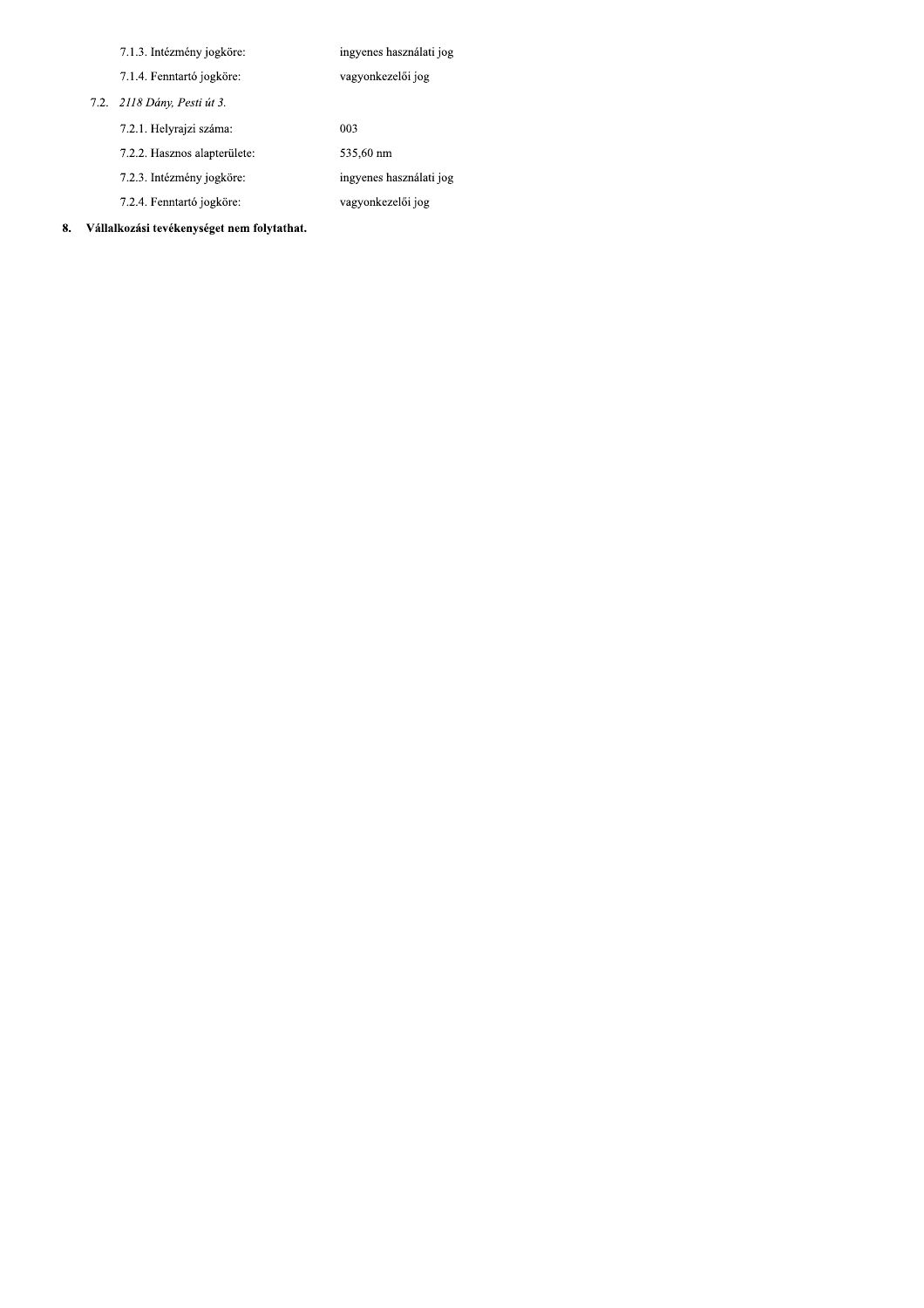7.1.3. Intézmény jogköre: ingyenes használati jog

7.1.4. Fenntartó jogköre: vagyonkezelői jog

7.2. *2118 Dány, Pesti út 3.*

7.2.1. Helyrajzi száma: 003

7.2.2. Hasznos alapterülete: 535,60 nm

7.2.3. Intézmény jogköre: ingyenes használati jog

7.2.4. Fenntartó jogköre: vagyonkezelői jog

**8. Vállalkozási tevékenységet nem folytathat.**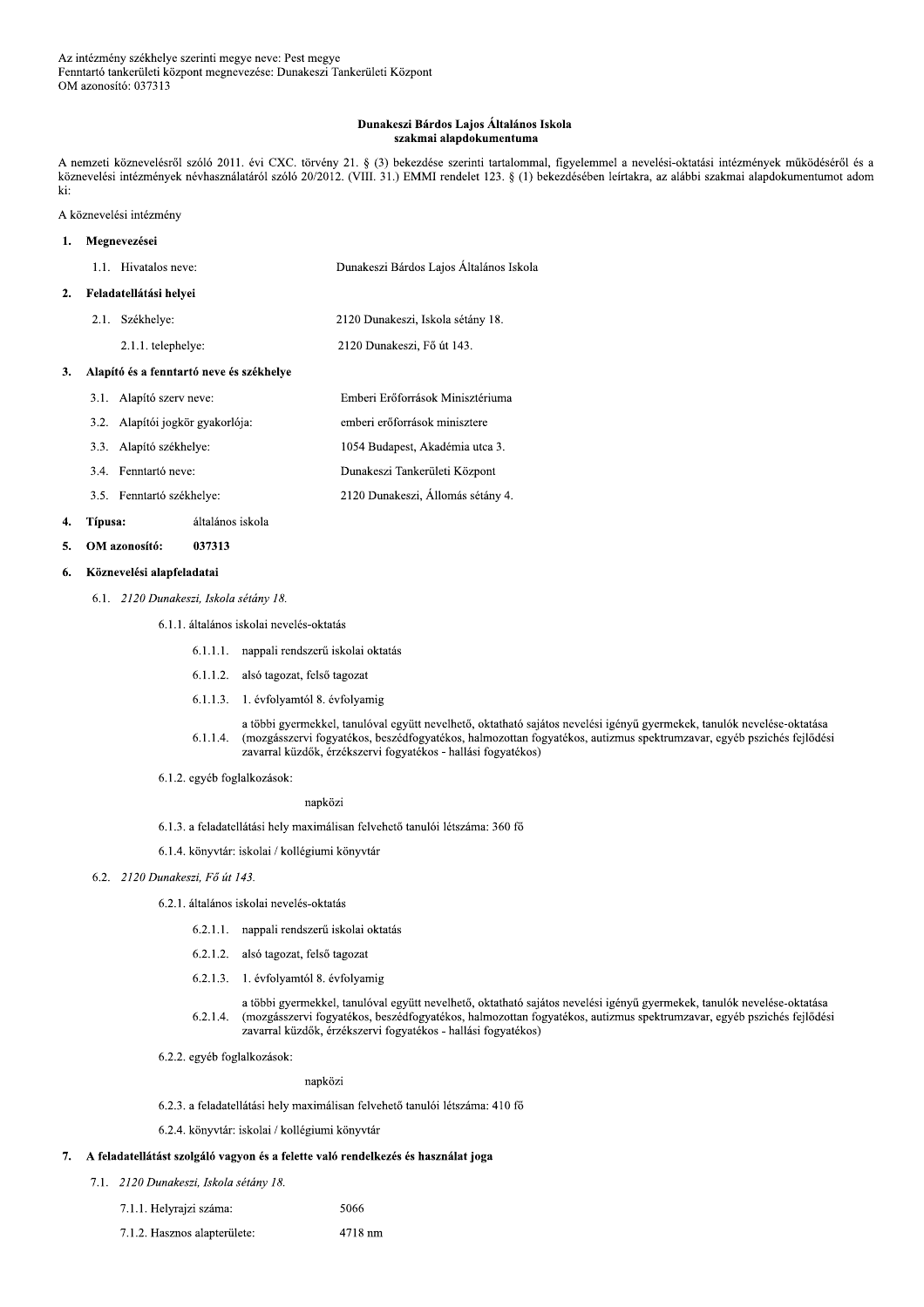Az intézmény székhelye szerinti megye neve: Pest megye
Fenntartó tankerületi központ megnevezése: Dunakeszi Tankerületi Központ
OM azonosító: 037313

**Dunakeszi Bárdos Lajos Általános Iskola**
**szakmai alapdokumentuma**

A nemzeti köznevelésről szóló 2011. évi CXC. törvény 21. § (3) bekezdése szerinti tartalommal, figyelemmel a nevelési-oktatási intézmények működéséről és a köznevelési intézmények névhasználatáról szóló 20/2012. (VIII. 31.) EMMI rendelet 123. § (1) bekezdésében leírtakra, az alábbi szakmai alapdokumentumot adom ki:

A köznevelési intézmény

**1. Megnevezései**

1.1. Hivatalos neve: Dunakeszi Bárdos Lajos Általános Iskola

**2. Feladatellátási helyei**

2.1. Székhelye: 2120 Dunakeszi, Iskola sétány 18.

2.1.1. telephelye: 2120 Dunakeszi, Fő út 143.

**3. Alapító és a fenntartó neve és székhelye**

3.1. Alapító szerv neve: Emberi Erőforrások Minisztériuma

3.2. Alapítói jogkör gyakorlója: emberi erőforrások minisztere

3.3. Alapító székhelye: 1054 Budapest, Akadémia utca 3.

3.4. Fenntartó neve: Dunakeszi Tankerületi Központ

3.5. Fenntartó székhelye: 2120 Dunakeszi, Állomás sétány 4.

**4. Típusa:** általános iskola

**5. OM azonosító: 037313**

**6. Köznevelési alapfeladatai**

6.1. *2120 Dunakeszi, Iskola sétány 18.*

6.1.1. általános iskolai nevelés-oktatás

6.1.1.1. nappali rendszerű iskolai oktatás

6.1.1.2. alsó tagozat, felső tagozat

6.1.1.3. 1. évfolyamtól 8. évfolyamig

6.1.1.4. a többi gyermekkel, tanulóval együtt nevelhető, oktatható sajátos nevelési igényű gyermekek, tanulók nevelése-oktatása (mozgásszervi fogyatékos, beszédfogyatékos, halmozottan fogyatékos, autizmus spektrumzavar, egyéb pszichés fejlődési zavarral küzdők, érzékszervi fogyatékos - hallási fogyatékos)

6.1.2. egyéb foglalkozások:

napközi

6.1.3. a feladatellátási hely maximálisan felvehető tanulói létszáma: 360 fő

6.1.4. könyvtár: iskolai / kollégiumi könyvtár

6.2. *2120 Dunakeszi, Fő út 143.*

6.2.1. általános iskolai nevelés-oktatás

6.2.1.1. nappali rendszerű iskolai oktatás

6.2.1.2. alsó tagozat, felső tagozat

6.2.1.3. 1. évfolyamtól 8. évfolyamig

6.2.1.4. a többi gyermekkel, tanulóval együtt nevelhető, oktatható sajátos nevelési igényű gyermekek, tanulók nevelése-oktatása (mozgásszervi fogyatékos, beszédfogyatékos, halmozottan fogyatékos, autizmus spektrumzavar, egyéb pszichés fejlődési zavarral küzdők, érzékszervi fogyatékos - hallási fogyatékos)

6.2.2. egyéb foglalkozások:

napközi

6.2.3. a feladatellátási hely maximálisan felvehető tanulói létszáma: 410 fő

6.2.4. könyvtár: iskolai / kollégiumi könyvtár

**7. A feladatellátást szolgáló vagyon és a felette való rendelkezés és használat joga**

7.1. *2120 Dunakeszi, Iskola sétány 18.*

7.1.1. Helyrajzi száma: 5066

7.1.2. Hasznos alapterülete: 4718 nm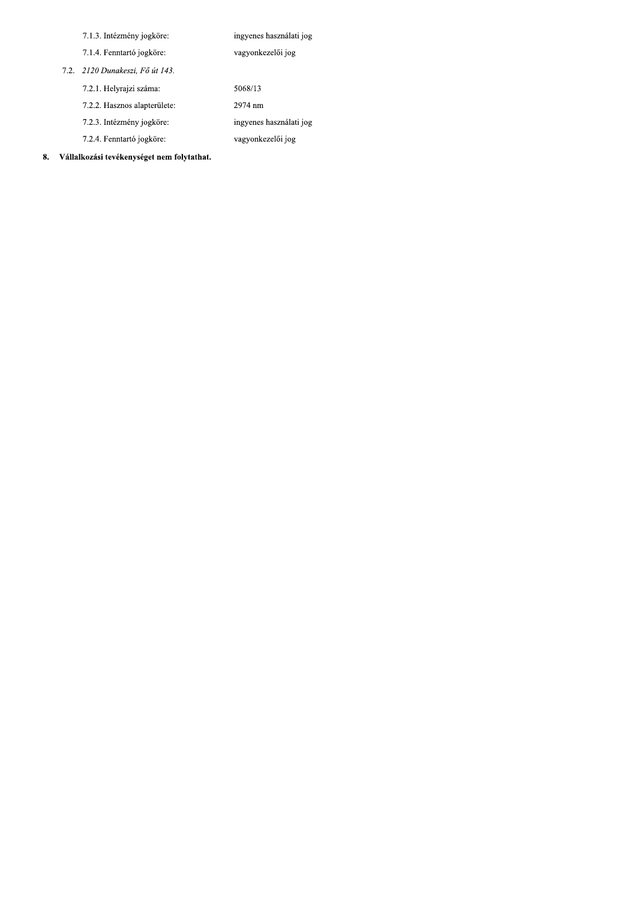7.1.3. Intézmény jogköre: ingyenes használati jog

7.1.4. Fenntartó jogköre: vagyonkezelői jog

7.2. *2120 Dunakeszi, Fő út 143.*

7.2.1. Helyrajzi száma: 5068/13

7.2.2. Hasznos alapterülete: 2974 nm

7.2.3. Intézmény jogköre: ingyenes használati jog

7.2.4. Fenntartó jogköre: vagyonkezelői jog

**8. Vállalkozási tevékenységet nem folytathat.**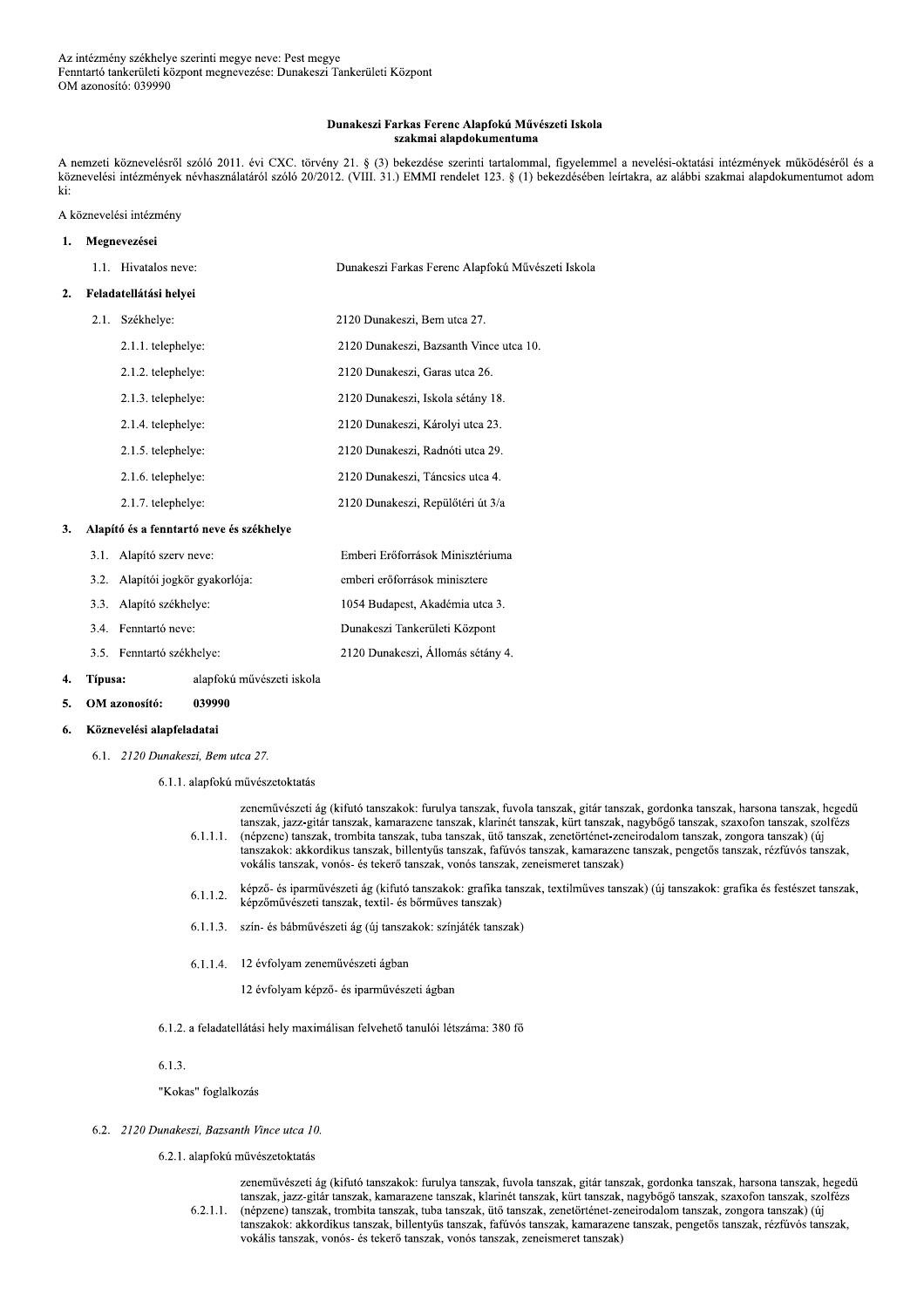Az intézmény székhelye szerinti megye neve: Pest megye
Fenntartó tankerületi központ megnevezése: Dunakeszi Tankerületi Központ
OM azonosító: 039990

**Dunakeszi Farkas Ferenc Alapfokú Művészeti Iskola**
**szakmai alapdokumentuma**

A nemzeti köznevelésről szóló 2011. évi CXC. törvény 21. § (3) bekezdése szerinti tartalommal, figyelemmel a nevelési-oktatási intézmények működéséről és a köznevelési intézmények névhasználatáról szóló 20/2012. (VIII. 31.) EMMI rendelet 123. § (1) bekezdésében leírtakra, az alábbi szakmai alapdokumentumot adom ki:

A köznevelési intézmény

**1. Megnevezései**

1.1. Hivatalos neve: Dunakeszi Farkas Ferenc Alapfokú Művészeti Iskola

**2. Feladatellátási helyei**

2.1. Székhelye: 2120 Dunakeszi, Bem utca 27.

2.1.1. telephelye: 2120 Dunakeszi, Bazsanth Vince utca 10.

2.1.2. telephelye: 2120 Dunakeszi, Garas utca 26.

2.1.3. telephelye: 2120 Dunakeszi, Iskola sétány 18.

2.1.4. telephelye: 2120 Dunakeszi, Károlyi utca 23.

2.1.5. telephelye: 2120 Dunakeszi, Radnóti utca 29.

2.1.6. telephelye: 2120 Dunakeszi, Táncsics utca 4.

2.1.7. telephelye: 2120 Dunakeszi, Repülőtéri út 3/a

**3. Alapító és a fenntartó neve és székhelye**

3.1. Alapító szerv neve: Emberi Erőforrások Minisztériuma

3.2. Alapítói jogkör gyakorlója: emberi erőforrások minisztere

3.3. Alapító székhelye: 1054 Budapest, Akadémia utca 3.

3.4. Fenntartó neve: Dunakeszi Tankerületi Központ

3.5. Fenntartó székhelye: 2120 Dunakeszi, Állomás sétány 4.

**4. Típusa:** alapfokú művészeti iskola

**5. OM azonosító:** **039990**

**6. Köznevelési alapfeladatai**

6.1. *2120 Dunakeszi, Bem utca 27.*

6.1.1. alapfokú művészetoktatás

6.1.1.1. zeneművészeti ág (kifutó tanszakok: furulya tanszak, fuvola tanszak, gitár tanszak, gordonka tanszak, harsona tanszak, hegedű tanszak, jazz-gitár tanszak, kamarazene tanszak, klarinét tanszak, kürt tanszak, nagybőgő tanszak, szaxofon tanszak, szolfézs (népzene) tanszak, trombita tanszak, tuba tanszak, ütő tanszak, zenetörténet-zeneirodalom tanszak, zongora tanszak) (új tanszakok: akkordikus tanszak, billentyűs tanszak, fafúvós tanszak, kamarazene tanszak, pengetős tanszak, rézfúvós tanszak, vokális tanszak, vonós- és tekerő tanszak, vonós tanszak, zeneismeret tanszak)

6.1.1.2. képző- és iparművészeti ág (kifutó tanszakok: grafika tanszak, textilműves tanszak) (új tanszakok: grafika és festészet tanszak, képzőművészeti tanszak, textil- és bőrműves tanszak)

6.1.1.3. szín- és bábművészeti ág (új tanszakok: színjáték tanszak)

6.1.1.4. 12 évfolyam zeneművészeti ágban

12 évfolyam képző- és iparművészeti ágban

6.1.2. a feladatellátási hely maximálisan felvehető tanulói létszáma: 380 fő

6.1.3.

"Kokas" foglalkozás

6.2. *2120 Dunakeszi, Bazsanth Vince utca 10.*

6.2.1. alapfokú művészetoktatás

6.2.1.1. zeneművészeti ág (kifutó tanszakok: furulya tanszak, fuvola tanszak, gitár tanszak, gordonka tanszak, harsona tanszak, hegedű tanszak, jazz-gitár tanszak, kamarazene tanszak, klarinét tanszak, kürt tanszak, nagybőgő tanszak, szaxofon tanszak, szolfézs (népzene) tanszak, trombita tanszak, tuba tanszak, ütő tanszak, zenetörténet-zeneirodalom tanszak, zongora tanszak) (új tanszakok: akkordikus tanszak, billentyűs tanszak, fafúvós tanszak, kamarazene tanszak, pengetős tanszak, rézfúvós tanszak, vokális tanszak, vonós- és tekerő tanszak, vonós tanszak, zeneismeret tanszak)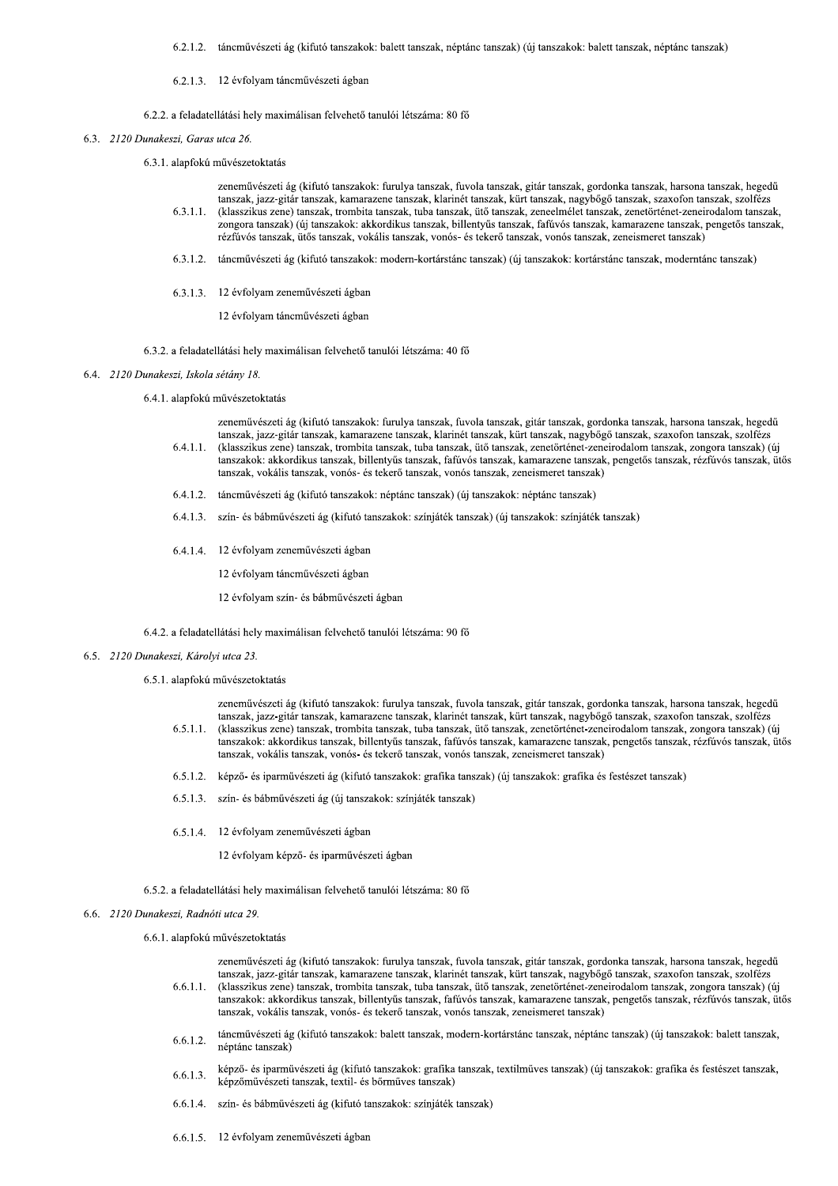6.2.1.2. táncművészeti ág (kifutó tanszakok: balett tanszak, néptánc tanszak) (új tanszakok: balett tanszak, néptánc tanszak)

6.2.1.3. 12 évfolyam táncművészeti ágban

6.2.2. a feladatellátási hely maximálisan felvehető tanulói létszáma: 80 fő

6.3. *2120 Dunakeszi, Garas utca 26.*

6.3.1. alapfokú művészetoktatás

6.3.1.1. zeneművészeti ág (kifutó tanszakok: furulya tanszak, fuvola tanszak, gitár tanszak, gordonka tanszak, harsona tanszak, hegedű tanszak, jazz-gitár tanszak, kamarazene tanszak, klarinét tanszak, kürt tanszak, nagybőgő tanszak, szaxofon tanszak, szolfézs (klasszikus zene) tanszak, trombita tanszak, tuba tanszak, ütő tanszak, zeneelmélet tanszak, zenetörténet-zeneirodalom tanszak, zongora tanszak) (új tanszakok: akkordikus tanszak, billentyűs tanszak, fafúvós tanszak, kamarazene tanszak, pengetős tanszak, rézfúvós tanszak, ütős tanszak, vokális tanszak, vonós- és tekerő tanszak, vonós tanszak, zeneismeret tanszak)

6.3.1.2. táncművészeti ág (kifutó tanszakok: modern-kortárstánc tanszak) (új tanszakok: kortárstánc tanszak, moderntánc tanszak)

6.3.1.3. 12 évfolyam zeneművészeti ágban

12 évfolyam táncművészeti ágban

6.3.2. a feladatellátási hely maximálisan felvehető tanulói létszáma: 40 fő

6.4. *2120 Dunakeszi, Iskola sétány 18.*

6.4.1. alapfokú művészetoktatás

6.4.1.1. zeneművészeti ág (kifutó tanszakok: furulya tanszak, fuvola tanszak, gitár tanszak, gordonka tanszak, harsona tanszak, hegedű tanszak, jazz-gitár tanszak, kamarazene tanszak, klarinét tanszak, kürt tanszak, nagybőgő tanszak, szaxofon tanszak, szolfézs (klasszikus zene) tanszak, trombita tanszak, tuba tanszak, ütő tanszak, zenetörténet-zeneirodalom tanszak, zongora tanszak) (új tanszakok: akkordikus tanszak, billentyűs tanszak, fafúvós tanszak, kamarazene tanszak, pengetős tanszak, rézfúvós tanszak, ütős tanszak, vokális tanszak, vonós- és tekerő tanszak, vonós tanszak, zeneismeret tanszak)

6.4.1.2. táncművészeti ág (kifutó tanszakok: néptánc tanszak) (új tanszakok: néptánc tanszak)

6.4.1.3. szín- és bábművészeti ág (kifutó tanszakok: színjáték tanszak) (új tanszakok: színjáték tanszak)

6.4.1.4. 12 évfolyam zeneművészeti ágban

12 évfolyam táncművészeti ágban

12 évfolyam szín- és bábművészeti ágban

6.4.2. a feladatellátási hely maximálisan felvehető tanulói létszáma: 90 fő

6.5. *2120 Dunakeszi, Károlyi utca 23.*

6.5.1. alapfokú művészetoktatás

6.5.1.1. zeneművészeti ág (kifutó tanszakok: furulya tanszak, fuvola tanszak, gitár tanszak, gordonka tanszak, harsona tanszak, hegedű tanszak, jazz-gitár tanszak, kamarazene tanszak, klarinét tanszak, kürt tanszak, nagybőgő tanszak, szaxofon tanszak, szolfézs (klasszikus zene) tanszak, trombita tanszak, tuba tanszak, ütő tanszak, zenetörténet-zeneirodalom tanszak, zongora tanszak) (új tanszakok: akkordikus tanszak, billentyűs tanszak, fafúvós tanszak, kamarazene tanszak, pengetős tanszak, rézfúvós tanszak, ütős tanszak, vokális tanszak, vonós- és tekerő tanszak, vonós tanszak, zeneismeret tanszak)

6.5.1.2. képző- és iparművészeti ág (kifutó tanszakok: grafika tanszak) (új tanszakok: grafika és festészet tanszak)

6.5.1.3. szín- és bábművészeti ág (új tanszakok: színjáték tanszak)

6.5.1.4. 12 évfolyam zeneművészeti ágban

12 évfolyam képző- és iparművészeti ágban

6.5.2. a feladatellátási hely maximálisan felvehető tanulói létszáma: 80 fő

6.6. *2120 Dunakeszi, Radnóti utca 29.*

6.6.1. alapfokú művészetoktatás

6.6.1.1. zeneművészeti ág (kifutó tanszakok: furulya tanszak, fuvola tanszak, gitár tanszak, gordonka tanszak, harsona tanszak, hegedű tanszak, jazz-gitár tanszak, kamarazene tanszak, klarinét tanszak, kürt tanszak, nagybőgő tanszak, szaxofon tanszak, szolfézs (klasszikus zene) tanszak, trombita tanszak, tuba tanszak, ütő tanszak, zenetörténet-zeneirodalom tanszak, zongora tanszak) (új tanszakok: akkordikus tanszak, billentyűs tanszak, fafúvós tanszak, kamarazene tanszak, pengetős tanszak, rézfúvós tanszak, ütős tanszak, vokális tanszak, vonós- és tekerő tanszak, vonós tanszak, zeneismeret tanszak)

6.6.1.2. táncművészeti ág (kifutó tanszakok: balett tanszak, modern-kortárstánc tanszak, néptánc tanszak) (új tanszakok: balett tanszak, néptánc tanszak)

6.6.1.3. képző- és iparművészeti ág (kifutó tanszakok: grafika tanszak, textilműves tanszak) (új tanszakok: grafika és festészet tanszak, képzőművészeti tanszak, textil- és bőrműves tanszak)

6.6.1.4. szín- és bábművészeti ág (kifutó tanszakok: színjáték tanszak)

6.6.1.5. 12 évfolyam zeneművészeti ágban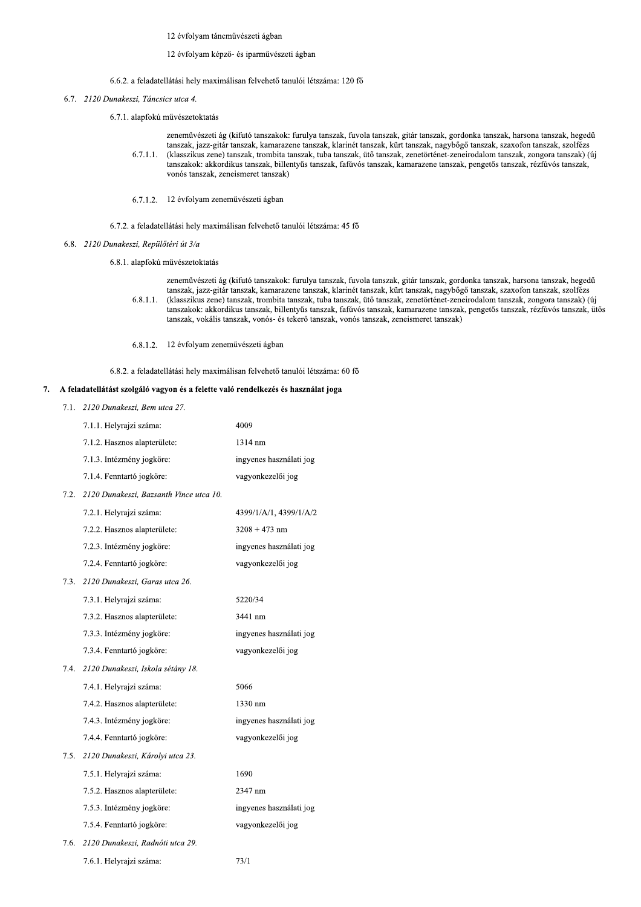12 évfolyam táncművészeti ágban

12 évfolyam képző- és iparművészeti ágban

6.6.2. a feladatellátási hely maximálisan felvehető tanulói létszáma: 120 fő

6.7. *2120 Dunakeszi, Táncsics utca 4.*

6.7.1. alapfokú művészetoktatás

6.7.1.1. zeneművészeti ág (kifutó tanszakok: furulya tanszak, fuvola tanszak, gitár tanszak, gordonka tanszak, harsona tanszak, hegedű tanszak, jazz-gitár tanszak, kamarazene tanszak, klarinét tanszak, kürt tanszak, nagybőgő tanszak, szaxofon tanszak, szolfézs (klasszikus zene) tanszak, trombita tanszak, tuba tanszak, ütő tanszak, zenetörténet-zeneirodalom tanszak, zongora tanszak) (új tanszakok: akkordikus tanszak, billentyűs tanszak, fafúvós tanszak, kamarazene tanszak, pengetős tanszak, rézfúvós tanszak, vonós tanszak, zeneismeret tanszak)

6.7.1.2. 12 évfolyam zeneművészeti ágban

6.7.2. a feladatellátási hely maximálisan felvehető tanulói létszáma: 45 fő

6.8. *2120 Dunakeszi, Repülőtéri út 3/a*

6.8.1. alapfokú művészetoktatás

6.8.1.1. zeneművészeti ág (kifutó tanszakok: furulya tanszak, fuvola tanszak, gitár tanszak, gordonka tanszak, harsona tanszak, hegedű tanszak, jazz-gitár tanszak, kamarazene tanszak, klarinét tanszak, kürt tanszak, nagybőgő tanszak, szaxofon tanszak, szolfézs (klasszikus zene) tanszak, trombita tanszak, tuba tanszak, ütő tanszak, zenetörténet-zeneirodalom tanszak, zongora tanszak) (új tanszakok: akkordikus tanszak, billentyűs tanszak, fafúvós tanszak, kamarazene tanszak, pengetős tanszak, rézfúvós tanszak, ütős tanszak, vokális tanszak, vonós- és tekerő tanszak, vonós tanszak, zeneismeret tanszak)

6.8.1.2. 12 évfolyam zeneművészeti ágban

6.8.2. a feladatellátási hely maximálisan felvehető tanulói létszáma: 60 fő

## 7. A feladatellátást szolgáló vagyon és a felette való rendelkezés és használat joga

7.1. *2120 Dunakeszi, Bem utca 27.*

| | |
|---|---|
| 7.1.1. Helyrajzi száma: | 4009 |
| 7.1.2. Hasznos alapterülete: | 1314 nm |
| 7.1.3. Intézmény jogköre: | ingyenes használati jog |
| 7.1.4. Fenntartó jogköre: | vagyonkezelői jog |

7.2. *2120 Dunakeszi, Bazsanth Vince utca 10.*

| | |
|---|---|
| 7.2.1. Helyrajzi száma: | 4399/1/A/1, 4399/1/A/2 |
| 7.2.2. Hasznos alapterülete: | 3208 + 473 nm |
| 7.2.3. Intézmény jogköre: | ingyenes használati jog |
| 7.2.4. Fenntartó jogköre: | vagyonkezelői jog |

7.3. *2120 Dunakeszi, Garas utca 26.*

| | |
|---|---|
| 7.3.1. Helyrajzi száma: | 5220/34 |
| 7.3.2. Hasznos alapterülete: | 3441 nm |
| 7.3.3. Intézmény jogköre: | ingyenes használati jog |
| 7.3.4. Fenntartó jogköre: | vagyonkezelői jog |

7.4. *2120 Dunakeszi, Iskola sétány 18.*

| | |
|---|---|
| 7.4.1. Helyrajzi száma: | 5066 |
| 7.4.2. Hasznos alapterülete: | 1330 nm |
| 7.4.3. Intézmény jogköre: | ingyenes használati jog |
| 7.4.4. Fenntartó jogköre: | vagyonkezelői jog |

7.5. *2120 Dunakeszi, Károlyi utca 23.*

| | |
|---|---|
| 7.5.1. Helyrajzi száma: | 1690 |
| 7.5.2. Hasznos alapterülete: | 2347 nm |
| 7.5.3. Intézmény jogköre: | ingyenes használati jog |
| 7.5.4. Fenntartó jogköre: | vagyonkezelői jog |

7.6. *2120 Dunakeszi, Radnóti utca 29.*

| | |
|---|---|
| 7.6.1. Helyrajzi száma: | 73/1 |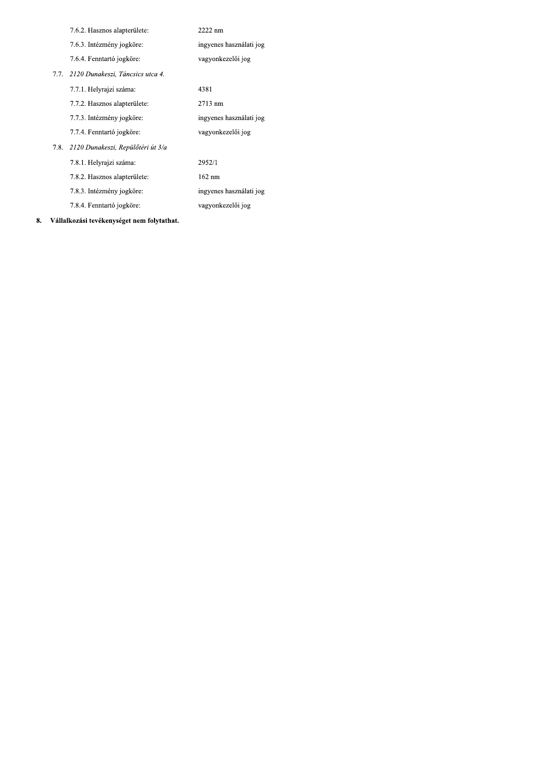7.6.2. Hasznos alapterülete: 2222 nm

7.6.3. Intézmény jogköre: ingyenes használati jog

7.6.4. Fenntartó jogköre: vagyonkezelői jog

7.7. *2120 Dunakeszi, Táncsics utca 4.*

7.7.1. Helyrajzi száma: 4381

7.7.2. Hasznos alapterülete: 2713 nm

7.7.3. Intézmény jogköre: ingyenes használati jog

7.7.4. Fenntartó jogköre: vagyonkezelői jog

7.8. *2120 Dunakeszi, Repülőtéri út 3/a*

7.8.1. Helyrajzi száma: 2952/1

7.8.2. Hasznos alapterülete: 162 nm

7.8.3. Intézmény jogköre: ingyenes használati jog

7.8.4. Fenntartó jogköre: vagyonkezelői jog

**8. Vállalkozási tevékenységet nem folytathat.**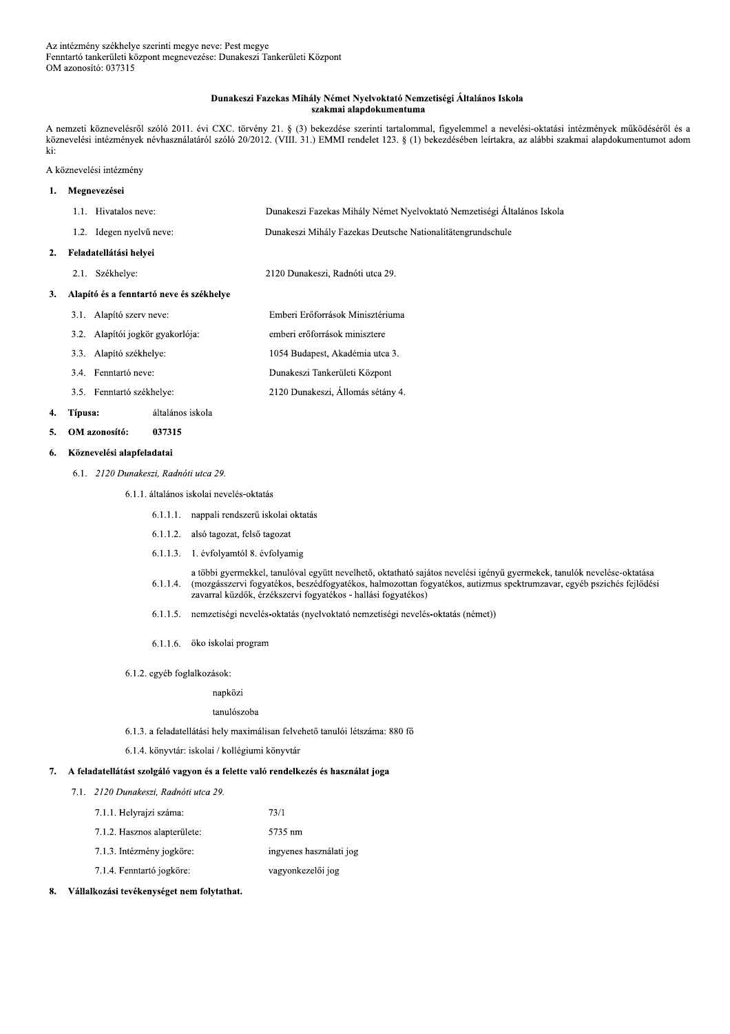Az intézmény székhelye szerinti megye neve: Pest megye
Fenntartó tankerületi központ megnevezése: Dunakeszi Tankerületi Központ
OM azonosító: 037315

**Dunakeszi Fazekas Mihály Német Nyelvoktató Nemzetiségi Általános Iskola**
**szakmai alapdokumentuma**

A nemzeti köznevelésről szóló 2011. évi CXC. törvény 21. § (3) bekezdése szerinti tartalommal, figyelemmel a nevelési-oktatási intézmények működéséről és a köznevelési intézmények névhasználatáról szóló 20/2012. (VIII. 31.) EMMI rendelet 123. § (1) bekezdésében leírtakra, az alábbi szakmai alapdokumentumot adom ki:

A köznevelési intézmény

**1. Megnevezései**

1.1. Hivatalos neve: Dunakeszi Fazekas Mihály Német Nyelvoktató Nemzetiségi Általános Iskola

1.2. Idegen nyelvű neve: Dunakeszi Mihály Fazekas Deutsche Nationalitätengrundschule

**2. Feladatellátási helyei**

2.1. Székhelye: 2120 Dunakeszi, Radnóti utca 29.

**3. Alapító és a fenntartó neve és székhelye**

3.1. Alapító szerv neve: Emberi Erőforrások Minisztériuma

3.2. Alapítói jogkör gyakorlója: emberi erőforrások minisztere

3.3. Alapító székhelye: 1054 Budapest, Akadémia utca 3.

3.4. Fenntartó neve: Dunakeszi Tankerületi Központ

3.5. Fenntartó székhelye: 2120 Dunakeszi, Állomás sétány 4.

**4. Típusa:** általános iskola

**5. OM azonosító: 037315**

**6. Köznevelési alapfeladatai**

6.1. *2120 Dunakeszi, Radnóti utca 29.*

6.1.1. általános iskolai nevelés-oktatás

6.1.1.1. nappali rendszerű iskolai oktatás

6.1.1.2. alsó tagozat, felső tagozat

6.1.1.3. 1. évfolyamtól 8. évfolyamig

6.1.1.4. a többi gyermekkel, tanulóval együtt nevelhető, oktatható sajátos nevelési igényű gyermekek, tanulók nevelése-oktatása (mozgásszervi fogyatékos, beszédfogyatékos, halmozottan fogyatékos, autizmus spektrumzavar, egyéb pszichés fejlődési zavarral küzdők, érzékszervi fogyatékos - hallási fogyatékos)

6.1.1.5. nemzetiségi nevelés-oktatás (nyelvoktató nemzetiségi nevelés-oktatás (német))

6.1.1.6. öko iskolai program

6.1.2. egyéb foglalkozások:

napközi

tanulószoba

6.1.3. a feladatellátási hely maximálisan felvehető tanulói létszáma: 880 fő

6.1.4. könyvtár: iskolai / kollégiumi könyvtár

**7. A feladatellátást szolgáló vagyon és a felette való rendelkezés és használat joga**

7.1. *2120 Dunakeszi, Radnóti utca 29.*

7.1.1. Helyrajzi száma: 73/1

7.1.2. Hasznos alapterülete: 5735 nm

7.1.3. Intézmény jogköre: ingyenes használati jog

7.1.4. Fenntartó jogköre: vagyonkezelői jog

**8. Vállalkozási tevékenységet nem folytathat.**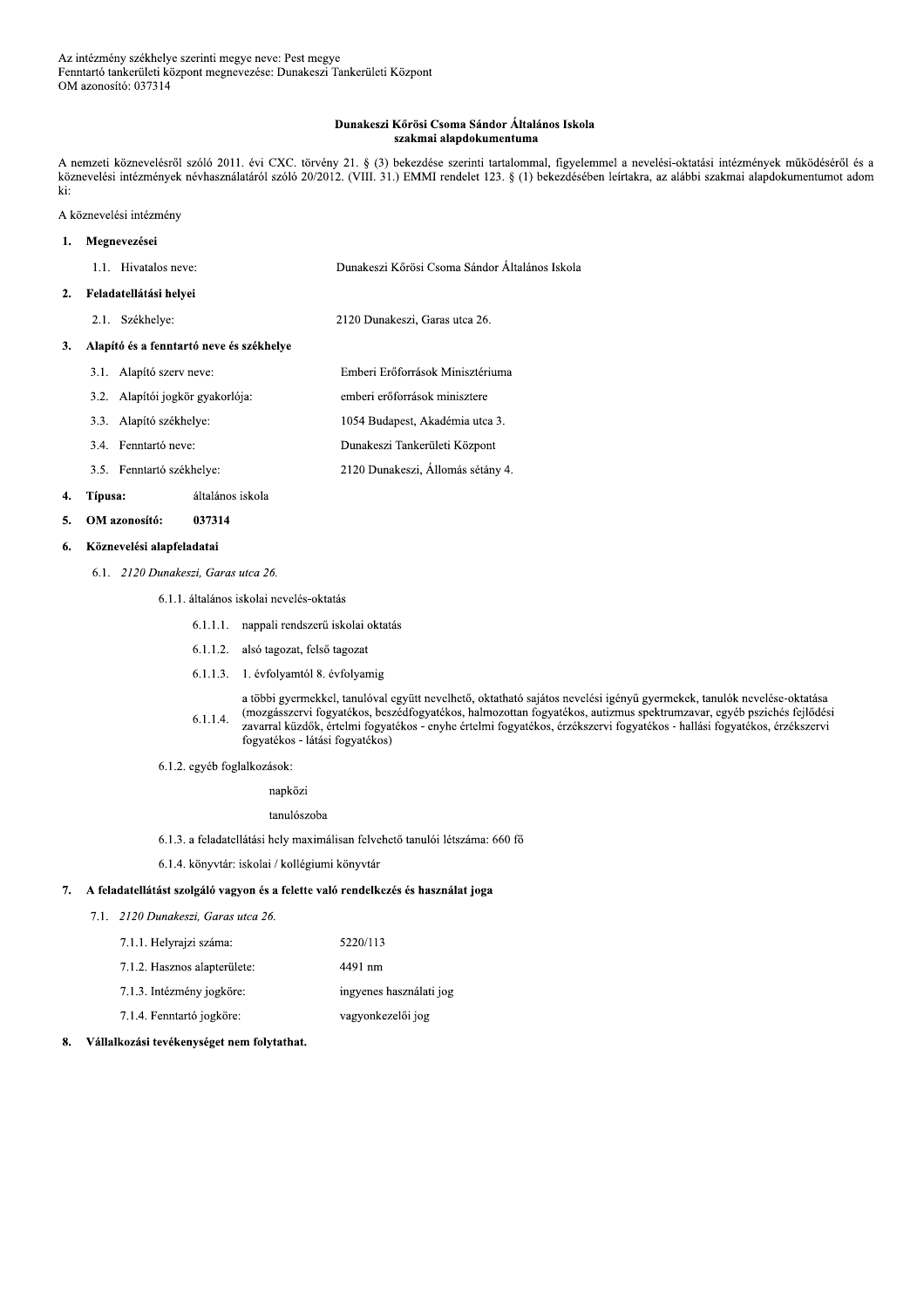Az intézmény székhelye szerinti megye neve: Pest megye
Fenntartó tankerületi központ megnevezése: Dunakeszi Tankerületi Központ
OM azonosító: 037314

**Dunakeszi Kőrösi Csoma Sándor Általános Iskola**
**szakmai alapdokumentuma**

A nemzeti köznevelésről szóló 2011. évi CXC. törvény 21. § (3) bekezdése szerinti tartalommal, figyelemmel a nevelési-oktatási intézmények működéséről és a köznevelési intézmények névhasználatáról szóló 20/2012. (VIII. 31.) EMMI rendelet 123. § (1) bekezdésében leírtakra, az alábbi szakmai alapdokumentumot adom ki:

A köznevelési intézmény

**1. Megnevezései**

1.1. Hivatalos neve: Dunakeszi Kőrösi Csoma Sándor Általános Iskola

**2. Feladatellátási helyei**

2.1. Székhelye: 2120 Dunakeszi, Garas utca 26.

**3. Alapító és a fenntartó neve és székhelye**

3.1. Alapító szerv neve: Emberi Erőforrások Minisztériuma

3.2. Alapítói jogkör gyakorlója: emberi erőforrások minisztere

3.3. Alapító székhelye: 1054 Budapest, Akadémia utca 3.

3.4. Fenntartó neve: Dunakeszi Tankerületi Központ

3.5. Fenntartó székhelye: 2120 Dunakeszi, Állomás sétány 4.

**4. Típusa:** általános iskola

**5. OM azonosító: 037314**

**6. Köznevelési alapfeladatai**

6.1. *2120 Dunakeszi, Garas utca 26.*

6.1.1. általános iskolai nevelés-oktatás

6.1.1.1. nappali rendszerű iskolai oktatás

6.1.1.2. alsó tagozat, felső tagozat

6.1.1.3. 1. évfolyamtól 8. évfolyamig

6.1.1.4. a többi gyermekkel, tanulóval együtt nevelhető, oktatható sajátos nevelési igényű gyermekek, tanulók nevelése-oktatása (mozgásszervi fogyatékos, beszédfogyatékos, halmozottan fogyatékos, autizmus spektrumzavar, egyéb pszichés fejlődési zavarral küzdők, értelmi fogyatékos - enyhe értelmi fogyatékos, érzékszervi fogyatékos - hallási fogyatékos, érzékszervi fogyatékos - látási fogyatékos)

6.1.2. egyéb foglalkozások:

napközi

tanulószoba

6.1.3. a feladatellátási hely maximálisan felvehető tanulói létszáma: 660 fő

6.1.4. könyvtár: iskolai / kollégiumi könyvtár

**7. A feladatellátást szolgáló vagyon és a felette való rendelkezés és használat joga**

7.1. *2120 Dunakeszi, Garas utca 26.*

7.1.1. Helyrajzi száma: 5220/113

7.1.2. Hasznos alapterülete: 4491 nm

7.1.3. Intézmény jogköre: ingyenes használati jog

7.1.4. Fenntartó jogköre: vagyonkezelői jog

**8. Vállalkozási tevékenységet nem folytathat.**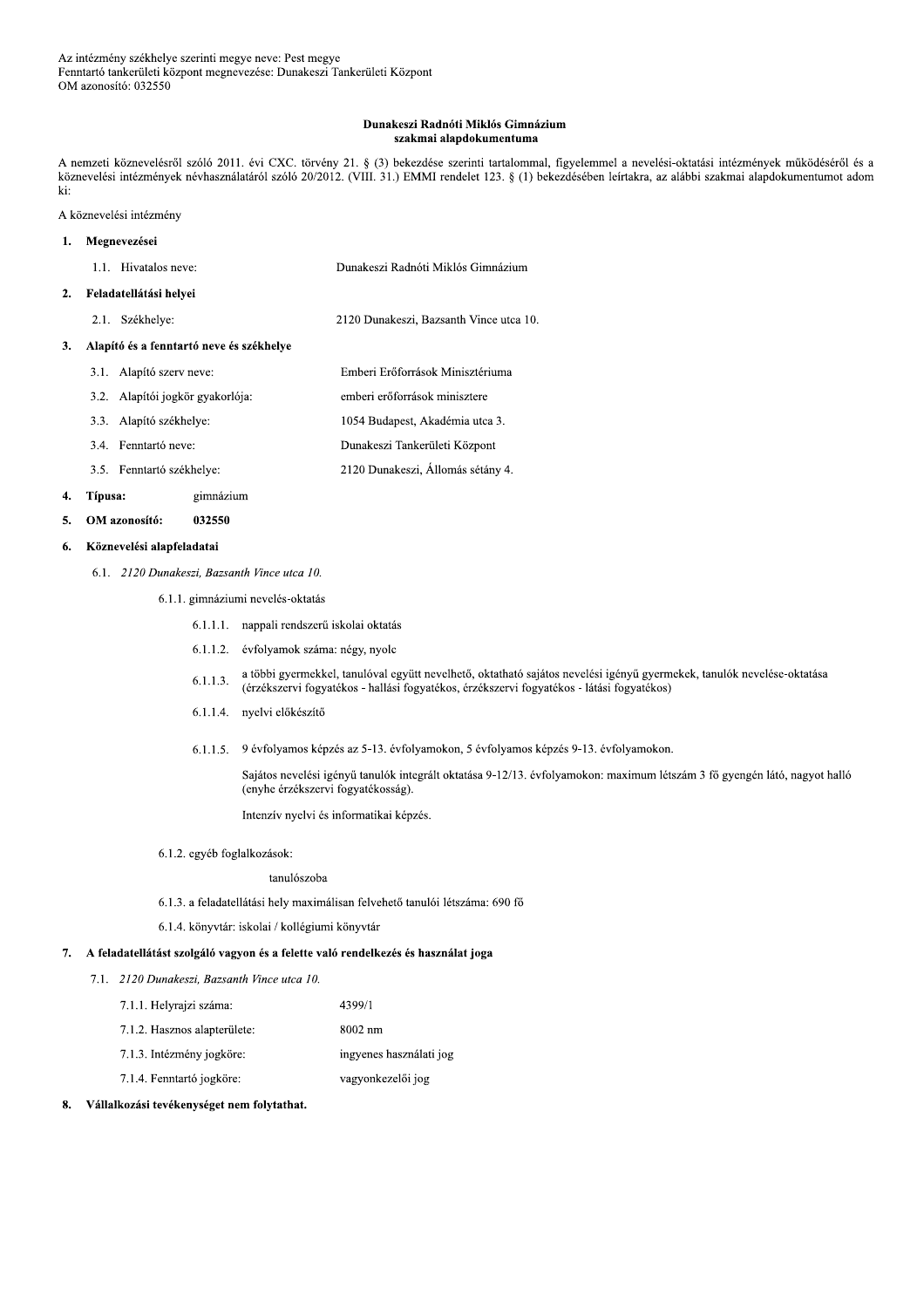Az intézmény székhelye szerinti megye neve: Pest megye
Fenntartó tankerületi központ megnevezése: Dunakeszi Tankerületi Központ
OM azonosító: 032550

**Dunakeszi Radnóti Miklós Gimnázium**
**szakmai alapdokumentuma**

A nemzeti köznevelésről szóló 2011. évi CXC. törvény 21. § (3) bekezdése szerinti tartalommal, figyelemmel a nevelési-oktatási intézmények működéséről és a köznevelési intézmények névhasználatáról szóló 20/2012. (VIII. 31.) EMMI rendelet 123. § (1) bekezdésében leírtakra, az alábbi szakmai alapdokumentumot adom ki:

A köznevelési intézmény

**1. Megnevezései**

1.1. Hivatalos neve: Dunakeszi Radnóti Miklós Gimnázium

**2. Feladatellátási helyei**

2.1. Székhelye: 2120 Dunakeszi, Bazsanth Vince utca 10.

**3. Alapító és a fenntartó neve és székhelye**

3.1. Alapító szerv neve: Emberi Erőforrások Minisztériuma

3.2. Alapítói jogkör gyakorlója: emberi erőforrások minisztere

3.3. Alapító székhelye: 1054 Budapest, Akadémia utca 3.

3.4. Fenntartó neve: Dunakeszi Tankerületi Központ

3.5. Fenntartó székhelye: 2120 Dunakeszi, Állomás sétány 4.

**4. Típusa:** gimnázium

**5. OM azonosító: 032550**

**6. Köznevelési alapfeladatai**

6.1. *2120 Dunakeszi, Bazsanth Vince utca 10.*

6.1.1. gimnáziumi nevelés-oktatás

6.1.1.1. nappali rendszerű iskolai oktatás

6.1.1.2. évfolyamok száma: négy, nyolc

6.1.1.3. a többi gyermekkel, tanulóval együtt nevelhető, oktatható sajátos nevelési igényű gyermekek, tanulók nevelése-oktatása (érzékszervi fogyatékos - hallási fogyatékos, érzékszervi fogyatékos - látási fogyatékos)

6.1.1.4. nyelvi előkészítő

6.1.1.5. 9 évfolyamos képzés az 5-13. évfolyamokon, 5 évfolyamos képzés 9-13. évfolyamokon.

Sajátos nevelési igényű tanulók integrált oktatása 9-12/13. évfolyamokon: maximum létszám 3 fő gyengén látó, nagyot halló (enyhe érzékszervi fogyatékosság).

Intenzív nyelvi és informatikai képzés.

6.1.2. egyéb foglalkozások:

tanulószoba

6.1.3. a feladatellátási hely maximálisan felvehető tanulói létszáma: 690 fő

6.1.4. könyvtár: iskolai / kollégiumi könyvtár

**7. A feladatellátást szolgáló vagyon és a felette való rendelkezés és használat joga**

7.1. *2120 Dunakeszi, Bazsanth Vince utca 10.*

7.1.1. Helyrajzi száma: 4399/1

7.1.2. Hasznos alapterülete: 8002 nm

7.1.3. Intézmény jogköre: ingyenes használati jog

7.1.4. Fenntartó jogköre: vagyonkezelői jog

**8. Vállalkozási tevékenységet nem folytathat.**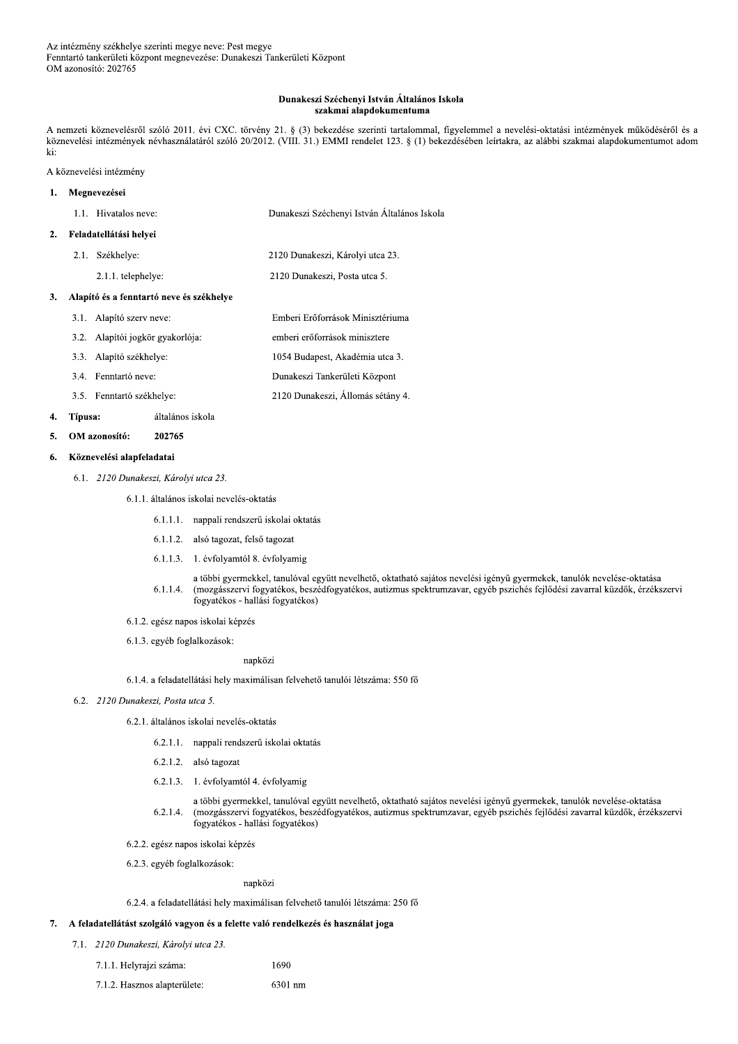Az intézmény székhelye szerinti megye neve: Pest megye
Fenntartó tankerületi központ megnevezése: Dunakeszi Tankerületi Központ
OM azonosító: 202765

**Dunakeszi Széchenyi István Általános Iskola**
**szakmai alapdokumentuma**

A nemzeti köznevelésről szóló 2011. évi CXC. törvény 21. § (3) bekezdése szerinti tartalommal, figyelemmel a nevelési-oktatási intézmények működéséről és a köznevelési intézmények névhasználatáról szóló 20/2012. (VIII. 31.) EMMI rendelet 123. § (1) bekezdésében leírtakra, az alábbi szakmai alapdokumentumot adom ki:

A köznevelési intézmény

**1. Megnevezései**

1.1. Hivatalos neve: Dunakeszi Széchenyi István Általános Iskola

**2. Feladatellátási helyei**

2.1. Székhelye: 2120 Dunakeszi, Károlyi utca 23.

2.1.1. telephelye: 2120 Dunakeszi, Posta utca 5.

**3. Alapító és a fenntartó neve és székhelye**

3.1. Alapító szerv neve: Emberi Erőforrások Minisztériuma

3.2. Alapítói jogkör gyakorlója: emberi erőforrások minisztere

3.3. Alapító székhelye: 1054 Budapest, Akadémia utca 3.

3.4. Fenntartó neve: Dunakeszi Tankerületi Központ

3.5. Fenntartó székhelye: 2120 Dunakeszi, Állomás sétány 4.

**4. Típusa:** általános iskola

**5. OM azonosító:** **202765**

**6. Köznevelési alapfeladatai**

6.1. *2120 Dunakeszi, Károlyi utca 23.*

6.1.1. általános iskolai nevelés-oktatás

6.1.1.1. nappali rendszerű iskolai oktatás

6.1.1.2. alsó tagozat, felső tagozat

6.1.1.3. 1. évfolyamtól 8. évfolyamig

6.1.1.4. a többi gyermekkel, tanulóval együtt nevelhető, oktatható sajátos nevelési igényű gyermekek, tanulók nevelése-oktatása (mozgásszervi fogyatékos, beszédfogyatékos, autizmus spektrumzavar, egyéb pszichés fejlődési zavarral küzdők, érzékszervi fogyatékos - hallási fogyatékos)

6.1.2. egész napos iskolai képzés

6.1.3. egyéb foglalkozások:

napközi

6.1.4. a feladatellátási hely maximálisan felvehető tanulói létszáma: 550 fő

6.2. *2120 Dunakeszi, Posta utca 5.*

6.2.1. általános iskolai nevelés-oktatás

6.2.1.1. nappali rendszerű iskolai oktatás

6.2.1.2. alsó tagozat

6.2.1.3. 1. évfolyamtól 4. évfolyamig

6.2.1.4. a többi gyermekkel, tanulóval együtt nevelhető, oktatható sajátos nevelési igényű gyermekek, tanulók nevelése-oktatása (mozgásszervi fogyatékos, beszédfogyatékos, autizmus spektrumzavar, egyéb pszichés fejlődési zavarral küzdők, érzékszervi fogyatékos - hallási fogyatékos)

6.2.2. egész napos iskolai képzés

6.2.3. egyéb foglalkozások:

napközi

6.2.4. a feladatellátási hely maximálisan felvehető tanulói létszáma: 250 fő

**7. A feladatellátást szolgáló vagyon és a felette való rendelkezés és használat joga**

7.1. *2120 Dunakeszi, Károlyi utca 23.*

7.1.1. Helyrajzi száma: 1690

7.1.2. Hasznos alapterülete: 6301 nm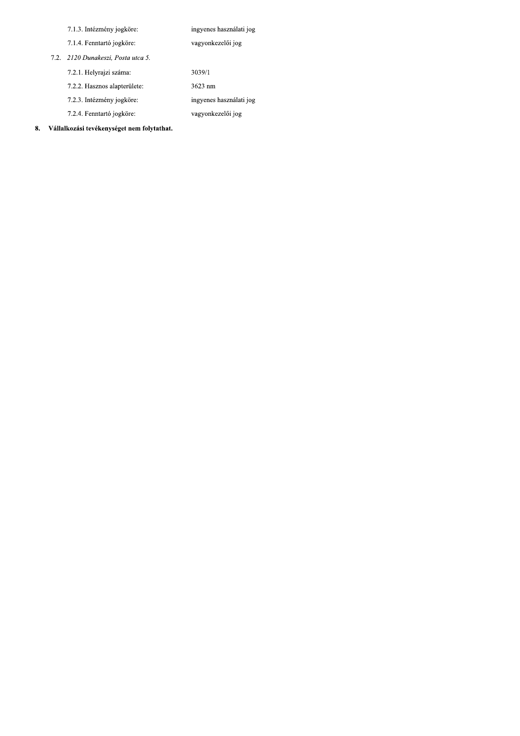7.1.3. Intézmény jogköre: ingyenes használati jog

7.1.4. Fenntartó jogköre: vagyonkezelői jog

7.2. *2120 Dunakeszi, Posta utca 5.*

7.2.1. Helyrajzi száma: 3039/1

7.2.2. Hasznos alapterülete: 3623 nm

7.2.3. Intézmény jogköre: ingyenes használati jog

7.2.4. Fenntartó jogköre: vagyonkezelői jog

**8. Vállalkozási tevékenységet nem folytathat.**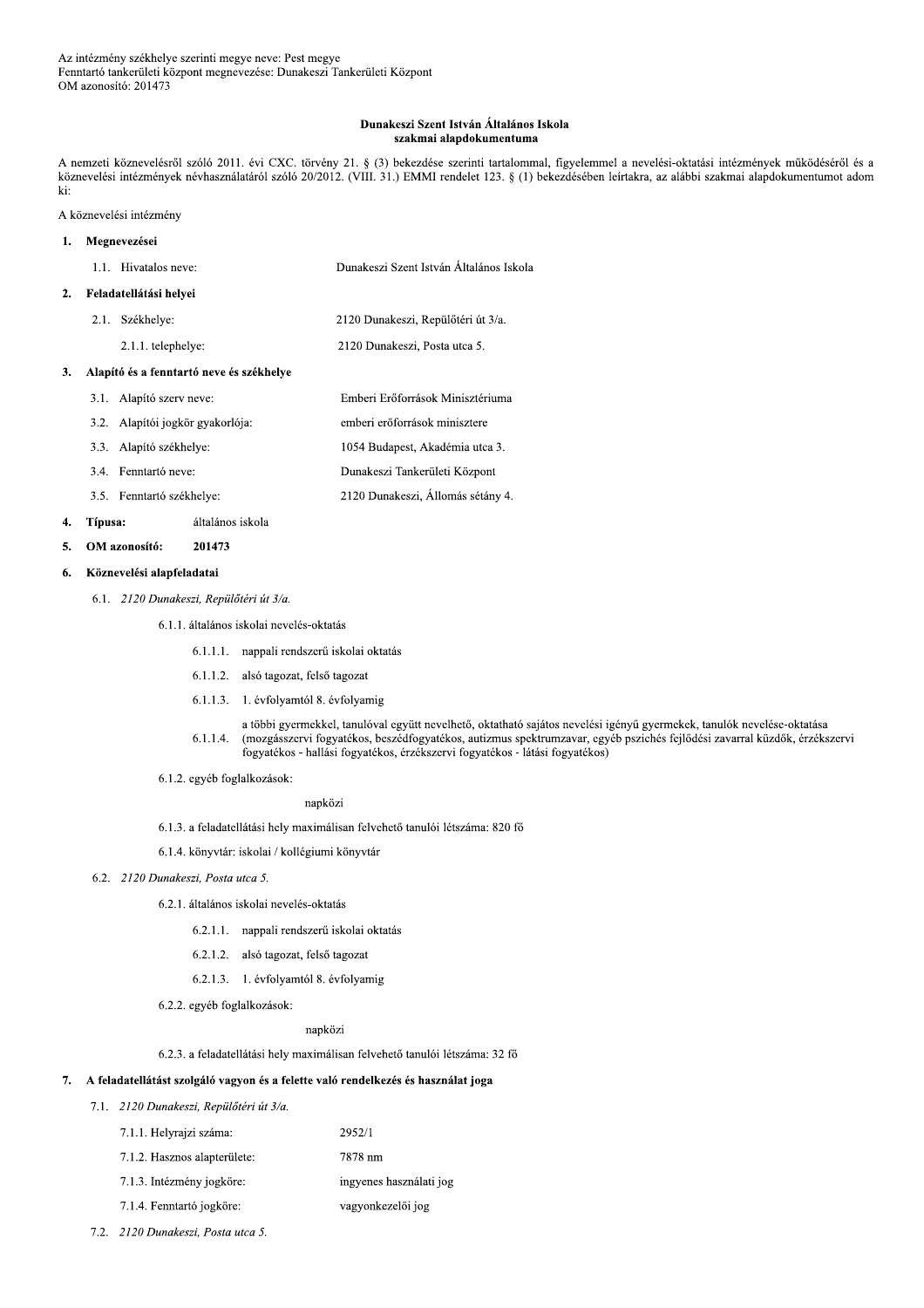Az intézmény székhelye szerinti megye neve: Pest megye
Fenntartó tankerületi központ megnevezése: Dunakeszi Tankerületi Központ
OM azonosító: 201473

**Dunakeszi Szent István Általános Iskola**
**szakmai alapdokumentuma**

A nemzeti köznevelésről szóló 2011. évi CXC. törvény 21. § (3) bekezdése szerinti tartalommal, figyelemmel a nevelési-oktatási intézmények működéséről és a köznevelési intézmények névhasználatáról szóló 20/2012. (VIII. 31.) EMMI rendelet 123. § (1) bekezdésében leírtakra, az alábbi szakmai alapdokumentumot adom ki:

A köznevelési intézmény

**1. Megnevezései**

1.1. Hivatalos neve: Dunakeszi Szent István Általános Iskola

**2. Feladatellátási helyei**

2.1. Székhelye: 2120 Dunakeszi, Repülőtéri út 3/a.

2.1.1. telephelye: 2120 Dunakeszi, Posta utca 5.

**3. Alapító és a fenntartó neve és székhelye**

3.1. Alapító szerv neve: Emberi Erőforrások Minisztériuma

3.2. Alapítói jogkör gyakorlója: emberi erőforrások minisztere

3.3. Alapító székhelye: 1054 Budapest, Akadémia utca 3.

3.4. Fenntartó neve: Dunakeszi Tankerületi Központ

3.5. Fenntartó székhelye: 2120 Dunakeszi, Állomás sétány 4.

**4. Típusa:** általános iskola

**5. OM azonosító:** **201473**

**6. Köznevelési alapfeladatai**

6.1. *2120 Dunakeszi, Repülőtéri út 3/a.*

6.1.1. általános iskolai nevelés-oktatás

6.1.1.1. nappali rendszerű iskolai oktatás

6.1.1.2. alsó tagozat, felső tagozat

6.1.1.3. 1. évfolyamtól 8. évfolyamig

6.1.1.4. a többi gyermekkel, tanulóval együtt nevelhető, oktatható sajátos nevelési igényű gyermekek, tanulók nevelése-oktatása (mozgásszervi fogyatékos, beszédfogyatékos, autizmus spektrumzavar, egyéb pszichés fejlődési zavarral küzdők, érzékszervi fogyatékos - hallási fogyatékos, érzékszervi fogyatékos - látási fogyatékos)

6.1.2. egyéb foglalkozások:

napközi

6.1.3. a feladatellátási hely maximálisan felvehető tanulói létszáma: 820 fő

6.1.4. könyvtár: iskolai / kollégiumi könyvtár

6.2. *2120 Dunakeszi, Posta utca 5.*

6.2.1. általános iskolai nevelés-oktatás

6.2.1.1. nappali rendszerű iskolai oktatás

6.2.1.2. alsó tagozat, felső tagozat

6.2.1.3. 1. évfolyamtól 8. évfolyamig

6.2.2. egyéb foglalkozások:

napközi

6.2.3. a feladatellátási hely maximálisan felvehető tanulói létszáma: 32 fő

**7. A feladatellátást szolgáló vagyon és a felette való rendelkezés és használat joga**

7.1. *2120 Dunakeszi, Repülőtéri út 3/a.*

7.1.1. Helyrajzi száma: 2952/1

7.1.2. Hasznos alapterülete: 7878 nm

7.1.3. Intézmény jogköre: ingyenes használati jog

7.1.4. Fenntartó jogköre: vagyonkezelői jog

7.2. *2120 Dunakeszi, Posta utca 5.*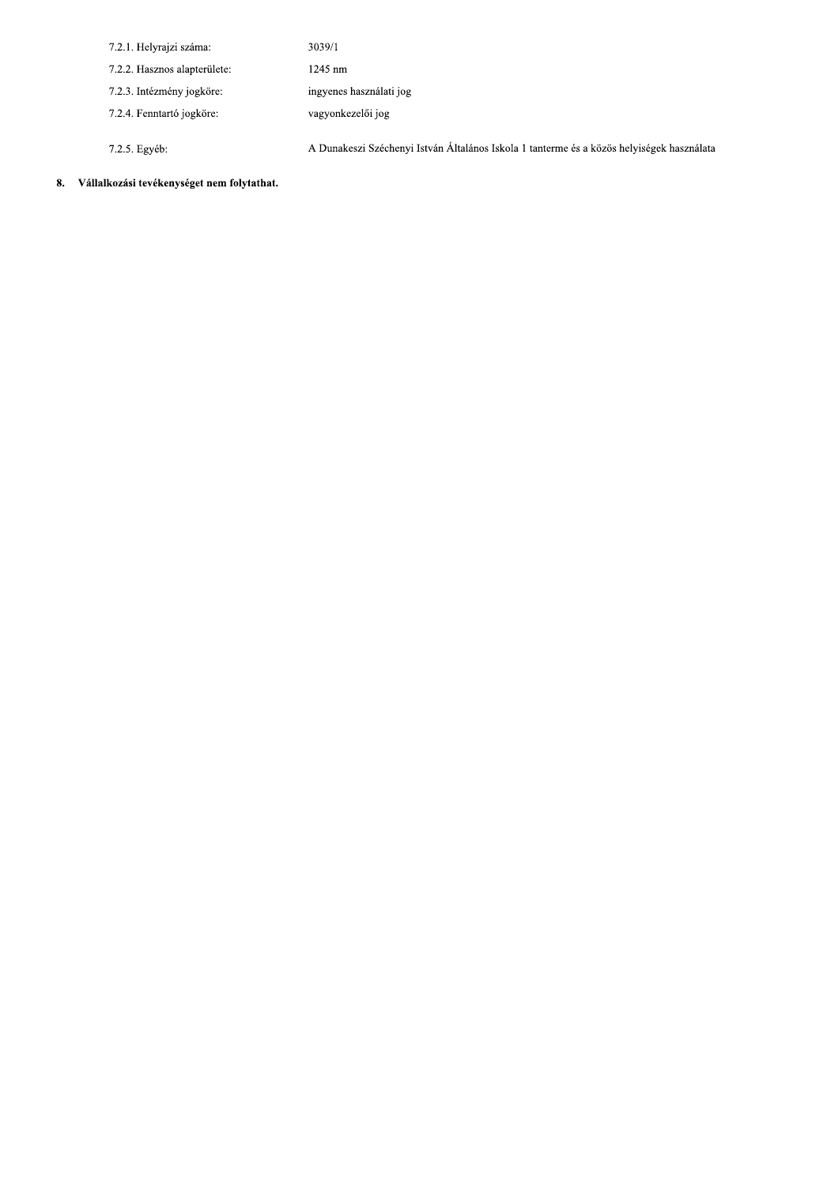| | |
|---|---|
| 7.2.1. Helyrajzi száma: | 3039/1 |
| 7.2.2. Hasznos alapterülete: | 1245 nm |
| 7.2.3. Intézmény jogköre: | ingyenes használati jog |
| 7.2.4. Fenntartó jogköre: | vagyonkezelői jog |
| 7.2.5. Egyéb: | A Dunakeszi Széchenyi István Általános Iskola 1 tanterme és a közös helyiségek használata |

**8. Vállalkozási tevékenységet nem folytathat.**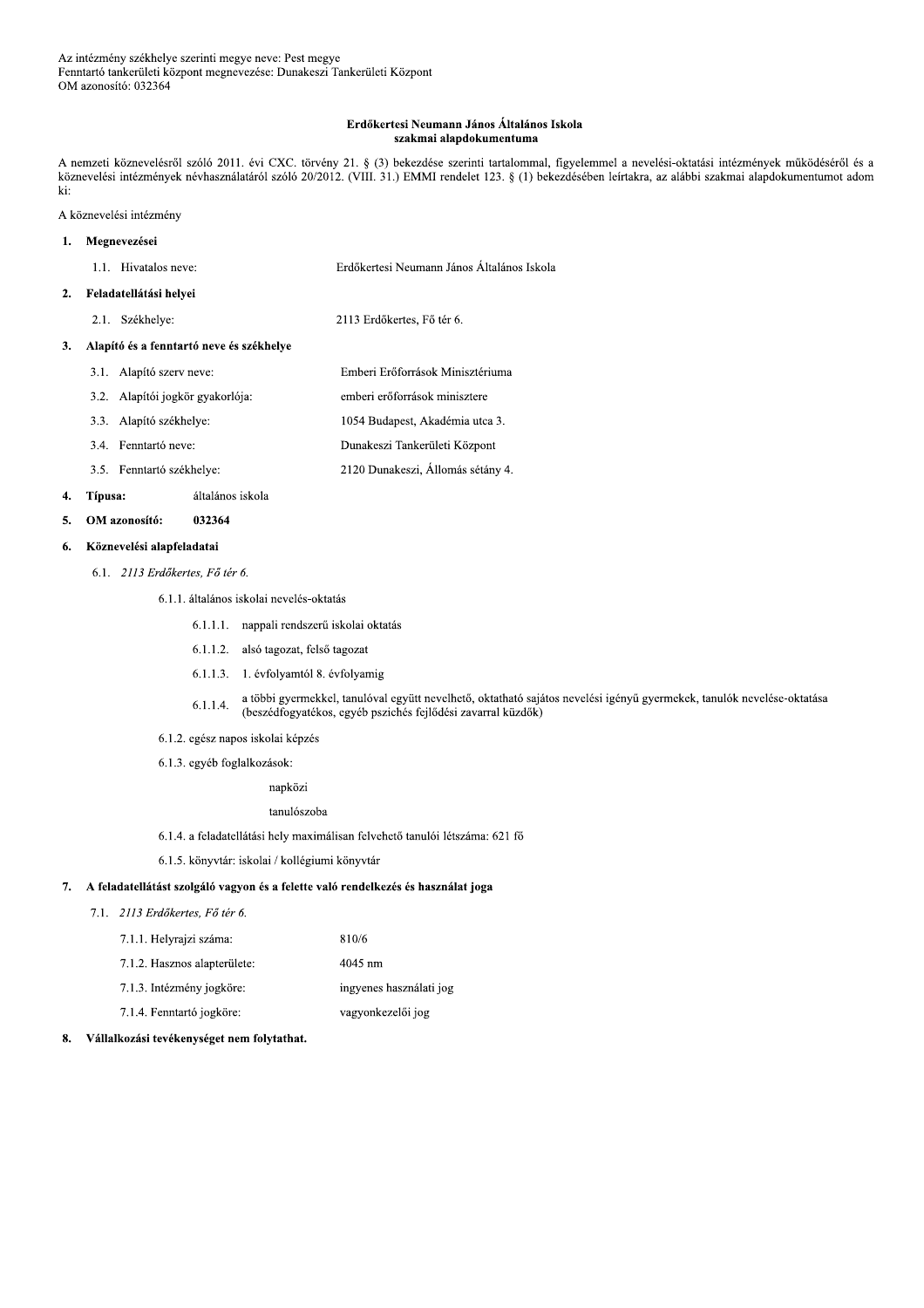Az intézmény székhelye szerinti megye neve: Pest megye
Fenntartó tankerületi központ megnevezése: Dunakeszi Tankerületi Központ
OM azonosító: 032364

**Erdőkertesi Neumann János Általános Iskola**
**szakmai alapdokumentuma**

A nemzeti köznevelésről szóló 2011. évi CXC. törvény 21. § (3) bekezdése szerinti tartalommal, figyelemmel a nevelési-oktatási intézmények működéséről és a köznevelési intézmények névhasználatáról szóló 20/2012. (VIII. 31.) EMMI rendelet 123. § (1) bekezdésében leírtakra, az alábbi szakmai alapdokumentumot adom ki:

A köznevelési intézmény

**1. Megnevezései**

1.1. Hivatalos neve: Erdőkertesi Neumann János Általános Iskola

**2. Feladatellátási helyei**

2.1. Székhelye: 2113 Erdőkertes, Fő tér 6.

**3. Alapító és a fenntartó neve és székhelye**

3.1. Alapító szerv neve: Emberi Erőforrások Minisztériuma

3.2. Alapítói jogkör gyakorlója: emberi erőforrások minisztere

3.3. Alapító székhelye: 1054 Budapest, Akadémia utca 3.

3.4. Fenntartó neve: Dunakeszi Tankerületi Központ

3.5. Fenntartó székhelye: 2120 Dunakeszi, Állomás sétány 4.

**4. Típusa:** általános iskola

**5. OM azonosító: 032364**

**6. Köznevelési alapfeladatai**

6.1. *2113 Erdőkertes, Fő tér 6.*

6.1.1. általános iskolai nevelés-oktatás

6.1.1.1. nappali rendszerű iskolai oktatás

6.1.1.2. alsó tagozat, felső tagozat

6.1.1.3. 1. évfolyamtól 8. évfolyamig

6.1.1.4. a többi gyermekkel, tanulóval együtt nevelhető, oktatható sajátos nevelési igényű gyermekek, tanulók nevelése-oktatása (beszédfogyatékos, egyéb pszichés fejlődési zavarral küzdők)

6.1.2. egész napos iskolai képzés

6.1.3. egyéb foglalkozások:

napközi

tanulószoba

6.1.4. a feladatellátási hely maximálisan felvehető tanulói létszáma: 621 fő

6.1.5. könyvtár: iskolai / kollégiumi könyvtár

**7. A feladatellátást szolgáló vagyon és a felette való rendelkezés és használat joga**

7.1. *2113 Erdőkertes, Fő tér 6.*

7.1.1. Helyrajzi száma: 810/6

7.1.2. Hasznos alapterülete: 4045 nm

7.1.3. Intézmény jogköre: ingyenes használati jog

7.1.4. Fenntartó jogköre: vagyonkezelői jog

**8. Vállalkozási tevékenységet nem folytathat.**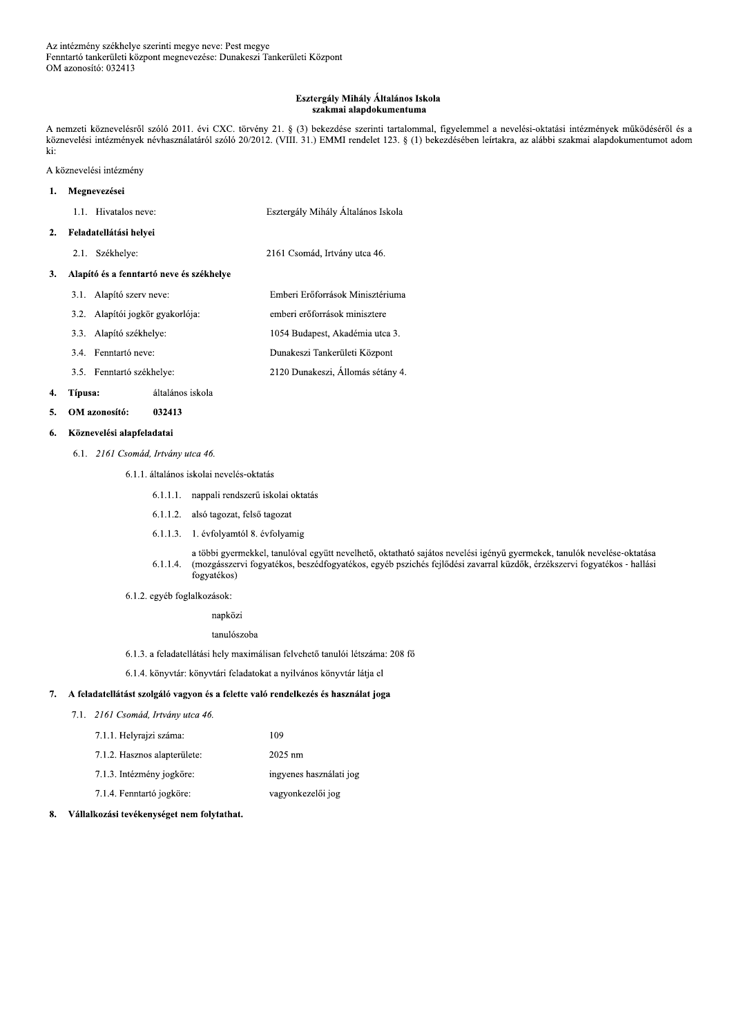Az intézmény székhelye szerinti megye neve: Pest megye
Fenntartó tankerületi központ megnevezése: Dunakeszi Tankerületi Központ
OM azonosító: 032413

**Esztergály Mihály Általános Iskola**
**szakmai alapdokumentuma**

A nemzeti köznevelésről szóló 2011. évi CXC. törvény 21. § (3) bekezdése szerinti tartalommal, figyelemmel a nevelési-oktatási intézmények működéséről és a köznevelési intézmények névhasználatáról szóló 20/2012. (VIII. 31.) EMMI rendelet 123. § (1) bekezdésében leírtakra, az alábbi szakmai alapdokumentumot adom ki:

A köznevelési intézmény

**1. Megnevezései**

1.1. Hivatalos neve: Esztergály Mihály Általános Iskola

**2. Feladatellátási helyei**

2.1. Székhelye: 2161 Csomád, Irtvány utca 46.

**3. Alapító és a fenntartó neve és székhelye**

3.1. Alapító szerv neve: Emberi Erőforrások Minisztériuma

3.2. Alapítói jogkör gyakorlója: emberi erőforrások minisztere

3.3. Alapító székhelye: 1054 Budapest, Akadémia utca 3.

3.4. Fenntartó neve: Dunakeszi Tankerületi Központ

3.5. Fenntartó székhelye: 2120 Dunakeszi, Állomás sétány 4.

**4. Típusa:** általános iskola

**5. OM azonosító:** **032413**

**6. Köznevelési alapfeladatai**

6.1. *2161 Csomád, Irtvány utca 46.*

6.1.1. általános iskolai nevelés-oktatás

6.1.1.1. nappali rendszerű iskolai oktatás

6.1.1.2. alsó tagozat, felső tagozat

6.1.1.3. 1. évfolyamtól 8. évfolyamig

6.1.1.4. a többi gyermekkel, tanulóval együtt nevelhető, oktatható sajátos nevelési igényű gyermekek, tanulók nevelése-oktatása (mozgásszervi fogyatékos, beszédfogyatékos, egyéb pszichés fejlődési zavarral küzdők, érzékszervi fogyatékos - hallási fogyatékos)

6.1.2. egyéb foglalkozások:

napközi

tanulószoba

6.1.3. a feladatellátási hely maximálisan felvehető tanulói létszáma: 208 fő

6.1.4. könyvtár: könyvtári feladatokat a nyilvános könyvtár látja el

**7. A feladatellátást szolgáló vagyon és a felette való rendelkezés és használat joga**

7.1. *2161 Csomád, Irtvány utca 46.*

7.1.1. Helyrajzi száma: 109

7.1.2. Hasznos alapterülete: 2025 nm

7.1.3. Intézmény jogköre: ingyenes használati jog

7.1.4. Fenntartó jogköre: vagyonkezelői jog

**8. Vállalkozási tevékenységet nem folytathat.**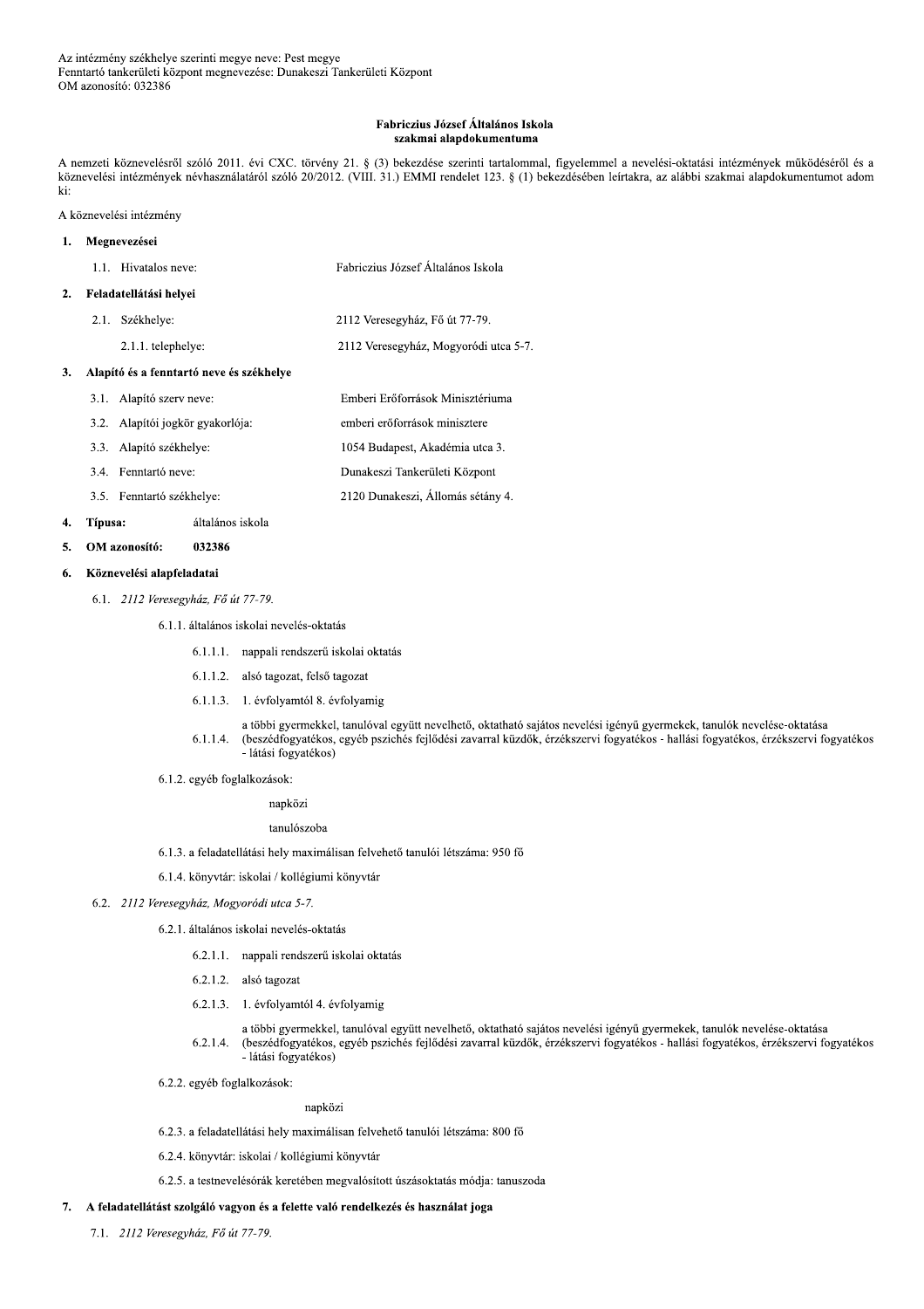Az intézmény székhelye szerinti megye neve: Pest megye
Fenntartó tankerületi központ megnevezése: Dunakeszi Tankerületi Központ
OM azonosító: 032386

# Fabriczius József Általános Iskola
## szakmai alapdokumentuma

A nemzeti köznevelésről szóló 2011. évi CXC. törvény 21. § (3) bekezdése szerinti tartalommal, figyelemmel a nevelési-oktatási intézmények működéséről és a köznevelési intézmények névhasználatáról szóló 20/2012. (VIII. 31.) EMMI rendelet 123. § (1) bekezdésében leírtakra, az alábbi szakmai alapdokumentumot adom ki:

A köznevelési intézmény

**1. Megnevezései**

1.1. Hivatalos neve: Fabriczius József Általános Iskola

**2. Feladatellátási helyei**

2.1. Székhelye: 2112 Veresegyház, Fő út 77-79.

2.1.1. telephelye: 2112 Veresegyház, Mogyoródi utca 5-7.

**3. Alapító és a fenntartó neve és székhelye**

3.1. Alapító szerv neve: Emberi Erőforrások Minisztériuma

3.2. Alapítói jogkör gyakorlója: emberi erőforrások minisztere

3.3. Alapító székhelye: 1054 Budapest, Akadémia utca 3.

3.4. Fenntartó neve: Dunakeszi Tankerületi Központ

3.5. Fenntartó székhelye: 2120 Dunakeszi, Állomás sétány 4.

**4. Típusa:** általános iskola

**5. OM azonosító: 032386**

**6. Köznevelési alapfeladatai**

6.1. *2112 Veresegyház, Fő út 77-79.*

6.1.1. általános iskolai nevelés-oktatás

6.1.1.1. nappali rendszerű iskolai oktatás

6.1.1.2. alsó tagozat, felső tagozat

6.1.1.3. 1. évfolyamtól 8. évfolyamig

6.1.1.4. a többi gyermekkel, tanulóval együtt nevelhető, oktatható sajátos nevelési igényű gyermekek, tanulók nevelése-oktatása (beszédfogyatékos, egyéb pszichés fejlődési zavarral küzdők, érzékszervi fogyatékos - hallási fogyatékos, érzékszervi fogyatékos - látási fogyatékos)

6.1.2. egyéb foglalkozások:

napközi

tanulószoba

6.1.3. a feladatellátási hely maximálisan felvehető tanulói létszáma: 950 fő

6.1.4. könyvtár: iskolai / kollégiumi könyvtár

6.2. *2112 Veresegyház, Mogyoródi utca 5-7.*

6.2.1. általános iskolai nevelés-oktatás

6.2.1.1. nappali rendszerű iskolai oktatás

6.2.1.2. alsó tagozat

6.2.1.3. 1. évfolyamtól 4. évfolyamig

6.2.1.4. a többi gyermekkel, tanulóval együtt nevelhető, oktatható sajátos nevelési igényű gyermekek, tanulók nevelése-oktatása (beszédfogyatékos, egyéb pszichés fejlődési zavarral küzdők, érzékszervi fogyatékos - hallási fogyatékos, érzékszervi fogyatékos - látási fogyatékos)

6.2.2. egyéb foglalkozások:

napközi

6.2.3. a feladatellátási hely maximálisan felvehető tanulói létszáma: 800 fő

6.2.4. könyvtár: iskolai / kollégiumi könyvtár

6.2.5. a testnevelésórák keretében megvalósított úszásoktatás módja: tanuszoda

**7. A feladatellátást szolgáló vagyon és a felette való rendelkezés és használat joga**

7.1. *2112 Veresegyház, Fő út 77-79.*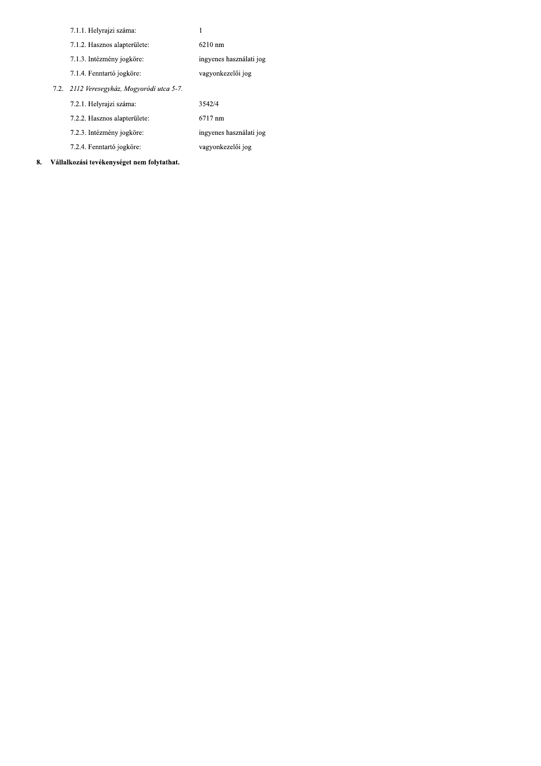7.1.1. Helyrajzi száma: 1

7.1.2. Hasznos alapterülete: 6210 nm

7.1.3. Intézmény jogköre: ingyenes használati jog

7.1.4. Fenntartó jogköre: vagyonkezelői jog

7.2. *2112 Veresegyház, Mogyoródi utca 5-7.*

7.2.1. Helyrajzi száma: 3542/4

7.2.2. Hasznos alapterülete: 6717 nm

7.2.3. Intézmény jogköre: ingyenes használati jog

7.2.4. Fenntartó jogköre: vagyonkezelői jog

**8. Vállalkozási tevékenységet nem folytathat.**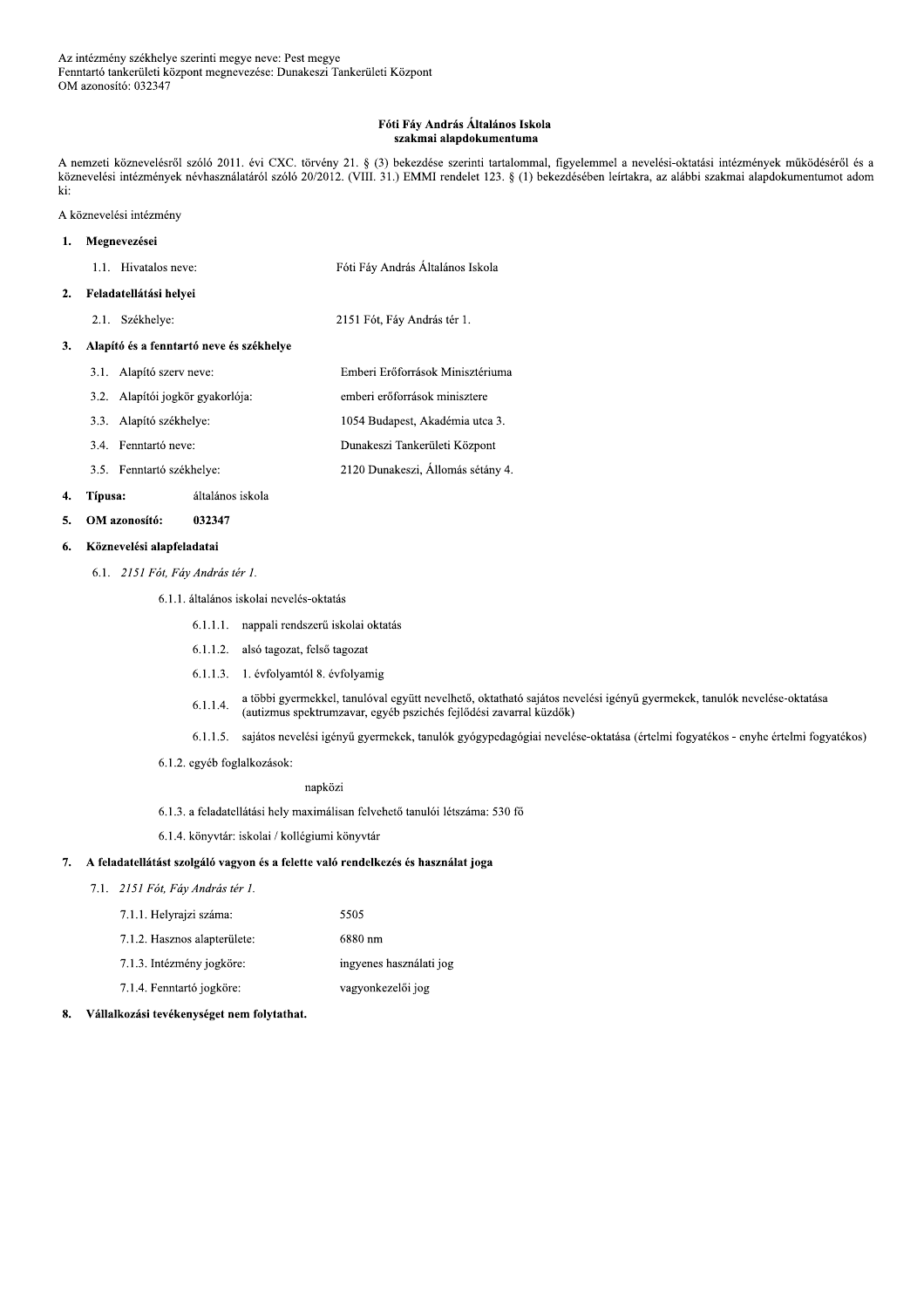Az intézmény székhelye szerinti megye neve: Pest megye
Fenntartó tankerületi központ megnevezése: Dunakeszi Tankerületi Központ
OM azonosító: 032347

**Fóti Fáy András Általános Iskola**
**szakmai alapdokumentuma**

A nemzeti köznevelésről szóló 2011. évi CXC. törvény 21. § (3) bekezdése szerinti tartalommal, figyelemmel a nevelési-oktatási intézmények működéséről és a köznevelési intézmények névhasználatáról szóló 20/2012. (VIII. 31.) EMMI rendelet 123. § (1) bekezdésében leírtakra, az alábbi szakmai alapdokumentumot adom ki:

A köznevelési intézmény

**1. Megnevezései**

1.1. Hivatalos neve: Fóti Fáy András Általános Iskola

**2. Feladatellátási helyei**

2.1. Székhelye: 2151 Fót, Fáy András tér 1.

**3. Alapító és a fenntartó neve és székhelye**

3.1. Alapító szerv neve: Emberi Erőforrások Minisztériuma

3.2. Alapítói jogkör gyakorlója: emberi erőforrások minisztere

3.3. Alapító székhelye: 1054 Budapest, Akadémia utca 3.

3.4. Fenntartó neve: Dunakeszi Tankerületi Központ

3.5. Fenntartó székhelye: 2120 Dunakeszi, Állomás sétány 4.

**4. Típusa:** általános iskola

**5. OM azonosító: 032347**

**6. Köznevelési alapfeladatai**

6.1. *2151 Fót, Fáy András tér 1.*

6.1.1. általános iskolai nevelés-oktatás

6.1.1.1. nappali rendszerű iskolai oktatás

6.1.1.2. alsó tagozat, felső tagozat

6.1.1.3. 1. évfolyamtól 8. évfolyamig

6.1.1.4. a többi gyermekkel, tanulóval együtt nevelhető, oktatható sajátos nevelési igényű gyermekek, tanulók nevelése-oktatása (autizmus spektrumzavar, egyéb pszichés fejlődési zavarral küzdők)

6.1.1.5. sajátos nevelési igényű gyermekek, tanulók gyógypedagógiai nevelése-oktatása (értelmi fogyatékos - enyhe értelmi fogyatékos)

6.1.2. egyéb foglalkozások:

napközi

6.1.3. a feladatellátási hely maximálisan felvehető tanulói létszáma: 530 fő

6.1.4. könyvtár: iskolai / kollégiumi könyvtár

**7. A feladatellátást szolgáló vagyon és a felette való rendelkezés és használat joga**

7.1. *2151 Fót, Fáy András tér 1.*

7.1.1. Helyrajzi száma: 5505

7.1.2. Hasznos alapterülete: 6880 nm

7.1.3. Intézmény jogköre: ingyenes használati jog

7.1.4. Fenntartó jogköre: vagyonkezelői jog

**8. Vállalkozási tevékenységet nem folytathat.**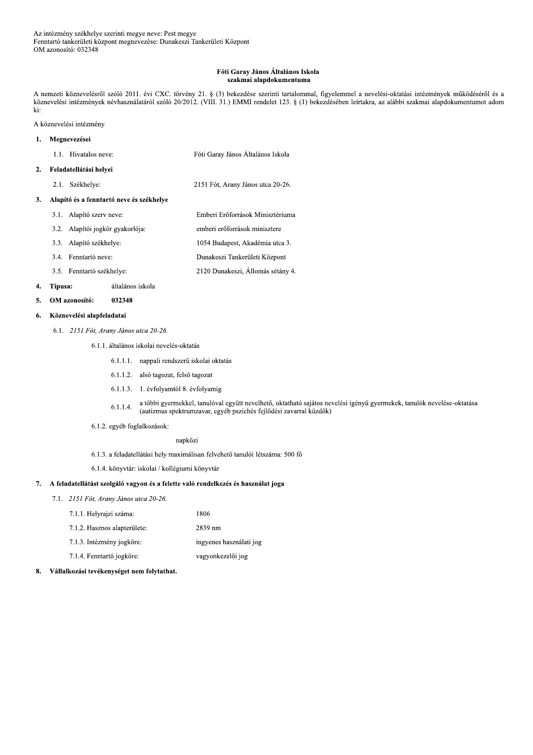Az intézmény székhelye szerinti megye neve: Pest megye
Fenntartó tankerületi központ megnevezése: Dunakeszi Tankerületi Központ
OM azonosító: 032348

**Fóti Garay János Általános Iskola**
**szakmai alapdokumentuma**

A nemzeti köznevelésről szóló 2011. évi CXC. törvény 21. § (3) bekezdése szerinti tartalommal, figyelemmel a nevelési-oktatási intézmények működéséről és a köznevelési intézmények névhasználatáról szóló 20/2012. (VIII. 31.) EMMI rendelet 123. § (1) bekezdésében leírtakra, az alábbi szakmai alapdokumentumot adom ki:

A köznevelési intézmény

**1. Megnevezései**

1.1. Hivatalos neve: Fóti Garay János Általános Iskola

**2. Feladatellátási helyei**

2.1. Székhelye: 2151 Fót, Arany János utca 20-26.

**3. Alapító és a fenntartó neve és székhelye**

3.1. Alapító szerv neve: Emberi Erőforrások Minisztériuma

3.2. Alapítói jogkör gyakorlója: emberi erőforrások minisztere

3.3. Alapító székhelye: 1054 Budapest, Akadémia utca 3.

3.4. Fenntartó neve: Dunakeszi Tankerületi Központ

3.5. Fenntartó székhelye: 2120 Dunakeszi, Állomás sétány 4.

**4. Típusa:** általános iskola

**5. OM azonosító: 032348**

**6. Köznevelési alapfeladatai**

6.1. *2151 Fót, Arany János utca 20-26.*

6.1.1. általános iskolai nevelés-oktatás

6.1.1.1. nappali rendszerű iskolai oktatás

6.1.1.2. alsó tagozat, felső tagozat

6.1.1.3. 1. évfolyamtól 8. évfolyamig

6.1.1.4. a többi gyermekkel, tanulóval együtt nevelhető, oktatható sajátos nevelési igényű gyermekek, tanulók nevelése-oktatása (autizmus spektrumzavar, egyéb pszichés fejlődési zavarral küzdők)

6.1.2. egyéb foglalkozások:

napközi

6.1.3. a feladatellátási hely maximálisan felvehető tanulói létszáma: 500 fő

6.1.4. könyvtár: iskolai / kollégiumi könyvtár

**7. A feladatellátást szolgáló vagyon és a felette való rendelkezés és használat joga**

7.1. *2151 Fót, Arany János utca 20-26.*

7.1.1. Helyrajzi száma: 1806

7.1.2. Hasznos alapterülete: 2839 nm

7.1.3. Intézmény jogköre: ingyenes használati jog

7.1.4. Fenntartó jogköre: vagyonkezelői jog

**8. Vállalkozási tevékenységet nem folytathat.**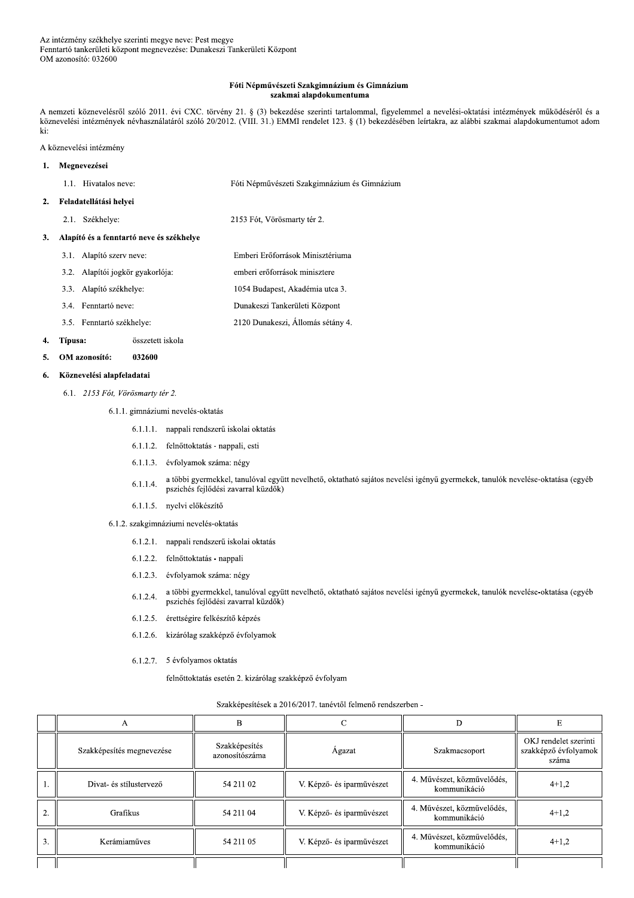Az intézmény székhelye szerinti megye neve: Pest megye
Fenntartó tankerületi központ megnevezése: Dunakeszi Tankerületi Központ
OM azonosító: 032600

**Fóti Népművészeti Szakgimnázium és Gimnázium**
**szakmai alapdokumentuma**

A nemzeti köznevelésről szóló 2011. évi CXC. törvény 21. § (3) bekezdése szerinti tartalommal, figyelemmel a nevelési-oktatási intézmények működéséről és a köznevelési intézmények névhasználatáról szóló 20/2012. (VIII. 31.) EMMI rendelet 123. § (1) bekezdésében leírtakra, az alábbi szakmai alapdokumentumot adom ki:

A köznevelési intézmény

**1. Megnevezései**

1.1. Hivatalos neve: Fóti Népművészeti Szakgimnázium és Gimnázium

**2. Feladatellátási helyei**

2.1. Székhelye: 2153 Fót, Vörösmarty tér 2.

**3. Alapító és a fenntartó neve és székhelye**

3.1. Alapító szerv neve: Emberi Erőforrások Minisztériuma

3.2. Alapítói jogkör gyakorlója: emberi erőforrások minisztere

3.3. Alapító székhelye: 1054 Budapest, Akadémia utca 3.

3.4. Fenntartó neve: Dunakeszi Tankerületi Központ

3.5. Fenntartó székhelye: 2120 Dunakeszi, Állomás sétány 4.

**4. Típusa:** összetett iskola

**5. OM azonosító:** **032600**

**6. Köznevelési alapfeladatai**

6.1. *2153 Fót, Vörösmarty tér 2.*

6.1.1. gimnáziumi nevelés-oktatás

6.1.1.1. nappali rendszerű iskolai oktatás

6.1.1.2. felnőttoktatás - nappali, esti

6.1.1.3. évfolyamok száma: négy

6.1.1.4. a többi gyermekkel, tanulóval együtt nevelhető, oktatható sajátos nevelési igényű gyermekek, tanulók nevelése-oktatása (egyéb pszichés fejlődési zavarral küzdők)

6.1.1.5. nyelvi előkészítő

6.1.2. szakgimnáziumi nevelés-oktatás

6.1.2.1. nappali rendszerű iskolai oktatás

6.1.2.2. felnőttoktatás - nappali

6.1.2.3. évfolyamok száma: négy

6.1.2.4. a többi gyermekkel, tanulóval együtt nevelhető, oktatható sajátos nevelési igényű gyermekek, tanulók nevelése-oktatása (egyéb pszichés fejlődési zavarral küzdők)

6.1.2.5. érettségire felkészítő képzés

6.1.2.6. kizárólag szakképző évfolyamok

6.1.2.7. 5 évfolyamos oktatás

felnőttoktatás esetén 2. kizárólag szakképző évfolyam

Szakképesítések a 2016/2017. tanévtől felmenő rendszerben -

| | A | B | C | D | E |
|---|---|---|---|---|---|
| | Szakképesítés megnevezése | Szakképesítés azonosítószáma | Ágazat | Szakmacsoport | OKJ rendelet szerinti szakképző évfolyamok száma |
| 1. | Divat- és stílustervező | 54 211 02 | V. Képző- és iparművészet | 4. Művészet, közművelődés, kommunikáció | 4+1,2 |
| 2. | Grafikus | 54 211 04 | V. Képző- és iparművészet | 4. Művészet, közművelődés, kommunikáció | 4+1,2 |
| 3. | Kerámiaműves | 54 211 05 | V. Képző- és iparművészet | 4. Művészet, közművelődés, kommunikáció | 4+1,2 |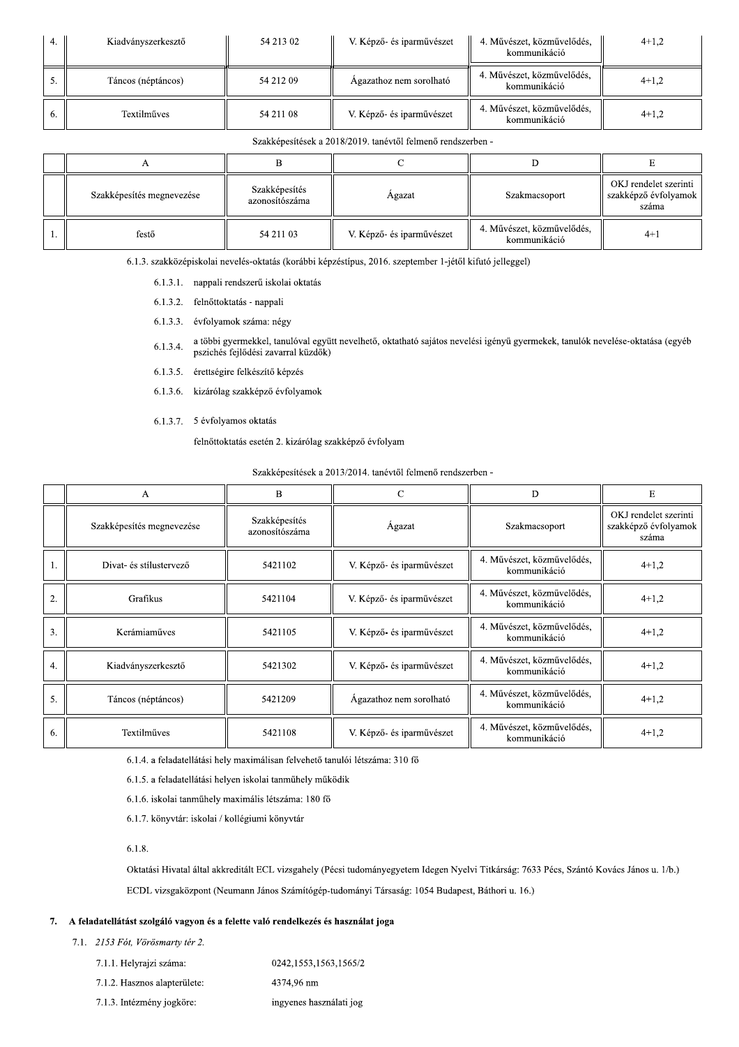| 4. | Kiadványszerkesztő | 54 213 02 | V. Képző- és iparművészet | 4. Művészet, közművelődés, kommunikáció | 4+1,2 |
|---|---|---|---|---|---|
| 5. | Táncos (néptáncos) | 54 212 09 | Ágazathoz nem sorolható | 4. Művészet, közművelődés, kommunikáció | 4+1,2 |
| 6. | Textilműves | 54 211 08 | V. Képző- és iparművészet | 4. Művészet, közművelődés, kommunikáció | 4+1,2 |

Szakképesítések a 2018/2019. tanévtől felmenő rendszerben -

| | A | B | C | D | E |
|---|---|---|---|---|---|
| | Szakképesítés megnevezése | Szakképesítés azonosítószáma | Ágazat | Szakmacsoport | OKJ rendelet szerinti szakképző évfolyamok száma |
| 1. | festő | 54 211 03 | V. Képző- és iparművészet | 4. Művészet, közművelődés, kommunikáció | 4+1 |

6.1.3. szakközépiskolai nevelés-oktatás (korábbi képzéstípus, 2016. szeptember 1-jétől kifutó jelleggel)

6.1.3.1. nappali rendszerű iskolai oktatás

6.1.3.2. felnőttoktatás - nappali

6.1.3.3. évfolyamok száma: négy

6.1.3.4. a többi gyermekkel, tanulóval együtt nevelhető, oktatható sajátos nevelési igényű gyermekek, tanulók nevelése-oktatása (egyéb pszichés fejlődési zavarral küzdők)

6.1.3.5. érettségire felkészítő képzés

6.1.3.6. kizárólag szakképző évfolyamok

6.1.3.7. 5 évfolyamos oktatás

felnőttoktatás esetén 2. kizárólag szakképző évfolyam

Szakképesítések a 2013/2014. tanévtől felmenő rendszerben -

| | A | B | C | D | E |
|---|---|---|---|---|---|
| | Szakképesítés megnevezése | Szakképesítés azonosítószáma | Ágazat | Szakmacsoport | OKJ rendelet szerinti szakképző évfolyamok száma |
| 1. | Divat- és stílustervező | 5421102 | V. Képző- és iparművészet | 4. Művészet, közművelődés, kommunikáció | 4+1,2 |
| 2. | Grafikus | 5421104 | V. Képző- és iparművészet | 4. Művészet, közművelődés, kommunikáció | 4+1,2 |
| 3. | Kerámiaműves | 5421105 | V. Képző- és iparművészet | 4. Művészet, közművelődés, kommunikáció | 4+1,2 |
| 4. | Kiadványszerkesztő | 5421302 | V. Képző- és iparművészet | 4. Művészet, közművelődés, kommunikáció | 4+1,2 |
| 5. | Táncos (néptáncos) | 5421209 | Ágazathoz nem sorolható | 4. Művészet, közművelődés, kommunikáció | 4+1,2 |
| 6. | Textilműves | 5421108 | V. Képző- és iparművészet | 4. Művészet, közművelődés, kommunikáció | 4+1,2 |

6.1.4. a feladatellátási hely maximálisan felvehető tanulói létszáma: 310 fő

6.1.5. a feladatellátási helyen iskolai tanműhely működik

6.1.6. iskolai tanműhely maximális létszáma: 180 fő

6.1.7. könyvtár: iskolai / kollégiumi könyvtár

6.1.8.

Oktatási Hivatal által akkreditált ECL vizsgahely (Pécsi tudományegyetem Idegen Nyelvi Titkárság: 7633 Pécs, Szántó Kovács János u. 1/b.)

ECDL vizsgaközpont (Neumann János Számítógép-tudományi Társaság: 1054 Budapest, Báthori u. 16.)

## 7. A feladatellátást szolgáló vagyon és a felette való rendelkezés és használat joga

7.1. *2153 Fót, Vörösmarty tér 2.*

7.1.1. Helyrajzi száma: 0242,1553,1563,1565/2

7.1.2. Hasznos alapterülete: 4374,96 nm

7.1.3. Intézmény jogköre: ingyenes használati jog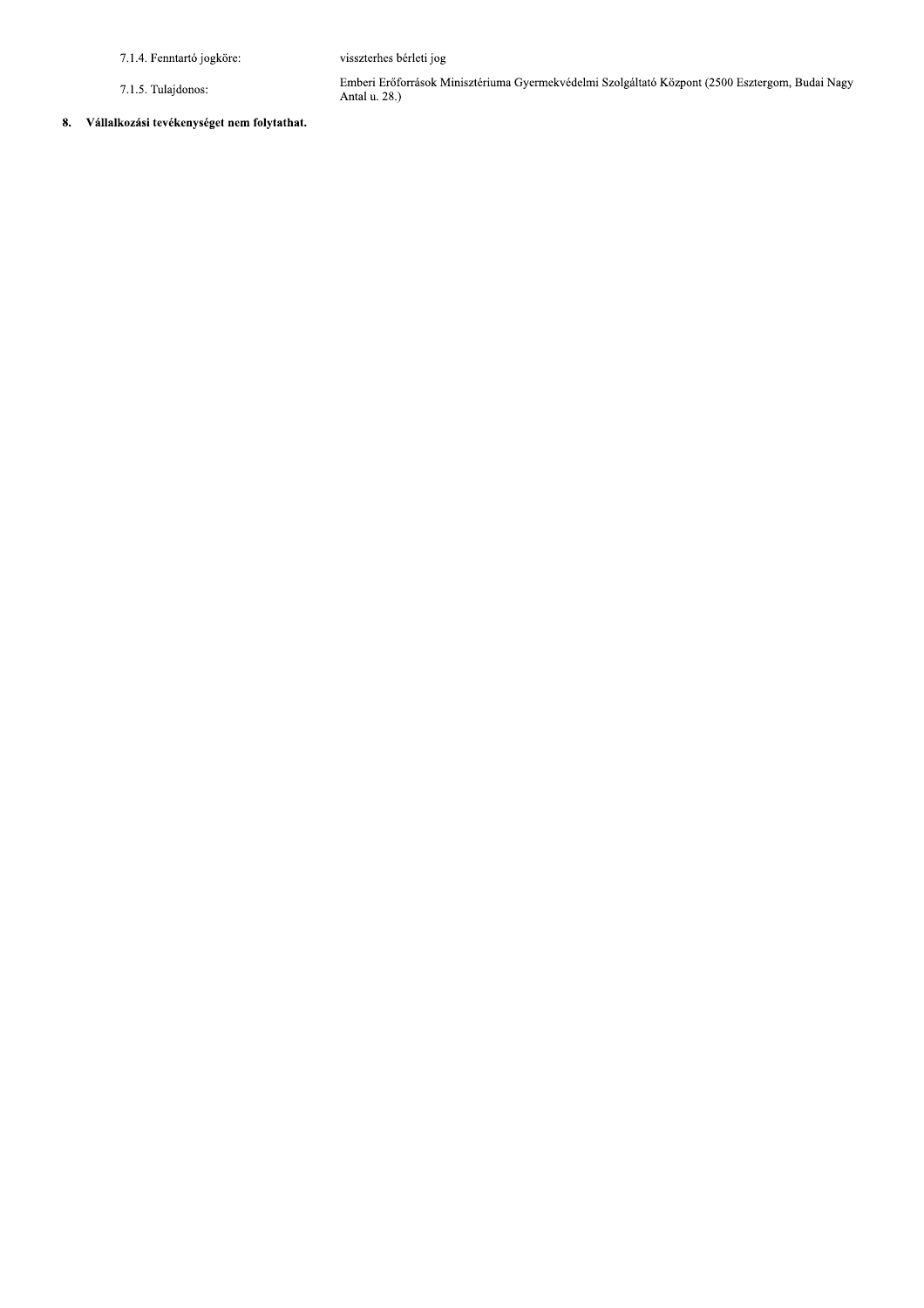| | |
|---|---|
| 7.1.4. Fenntartó jogköre: | visszterhes bérleti jog |
| 7.1.5. Tulajdonos: | Emberi Erőforrások Minisztériuma Gyermekvédelmi Szolgáltató Központ (2500 Esztergom, Budai Nagy Antal u. 28.) |

**8. Vállalkozási tevékenységet nem folytathat.**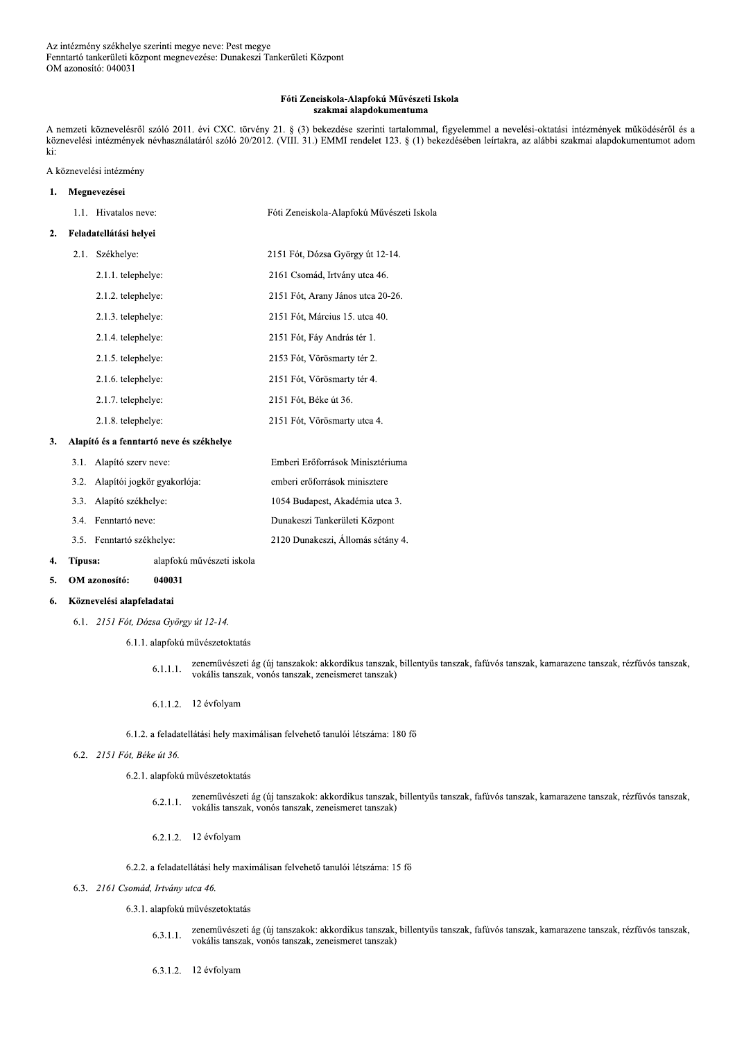Az intézmény székhelye szerinti megye neve: Pest megye
Fenntartó tankerületi központ megnevezése: Dunakeszi Tankerületi Központ
OM azonosító: 040031

**Fóti Zeneiskola-Alapfokú Művészeti Iskola**
**szakmai alapdokumentuma**

A nemzeti köznevelésről szóló 2011. évi CXC. törvény 21. § (3) bekezdése szerinti tartalommal, figyelemmel a nevelési-oktatási intézmények működéséről és a köznevelési intézmények névhasználatáról szóló 20/2012. (VIII. 31.) EMMI rendelet 123. § (1) bekezdésében leírtakra, az alábbi szakmai alapdokumentumot adom ki:

A köznevelési intézmény

**1. Megnevezései**

1.1. Hivatalos neve: Fóti Zeneiskola-Alapfokú Művészeti Iskola

**2. Feladatellátási helyei**

2.1. Székhelye: 2151 Fót, Dózsa György út 12-14.

2.1.1. telephelye: 2161 Csomád, Irtvány utca 46.

2.1.2. telephelye: 2151 Fót, Arany János utca 20-26.

2.1.3. telephelye: 2151 Fót, Március 15. utca 40.

2.1.4. telephelye: 2151 Fót, Fáy András tér 1.

2.1.5. telephelye: 2153 Fót, Vörösmarty tér 2.

2.1.6. telephelye: 2151 Fót, Vörösmarty tér 4.

2.1.7. telephelye: 2151 Fót, Béke út 36.

2.1.8. telephelye: 2151 Fót, Vörösmarty utca 4.

**3. Alapító és a fenntartó neve és székhelye**

3.1. Alapító szerv neve: Emberi Erőforrások Minisztériuma

3.2. Alapítói jogkör gyakorlója: emberi erőforrások minisztere

3.3. Alapító székhelye: 1054 Budapest, Akadémia utca 3.

3.4. Fenntartó neve: Dunakeszi Tankerületi Központ

3.5. Fenntartó székhelye: 2120 Dunakeszi, Állomás sétány 4.

**4. Típusa:** alapfokú művészeti iskola

**5. OM azonosító:** **040031**

**6. Köznevelési alapfeladatai**

6.1. *2151 Fót, Dózsa György út 12-14.*

6.1.1. alapfokú művészetoktatás

6.1.1.1. zeneművészeti ág (új tanszakok: akkordikus tanszak, billentyűs tanszak, fafúvós tanszak, kamarazene tanszak, rézfúvós tanszak, vokális tanszak, vonós tanszak, zeneismeret tanszak)

6.1.1.2. 12 évfolyam

6.1.2. a feladatellátási hely maximálisan felvehető tanulói létszáma: 180 fő

6.2. *2151 Fót, Béke út 36.*

6.2.1. alapfokú művészetoktatás

6.2.1.1. zeneművészeti ág (új tanszakok: akkordikus tanszak, billentyűs tanszak, fafúvós tanszak, kamarazene tanszak, rézfúvós tanszak, vokális tanszak, vonós tanszak, zeneismeret tanszak)

6.2.1.2. 12 évfolyam

6.2.2. a feladatellátási hely maximálisan felvehető tanulói létszáma: 15 fő

6.3. *2161 Csomád, Irtvány utca 46.*

6.3.1. alapfokú művészetoktatás

6.3.1.1. zeneművészeti ág (új tanszakok: akkordikus tanszak, billentyűs tanszak, fafúvós tanszak, kamarazene tanszak, rézfúvós tanszak, vokális tanszak, vonós tanszak, zeneismeret tanszak)

6.3.1.2. 12 évfolyam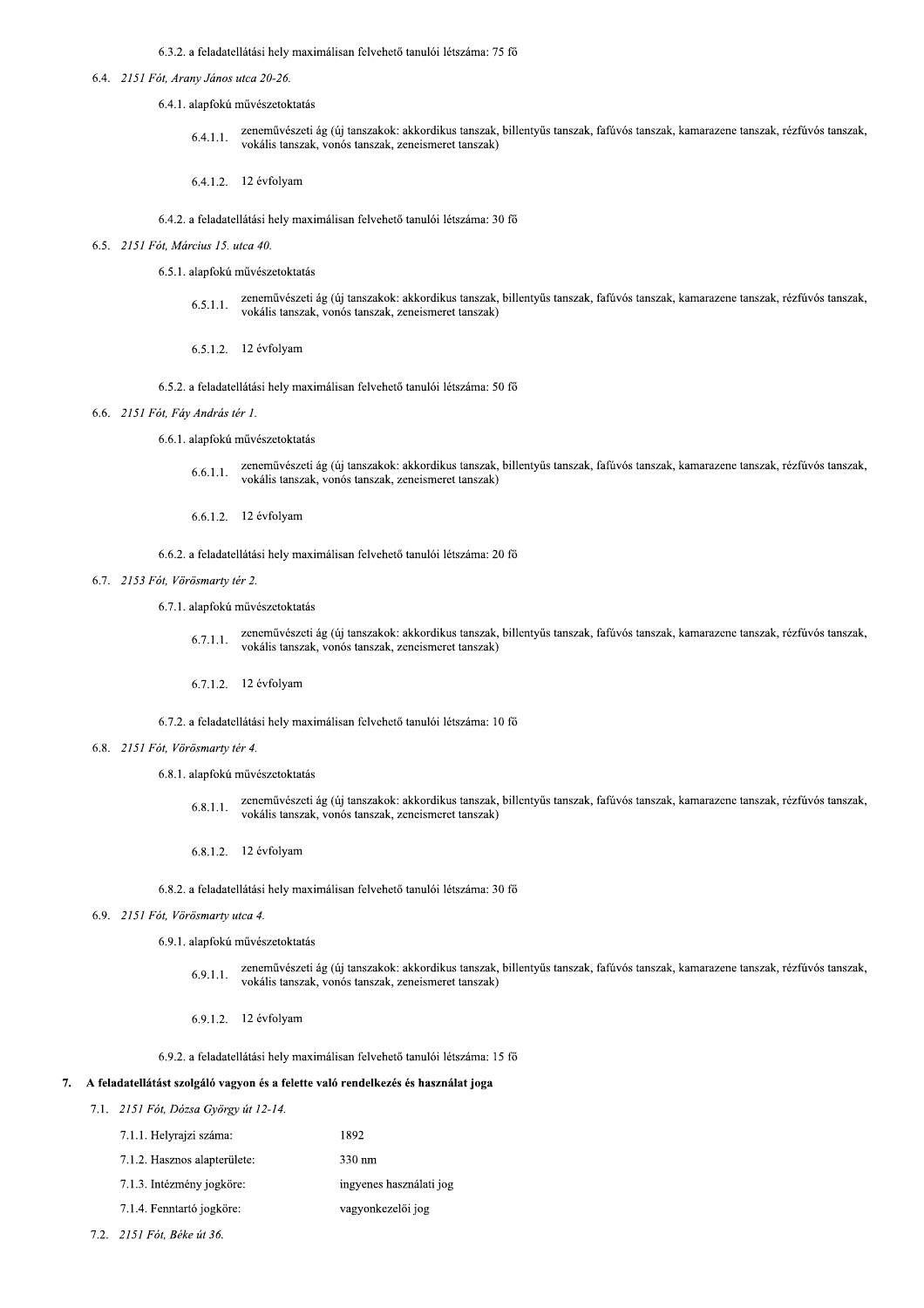6.3.2. a feladatellátási hely maximálisan felvehető tanulói létszáma: 75 fő

6.4. *2151 Fót, Arany János utca 20-26.*

6.4.1. alapfokú művészetoktatás

6.4.1.1. zeneművészeti ág (új tanszakok: akkordikus tanszak, billentyűs tanszak, fafúvós tanszak, kamarazene tanszak, rézfúvós tanszak, vokális tanszak, vonós tanszak, zeneismeret tanszak)

6.4.1.2. 12 évfolyam

6.4.2. a feladatellátási hely maximálisan felvehető tanulói létszáma: 30 fő

6.5. *2151 Fót, Március 15. utca 40.*

6.5.1. alapfokú művészetoktatás

6.5.1.1. zeneművészeti ág (új tanszakok: akkordikus tanszak, billentyűs tanszak, fafúvós tanszak, kamarazene tanszak, rézfúvós tanszak, vokális tanszak, vonós tanszak, zeneismeret tanszak)

6.5.1.2. 12 évfolyam

6.5.2. a feladatellátási hely maximálisan felvehető tanulói létszáma: 50 fő

6.6. *2151 Fót, Fáy András tér 1.*

6.6.1. alapfokú művészetoktatás

6.6.1.1. zeneművészeti ág (új tanszakok: akkordikus tanszak, billentyűs tanszak, fafúvós tanszak, kamarazene tanszak, rézfúvós tanszak, vokális tanszak, vonós tanszak, zeneismeret tanszak)

6.6.1.2. 12 évfolyam

6.6.2. a feladatellátási hely maximálisan felvehető tanulói létszáma: 20 fő

6.7. *2153 Fót, Vörösmarty tér 2.*

6.7.1. alapfokú művészetoktatás

6.7.1.1. zeneművészeti ág (új tanszakok: akkordikus tanszak, billentyűs tanszak, fafúvós tanszak, kamarazene tanszak, rézfúvós tanszak, vokális tanszak, vonós tanszak, zeneismeret tanszak)

6.7.1.2. 12 évfolyam

6.7.2. a feladatellátási hely maximálisan felvehető tanulói létszáma: 10 fő

6.8. *2151 Fót, Vörösmarty tér 4.*

6.8.1. alapfokú művészetoktatás

6.8.1.1. zeneművészeti ág (új tanszakok: akkordikus tanszak, billentyűs tanszak, fafúvós tanszak, kamarazene tanszak, rézfúvós tanszak, vokális tanszak, vonós tanszak, zeneismeret tanszak)

6.8.1.2. 12 évfolyam

6.8.2. a feladatellátási hely maximálisan felvehető tanulói létszáma: 30 fő

6.9. *2151 Fót, Vörösmarty utca 4.*

6.9.1. alapfokú művészetoktatás

6.9.1.1. zeneművészeti ág (új tanszakok: akkordikus tanszak, billentyűs tanszak, fafúvós tanszak, kamarazene tanszak, rézfúvós tanszak, vokális tanszak, vonós tanszak, zeneismeret tanszak)

6.9.1.2. 12 évfolyam

6.9.2. a feladatellátási hely maximálisan felvehető tanulói létszáma: 15 fő

**7. A feladatellátást szolgáló vagyon és a felette való rendelkezés és használat joga**

7.1. *2151 Fót, Dózsa György út 12-14.*

| | |
|---|---|
| 7.1.1. Helyrajzi száma: | 1892 |
| 7.1.2. Hasznos alapterülete: | 330 nm |
| 7.1.3. Intézmény jogköre: | ingyenes használati jog |
| 7.1.4. Fenntartó jogköre: | vagyonkezelői jog |

7.2. *2151 Fót, Béke út 36.*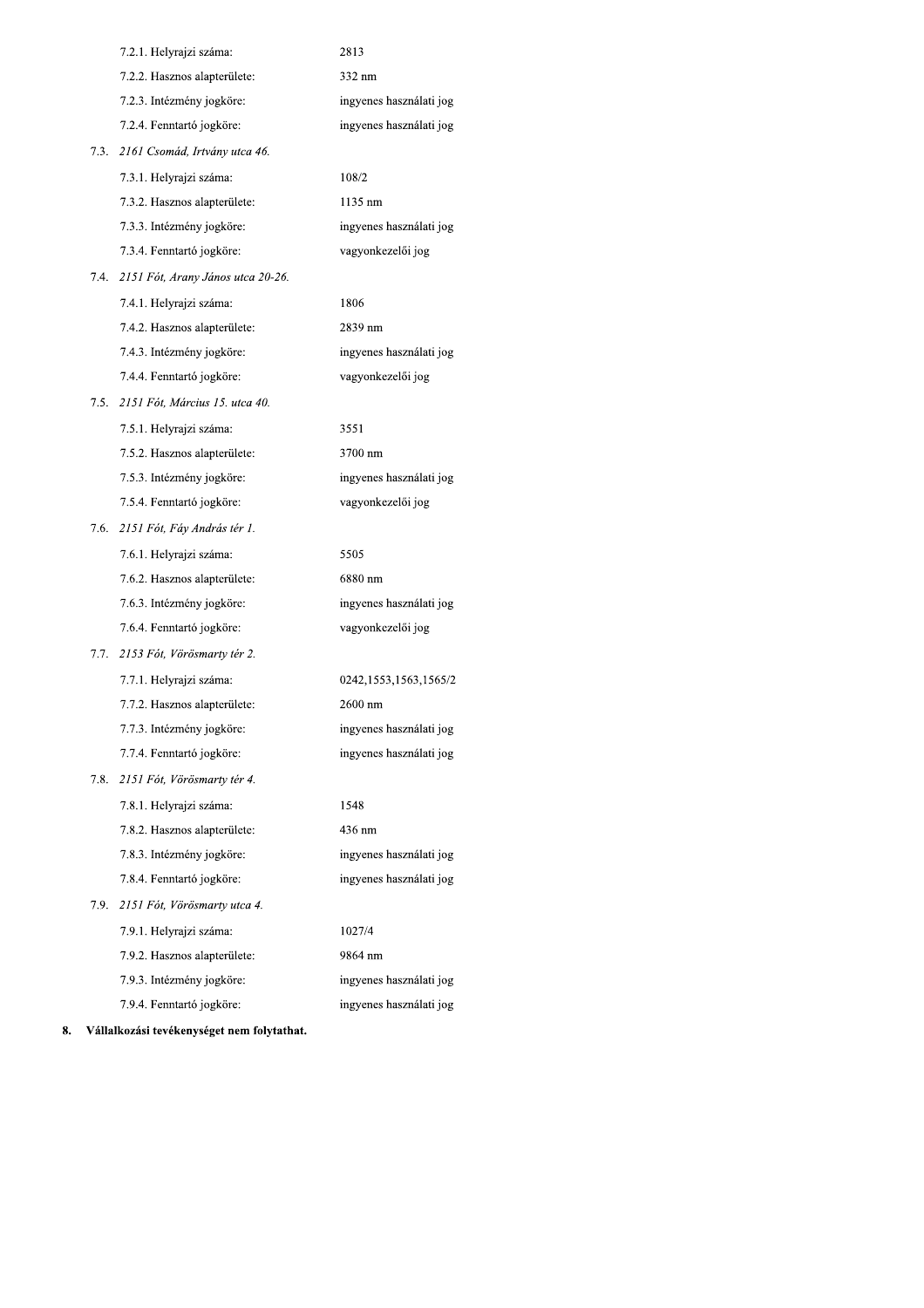7.2.1. Helyrajzi száma: 2813

7.2.2. Hasznos alapterülete: 332 nm

7.2.3. Intézmény jogköre: ingyenes használati jog

7.2.4. Fenntartó jogköre: ingyenes használati jog

7.3. *2161 Csomád, Irtvány utca 46.*

7.3.1. Helyrajzi száma: 108/2

7.3.2. Hasznos alapterülete: 1135 nm

7.3.3. Intézmény jogköre: ingyenes használati jog

7.3.4. Fenntartó jogköre: vagyonkezelői jog

7.4. *2151 Fót, Arany János utca 20-26.*

7.4.1. Helyrajzi száma: 1806

7.4.2. Hasznos alapterülete: 2839 nm

7.4.3. Intézmény jogköre: ingyenes használati jog

7.4.4. Fenntartó jogköre: vagyonkezelői jog

7.5. *2151 Fót, Március 15. utca 40.*

7.5.1. Helyrajzi száma: 3551

7.5.2. Hasznos alapterülete: 3700 nm

7.5.3. Intézmény jogköre: ingyenes használati jog

7.5.4. Fenntartó jogköre: vagyonkezelői jog

7.6. *2151 Fót, Fáy András tér 1.*

7.6.1. Helyrajzi száma: 5505

7.6.2. Hasznos alapterülete: 6880 nm

7.6.3. Intézmény jogköre: ingyenes használati jog

7.6.4. Fenntartó jogköre: vagyonkezelői jog

7.7. *2153 Fót, Vörösmarty tér 2.*

7.7.1. Helyrajzi száma: 0242,1553,1563,1565/2

7.7.2. Hasznos alapterülete: 2600 nm

7.7.3. Intézmény jogköre: ingyenes használati jog

7.7.4. Fenntartó jogköre: ingyenes használati jog

7.8. *2151 Fót, Vörösmarty tér 4.*

7.8.1. Helyrajzi száma: 1548

7.8.2. Hasznos alapterülete: 436 nm

7.8.3. Intézmény jogköre: ingyenes használati jog

7.8.4. Fenntartó jogköre: ingyenes használati jog

7.9. *2151 Fót, Vörösmarty utca 4.*

7.9.1. Helyrajzi száma: 1027/4

7.9.2. Hasznos alapterülete: 9864 nm

7.9.3. Intézmény jogköre: ingyenes használati jog

7.9.4. Fenntartó jogköre: ingyenes használati jog

**8. Vállalkozási tevékenységet nem folytathat.**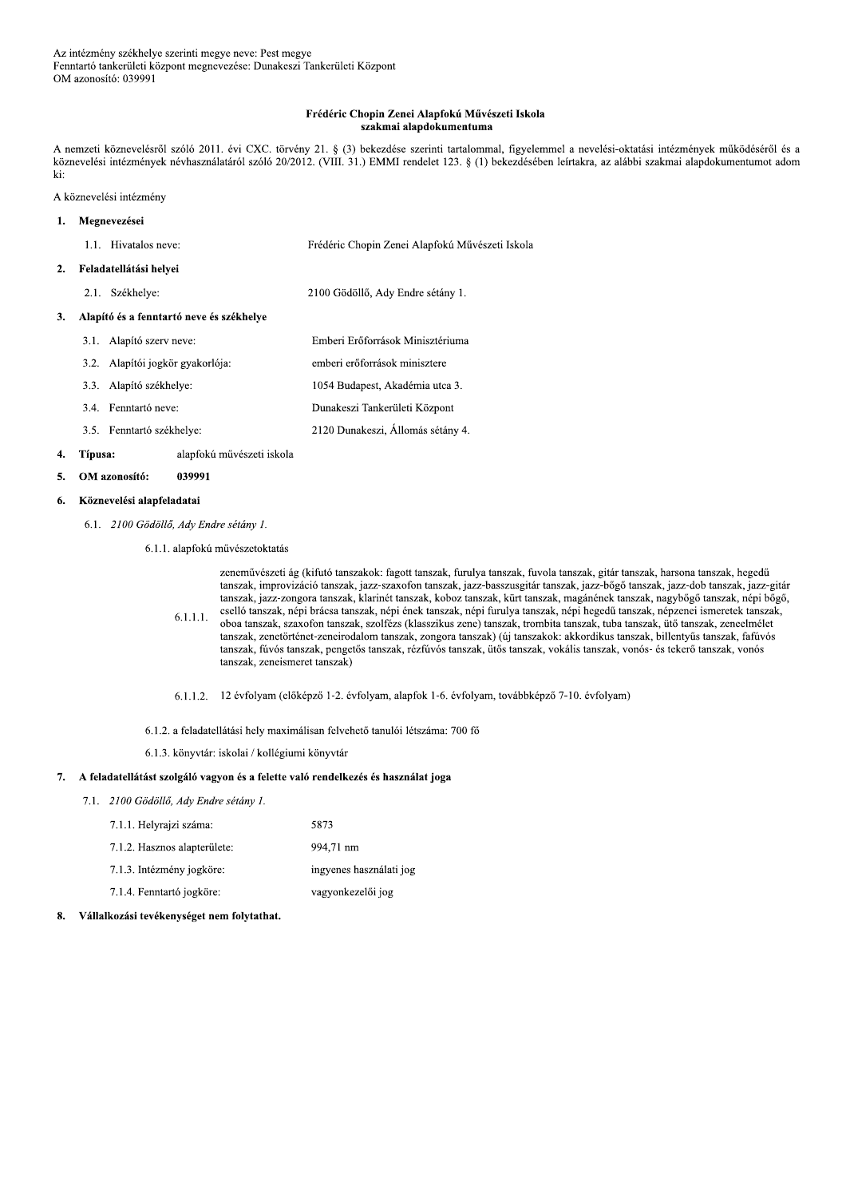Az intézmény székhelye szerinti megye neve: Pest megye
Fenntartó tankerületi központ megnevezése: Dunakeszi Tankerületi Központ
OM azonosító: 039991

**Frédéric Chopin Zenei Alapfokú Művészeti Iskola**
**szakmai alapdokumentuma**

A nemzeti köznevelésről szóló 2011. évi CXC. törvény 21. § (3) bekezdése szerinti tartalommal, figyelemmel a nevelési-oktatási intézmények működéséről és a köznevelési intézmények névhasználatáról szóló 20/2012. (VIII. 31.) EMMI rendelet 123. § (1) bekezdésében leírtakra, az alábbi szakmai alapdokumentumot adom ki:

A köznevelési intézmény

**1. Megnevezései**

1.1. Hivatalos neve: Frédéric Chopin Zenei Alapfokú Művészeti Iskola

**2. Feladatellátási helyei**

2.1. Székhelye: 2100 Gödöllő, Ady Endre sétány 1.

**3. Alapító és a fenntartó neve és székhelye**

3.1. Alapító szerv neve: Emberi Erőforrások Minisztériuma

3.2. Alapítói jogkör gyakorlója: emberi erőforrások minisztere

3.3. Alapító székhelye: 1054 Budapest, Akadémia utca 3.

3.4. Fenntartó neve: Dunakeszi Tankerületi Központ

3.5. Fenntartó székhelye: 2120 Dunakeszi, Állomás sétány 4.

**4. Típusa:** alapfokú művészeti iskola

**5. OM azonosító: 039991**

**6. Köznevelési alapfeladatai**

6.1. *2100 Gödöllő, Ady Endre sétány 1.*

6.1.1. alapfokú művészetoktatás

6.1.1.1. zeneművészeti ág (kifutó tanszakok: fagott tanszak, furulya tanszak, fuvola tanszak, gitár tanszak, harsona tanszak, hegedű tanszak, improvizáció tanszak, jazz-szaxofon tanszak, jazz-basszusgitár tanszak, jazz-bőgő tanszak, jazz-dob tanszak, jazz-gitár tanszak, jazz-zongora tanszak, klarinét tanszak, koboz tanszak, kürt tanszak, magánének tanszak, nagybőgő tanszak, népi bőgő, cselló tanszak, népi brácsa tanszak, népi ének tanszak, népi furulya tanszak, népi hegedű tanszak, népzenei ismeretek tanszak, oboa tanszak, szaxofon tanszak, szolfézs (klasszikus zene) tanszak, trombita tanszak, tuba tanszak, ütő tanszak, zeneelmélet tanszak, zenetörténet-zeneirodalom tanszak, zongora tanszak) (új tanszakok: akkordikus tanszak, billentyűs tanszak, fafúvós tanszak, fúvós tanszak, pengetős tanszak, rézfúvós tanszak, ütős tanszak, vokális tanszak, vonós- és tekerő tanszak, vonós tanszak, zeneismeret tanszak)

6.1.1.2. 12 évfolyam (előképző 1-2. évfolyam, alapfok 1-6. évfolyam, továbbképző 7-10. évfolyam)

6.1.2. a feladatellátási hely maximálisan felvehető tanulói létszáma: 700 fő

6.1.3. könyvtár: iskolai / kollégiumi könyvtár

**7. A feladatellátást szolgáló vagyon és a felette való rendelkezés és használat joga**

7.1. *2100 Gödöllő, Ady Endre sétány 1.*

7.1.1. Helyrajzi száma: 5873

7.1.2. Hasznos alapterülete: 994,71 nm

7.1.3. Intézmény jogköre: ingyenes használati jog

7.1.4. Fenntartó jogköre: vagyonkezelői jog

**8. Vállalkozási tevékenységet nem folytathat.**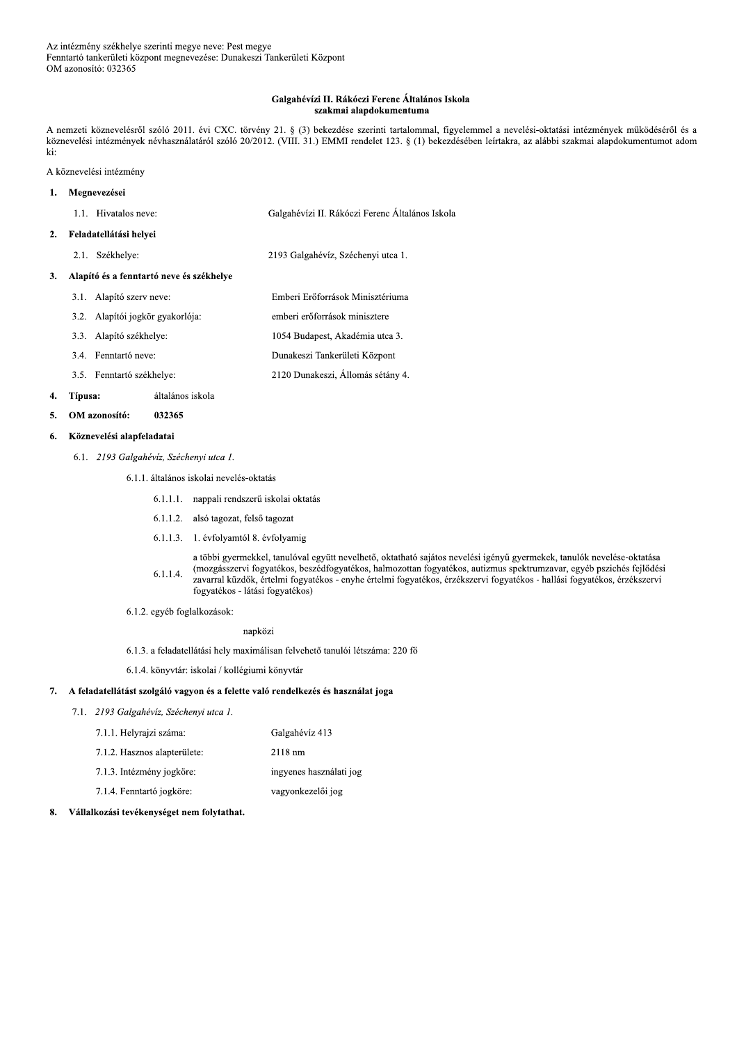Az intézmény székhelye szerinti megye neve: Pest megye
Fenntartó tankerületi központ megnevezése: Dunakeszi Tankerületi Központ
OM azonosító: 032365

**Galgahévízi II. Rákóczi Ferenc Általános Iskola**
**szakmai alapdokumentuma**

A nemzeti köznevelésről szóló 2011. évi CXC. törvény 21. § (3) bekezdése szerinti tartalommal, figyelemmel a nevelési-oktatási intézmények működéséről és a köznevelési intézmények névhasználatáról szóló 20/2012. (VIII. 31.) EMMI rendelet 123. § (1) bekezdésében leírtakra, az alábbi szakmai alapdokumentumot adom ki:

A köznevelési intézmény

**1. Megnevezései**

1.1. Hivatalos neve: Galgahévízi II. Rákóczi Ferenc Általános Iskola

**2. Feladatellátási helyei**

2.1. Székhelye: 2193 Galgahévíz, Széchenyi utca 1.

**3. Alapító és a fenntartó neve és székhelye**

3.1. Alapító szerv neve: Emberi Erőforrások Minisztériuma

3.2. Alapítói jogkör gyakorlója: emberi erőforrások minisztere

3.3. Alapító székhelye: 1054 Budapest, Akadémia utca 3.

3.4. Fenntartó neve: Dunakeszi Tankerületi Központ

3.5. Fenntartó székhelye: 2120 Dunakeszi, Állomás sétány 4.

**4. Típusa:** általános iskola

**5. OM azonosító: 032365**

**6. Köznevelési alapfeladatai**

6.1. *2193 Galgahévíz, Széchenyi utca 1.*

6.1.1. általános iskolai nevelés-oktatás

6.1.1.1. nappali rendszerű iskolai oktatás

6.1.1.2. alsó tagozat, felső tagozat

6.1.1.3. 1. évfolyamtól 8. évfolyamig

6.1.1.4. a többi gyermekkel, tanulóval együtt nevelhető, oktatható sajátos nevelési igényű gyermekek, tanulók nevelése-oktatása (mozgásszervi fogyatékos, beszédfogyatékos, halmozottan fogyatékos, autizmus spektrumzavar, egyéb pszichés fejlődési zavarral küzdők, értelmi fogyatékos - enyhe értelmi fogyatékos, érzékszervi fogyatékos - hallási fogyatékos, érzékszervi fogyatékos - látási fogyatékos)

6.1.2. egyéb foglalkozások:

napközi

6.1.3. a feladatellátási hely maximálisan felvehető tanulói létszáma: 220 fő

6.1.4. könyvtár: iskolai / kollégiumi könyvtár

**7. A feladatellátást szolgáló vagyon és a felette való rendelkezés és használat joga**

7.1. *2193 Galgahévíz, Széchenyi utca 1.*

7.1.1. Helyrajzi száma: Galgahévíz 413

7.1.2. Hasznos alapterülete: 2118 nm

7.1.3. Intézmény jogköre: ingyenes használati jog

7.1.4. Fenntartó jogköre: vagyonkezelői jog

**8. Vállalkozási tevékenységet nem folytathat.**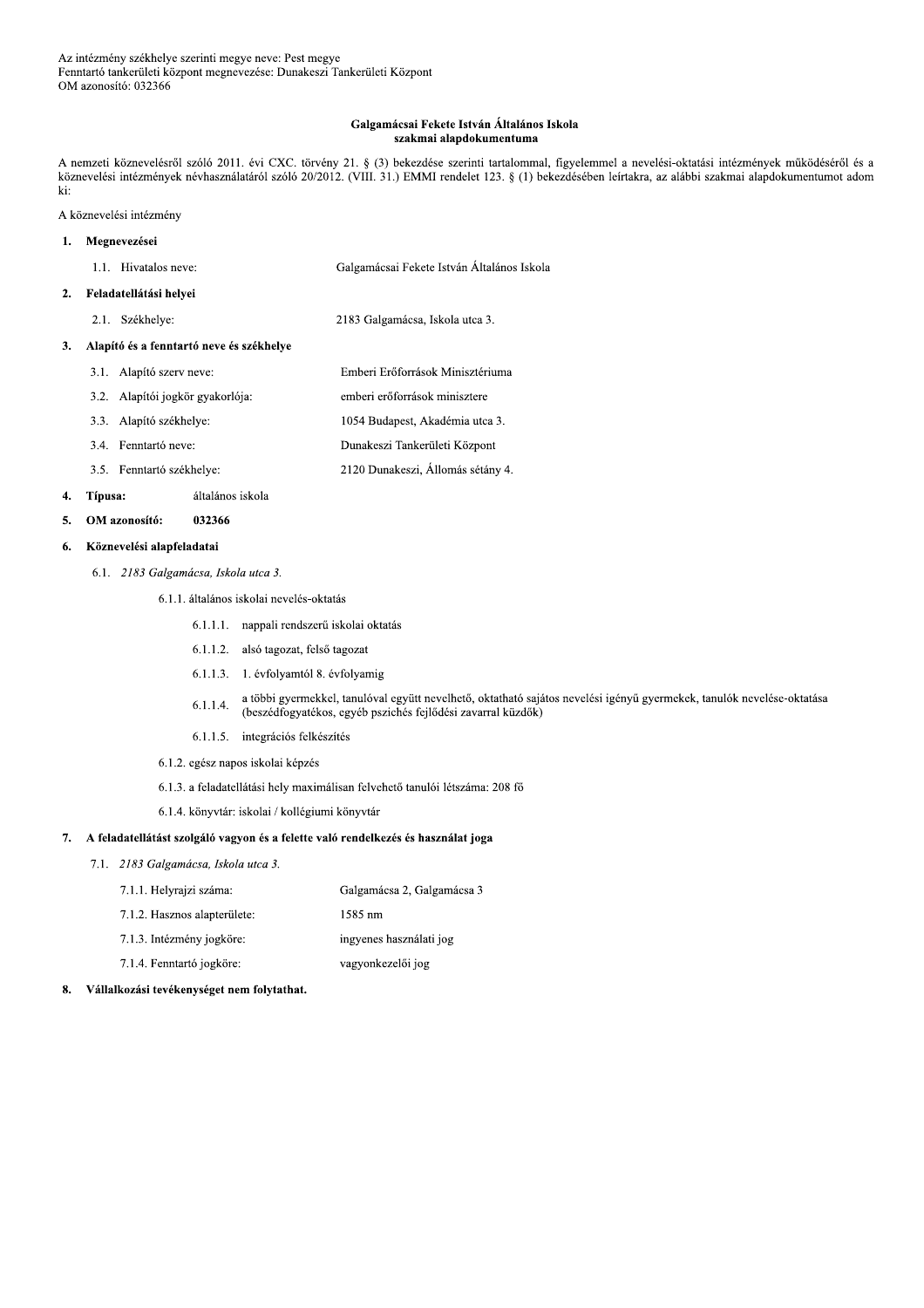Az intézmény székhelye szerinti megye neve: Pest megye
Fenntartó tankerületi központ megnevezése: Dunakeszi Tankerületi Központ
OM azonosító: 032366

**Galgamácsai Fekete István Általános Iskola**
**szakmai alapdokumentuma**

A nemzeti köznevelésről szóló 2011. évi CXC. törvény 21. § (3) bekezdése szerinti tartalommal, figyelemmel a nevelési-oktatási intézmények működéséről és a köznevelési intézmények névhasználatáról szóló 20/2012. (VIII. 31.) EMMI rendelet 123. § (1) bekezdésében leírtakra, az alábbi szakmai alapdokumentumot adom ki:

A köznevelési intézmény

1. **Megnevezései**
   - 1.1. Hivatalos neve: Galgamácsai Fekete István Általános Iskola
2. **Feladatellátási helyei**
   - 2.1. Székhelye: 2183 Galgamácsa, Iskola utca 3.
3. **Alapító és a fenntartó neve és székhelye**
   - 3.1. Alapító szerv neve: Emberi Erőforrások Minisztériuma
   - 3.2. Alapítói jogkör gyakorlója: emberi erőforrások minisztere
   - 3.3. Alapító székhelye: 1054 Budapest, Akadémia utca 3.
   - 3.4. Fenntartó neve: Dunakeszi Tankerületi Központ
   - 3.5. Fenntartó székhelye: 2120 Dunakeszi, Állomás sétány 4.
4. **Típusa:** általános iskola
5. **OM azonosító: 032366**
6. **Köznevelési alapfeladatai**
   - 6.1. *2183 Galgamácsa, Iskola utca 3.*
     - 6.1.1. általános iskolai nevelés-oktatás
       - 6.1.1.1. nappali rendszerű iskolai oktatás
       - 6.1.1.2. alsó tagozat, felső tagozat
       - 6.1.1.3. 1. évfolyamtól 8. évfolyamig
       - 6.1.1.4. a többi gyermekkel, tanulóval együtt nevelhető, oktatható sajátos nevelési igényű gyermekek, tanulók nevelése-oktatása (beszédfogyatékos, egyéb pszichés fejlődési zavarral küzdők)
       - 6.1.1.5. integrációs felkészítés
     - 6.1.2. egész napos iskolai képzés
     - 6.1.3. a feladatellátási hely maximálisan felvehető tanulói létszáma: 208 fő
     - 6.1.4. könyvtár: iskolai / kollégiumi könyvtár
7. **A feladatellátást szolgáló vagyon és a felette való rendelkezés és használat joga**
   - 7.1. *2183 Galgamácsa, Iskola utca 3.*
     - 7.1.1. Helyrajzi száma: Galgamácsa 2, Galgamácsa 3
     - 7.1.2. Hasznos alapterülete: 1585 nm
     - 7.1.3. Intézmény jogköre: ingyenes használati jog
     - 7.1.4. Fenntartó jogköre: vagyonkezelői jog
8. **Vállalkozási tevékenységet nem folytathat.**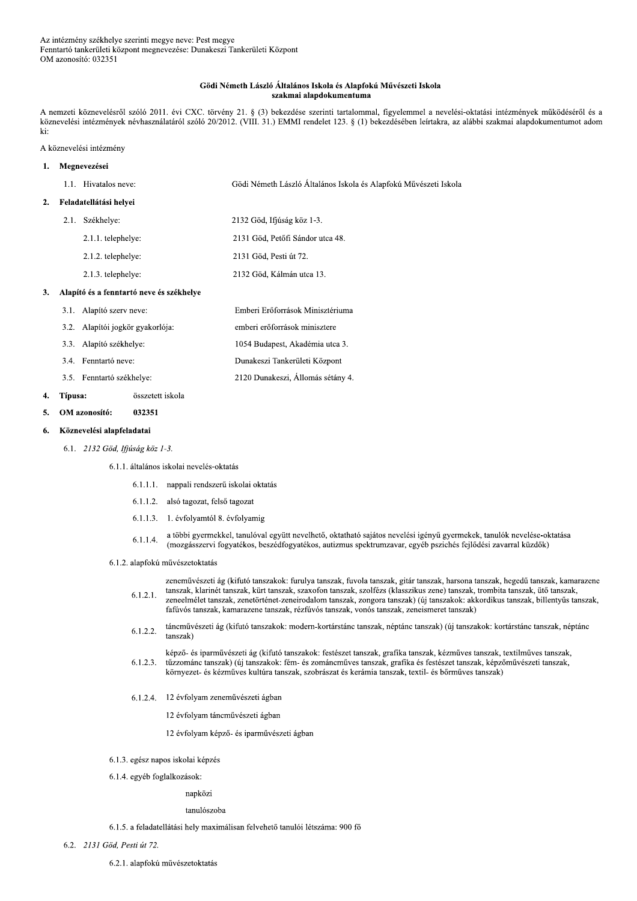Az intézmény székhelye szerinti megye neve: Pest megye
Fenntartó tankerületi központ megnevezése: Dunakeszi Tankerületi Központ
OM azonosító: 032351

**Gödi Németh László Általános Iskola és Alapfokú Művészeti Iskola**
**szakmai alapdokumentuma**

A nemzeti köznevelésről szóló 2011. évi CXC. törvény 21. § (3) bekezdése szerinti tartalommal, figyelemmel a nevelési-oktatási intézmények működéséről és a köznevelési intézmények névhasználatáról szóló 20/2012. (VIII. 31.) EMMI rendelet 123. § (1) bekezdésében leírtakra, az alábbi szakmai alapdokumentumot adom ki:

A köznevelési intézmény

**1. Megnevezései**

1.1. Hivatalos neve: Gödi Németh László Általános Iskola és Alapfokú Művészeti Iskola

**2. Feladatellátási helyei**

2.1. Székhelye: 2132 Göd, Ifjúság köz 1-3.

2.1.1. telephelye: 2131 Göd, Petőfi Sándor utca 48.

2.1.2. telephelye: 2131 Göd, Pesti út 72.

2.1.3. telephelye: 2132 Göd, Kálmán utca 13.

**3. Alapító és a fenntartó neve és székhelye**

3.1. Alapító szerv neve: Emberi Erőforrások Minisztériuma

3.2. Alapítói jogkör gyakorlója: emberi erőforrások minisztere

3.3. Alapító székhelye: 1054 Budapest, Akadémia utca 3.

3.4. Fenntartó neve: Dunakeszi Tankerületi Központ

3.5. Fenntartó székhelye: 2120 Dunakeszi, Állomás sétány 4.

**4. Típusa:** összetett iskola

**5. OM azonosító:** **032351**

**6. Köznevelési alapfeladatai**

6.1. *2132 Göd, Ifjúság köz 1-3.*

6.1.1. általános iskolai nevelés-oktatás

6.1.1.1. nappali rendszerű iskolai oktatás

6.1.1.2. alsó tagozat, felső tagozat

6.1.1.3. 1. évfolyamtól 8. évfolyamig

6.1.1.4. a többi gyermekkel, tanulóval együtt nevelhető, oktatható sajátos nevelési igényű gyermekek, tanulók nevelése-oktatása (mozgásszervi fogyatékos, beszédfogyatékos, autizmus spektrumzavar, egyéb pszichés fejlődési zavarral küzdők)

6.1.2. alapfokú művészetoktatás

6.1.2.1. zeneművészeti ág (kifutó tanszakok: furulya tanszak, fuvola tanszak, gitár tanszak, harsona tanszak, hegedű tanszak, kamarazene tanszak, klarinét tanszak, kürt tanszak, szaxofon tanszak, szolfézs (klasszikus zene) tanszak, trombita tanszak, ütő tanszak, zeneelmélet tanszak, zenetörténet-zeneirodalom tanszak, zongora tanszak) (új tanszakok: akkordikus tanszak, billentyűs tanszak, fafúvós tanszak, kamarazene tanszak, rézfúvós tanszak, vonós tanszak, zeneismeret tanszak)

6.1.2.2. táncművészeti ág (kifutó tanszakok: modern-kortárstánc tanszak, néptánc tanszak) (új tanszakok: kortárstánc tanszak, néptánc tanszak)

6.1.2.3. képző- és iparművészeti ág (kifutó tanszakok: festészet tanszak, grafika tanszak, kézműves tanszak, textilműves tanszak, tűzzománc tanszak) (új tanszakok: fém- és zománcműves tanszak, grafika és festészet tanszak, képzőművészeti tanszak, környezet- és kézműves kultúra tanszak, szobrászat és kerámia tanszak, textil- és bőrműves tanszak)

6.1.2.4. 12 évfolyam zeneművészeti ágban

12 évfolyam táncművészeti ágban

12 évfolyam képző- és iparművészeti ágban

6.1.3. egész napos iskolai képzés

6.1.4. egyéb foglalkozások:

napközi

tanulószoba

6.1.5. a feladatellátási hely maximálisan felvehető tanulói létszáma: 900 fő

6.2. *2131 Göd, Pesti út 72.*

6.2.1. alapfokú művészetoktatás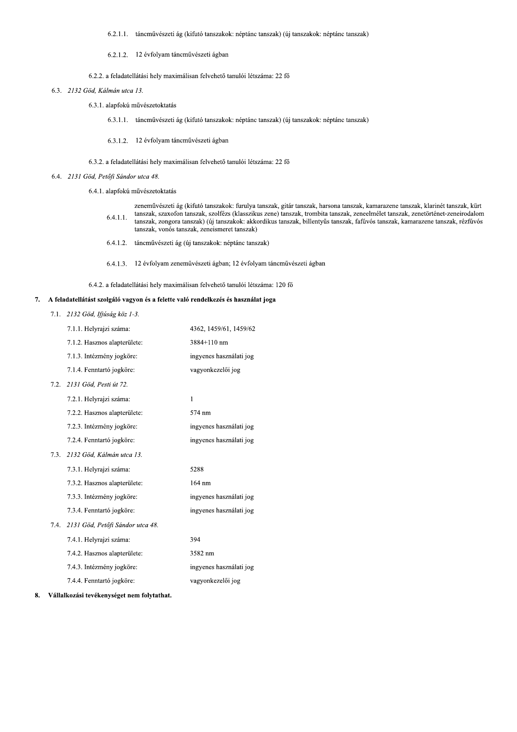6.2.1.1. táncművészeti ág (kifutó tanszakok: néptánc tanszak) (új tanszakok: néptánc tanszak)

6.2.1.2. 12 évfolyam táncművészeti ágban

6.2.2. a feladatellátási hely maximálisan felvehető tanulói létszáma: 22 fő

6.3. *2132 Göd, Kálmán utca 13.*

6.3.1. alapfokú művészetoktatás

6.3.1.1. táncművészeti ág (kifutó tanszakok: néptánc tanszak) (új tanszakok: néptánc tanszak)

6.3.1.2. 12 évfolyam táncművészeti ágban

6.3.2. a feladatellátási hely maximálisan felvehető tanulói létszáma: 22 fő

6.4. *2131 Göd, Petőfi Sándor utca 48.*

6.4.1. alapfokú művészetoktatás

6.4.1.1. zeneművészeti ág (kifutó tanszakok: furulya tanszak, gitár tanszak, harsona tanszak, kamarazene tanszak, klarinét tanszak, kürt tanszak, szaxofon tanszak, szolfézs (klasszikus zene) tanszak, trombita tanszak, zeneelmélet tanszak, zenetörténet-zeneirodalom tanszak, zongora tanszak) (új tanszakok: akkordikus tanszak, billentyűs tanszak, fafúvós tanszak, kamarazene tanszak, rézfúvós tanszak, vonós tanszak, zeneismeret tanszak)

6.4.1.2. táncművészeti ág (új tanszakok: néptánc tanszak)

6.4.1.3. 12 évfolyam zeneművészeti ágban; 12 évfolyam táncművészeti ágban

6.4.2. a feladatellátási hely maximálisan felvehető tanulói létszáma: 120 fő

## 7. A feladatellátást szolgáló vagyon és a felette való rendelkezés és használat joga

7.1. *2132 Göd, Ifjúság köz 1-3.*

| | |
|---|---|
| 7.1.1. Helyrajzi száma: | 4362, 1459/61, 1459/62 |
| 7.1.2. Hasznos alapterülete: | 3884+110 nm |
| 7.1.3. Intézmény jogköre: | ingyenes használati jog |
| 7.1.4. Fenntartó jogköre: | vagyonkezelői jog |

7.2. *2131 Göd, Pesti út 72.*

| | |
|---|---|
| 7.2.1. Helyrajzi száma: | 1 |
| 7.2.2. Hasznos alapterülete: | 574 nm |
| 7.2.3. Intézmény jogköre: | ingyenes használati jog |
| 7.2.4. Fenntartó jogköre: | ingyenes használati jog |

7.3. *2132 Göd, Kálmán utca 13.*

| | |
|---|---|
| 7.3.1. Helyrajzi száma: | 5288 |
| 7.3.2. Hasznos alapterülete: | 164 nm |
| 7.3.3. Intézmény jogköre: | ingyenes használati jog |
| 7.3.4. Fenntartó jogköre: | ingyenes használati jog |

7.4. *2131 Göd, Petőfi Sándor utca 48.*

| | |
|---|---|
| 7.4.1. Helyrajzi száma: | 394 |
| 7.4.2. Hasznos alapterülete: | 3582 nm |
| 7.4.3. Intézmény jogköre: | ingyenes használati jog |
| 7.4.4. Fenntartó jogköre: | vagyonkezelői jog |

## 8. Vállalkozási tevékenységet nem folytathat.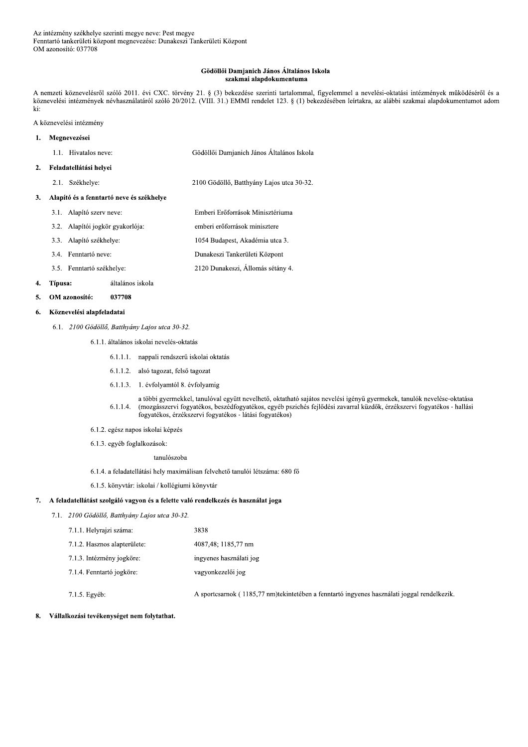Az intézmény székhelye szerinti megye neve: Pest megye
Fenntartó tankerületi központ megnevezése: Dunakeszi Tankerületi Központ
OM azonosító: 037708

**Gödöllői Damjanich János Általános Iskola**
**szakmai alapdokumentuma**

A nemzeti köznevelésről szóló 2011. évi CXC. törvény 21. § (3) bekezdése szerinti tartalommal, figyelemmel a nevelési-oktatási intézmények működéséről és a köznevelési intézmények névhasználatáról szóló 20/2012. (VIII. 31.) EMMI rendelet 123. § (1) bekezdésében leírtakra, az alábbi szakmai alapdokumentumot adom ki:

A köznevelési intézmény

**1. Megnevezései**

1.1. Hivatalos neve: Gödöllői Damjanich János Általános Iskola

**2. Feladatellátási helyei**

2.1. Székhelye: 2100 Gödöllő, Batthyány Lajos utca 30-32.

**3. Alapító és a fenntartó neve és székhelye**

3.1. Alapító szerv neve: Emberi Erőforrások Minisztériuma

3.2. Alapítói jogkör gyakorlója: emberi erőforrások minisztere

3.3. Alapító székhelye: 1054 Budapest, Akadémia utca 3.

3.4. Fenntartó neve: Dunakeszi Tankerületi Központ

3.5. Fenntartó székhelye: 2120 Dunakeszi, Állomás sétány 4.

**4. Típusa:** általános iskola

**5. OM azonosító: 037708**

**6. Köznevelési alapfeladatai**

6.1. *2100 Gödöllő, Batthyány Lajos utca 30-32.*

6.1.1. általános iskolai nevelés-oktatás

6.1.1.1. nappali rendszerű iskolai oktatás

6.1.1.2. alsó tagozat, felső tagozat

6.1.1.3. 1. évfolyamtól 8. évfolyamig

6.1.1.4. a többi gyermekkel, tanulóval együtt nevelhető, oktatható sajátos nevelési igényű gyermekek, tanulók nevelése-oktatása (mozgásszervi fogyatékos, beszédfogyatékos, egyéb pszichés fejlődési zavarral küzdők, érzékszervi fogyatékos - hallási fogyatékos, érzékszervi fogyatékos - látási fogyatékos)

6.1.2. egész napos iskolai képzés

6.1.3. egyéb foglalkozások:

tanulószoba

6.1.4. a feladatellátási hely maximálisan felvehető tanulói létszáma: 680 fő

6.1.5. könyvtár: iskolai / kollégiumi könyvtár

**7. A feladatellátást szolgáló vagyon és a felette való rendelkezés és használat joga**

7.1. *2100 Gödöllő, Batthyány Lajos utca 30-32.*

7.1.1. Helyrajzi száma: 3838

7.1.2. Hasznos alapterülete: 4087,48; 1185,77 nm

7.1.3. Intézmény jogköre: ingyenes használati jog

7.1.4. Fenntartó jogköre: vagyonkezelői jog

7.1.5. Egyéb: A sportcsarnok ( 1185,77 nm)tekintetében a fenntartó ingyenes használati joggal rendelkezik.

**8. Vállalkozási tevékenységet nem folytathat.**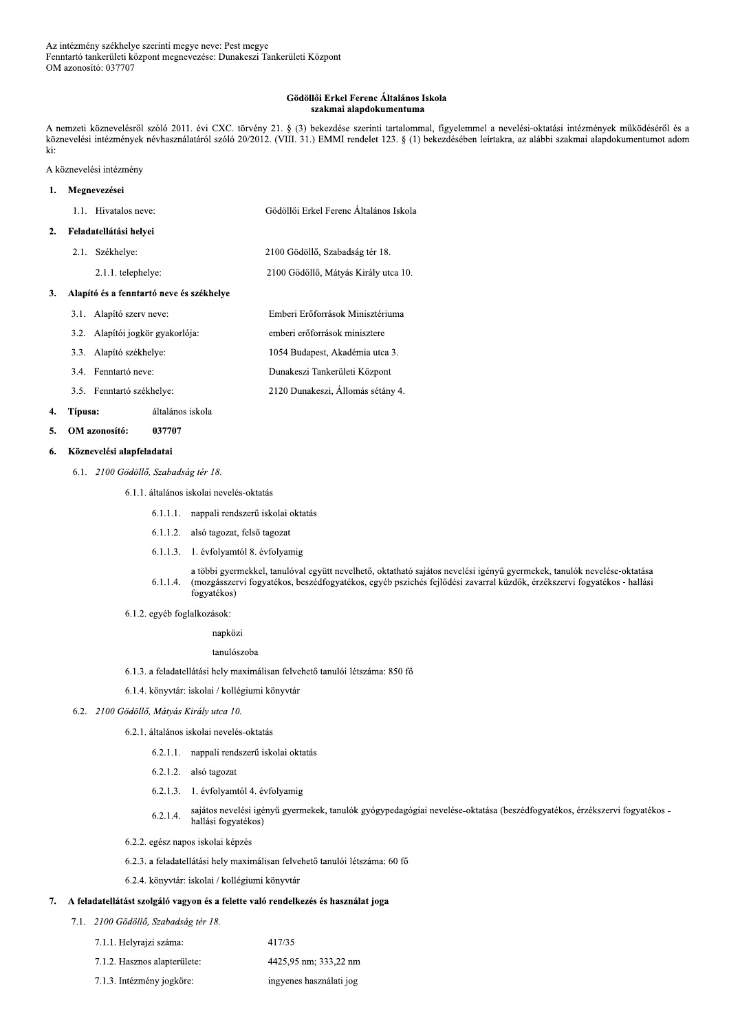Az intézmény székhelye szerinti megye neve: Pest megye
Fenntartó tankerületi központ megnevezése: Dunakeszi Tankerületi Központ
OM azonosító: 037707

**Gödöllői Erkel Ferenc Általános Iskola**
**szakmai alapdokumentuma**

A nemzeti köznevelésről szóló 2011. évi CXC. törvény 21. § (3) bekezdése szerinti tartalommal, figyelemmel a nevelési-oktatási intézmények működéséről és a köznevelési intézmények névhasználatáról szóló 20/2012. (VIII. 31.) EMMI rendelet 123. § (1) bekezdésében leírtakra, az alábbi szakmai alapdokumentumot adom ki:

A köznevelési intézmény

**1. Megnevezései**

1.1. Hivatalos neve: Gödöllői Erkel Ferenc Általános Iskola

**2. Feladatellátási helyei**

2.1. Székhelye: 2100 Gödöllő, Szabadság tér 18.

2.1.1. telephelye: 2100 Gödöllő, Mátyás Király utca 10.

**3. Alapító és a fenntartó neve és székhelye**

3.1. Alapító szerv neve: Emberi Erőforrások Minisztériuma

3.2. Alapítói jogkör gyakorlója: emberi erőforrások minisztere

3.3. Alapító székhelye: 1054 Budapest, Akadémia utca 3.

3.4. Fenntartó neve: Dunakeszi Tankerületi Központ

3.5. Fenntartó székhelye: 2120 Dunakeszi, Állomás sétány 4.

**4. Típusa:** általános iskola

**5. OM azonosító: 037707**

**6. Köznevelési alapfeladatai**

6.1. *2100 Gödöllő, Szabadság tér 18.*

6.1.1. általános iskolai nevelés-oktatás

6.1.1.1. nappali rendszerű iskolai oktatás

6.1.1.2. alsó tagozat, felső tagozat

6.1.1.3. 1. évfolyamtól 8. évfolyamig

6.1.1.4. a többi gyermekkel, tanulóval együtt nevelhető, oktatható sajátos nevelési igényű gyermekek, tanulók nevelése-oktatása (mozgásszervi fogyatékos, beszédfogyatékos, egyéb pszichés fejlődési zavarral küzdők, érzékszervi fogyatékos - hallási fogyatékos)

6.1.2. egyéb foglalkozások:

napközi

tanulószoba

6.1.3. a feladatellátási hely maximálisan felvehető tanulói létszáma: 850 fő

6.1.4. könyvtár: iskolai / kollégiumi könyvtár

6.2. *2100 Gödöllő, Mátyás Király utca 10.*

6.2.1. általános iskolai nevelés-oktatás

6.2.1.1. nappali rendszerű iskolai oktatás

6.2.1.2. alsó tagozat

6.2.1.3. 1. évfolyamtól 4. évfolyamig

6.2.1.4. sajátos nevelési igényű gyermekek, tanulók gyógypedagógiai nevelése-oktatása (beszédfogyatékos, érzékszervi fogyatékos - hallási fogyatékos)

6.2.2. egész napos iskolai képzés

6.2.3. a feladatellátási hely maximálisan felvehető tanulói létszáma: 60 fő

6.2.4. könyvtár: iskolai / kollégiumi könyvtár

**7. A feladatellátást szolgáló vagyon és a felette való rendelkezés és használat joga**

7.1. *2100 Gödöllő, Szabadság tér 18.*

7.1.1. Helyrajzi száma: 417/35

7.1.2. Hasznos alapterülete: 4425,95 nm; 333,22 nm

7.1.3. Intézmény jogköre: ingyenes használati jog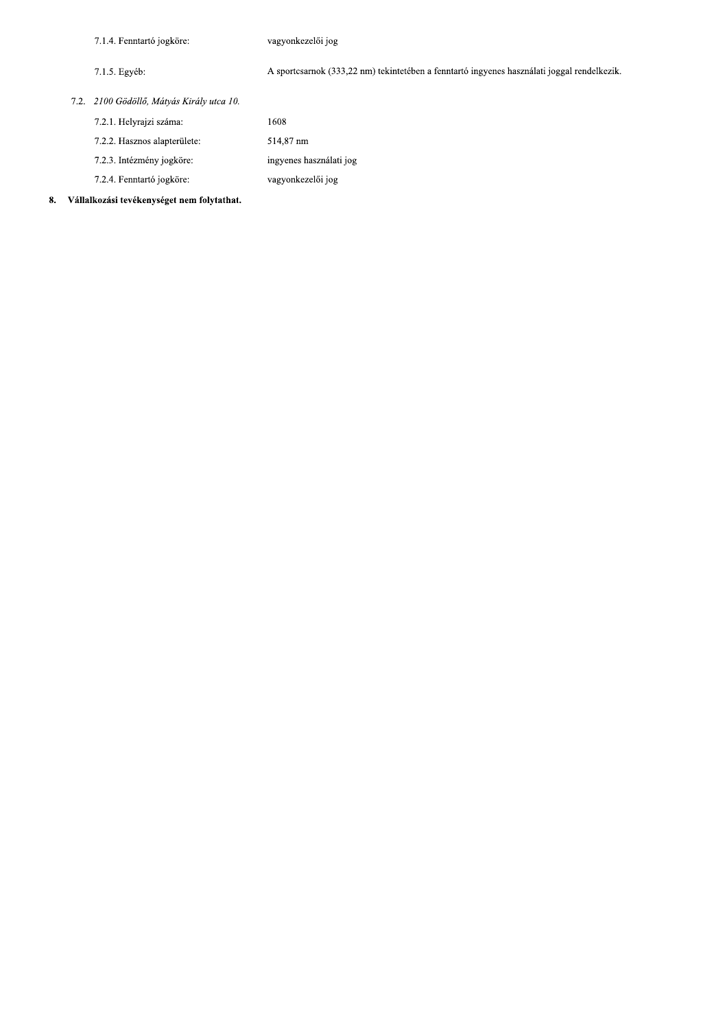7.1.4. Fenntartó jogköre: vagyonkezelői jog

7.1.5. Egyéb: A sportcsarnok (333,22 nm) tekintetében a fenntartó ingyenes használati joggal rendelkezik.

7.2. *2100 Gödöllő, Mátyás Király utca 10.*

7.2.1. Helyrajzi száma: 1608

7.2.2. Hasznos alapterülete: 514,87 nm

7.2.3. Intézmény jogköre: ingyenes használati jog

7.2.4. Fenntartó jogköre: vagyonkezelői jog

**8. Vállalkozási tevékenységet nem folytathat.**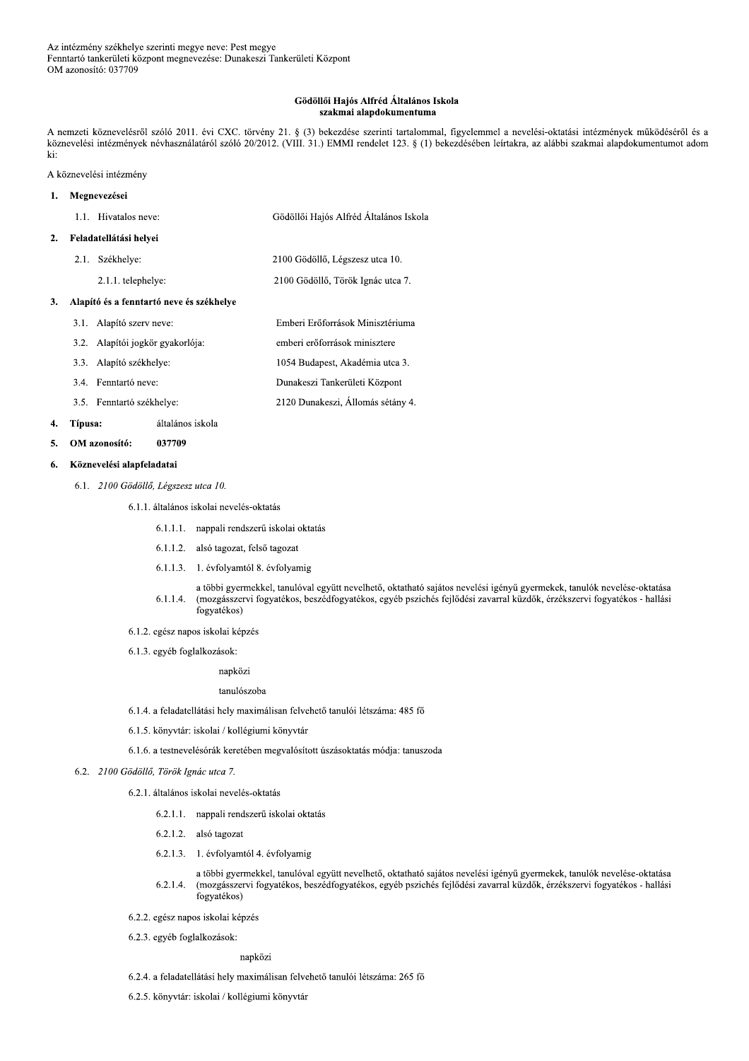Az intézmény székhelye szerinti megye neve: Pest megye
Fenntartó tankerületi központ megnevezése: Dunakeszi Tankerületi Központ
OM azonosító: 037709

**Gödöllői Hajós Alfréd Általános Iskola**
**szakmai alapdokumentuma**

A nemzeti köznevelésről szóló 2011. évi CXC. törvény 21. § (3) bekezdése szerinti tartalommal, figyelemmel a nevelési-oktatási intézmények működéséről és a köznevelési intézmények névhasználatáról szóló 20/2012. (VIII. 31.) EMMI rendelet 123. § (1) bekezdésében leírtakra, az alábbi szakmai alapdokumentumot adom ki:

A köznevelési intézmény

**1. Megnevezései**

1.1. Hivatalos neve: Gödöllői Hajós Alfréd Általános Iskola

**2. Feladatellátási helyei**

2.1. Székhelye: 2100 Gödöllő, Légszesz utca 10.

2.1.1. telephelye: 2100 Gödöllő, Török Ignác utca 7.

**3. Alapító és a fenntartó neve és székhelye**

3.1. Alapító szerv neve: Emberi Erőforrások Minisztériuma

3.2. Alapítói jogkör gyakorlója: emberi erőforrások minisztere

3.3. Alapító székhelye: 1054 Budapest, Akadémia utca 3.

3.4. Fenntartó neve: Dunakeszi Tankerületi Központ

3.5. Fenntartó székhelye: 2120 Dunakeszi, Állomás sétány 4.

**4. Típusa:** általános iskola

**5. OM azonosító: 037709**

**6. Köznevelési alapfeladatai**

6.1. *2100 Gödöllő, Légszesz utca 10.*

6.1.1. általános iskolai nevelés-oktatás

6.1.1.1. nappali rendszerű iskolai oktatás

6.1.1.2. alsó tagozat, felső tagozat

6.1.1.3. 1. évfolyamtól 8. évfolyamig

6.1.1.4. a többi gyermekkel, tanulóval együtt nevelhető, oktatható sajátos nevelési igényű gyermekek, tanulók nevelése-oktatása (mozgásszervi fogyatékos, beszédfogyatékos, egyéb pszichés fejlődési zavarral küzdők, érzékszervi fogyatékos - hallási fogyatékos)

6.1.2. egész napos iskolai képzés

6.1.3. egyéb foglalkozások:

napközi

tanulószoba

6.1.4. a feladatellátási hely maximálisan felvehető tanulói létszáma: 485 fő

6.1.5. könyvtár: iskolai / kollégiumi könyvtár

6.1.6. a testnevelésórák keretében megvalósított úszásoktatás módja: tanuszoda

6.2. *2100 Gödöllő, Török Ignác utca 7.*

6.2.1. általános iskolai nevelés-oktatás

6.2.1.1. nappali rendszerű iskolai oktatás

6.2.1.2. alsó tagozat

6.2.1.3. 1. évfolyamtól 4. évfolyamig

6.2.1.4. a többi gyermekkel, tanulóval együtt nevelhető, oktatható sajátos nevelési igényű gyermekek, tanulók nevelése-oktatása (mozgásszervi fogyatékos, beszédfogyatékos, egyéb pszichés fejlődési zavarral küzdők, érzékszervi fogyatékos - hallási fogyatékos)

6.2.2. egész napos iskolai képzés

6.2.3. egyéb foglalkozások:

napközi

6.2.4. a feladatellátási hely maximálisan felvehető tanulói létszáma: 265 fő

6.2.5. könyvtár: iskolai / kollégiumi könyvtár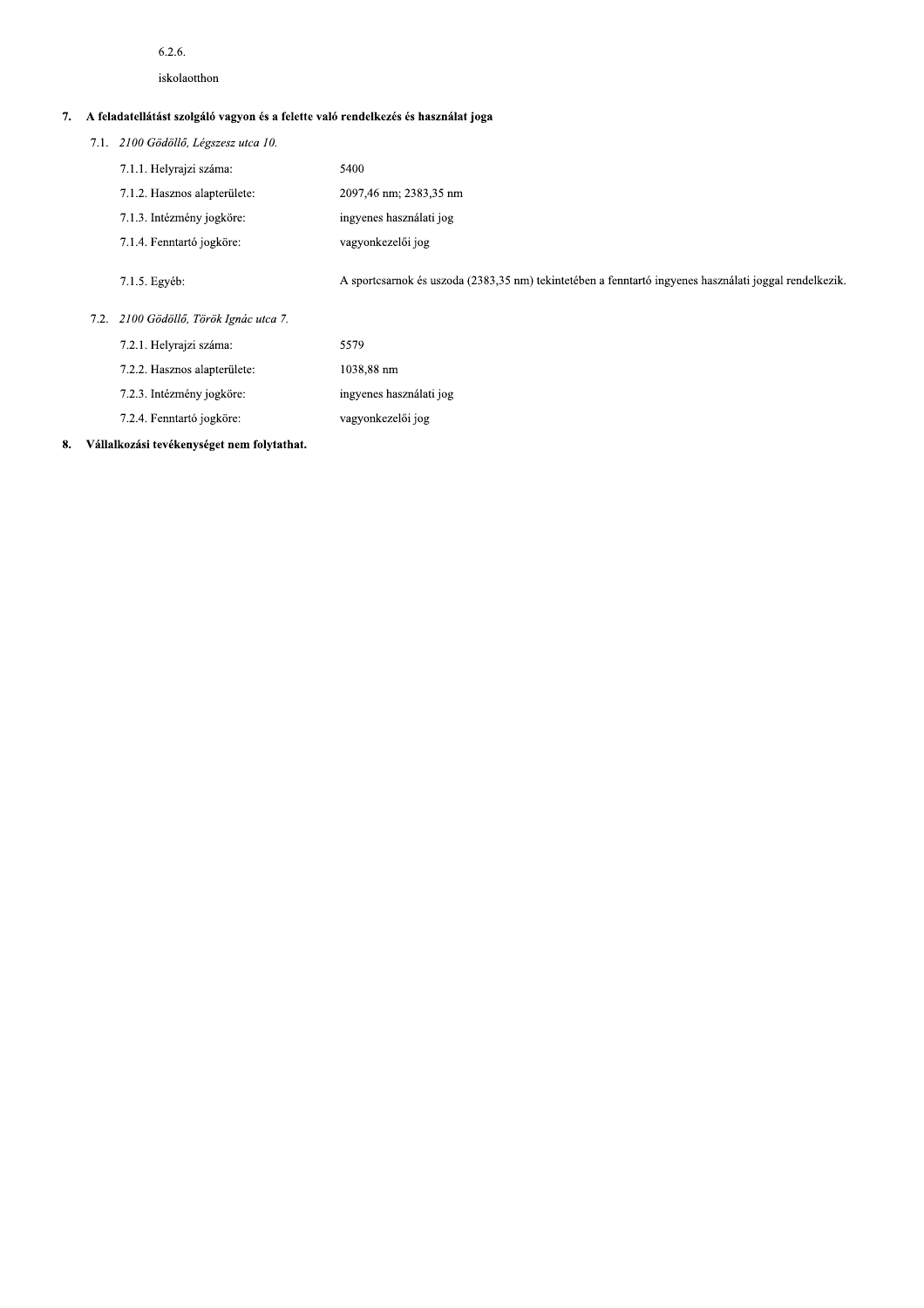6.2.6.

iskolaotthon

## 7. A feladatellátást szolgáló vagyon és a felette való rendelkezés és használat joga

### 7.1. *2100 Gödöllő, Légszesz utca 10.*

| | |
|---|---|
| 7.1.1. Helyrajzi száma: | 5400 |
| 7.1.2. Hasznos alapterülete: | 2097,46 nm; 2383,35 nm |
| 7.1.3. Intézmény jogköre: | ingyenes használati jog |
| 7.1.4. Fenntartó jogköre: | vagyonkezelői jog |
| 7.1.5. Egyéb: | A sportcsarnok és uszoda (2383,35 nm) tekintetében a fenntartó ingyenes használati joggal rendelkezik. |

### 7.2. *2100 Gödöllő, Török Ignác utca 7.*

| | |
|---|---|
| 7.2.1. Helyrajzi száma: | 5579 |
| 7.2.2. Hasznos alapterülete: | 1038,88 nm |
| 7.2.3. Intézmény jogköre: | ingyenes használati jog |
| 7.2.4. Fenntartó jogköre: | vagyonkezelői jog |

## 8. Vállalkozási tevékenységet nem folytathat.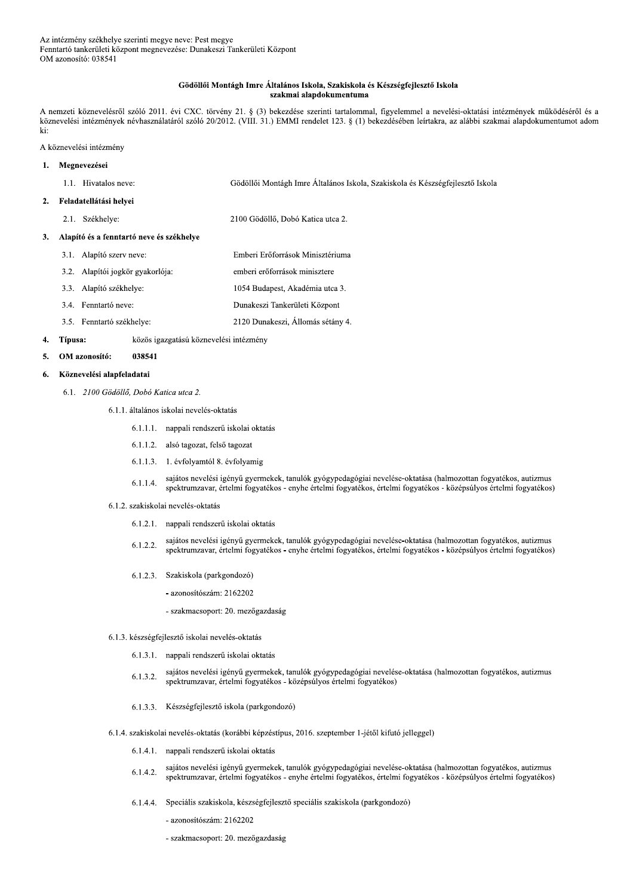Az intézmény székhelye szerinti megye neve: Pest megye
Fenntartó tankerületi központ megnevezése: Dunakeszi Tankerületi Központ
OM azonosító: 038541

**Gödöllői Montágh Imre Általános Iskola, Szakiskola és Készségfejlesztő Iskola szakmai alapdokumentuma**

A nemzeti köznevelésről szóló 2011. évi CXC. törvény 21. § (3) bekezdése szerinti tartalommal, figyelemmel a nevelési-oktatási intézmények működéséről és a köznevelési intézmények névhasználatáról szóló 20/2012. (VIII. 31.) EMMI rendelet 123. § (1) bekezdésében leírtakra, az alábbi szakmai alapdokumentumot adom ki:

A köznevelési intézmény

**1. Megnevezései**

1.1. Hivatalos neve: Gödöllői Montágh Imre Általános Iskola, Szakiskola és Készségfejlesztő Iskola

**2. Feladatellátási helyei**

2.1. Székhelye: 2100 Gödöllő, Dobó Katica utca 2.

**3. Alapító és a fenntartó neve és székhelye**

3.1. Alapító szerv neve: Emberi Erőforrások Minisztériuma

3.2. Alapítói jogkör gyakorlója: emberi erőforrások minisztere

3.3. Alapító székhelye: 1054 Budapest, Akadémia utca 3.

3.4. Fenntartó neve: Dunakeszi Tankerületi Központ

3.5. Fenntartó székhelye: 2120 Dunakeszi, Állomás sétány 4.

**4. Típusa:** közös igazgatású köznevelési intézmény

**5. OM azonosító: 038541**

**6. Köznevelési alapfeladatai**

6.1. *2100 Gödöllő, Dobó Katica utca 2.*

6.1.1. általános iskolai nevelés-oktatás

6.1.1.1. nappali rendszerű iskolai oktatás

6.1.1.2. alsó tagozat, felső tagozat

6.1.1.3. 1. évfolyamtól 8. évfolyamig

6.1.1.4. sajátos nevelési igényű gyermekek, tanulók gyógypedagógiai nevelése-oktatása (halmozottan fogyatékos, autizmus spektrumzavar, értelmi fogyatékos - enyhe értelmi fogyatékos, értelmi fogyatékos - középsúlyos értelmi fogyatékos)

6.1.2. szakiskolai nevelés-oktatás

6.1.2.1. nappali rendszerű iskolai oktatás

6.1.2.2. sajátos nevelési igényű gyermekek, tanulók gyógypedagógiai nevelése-oktatása (halmozottan fogyatékos, autizmus spektrumzavar, értelmi fogyatékos - enyhe értelmi fogyatékos, értelmi fogyatékos - középsúlyos értelmi fogyatékos)

6.1.2.3. Szakiskola (parkgondozó)

- azonosítószám: 2162202
- szakmacsoport: 20. mezőgazdaság

6.1.3. készségfejlesztő iskolai nevelés-oktatás

6.1.3.1. nappali rendszerű iskolai oktatás

6.1.3.2. sajátos nevelési igényű gyermekek, tanulók gyógypedagógiai nevelése-oktatása (halmozottan fogyatékos, autizmus spektrumzavar, értelmi fogyatékos - középsúlyos értelmi fogyatékos)

6.1.3.3. Készségfejlesztő iskola (parkgondozó)

6.1.4. szakiskolai nevelés-oktatás (korábbi képzéstípus, 2016. szeptember 1-jétől kifutó jelleggel)

6.1.4.1. nappali rendszerű iskolai oktatás

6.1.4.2. sajátos nevelési igényű gyermekek, tanulók gyógypedagógiai nevelése-oktatása (halmozottan fogyatékos, autizmus spektrumzavar, értelmi fogyatékos - enyhe értelmi fogyatékos, értelmi fogyatékos - középsúlyos értelmi fogyatékos)

6.1.4.4. Speciális szakiskola, készségfejlesztő speciális szakiskola (parkgondozó)

- azonosítószám: 2162202
- szakmacsoport: 20. mezőgazdaság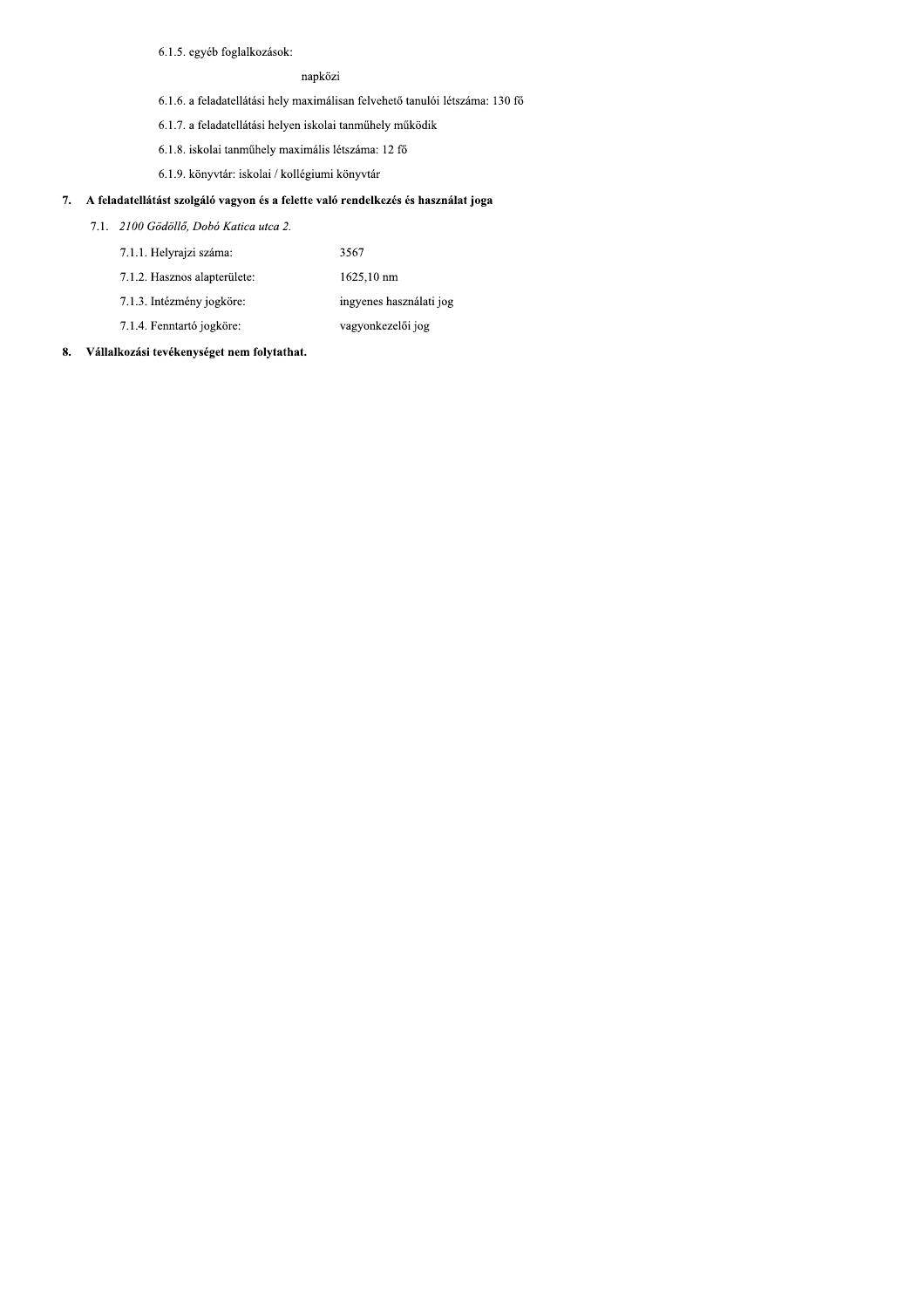6.1.5. egyéb foglalkozások:

napközi

6.1.6. a feladatellátási hely maximálisan felvehető tanulói létszáma: 130 fő

6.1.7. a feladatellátási helyen iskolai tanműhely működik

6.1.8. iskolai tanműhely maximális létszáma: 12 fő

6.1.9. könyvtár: iskolai / kollégiumi könyvtár

**7. A feladatellátást szolgáló vagyon és a felette való rendelkezés és használat joga**

7.1. *2100 Gödöllő, Dobó Katica utca 2.*

| | |
|---|---|
| 7.1.1. Helyrajzi száma: | 3567 |
| 7.1.2. Hasznos alapterülete: | 1625,10 nm |
| 7.1.3. Intézmény jogköre: | ingyenes használati jog |
| 7.1.4. Fenntartó jogköre: | vagyonkezelői jog |

**8. Vállalkozási tevékenységet nem folytathat.**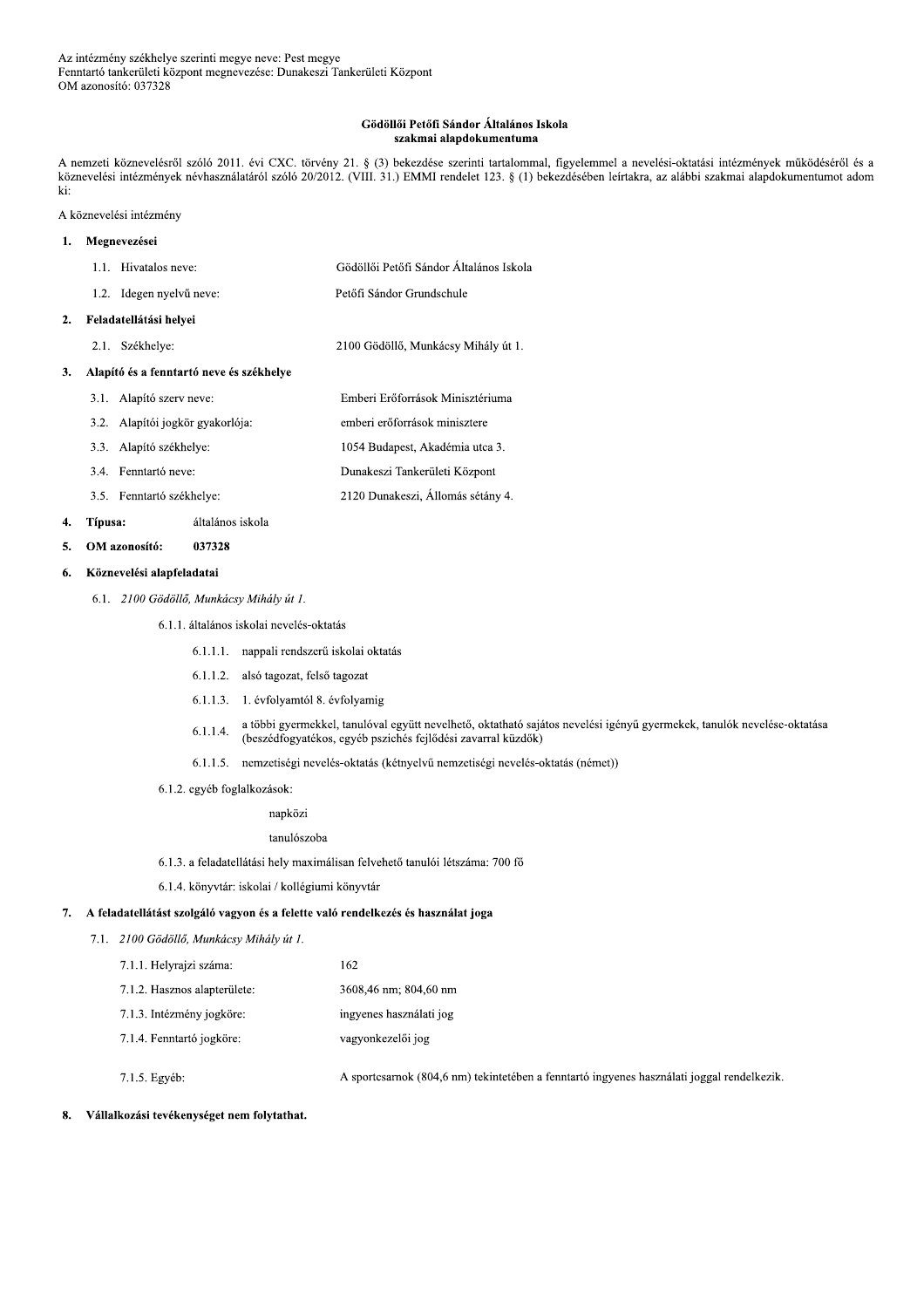Az intézmény székhelye szerinti megye neve: Pest megye
Fenntartó tankerületi központ megnevezése: Dunakeszi Tankerületi Központ
OM azonosító: 037328

**Gödöllői Petőfi Sándor Általános Iskola**
**szakmai alapdokumentuma**

A nemzeti köznevelésről szóló 2011. évi CXC. törvény 21. § (3) bekezdése szerinti tartalommal, figyelemmel a nevelési-oktatási intézmények működéséről és a köznevelési intézmények névhasználatáról szóló 20/2012. (VIII. 31.) EMMI rendelet 123. § (1) bekezdésében leírtakra, az alábbi szakmai alapdokumentumot adom ki:

A köznevelési intézmény

**1. Megnevezései**

1.1. Hivatalos neve: Gödöllői Petőfi Sándor Általános Iskola

1.2. Idegen nyelvű neve: Petőfi Sándor Grundschule

**2. Feladatellátási helyei**

2.1. Székhelye: 2100 Gödöllő, Munkácsy Mihály út 1.

**3. Alapító és a fenntartó neve és székhelye**

3.1. Alapító szerv neve: Emberi Erőforrások Minisztériuma

3.2. Alapítói jogkör gyakorlója: emberi erőforrások minisztere

3.3. Alapító székhelye: 1054 Budapest, Akadémia utca 3.

3.4. Fenntartó neve: Dunakeszi Tankerületi Központ

3.5. Fenntartó székhelye: 2120 Dunakeszi, Állomás sétány 4.

**4. Típusa:** általános iskola

**5. OM azonosító: 037328**

**6. Köznevelési alapfeladatai**

6.1. *2100 Gödöllő, Munkácsy Mihály út 1.*

6.1.1. általános iskolai nevelés-oktatás

6.1.1.1. nappali rendszerű iskolai oktatás

6.1.1.2. alsó tagozat, felső tagozat

6.1.1.3. 1. évfolyamtól 8. évfolyamig

6.1.1.4. a többi gyermekkel, tanulóval együtt nevelhető, oktatható sajátos nevelési igényű gyermekek, tanulók nevelése-oktatása (beszédfogyatékos, egyéb pszichés fejlődési zavarral küzdők)

6.1.1.5. nemzetiségi nevelés-oktatás (kétnyelvű nemzetiségi nevelés-oktatás (német))

6.1.2. egyéb foglalkozások:

napközi

tanulószoba

6.1.3. a feladatellátási hely maximálisan felvehető tanulói létszáma: 700 fő

6.1.4. könyvtár: iskolai / kollégiumi könyvtár

**7. A feladatellátást szolgáló vagyon és a felette való rendelkezés és használat joga**

7.1. *2100 Gödöllő, Munkácsy Mihály út 1.*

7.1.1. Helyrajzi száma: 162

7.1.2. Hasznos alapterülete: 3608,46 nm; 804,60 nm

7.1.3. Intézmény jogköre: ingyenes használati jog

7.1.4. Fenntartó jogköre: vagyonkezelői jog

7.1.5. Egyéb: A sportcsarnok (804,6 nm) tekintetében a fenntartó ingyenes használati joggal rendelkezik.

**8. Vállalkozási tevékenységet nem folytathat.**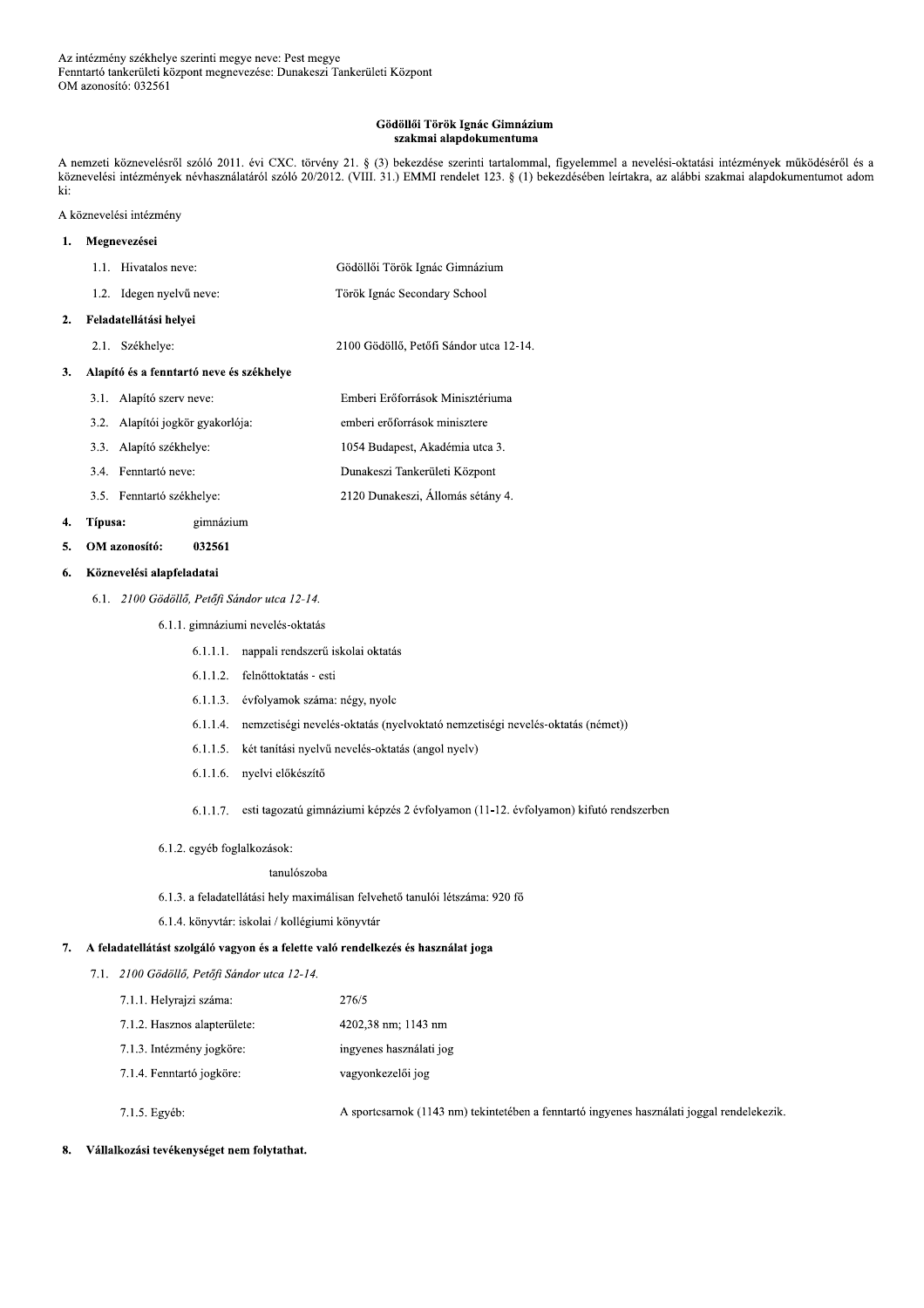Az intézmény székhelye szerinti megye neve: Pest megye
Fenntartó tankerületi központ megnevezése: Dunakeszi Tankerületi Központ
OM azonosító: 032561

**Gödöllői Török Ignác Gimnázium**
**szakmai alapdokumentuma**

A nemzeti köznevelésről szóló 2011. évi CXC. törvény 21. § (3) bekezdése szerinti tartalommal, figyelemmel a nevelési-oktatási intézmények működéséről és a köznevelési intézmények névhasználatáról szóló 20/2012. (VIII. 31.) EMMI rendelet 123. § (1) bekezdésében leírtakra, az alábbi szakmai alapdokumentumot adom ki:

A köznevelési intézmény

**1. Megnevezései**

1.1. Hivatalos neve: Gödöllői Török Ignác Gimnázium

1.2. Idegen nyelvű neve: Török Ignác Secondary School

**2. Feladatellátási helyei**

2.1. Székhelye: 2100 Gödöllő, Petőfi Sándor utca 12-14.

**3. Alapító és a fenntartó neve és székhelye**

3.1. Alapító szerv neve: Emberi Erőforrások Minisztériuma

3.2. Alapítói jogkör gyakorlója: emberi erőforrások minisztere

3.3. Alapító székhelye: 1054 Budapest, Akadémia utca 3.

3.4. Fenntartó neve: Dunakeszi Tankerületi Központ

3.5. Fenntartó székhelye: 2120 Dunakeszi, Állomás sétány 4.

**4. Típusa:** gimnázium

**5. OM azonosító:** **032561**

**6. Köznevelési alapfeladatai**

6.1. *2100 Gödöllő, Petőfi Sándor utca 12-14.*

6.1.1. gimnáziumi nevelés-oktatás

6.1.1.1. nappali rendszerű iskolai oktatás

6.1.1.2. felnőttoktatás - esti

6.1.1.3. évfolyamok száma: négy, nyolc

6.1.1.4. nemzetiségi nevelés-oktatás (nyelvoktató nemzetiségi nevelés-oktatás (német))

6.1.1.5. két tanítási nyelvű nevelés-oktatás (angol nyelv)

6.1.1.6. nyelvi előkészítő

6.1.1.7. esti tagozatú gimnáziumi képzés 2 évfolyamon (11-12. évfolyamon) kifutó rendszerben

6.1.2. egyéb foglalkozások:

tanulószoba

6.1.3. a feladatellátási hely maximálisan felvehető tanulói létszáma: 920 fő

6.1.4. könyvtár: iskolai / kollégiumi könyvtár

**7. A feladatellátást szolgáló vagyon és a felette való rendelkezés és használat joga**

7.1. *2100 Gödöllő, Petőfi Sándor utca 12-14.*

7.1.1. Helyrajzi száma: 276/5

7.1.2. Hasznos alapterülete: 4202,38 nm; 1143 nm

7.1.3. Intézmény jogköre: ingyenes használati jog

7.1.4. Fenntartó jogköre: vagyonkezelői jog

7.1.5. Egyéb: A sportcsarnok (1143 nm) tekintetében a fenntartó ingyenes használati joggal rendelekezik.

**8. Vállalkozási tevékenységet nem folytathat.**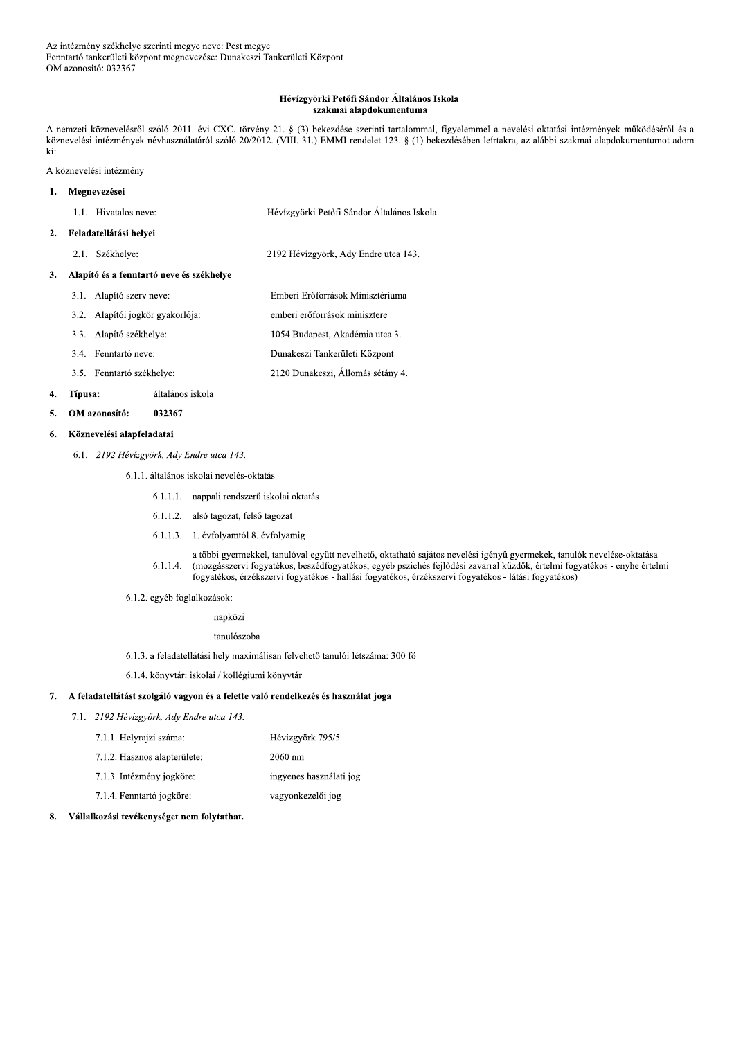Az intézmény székhelye szerinti megye neve: Pest megye
Fenntartó tankerületi központ megnevezése: Dunakeszi Tankerületi Központ
OM azonosító: 032367

**Hévízgyörki Petőfi Sándor Általános Iskola**
**szakmai alapdokumentuma**

A nemzeti köznevelésről szóló 2011. évi CXC. törvény 21. § (3) bekezdése szerinti tartalommal, figyelemmel a nevelési-oktatási intézmények működéséről és a köznevelési intézmények névhasználatáról szóló 20/2012. (VIII. 31.) EMMI rendelet 123. § (1) bekezdésében leírtakra, az alábbi szakmai alapdokumentumot adom ki:

A köznevelési intézmény

**1. Megnevezései**

1.1. Hivatalos neve: Hévízgyörki Petőfi Sándor Általános Iskola

**2. Feladatellátási helyei**

2.1. Székhelye: 2192 Hévízgyörk, Ady Endre utca 143.

**3. Alapító és a fenntartó neve és székhelye**

3.1. Alapító szerv neve: Emberi Erőforrások Minisztériuma

3.2. Alapítói jogkör gyakorlója: emberi erőforrások minisztere

3.3. Alapító székhelye: 1054 Budapest, Akadémia utca 3.

3.4. Fenntartó neve: Dunakeszi Tankerületi Központ

3.5. Fenntartó székhelye: 2120 Dunakeszi, Állomás sétány 4.

**4. Típusa:** általános iskola

**5. OM azonosító:** **032367**

**6. Köznevelési alapfeladatai**

6.1. *2192 Hévízgyörk, Ady Endre utca 143.*

6.1.1. általános iskolai nevelés-oktatás

6.1.1.1. nappali rendszerű iskolai oktatás

6.1.1.2. alsó tagozat, felső tagozat

6.1.1.3. 1. évfolyamtól 8. évfolyamig

6.1.1.4. a többi gyermekkel, tanulóval együtt nevelhető, oktatható sajátos nevelési igényű gyermekek, tanulók nevelése-oktatása (mozgásszervi fogyatékos, beszédfogyatékos, egyéb pszichés fejlődési zavarral küzdők, értelmi fogyatékos - enyhe értelmi fogyatékos, érzékszervi fogyatékos - hallási fogyatékos, érzékszervi fogyatékos - látási fogyatékos)

6.1.2. egyéb foglalkozások:

napközi

tanulószoba

6.1.3. a feladatellátási hely maximálisan felvehető tanulói létszáma: 300 fő

6.1.4. könyvtár: iskolai / kollégiumi könyvtár

**7. A feladatellátást szolgáló vagyon és a felette való rendelkezés és használat joga**

7.1. *2192 Hévízgyörk, Ady Endre utca 143.*

7.1.1. Helyrajzi száma: Hévízgyörk 795/5

7.1.2. Hasznos alapterülete: 2060 nm

7.1.3. Intézmény jogköre: ingyenes használati jog

7.1.4. Fenntartó jogköre: vagyonkezelői jog

**8. Vállalkozási tevékenységet nem folytathat.**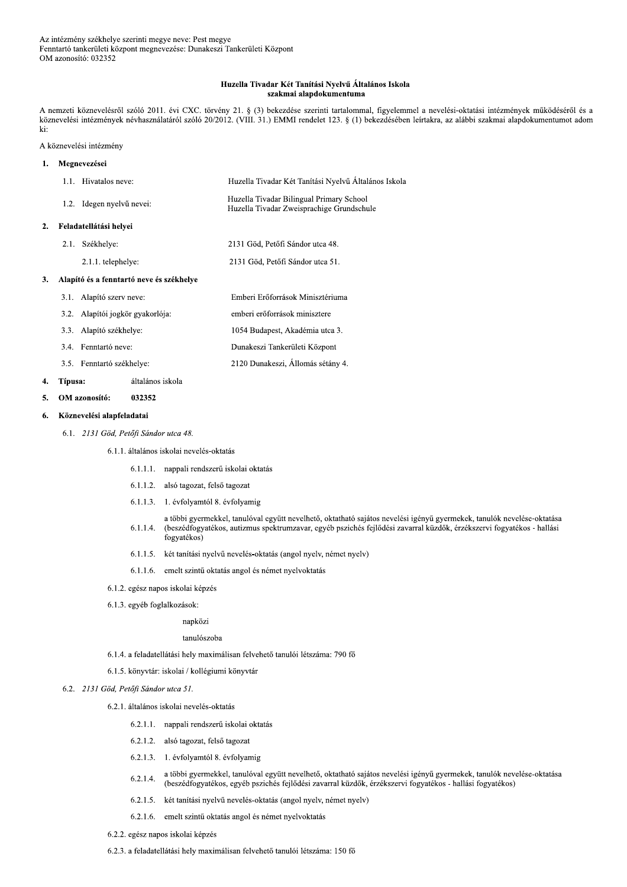Az intézmény székhelye szerinti megye neve: Pest megye
Fenntartó tankerületi központ megnevezése: Dunakeszi Tankerületi Központ
OM azonosító: 032352

# Huzella Tivadar Két Tanítási Nyelvű Általános Iskola szakmai alapdokumentuma

A nemzeti köznevelésről szóló 2011. évi CXC. törvény 21. § (3) bekezdése szerinti tartalommal, figyelemmel a nevelési-oktatási intézmények működéséről és a köznevelési intézmények névhasználatáról szóló 20/2012. (VIII. 31.) EMMI rendelet 123. § (1) bekezdésében leírtakra, az alábbi szakmai alapdokumentumot adom ki:

A köznevelési intézmény

**1. Megnevezései**

1.1. Hivatalos neve: Huzella Tivadar Két Tanítási Nyelvű Általános Iskola

1.2. Idegen nyelvű nevei: Huzella Tivadar Bilingual Primary School
Huzella Tivadar Zweisprachige Grundschule

**2. Feladatellátási helyei**

2.1. Székhelye: 2131 Göd, Petőfi Sándor utca 48.

2.1.1. telephelye: 2131 Göd, Petőfi Sándor utca 51.

**3. Alapító és a fenntartó neve és székhelye**

3.1. Alapító szerv neve: Emberi Erőforrások Minisztériuma

3.2. Alapítói jogkör gyakorlója: emberi erőforrások minisztere

3.3. Alapító székhelye: 1054 Budapest, Akadémia utca 3.

3.4. Fenntartó neve: Dunakeszi Tankerületi Központ

3.5. Fenntartó székhelye: 2120 Dunakeszi, Állomás sétány 4.

**4. Típusa:** általános iskola

**5. OM azonosító:** 032352

**6. Köznevelési alapfeladatai**

6.1. *2131 Göd, Petőfi Sándor utca 48.*

6.1.1. általános iskolai nevelés-oktatás

6.1.1.1. nappali rendszerű iskolai oktatás

6.1.1.2. alsó tagozat, felső tagozat

6.1.1.3. 1. évfolyamtól 8. évfolyamig

6.1.1.4. a többi gyermekkel, tanulóval együtt nevelhető, oktatható sajátos nevelési igényű gyermekek, tanulók nevelése-oktatása (beszédfogyatékos, autizmus spektrumzavar, egyéb pszichés fejlődési zavarral küzdők, érzékszervi fogyatékos - hallási fogyatékos)

6.1.1.5. két tanítási nyelvű nevelés-oktatás (angol nyelv, német nyelv)

6.1.1.6. emelt szintű oktatás angol és német nyelvoktatás

6.1.2. egész napos iskolai képzés

6.1.3. egyéb foglalkozások:

napközi

tanulószoba

6.1.4. a feladatellátási hely maximálisan felvehető tanulói létszáma: 790 fő

6.1.5. könyvtár: iskolai / kollégiumi könyvtár

6.2. *2131 Göd, Petőfi Sándor utca 51.*

6.2.1. általános iskolai nevelés-oktatás

6.2.1.1. nappali rendszerű iskolai oktatás

6.2.1.2. alsó tagozat, felső tagozat

6.2.1.3. 1. évfolyamtól 8. évfolyamig

6.2.1.4. a többi gyermekkel, tanulóval együtt nevelhető, oktatható sajátos nevelési igényű gyermekek, tanulók nevelése-oktatása (beszédfogyatékos, egyéb pszichés fejlődési zavarral küzdők, érzékszervi fogyatékos - hallási fogyatékos)

6.2.1.5. két tanítási nyelvű nevelés-oktatás (angol nyelv, német nyelv)

6.2.1.6. emelt szintű oktatás angol és német nyelvoktatás

6.2.2. egész napos iskolai képzés

6.2.3. a feladatellátási hely maximálisan felvehető tanulói létszáma: 150 fő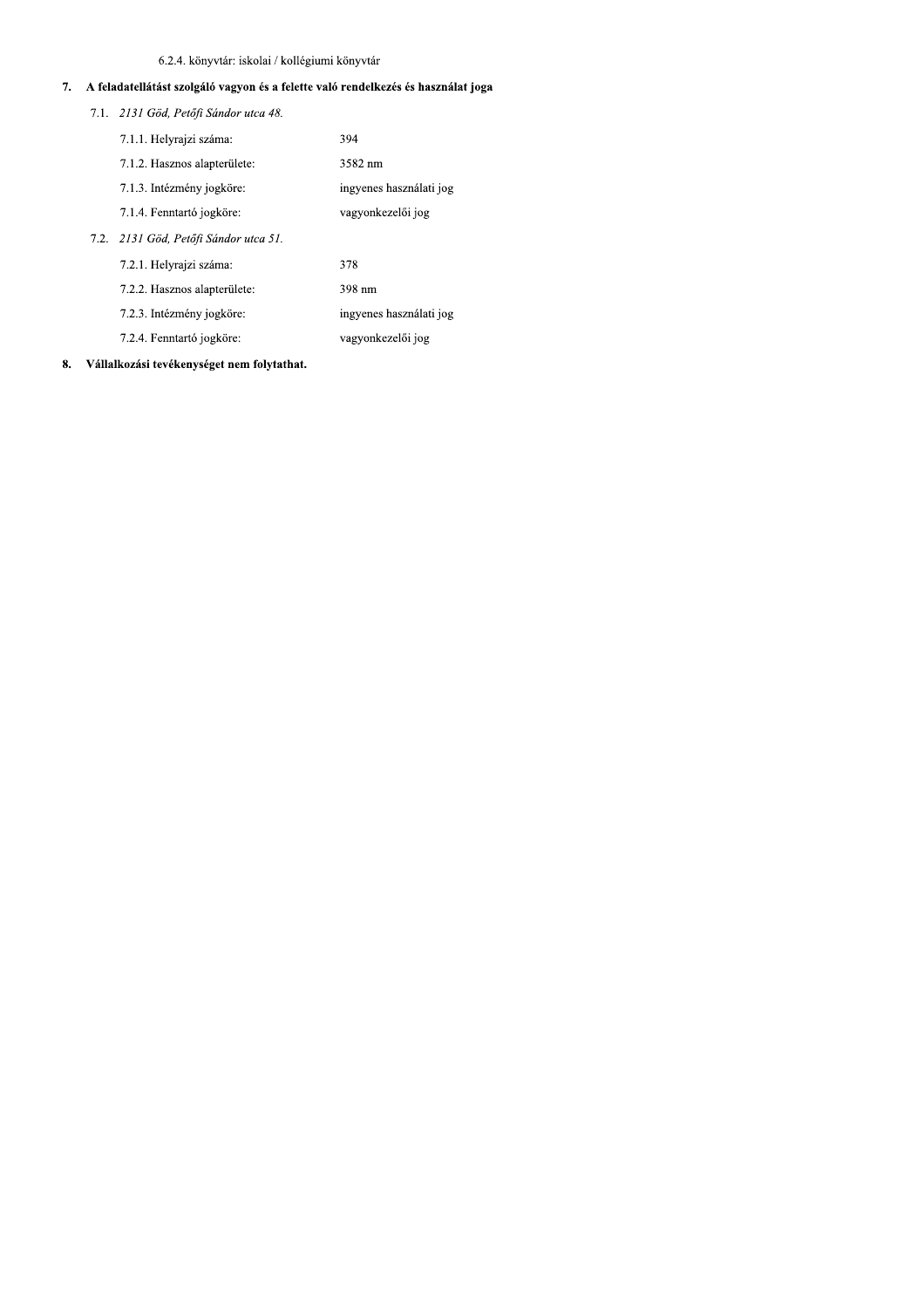6.2.4. könyvtár: iskolai / kollégiumi könyvtár

## 7. A feladatellátást szolgáló vagyon és a felette való rendelkezés és használat joga

7.1. *2131 Göd, Petőfi Sándor utca 48.*

| | |
|---|---|
| 7.1.1. Helyrajzi száma: | 394 |
| 7.1.2. Hasznos alapterülete: | 3582 nm |
| 7.1.3. Intézmény jogköre: | ingyenes használati jog |
| 7.1.4. Fenntartó jogköre: | vagyonkezelői jog |

7.2. *2131 Göd, Petőfi Sándor utca 51.*

| | |
|---|---|
| 7.2.1. Helyrajzi száma: | 378 |
| 7.2.2. Hasznos alapterülete: | 398 nm |
| 7.2.3. Intézmény jogköre: | ingyenes használati jog |
| 7.2.4. Fenntartó jogköre: | vagyonkezelői jog |

## 8. Vállalkozási tevékenységet nem folytathat.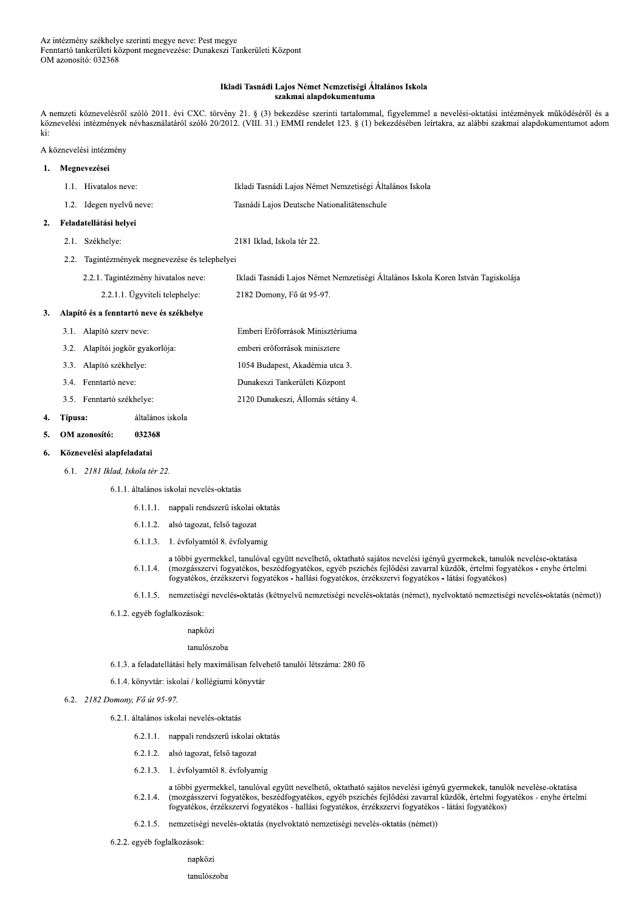Az intézmény székhelye szerinti megye neve: Pest megye
Fenntartó tankerületi központ megnevezése: Dunakeszi Tankerületi Központ
OM azonosító: 032368

**Ikladi Tasnádi Lajos Német Nemzetiségi Általános Iskola**
**szakmai alapdokumentuma**

A nemzeti köznevelésről szóló 2011. évi CXC. törvény 21. § (3) bekezdése szerinti tartalommal, figyelemmel a nevelési-oktatási intézmények működéséről és a köznevelési intézmények névhasználatáról szóló 20/2012. (VIII. 31.) EMMI rendelet 123. § (1) bekezdésében leírtakra, az alábbi szakmai alapdokumentumot adom ki:

A köznevelési intézmény

**1. Megnevezései**

1.1. Hivatalos neve: Ikladi Tasnádi Lajos Német Nemzetiségi Általános Iskola

1.2. Idegen nyelvű neve: Tasnádi Lajos Deutsche Nationalitätenschule

**2. Feladatellátási helyei**

2.1. Székhelye: 2181 Iklad, Iskola tér 22.

2.2. Tagintézmények megnevezése és telephelyei

2.2.1. Tagintézmény hivatalos neve: Ikladi Tasnádi Lajos Német Nemzetiségi Általános Iskola Koren István Tagiskolája

2.2.1.1. Ügyviteli telephelye: 2182 Domony, Fő út 95-97.

**3. Alapító és a fenntartó neve és székhelye**

3.1. Alapító szerv neve: Emberi Erőforrások Minisztériuma

3.2. Alapítói jogkör gyakorlója: emberi erőforrások minisztere

3.3. Alapító székhelye: 1054 Budapest, Akadémia utca 3.

3.4. Fenntartó neve: Dunakeszi Tankerületi Központ

3.5. Fenntartó székhelye: 2120 Dunakeszi, Állomás sétány 4.

**4. Típusa:** általános iskola

**5. OM azonosító:** **032368**

**6. Köznevelési alapfeladatai**

6.1. *2181 Iklad, Iskola tér 22.*

6.1.1. általános iskolai nevelés-oktatás

6.1.1.1. nappali rendszerű iskolai oktatás

6.1.1.2. alsó tagozat, felső tagozat

6.1.1.3. 1. évfolyamtól 8. évfolyamig

6.1.1.4. a többi gyermekkel, tanulóval együtt nevelhető, oktatható sajátos nevelési igényű gyermekek, tanulók nevelése-oktatása (mozgásszervi fogyatékos, beszédfogyatékos, egyéb pszichés fejlődési zavarral küzdők, értelmi fogyatékos - enyhe értelmi fogyatékos, érzékszervi fogyatékos - hallási fogyatékos, érzékszervi fogyatékos - látási fogyatékos)

6.1.1.5. nemzetiségi nevelés-oktatás (kétnyelvű nemzetiségi nevelés-oktatás (német), nyelvoktató nemzetiségi nevelés-oktatás (német))

6.1.2. egyéb foglalkozások:

napközi

tanulószoba

6.1.3. a feladatellátási hely maximálisan felvehető tanulói létszáma: 280 fő

6.1.4. könyvtár: iskolai / kollégiumi könyvtár

6.2. *2182 Domony, Fő út 95-97.*

6.2.1. általános iskolai nevelés-oktatás

6.2.1.1. nappali rendszerű iskolai oktatás

6.2.1.2. alsó tagozat, felső tagozat

6.2.1.3. 1. évfolyamtól 8. évfolyamig

6.2.1.4. a többi gyermekkel, tanulóval együtt nevelhető, oktatható sajátos nevelési igényű gyermekek, tanulók nevelése-oktatása (mozgásszervi fogyatékos, beszédfogyatékos, egyéb pszichés fejlődési zavarral küzdők, értelmi fogyatékos - enyhe értelmi fogyatékos, érzékszervi fogyatékos - hallási fogyatékos, érzékszervi fogyatékos - látási fogyatékos)

6.2.1.5. nemzetiségi nevelés-oktatás (nyelvoktató nemzetiségi nevelés-oktatás (német))

6.2.2. egyéb foglalkozások:

napközi

tanulószoba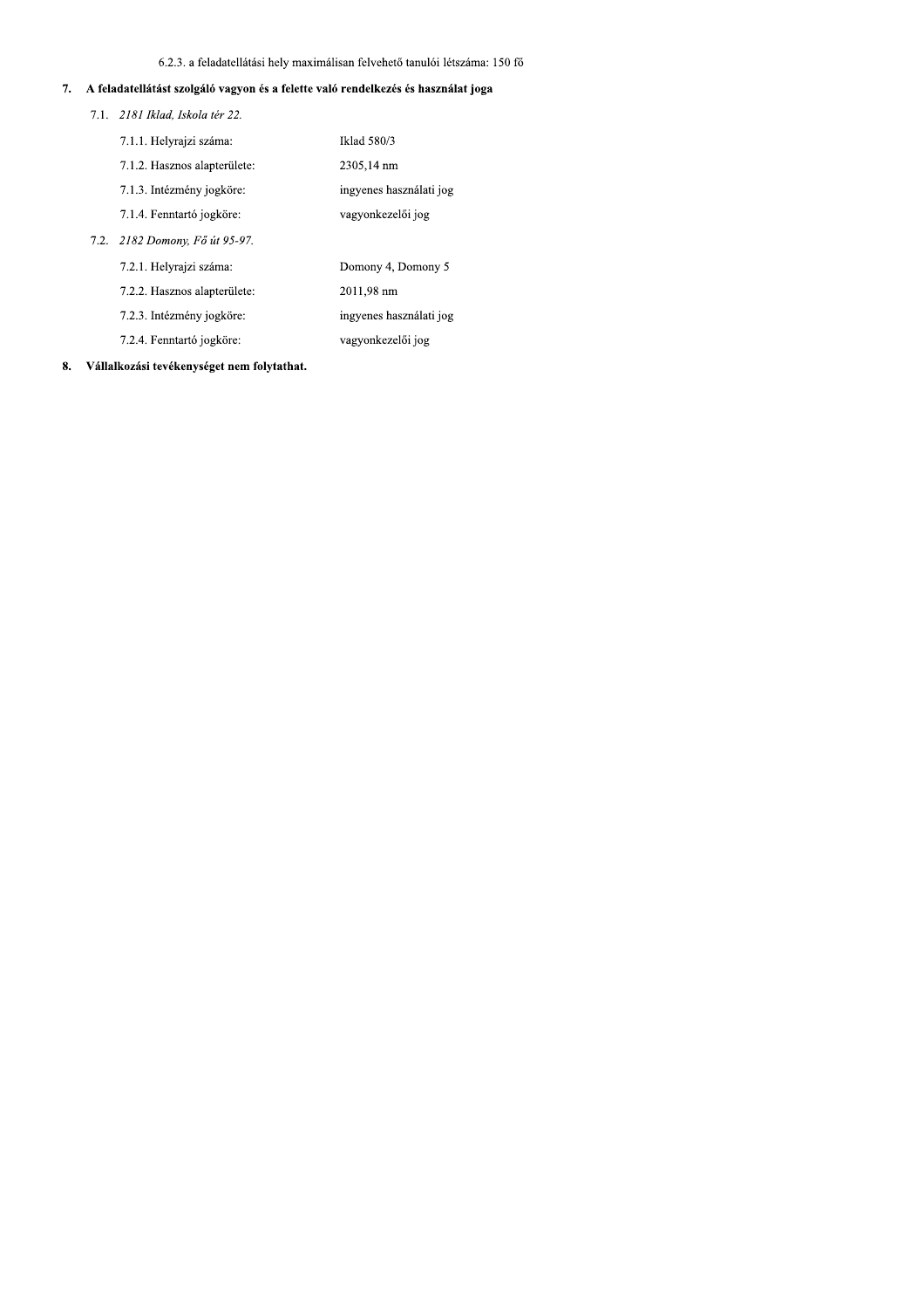6.2.3. a feladatellátási hely maximálisan felvehető tanulói létszáma: 150 fő

## 7. A feladatellátást szolgáló vagyon és a felette való rendelkezés és használat joga

7.1. *2181 Iklad, Iskola tér 22.*

| | |
|---|---|
| 7.1.1. Helyrajzi száma: | Iklad 580/3 |
| 7.1.2. Hasznos alapterülete: | 2305,14 nm |
| 7.1.3. Intézmény jogköre: | ingyenes használati jog |
| 7.1.4. Fenntartó jogköre: | vagyonkezelői jog |

7.2. *2182 Domony, Fő út 95-97.*

| | |
|---|---|
| 7.2.1. Helyrajzi száma: | Domony 4, Domony 5 |
| 7.2.2. Hasznos alapterülete: | 2011,98 nm |
| 7.2.3. Intézmény jogköre: | ingyenes használati jog |
| 7.2.4. Fenntartó jogköre: | vagyonkezelői jog |

## 8. Vállalkozási tevékenységet nem folytathat.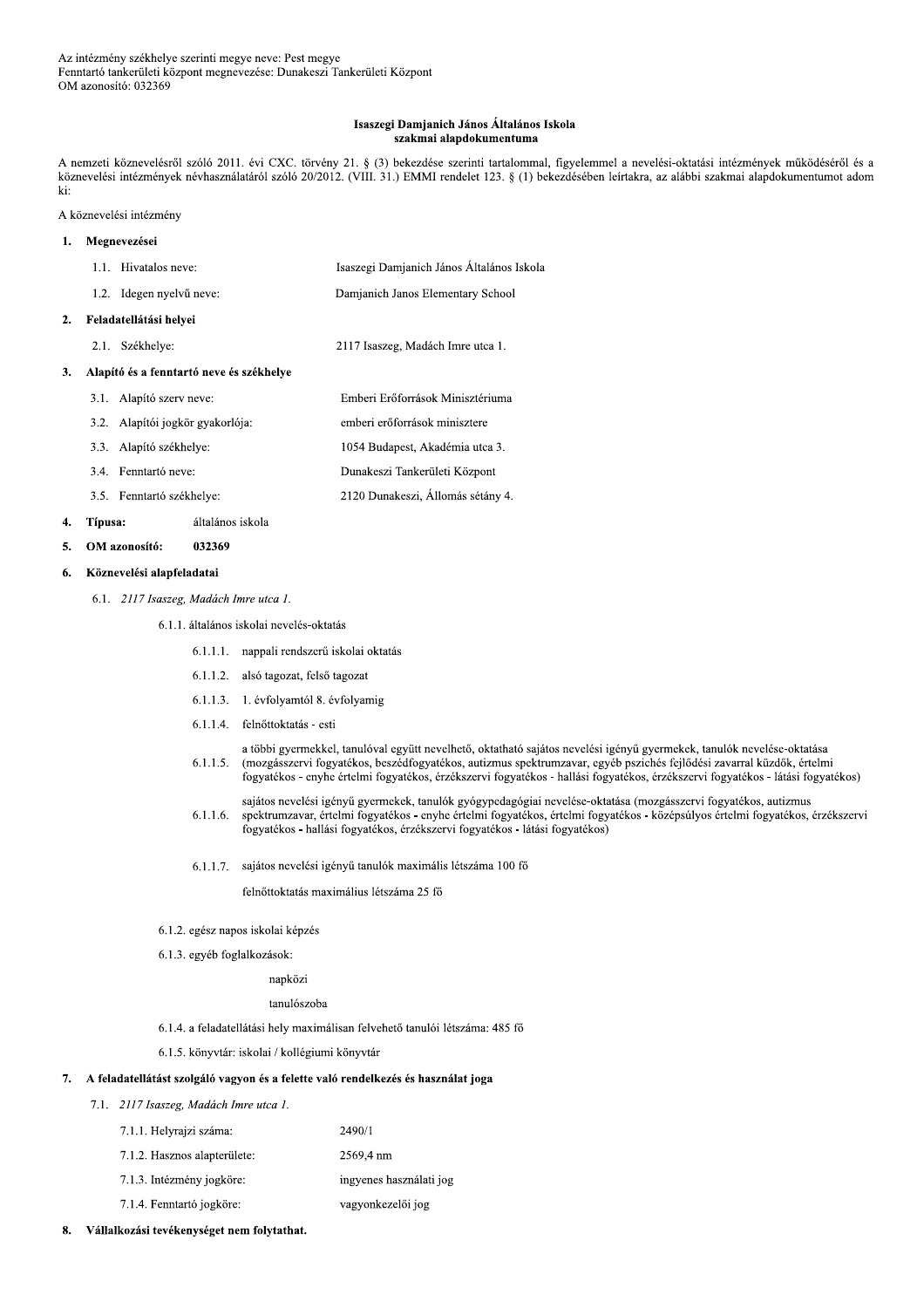Az intézmény székhelye szerinti megye neve: Pest megye
Fenntartó tankerületi központ megnevezése: Dunakeszi Tankerületi Központ
OM azonosító: 032369

**Isaszegi Damjanich János Általános Iskola**
**szakmai alapdokumentuma**

A nemzeti köznevelésről szóló 2011. évi CXC. törvény 21. § (3) bekezdése szerinti tartalommal, figyelemmel a nevelési-oktatási intézmények működéséről és a köznevelési intézmények névhasználatáról szóló 20/2012. (VIII. 31.) EMMI rendelet 123. § (1) bekezdésében leírtakra, az alábbi szakmai alapdokumentumot adom ki:

A köznevelési intézmény

**1. Megnevezései**

1.1. Hivatalos neve: Isaszegi Damjanich János Általános Iskola

1.2. Idegen nyelvű neve: Damjanich Janos Elementary School

**2. Feladatellátási helyei**

2.1. Székhelye: 2117 Isaszeg, Madách Imre utca 1.

**3. Alapító és a fenntartó neve és székhelye**

3.1. Alapító szerv neve: Emberi Erőforrások Minisztériuma

3.2. Alapítói jogkör gyakorlója: emberi erőforrások minisztere

3.3. Alapító székhelye: 1054 Budapest, Akadémia utca 3.

3.4. Fenntartó neve: Dunakeszi Tankerületi Központ

3.5. Fenntartó székhelye: 2120 Dunakeszi, Állomás sétány 4.

**4. Típusa:** általános iskola

**5. OM azonosító: 032369**

**6. Köznevelési alapfeladatai**

6.1. *2117 Isaszeg, Madách Imre utca 1.*

6.1.1. általános iskolai nevelés-oktatás

6.1.1.1. nappali rendszerű iskolai oktatás

6.1.1.2. alsó tagozat, felső tagozat

6.1.1.3. 1. évfolyamtól 8. évfolyamig

6.1.1.4. felnőttoktatás - esti

6.1.1.5. a többi gyermekkel, tanulóval együtt nevelhető, oktatható sajátos nevelési igényű gyermekek, tanulók nevelése-oktatása (mozgásszervi fogyatékos, beszédfogyatékos, autizmus spektrumzavar, egyéb pszichés fejlődési zavarral küzdők, értelmi fogyatékos - enyhe értelmi fogyatékos, érzékszervi fogyatékos - hallási fogyatékos, érzékszervi fogyatékos - látási fogyatékos)

6.1.1.6. sajátos nevelési igényű gyermekek, tanulók gyógypedagógiai nevelése-oktatása (mozgásszervi fogyatékos, autizmus spektrumzavar, értelmi fogyatékos - enyhe értelmi fogyatékos, értelmi fogyatékos - középsúlyos értelmi fogyatékos, érzékszervi fogyatékos - hallási fogyatékos, érzékszervi fogyatékos - látási fogyatékos)

6.1.1.7. sajátos nevelési igényű tanulók maximális létszáma 100 fő

felnőttoktatás maximálius létszáma 25 fő

6.1.2. egész napos iskolai képzés

6.1.3. egyéb foglalkozások:

napközi

tanulószoba

6.1.4. a feladatellátási hely maximálisan felvehető tanulói létszáma: 485 fő

6.1.5. könyvtár: iskolai / kollégiumi könyvtár

**7. A feladatellátást szolgáló vagyon és a felette való rendelkezés és használat joga**

7.1. *2117 Isaszeg, Madách Imre utca 1.*

7.1.1. Helyrajzi száma: 2490/1

7.1.2. Hasznos alapterülete: 2569,4 nm

7.1.3. Intézmény jogköre: ingyenes használati jog

7.1.4. Fenntartó jogköre: vagyonkezelői jog

**8. Vállalkozási tevékenységet nem folytathat.**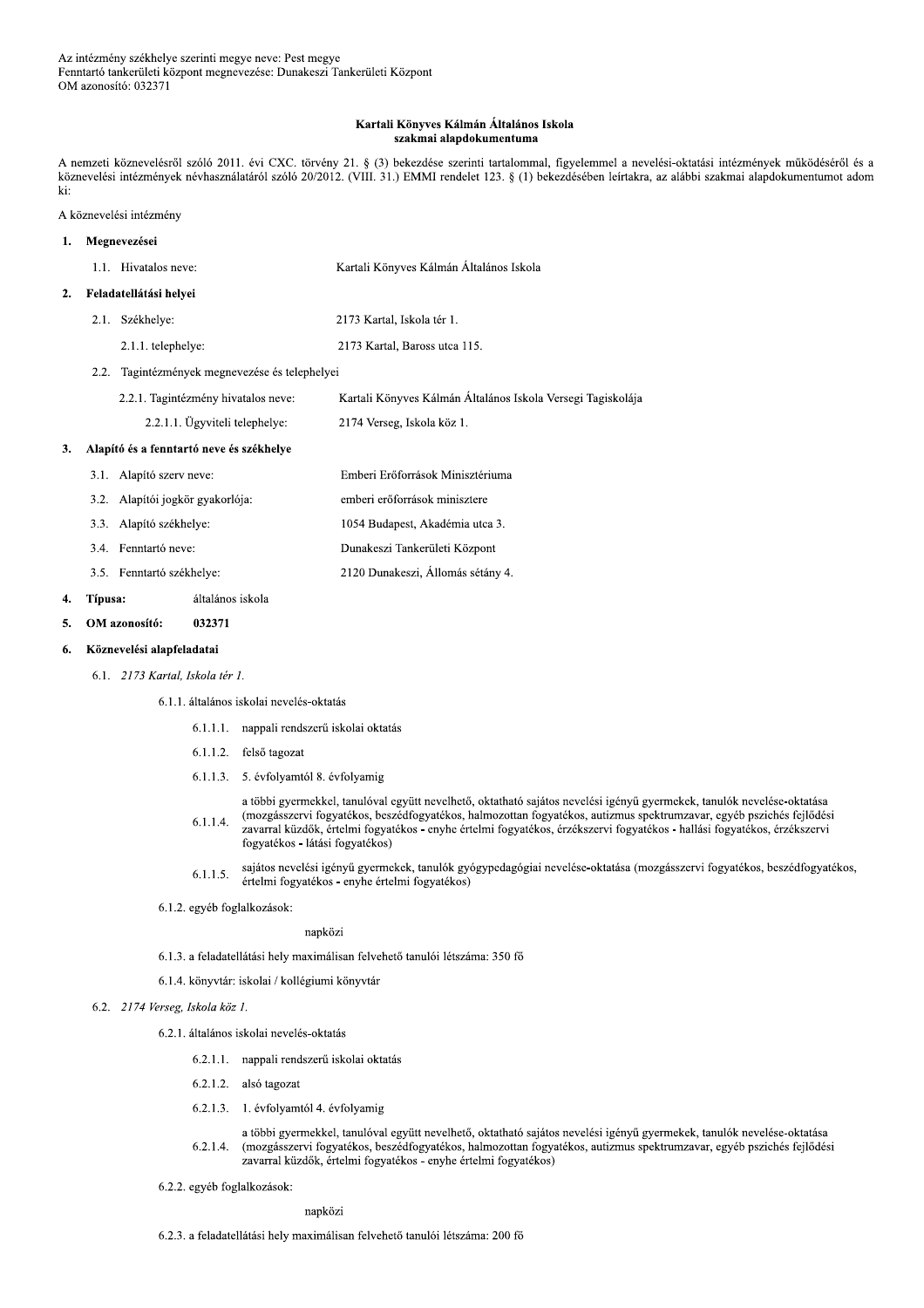Az intézmény székhelye szerinti megye neve: Pest megye
Fenntartó tankerületi központ megnevezése: Dunakeszi Tankerületi Központ
OM azonosító: 032371

**Kartali Könyves Kálmán Általános Iskola**
**szakmai alapdokumentuma**

A nemzeti köznevelésről szóló 2011. évi CXC. törvény 21. § (3) bekezdése szerinti tartalommal, figyelemmel a nevelési-oktatási intézmények működéséről és a köznevelési intézmények névhasználatáról szóló 20/2012. (VIII. 31.) EMMI rendelet 123. § (1) bekezdésében leírtakra, az alábbi szakmai alapdokumentumot adom ki:

A köznevelési intézmény

**1. Megnevezései**

1.1. Hivatalos neve: Kartali Könyves Kálmán Általános Iskola

**2. Feladatellátási helyei**

2.1. Székhelye: 2173 Kartal, Iskola tér 1.

2.1.1. telephelye: 2173 Kartal, Baross utca 115.

2.2. Tagintézmények megnevezése és telephelyei

2.2.1. Tagintézmény hivatalos neve: Kartali Könyves Kálmán Általános Iskola Versegi Tagiskolája

2.2.1.1. Ügyviteli telephelye: 2174 Verseg, Iskola köz 1.

**3. Alapító és a fenntartó neve és székhelye**

3.1. Alapító szerv neve: Emberi Erőforrások Minisztériuma

3.2. Alapítói jogkör gyakorlója: emberi erőforrások minisztere

3.3. Alapító székhelye: 1054 Budapest, Akadémia utca 3.

3.4. Fenntartó neve: Dunakeszi Tankerületi Központ

3.5. Fenntartó székhelye: 2120 Dunakeszi, Állomás sétány 4.

**4. Típusa:** általános iskola

**5. OM azonosító:** 032371

**6. Köznevelési alapfeladatai**

6.1. *2173 Kartal, Iskola tér 1.*

6.1.1. általános iskolai nevelés-oktatás

6.1.1.1. nappali rendszerű iskolai oktatás

6.1.1.2. felső tagozat

6.1.1.3. 5. évfolyamtól 8. évfolyamig

6.1.1.4. a többi gyermekkel, tanulóval együtt nevelhető, oktatható sajátos nevelési igényű gyermekek, tanulók nevelése-oktatása (mozgásszervi fogyatékos, beszédfogyatékos, halmozottan fogyatékos, autizmus spektrumzavar, egyéb pszichés fejlődési zavarral küzdők, értelmi fogyatékos - enyhe értelmi fogyatékos, érzékszervi fogyatékos - hallási fogyatékos, érzékszervi fogyatékos - látási fogyatékos)

6.1.1.5. sajátos nevelési igényű gyermekek, tanulók gyógypedagógiai nevelése-oktatása (mozgásszervi fogyatékos, beszédfogyatékos, értelmi fogyatékos - enyhe értelmi fogyatékos)

6.1.2. egyéb foglalkozások:

napközi

6.1.3. a feladatellátási hely maximálisan felvehető tanulói létszáma: 350 fő

6.1.4. könyvtár: iskolai / kollégiumi könyvtár

6.2. *2174 Verseg, Iskola köz 1.*

6.2.1. általános iskolai nevelés-oktatás

6.2.1.1. nappali rendszerű iskolai oktatás

6.2.1.2. alsó tagozat

6.2.1.3. 1. évfolyamtól 4. évfolyamig

6.2.1.4. a többi gyermekkel, tanulóval együtt nevelhető, oktatható sajátos nevelési igényű gyermekek, tanulók nevelése-oktatása (mozgásszervi fogyatékos, beszédfogyatékos, halmozottan fogyatékos, autizmus spektrumzavar, egyéb pszichés fejlődési zavarral küzdők, értelmi fogyatékos - enyhe értelmi fogyatékos)

6.2.2. egyéb foglalkozások:

napközi

6.2.3. a feladatellátási hely maximálisan felvehető tanulói létszáma: 200 fő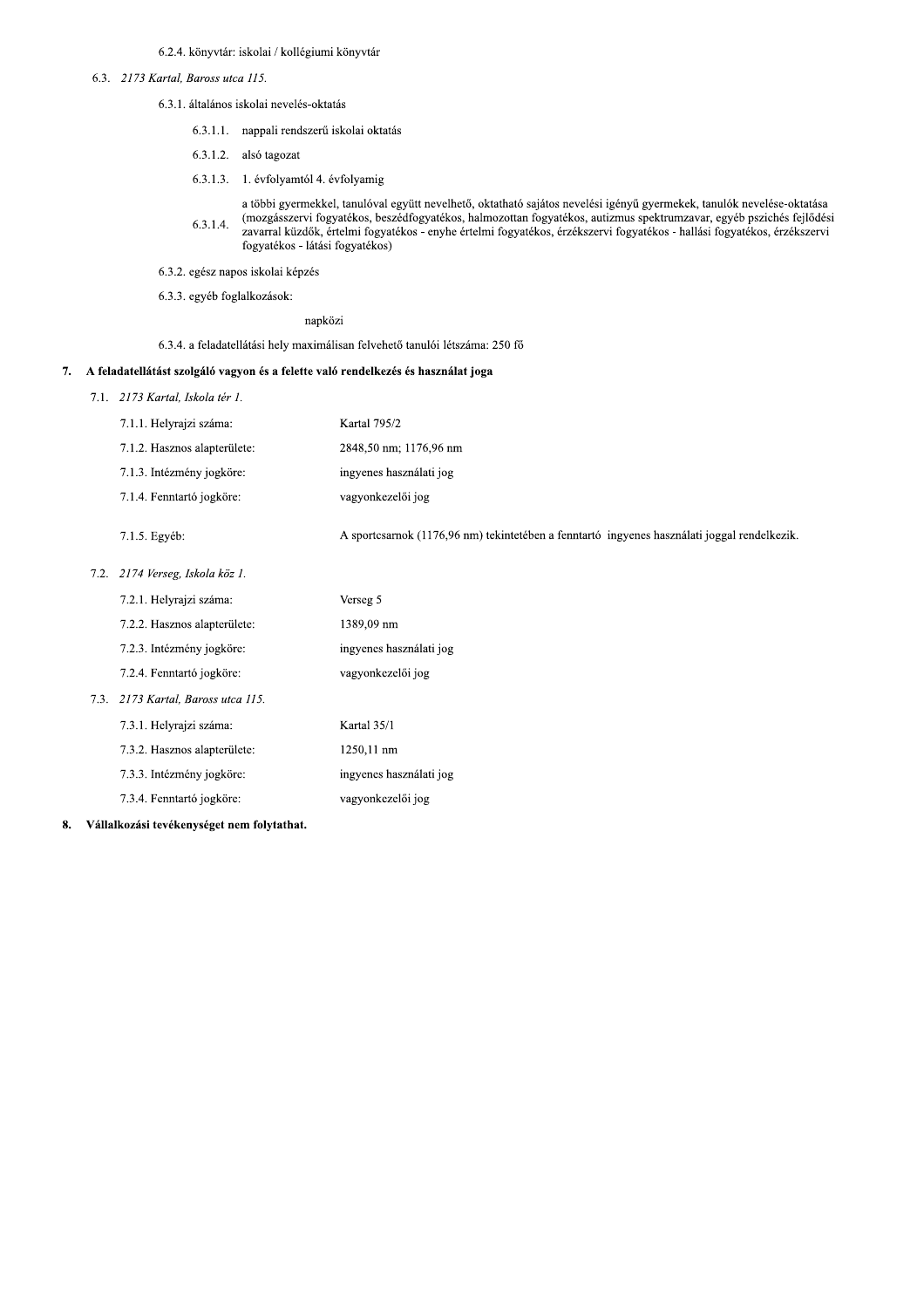6.2.4. könyvtár: iskolai / kollégiumi könyvtár

6.3. *2173 Kartal, Baross utca 115.*

6.3.1. általános iskolai nevelés-oktatás

6.3.1.1. nappali rendszerű iskolai oktatás

6.3.1.2. alsó tagozat

6.3.1.3. 1. évfolyamtól 4. évfolyamig

6.3.1.4. a többi gyermekkel, tanulóval együtt nevelhető, oktatható sajátos nevelési igényű gyermekek, tanulók nevelése-oktatása (mozgásszervi fogyatékos, beszédfogyatékos, halmozottan fogyatékos, autizmus spektrumzavar, egyéb pszichés fejlődési zavarral küzdők, értelmi fogyatékos - enyhe értelmi fogyatékos, érzékszervi fogyatékos - hallási fogyatékos, érzékszervi fogyatékos - látási fogyatékos)

6.3.2. egész napos iskolai képzés

6.3.3. egyéb foglalkozások:

napközi

6.3.4. a feladatellátási hely maximálisan felvehető tanulói létszáma: 250 fő

## 7. A feladatellátást szolgáló vagyon és a felette való rendelkezés és használat joga

7.1. *2173 Kartal, Iskola tér 1.*

| | |
|---|---|
| 7.1.1. Helyrajzi száma: | Kartal 795/2 |
| 7.1.2. Hasznos alapterülete: | 2848,50 nm; 1176,96 nm |
| 7.1.3. Intézmény jogköre: | ingyenes használati jog |
| 7.1.4. Fenntartó jogköre: | vagyonkezelői jog |
| 7.1.5. Egyéb: | A sportcsarnok (1176,96 nm) tekintetében a fenntartó ingyenes használati joggal rendelkezik. |

7.2. *2174 Verseg, Iskola köz 1.*

| | |
|---|---|
| 7.2.1. Helyrajzi száma: | Verseg 5 |
| 7.2.2. Hasznos alapterülete: | 1389,09 nm |
| 7.2.3. Intézmény jogköre: | ingyenes használati jog |
| 7.2.4. Fenntartó jogköre: | vagyonkezelői jog |

7.3. *2173 Kartal, Baross utca 115.*

| | |
|---|---|
| 7.3.1. Helyrajzi száma: | Kartal 35/1 |
| 7.3.2. Hasznos alapterülete: | 1250,11 nm |
| 7.3.3. Intézmény jogköre: | ingyenes használati jog |
| 7.3.4. Fenntartó jogköre: | vagyonkezelői jog |

## 8. Vállalkozási tevékenységet nem folytathat.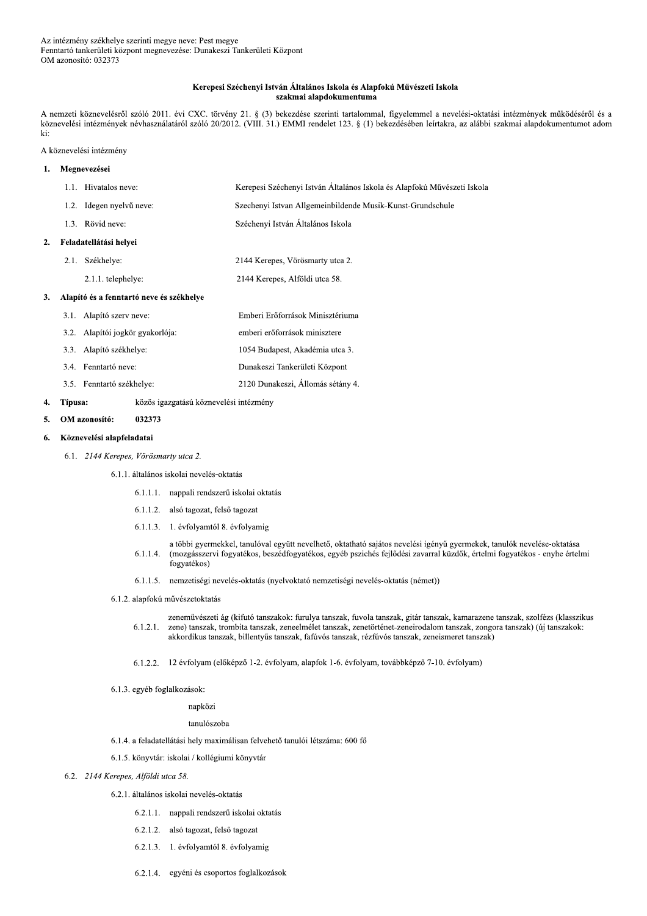Az intézmény székhelye szerinti megye neve: Pest megye
Fenntartó tankerületi központ megnevezése: Dunakeszi Tankerületi Központ
OM azonosító: 032373

**Kerepesi Széchenyi István Általános Iskola és Alapfokú Művészeti Iskola szakmai alapdokumentuma**

A nemzeti köznevelésről szóló 2011. évi CXC. törvény 21. § (3) bekezdése szerinti tartalommal, figyelemmel a nevelési-oktatási intézmények működéséről és a köznevelési intézmények névhasználatáról szóló 20/2012. (VIII. 31.) EMMI rendelet 123. § (1) bekezdésében leírtakra, az alábbi szakmai alapdokumentumot adom ki:

A köznevelési intézmény

**1. Megnevezései**

1.1. Hivatalos neve: Kerepesi Széchenyi István Általános Iskola és Alapfokú Művészeti Iskola

1.2. Idegen nyelvű neve: Szechenyi Istvan Allgemeinbildende Musik-Kunst-Grundschule

1.3. Rövid neve: Széchenyi István Általános Iskola

**2. Feladatellátási helyei**

2.1. Székhelye: 2144 Kerepes, Vörösmarty utca 2.

2.1.1. telephelye: 2144 Kerepes, Alföldi utca 58.

**3. Alapító és a fenntartó neve és székhelye**

3.1. Alapító szerv neve: Emberi Erőforrások Minisztériuma

3.2. Alapítói jogkör gyakorlója: emberi erőforrások minisztere

3.3. Alapító székhelye: 1054 Budapest, Akadémia utca 3.

3.4. Fenntartó neve: Dunakeszi Tankerületi Központ

3.5. Fenntartó székhelye: 2120 Dunakeszi, Állomás sétány 4.

**4. Típusa:** közös igazgatású köznevelési intézmény

**5. OM azonosító:** **032373**

**6. Köznevelési alapfeladatai**

6.1. *2144 Kerepes, Vörösmarty utca 2.*

6.1.1. általános iskolai nevelés-oktatás

6.1.1.1. nappali rendszerű iskolai oktatás

6.1.1.2. alsó tagozat, felső tagozat

6.1.1.3. 1. évfolyamtól 8. évfolyamig

6.1.1.4. a többi gyermekkel, tanulóval együtt nevelhető, oktatható sajátos nevelési igényű gyermekek, tanulók nevelése-oktatása (mozgásszervi fogyatékos, beszédfogyatékos, egyéb pszichés fejlődési zavarral küzdők, értelmi fogyatékos - enyhe értelmi fogyatékos)

6.1.1.5. nemzetiségi nevelés-oktatás (nyelvoktató nemzetiségi nevelés-oktatás (német))

6.1.2. alapfokú művészetoktatás

6.1.2.1. zeneművészeti ág (kifutó tanszakok: furulya tanszak, fuvola tanszak, gitár tanszak, kamarazene tanszak, szolfézs (klasszikus zene) tanszak, trombita tanszak, zeneelmélet tanszak, zenetörténet-zeneirodalom tanszak, zongora tanszak) (új tanszakok: akkordikus tanszak, billentyűs tanszak, fafúvós tanszak, rézfúvós tanszak, zeneismeret tanszak)

6.1.2.2. 12 évfolyam (előképző 1-2. évfolyam, alapfok 1-6. évfolyam, továbbképző 7-10. évfolyam)

6.1.3. egyéb foglalkozások:

napközi

tanulószoba

6.1.4. a feladatellátási hely maximálisan felvehető tanulói létszáma: 600 fő

6.1.5. könyvtár: iskolai / kollégiumi könyvtár

6.2. *2144 Kerepes, Alföldi utca 58.*

6.2.1. általános iskolai nevelés-oktatás

6.2.1.1. nappali rendszerű iskolai oktatás

6.2.1.2. alsó tagozat, felső tagozat

6.2.1.3. 1. évfolyamtól 8. évfolyamig

6.2.1.4. egyéni és csoportos foglalkozások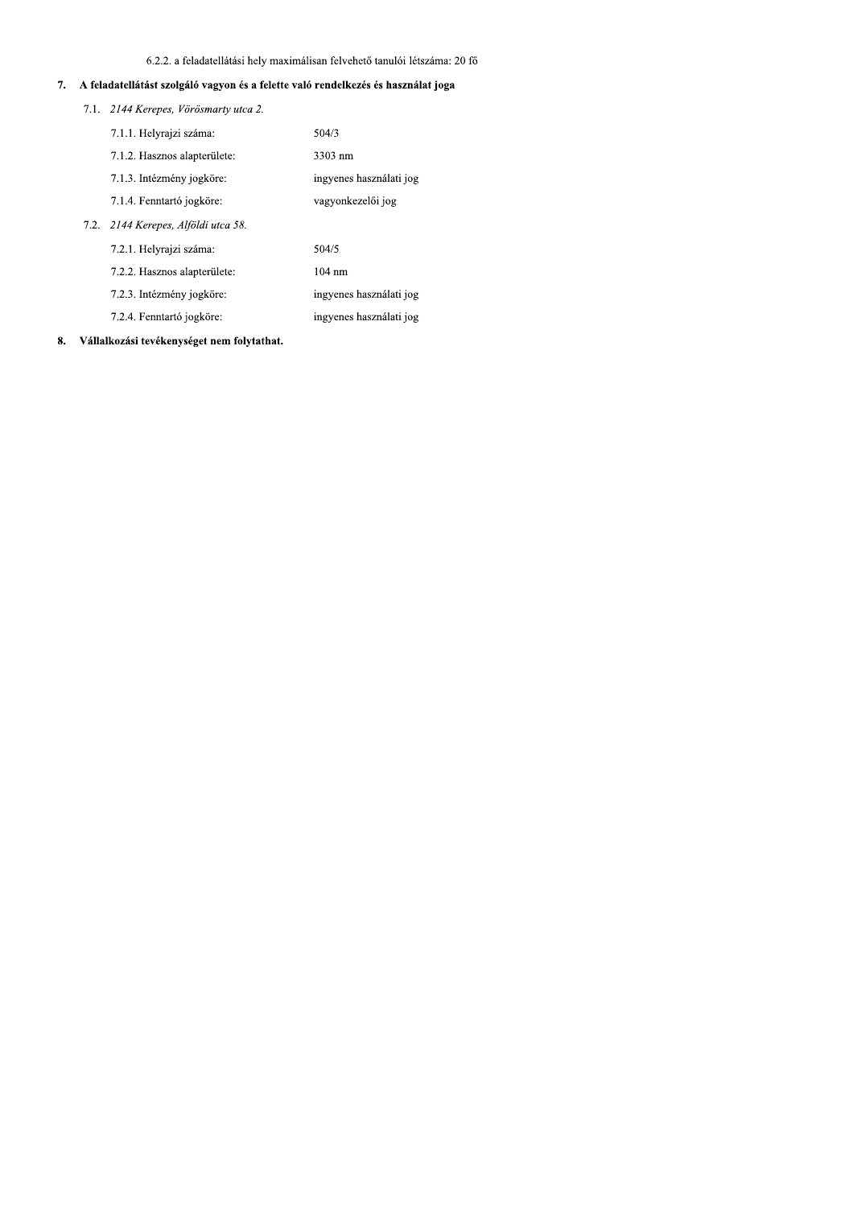6.2.2. a feladatellátási hely maximálisan felvehető tanulói létszáma: 20 fő

## 7. A feladatellátást szolgáló vagyon és a felette való rendelkezés és használat joga

7.1. *2144 Kerepes, Vörösmarty utca 2.*

| | |
|---|---|
| 7.1.1. Helyrajzi száma: | 504/3 |
| 7.1.2. Hasznos alapterülete: | 3303 nm |
| 7.1.3. Intézmény jogköre: | ingyenes használati jog |
| 7.1.4. Fenntartó jogköre: | vagyonkezelői jog |

7.2. *2144 Kerepes, Alföldi utca 58.*

| | |
|---|---|
| 7.2.1. Helyrajzi száma: | 504/5 |
| 7.2.2. Hasznos alapterülete: | 104 nm |
| 7.2.3. Intézmény jogköre: | ingyenes használati jog |
| 7.2.4. Fenntartó jogköre: | ingyenes használati jog |

## 8. Vállalkozási tevékenységet nem folytathat.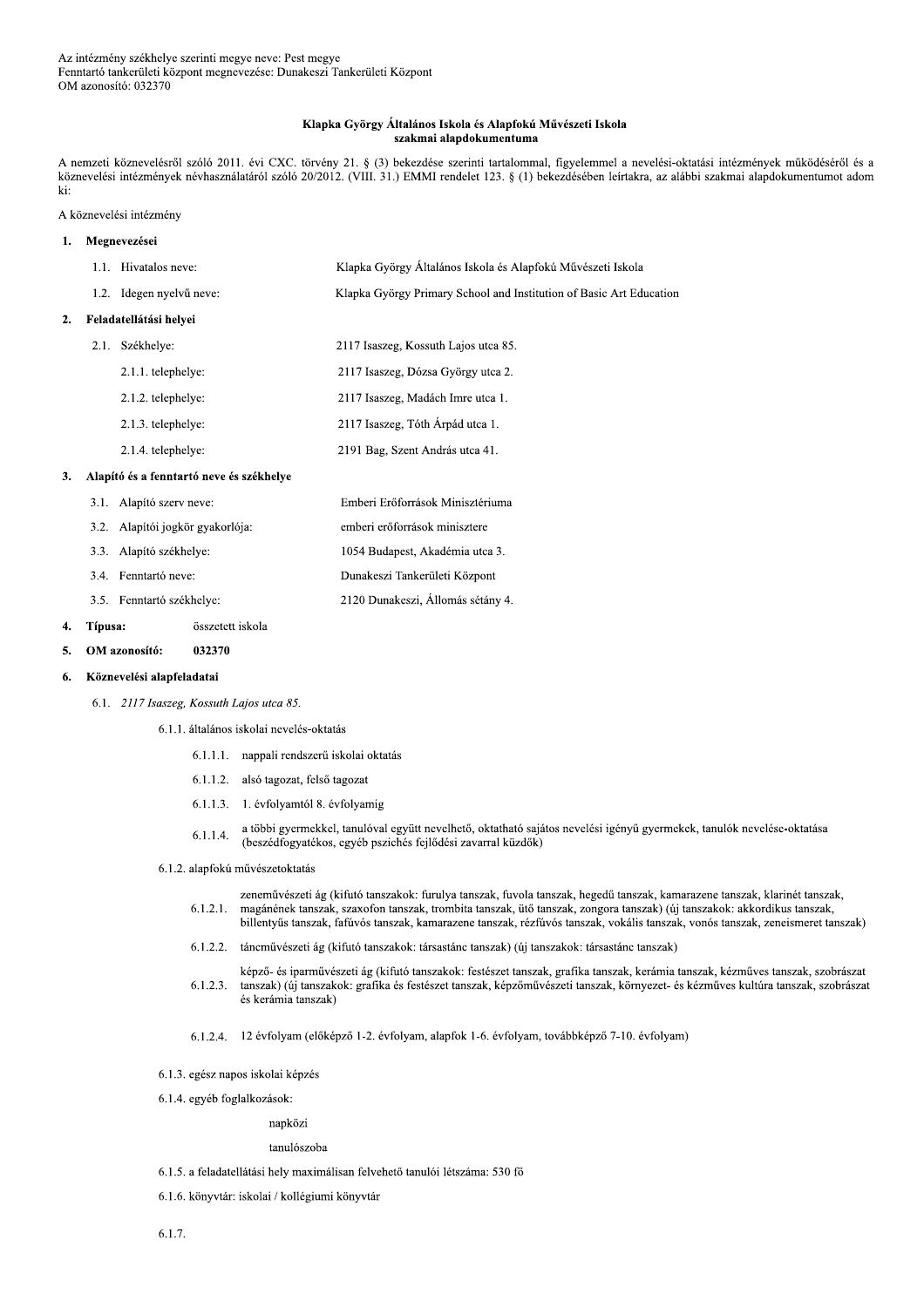Az intézmény székhelye szerinti megye neve: Pest megye
Fenntartó tankerületi központ megnevezése: Dunakeszi Tankerületi Központ
OM azonosító: 032370

**Klapka György Általános Iskola és Alapfokú Művészeti Iskola**
**szakmai alapdokumentuma**

A nemzeti köznevelésről szóló 2011. évi CXC. törvény 21. § (3) bekezdése szerinti tartalommal, figyelemmel a nevelési-oktatási intézmények működéséről és a köznevelési intézmények névhasználatáról szóló 20/2012. (VIII. 31.) EMMI rendelet 123. § (1) bekezdésében leírtakra, az alábbi szakmai alapdokumentumot adom ki:

A köznevelési intézmény

**1. Megnevezései**

1.1. Hivatalos neve: Klapka György Általános Iskola és Alapfokú Művészeti Iskola

1.2. Idegen nyelvű neve: Klapka György Primary School and Institution of Basic Art Education

**2. Feladatellátási helyei**

2.1. Székhelye: 2117 Isaszeg, Kossuth Lajos utca 85.

2.1.1. telephelye: 2117 Isaszeg, Dózsa György utca 2.

2.1.2. telephelye: 2117 Isaszeg, Madách Imre utca 1.

2.1.3. telephelye: 2117 Isaszeg, Tóth Árpád utca 1.

2.1.4. telephelye: 2191 Bag, Szent András utca 41.

**3. Alapító és a fenntartó neve és székhelye**

3.1. Alapító szerv neve: Emberi Erőforrások Minisztériuma

3.2. Alapítói jogkör gyakorlója: emberi erőforrások minisztere

3.3. Alapító székhelye: 1054 Budapest, Akadémia utca 3.

3.4. Fenntartó neve: Dunakeszi Tankerületi Központ

3.5. Fenntartó székhelye: 2120 Dunakeszi, Állomás sétány 4.

**4. Típusa:** összetett iskola

**5. OM azonosító: 032370**

**6. Köznevelési alapfeladatai**

6.1. *2117 Isaszeg, Kossuth Lajos utca 85.*

6.1.1. általános iskolai nevelés-oktatás

6.1.1.1. nappali rendszerű iskolai oktatás

6.1.1.2. alsó tagozat, felső tagozat

6.1.1.3. 1. évfolyamtól 8. évfolyamig

6.1.1.4. a többi gyermekkel, tanulóval együtt nevelhető, oktatható sajátos nevelési igényű gyermekek, tanulók nevelése-oktatása (beszédfogyatékos, egyéb pszichés fejlődési zavarral küzdők)

6.1.2. alapfokú művészetoktatás

6.1.2.1. zeneművészeti ág (kifutó tanszakok: furulya tanszak, fuvola tanszak, hegedű tanszak, kamarazene tanszak, klarinét tanszak, magánének tanszak, szaxofon tanszak, trombita tanszak, ütő tanszak, zongora tanszak) (új tanszakok: akkordikus tanszak, billentyűs tanszak, fafúvós tanszak, kamarazene tanszak, rézfúvós tanszak, vokális tanszak, vonós tanszak, zeneismeret tanszak)

6.1.2.2. táncművészeti ág (kifutó tanszakok: társastánc tanszak) (új tanszakok: társastánc tanszak)

6.1.2.3. képző- és iparművészeti ág (kifutó tanszakok: festészet tanszak, grafika tanszak, kerámia tanszak, kézműves tanszak, szobrászat tanszak) (új tanszakok: grafika és festészet tanszak, képzőművészeti tanszak, környezet- és kézműves kultúra tanszak, szobrászat és kerámia tanszak)

6.1.2.4. 12 évfolyam (előképző 1-2. évfolyam, alapfok 1-6. évfolyam, továbbképző 7-10. évfolyam)

6.1.3. egész napos iskolai képzés

6.1.4. egyéb foglalkozások:

napközi

tanulószoba

6.1.5. a feladatellátási hely maximálisan felvehető tanulói létszáma: 530 fő

6.1.6. könyvtár: iskolai / kollégiumi könyvtár

6.1.7.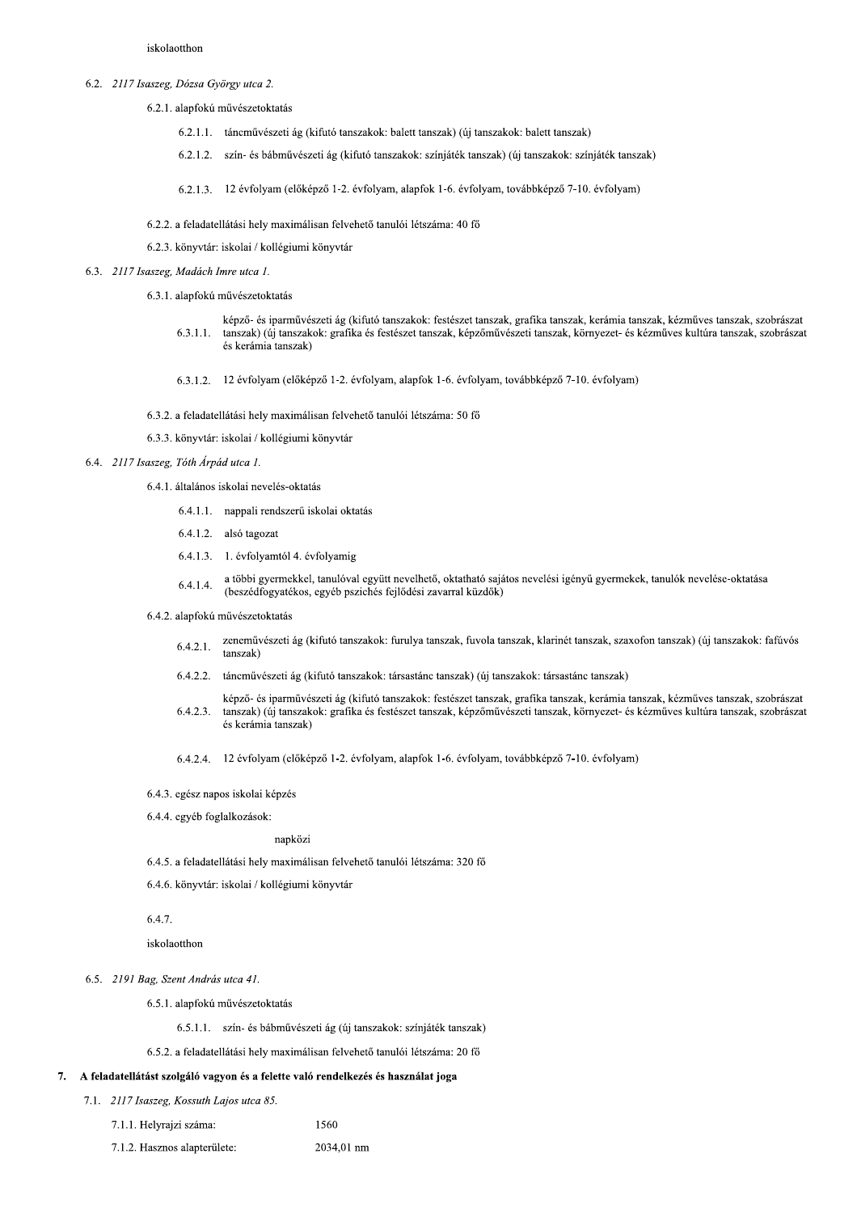iskolaotthon

6.2. *2117 Isaszeg, Dózsa György utca 2.*

6.2.1. alapfokú művészetoktatás

6.2.1.1. táncművészeti ág (kifutó tanszakok: balett tanszak) (új tanszakok: balett tanszak)

6.2.1.2. szín- és bábművészeti ág (kifutó tanszakok: színjáték tanszak) (új tanszakok: színjáték tanszak)

6.2.1.3. 12 évfolyam (előképző 1-2. évfolyam, alapfok 1-6. évfolyam, továbbképző 7-10. évfolyam)

6.2.2. a feladatellátási hely maximálisan felvehető tanulói létszáma: 40 fő

6.2.3. könyvtár: iskolai / kollégiumi könyvtár

6.3. *2117 Isaszeg, Madách Imre utca 1.*

6.3.1. alapfokú művészetoktatás

6.3.1.1. képző- és iparművészeti ág (kifutó tanszakok: festészet tanszak, grafika tanszak, kerámia tanszak, kézműves tanszak, szobrászat tanszak) (új tanszakok: grafika és festészet tanszak, képzőművészeti tanszak, környezet- és kézműves kultúra tanszak, szobrászat és kerámia tanszak)

6.3.1.2. 12 évfolyam (előképző 1-2. évfolyam, alapfok 1-6. évfolyam, továbbképző 7-10. évfolyam)

6.3.2. a feladatellátási hely maximálisan felvehető tanulói létszáma: 50 fő

6.3.3. könyvtár: iskolai / kollégiumi könyvtár

6.4. *2117 Isaszeg, Tóth Árpád utca 1.*

6.4.1. általános iskolai nevelés-oktatás

6.4.1.1. nappali rendszerű iskolai oktatás

6.4.1.2. alsó tagozat

6.4.1.3. 1. évfolyamtól 4. évfolyamig

6.4.1.4. a többi gyermekkel, tanulóval együtt nevelhető, oktatható sajátos nevelési igényű gyermekek, tanulók nevelése-oktatása (beszédfogyatékos, egyéb pszichés fejlődési zavarral küzdők)

6.4.2. alapfokú művészetoktatás

6.4.2.1. zeneművészeti ág (kifutó tanszakok: furulya tanszak, fuvola tanszak, klarinét tanszak, szaxofon tanszak) (új tanszakok: fafúvós tanszak)

6.4.2.2. táncművészeti ág (kifutó tanszakok: társastánc tanszak) (új tanszakok: társastánc tanszak)

6.4.2.3. képző- és iparművészeti ág (kifutó tanszakok: festészet tanszak, grafika tanszak, kerámia tanszak, kézműves tanszak, szobrászat tanszak) (új tanszakok: grafika és festészet tanszak, képzőművészeti tanszak, környezet- és kézműves kultúra tanszak, szobrászat és kerámia tanszak)

6.4.2.4. 12 évfolyam (előképző 1-2. évfolyam, alapfok 1-6. évfolyam, továbbképző 7-10. évfolyam)

6.4.3. egész napos iskolai képzés

6.4.4. egyéb foglalkozások:

napközi

6.4.5. a feladatellátási hely maximálisan felvehető tanulói létszáma: 320 fő

6.4.6. könyvtár: iskolai / kollégiumi könyvtár

6.4.7.

iskolaotthon

6.5. *2191 Bag, Szent András utca 41.*

6.5.1. alapfokú művészetoktatás

6.5.1.1. szín- és bábművészeti ág (új tanszakok: színjáték tanszak)

6.5.2. a feladatellátási hely maximálisan felvehető tanulói létszáma: 20 fő

## 7. A feladatellátást szolgáló vagyon és a felette való rendelkezés és használat joga

7.1. *2117 Isaszeg, Kossuth Lajos utca 85.*

7.1.1. Helyrajzi száma: 1560

7.1.2. Hasznos alapterülete: 2034,01 nm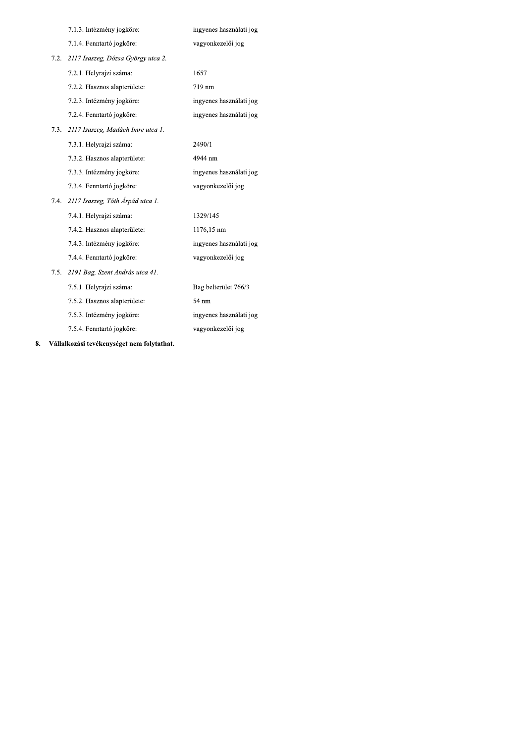7.1.3. Intézmény jogköre: ingyenes használati jog

7.1.4. Fenntartó jogköre: vagyonkezelői jog

7.2. *2117 Isaszeg, Dózsa György utca 2.*

7.2.1. Helyrajzi száma: 1657

7.2.2. Hasznos alapterülete: 719 nm

7.2.3. Intézmény jogköre: ingyenes használati jog

7.2.4. Fenntartó jogköre: ingyenes használati jog

7.3. *2117 Isaszeg, Madách Imre utca 1.*

7.3.1. Helyrajzi száma: 2490/1

7.3.2. Hasznos alapterülete: 4944 nm

7.3.3. Intézmény jogköre: ingyenes használati jog

7.3.4. Fenntartó jogköre: vagyonkezelői jog

7.4. *2117 Isaszeg, Tóth Árpád utca 1.*

7.4.1. Helyrajzi száma: 1329/145

7.4.2. Hasznos alapterülete: 1176,15 nm

7.4.3. Intézmény jogköre: ingyenes használati jog

7.4.4. Fenntartó jogköre: vagyonkezelői jog

7.5. *2191 Bag, Szent András utca 41.*

7.5.1. Helyrajzi száma: Bag belterület 766/3

7.5.2. Hasznos alapterülete: 54 nm

7.5.3. Intézmény jogköre: ingyenes használati jog

7.5.4. Fenntartó jogköre: vagyonkezelői jog

**8. Vállalkozási tevékenységet nem folytathat.**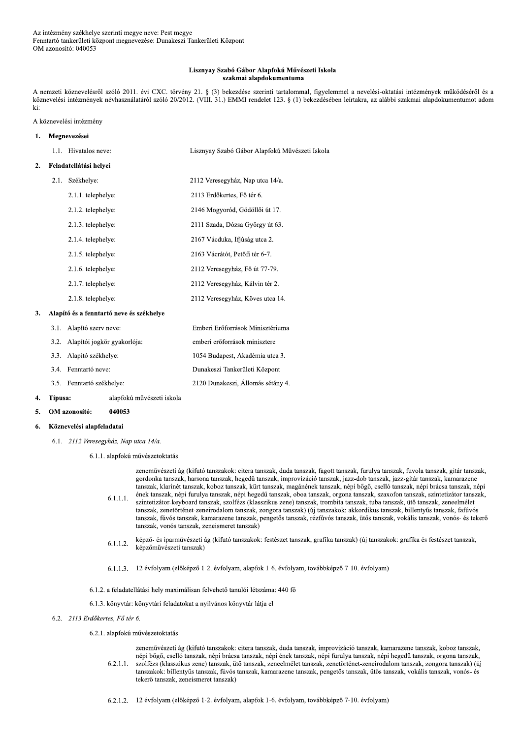Az intézmény székhelye szerinti megye neve: Pest megye
Fenntartó tankerületi központ megnevezése: Dunakeszi Tankerületi Központ
OM azonosító: 040053

**Lisznyay Szabó Gábor Alapfokú Művészeti Iskola**
**szakmai alapdokumentuma**

A nemzeti köznevelésről szóló 2011. évi CXC. törvény 21. § (3) bekezdése szerinti tartalommal, figyelemmel a nevelési-oktatási intézmények működéséről és a köznevelési intézmények névhasználatáról szóló 20/2012. (VIII. 31.) EMMI rendelet 123. § (1) bekezdésében leírtakra, az alábbi szakmai alapdokumentumot adom ki:

A köznevelési intézmény

**1. Megnevezései**

1.1. Hivatalos neve: Lisznyay Szabó Gábor Alapfokú Művészeti Iskola

**2. Feladatellátási helyei**

2.1. Székhelye: 2112 Veresegyház, Nap utca 14/a.

2.1.1. telephelye: 2113 Erdőkertes, Fő tér 6.

2.1.2. telephelye: 2146 Mogyoród, Gödöllői út 17.

2.1.3. telephelye: 2111 Szada, Dózsa György út 63.

2.1.4. telephelye: 2167 Vácduka, Ifjúság utca 2.

2.1.5. telephelye: 2163 Vácrátót, Petőfi tér 6-7.

2.1.6. telephelye: 2112 Veresegyház, Fő út 77-79.

2.1.7. telephelye: 2112 Veresegyház, Kálvin tér 2.

2.1.8. telephelye: 2112 Veresegyház, Köves utca 14.

**3. Alapító és a fenntartó neve és székhelye**

3.1. Alapító szerv neve: Emberi Erőforrások Minisztériuma

3.2. Alapítói jogkör gyakorlója: emberi erőforrások minisztere

3.3. Alapító székhelye: 1054 Budapest, Akadémia utca 3.

3.4. Fenntartó neve: Dunakeszi Tankerületi Központ

3.5. Fenntartó székhelye: 2120 Dunakeszi, Állomás sétány 4.

**4. Típusa:** alapfokú művészeti iskola

**5. OM azonosító:** **040053**

**6. Köznevelési alapfeladatai**

6.1. *2112 Veresegyház, Nap utca 14/a.*

6.1.1. alapfokú művészetoktatás

6.1.1.1. zeneművészeti ág (kifutó tanszakok: citera tanszak, duda tanszak, fagott tanszak, furulya tanszak, fuvola tanszak, gitár tanszak, gordonka tanszak, harsona tanszak, hegedű tanszak, improvizáció tanszak, jazz-dob tanszak, jazz-gitár tanszak, kamarazene tanszak, klarinét tanszak, koboz tanszak, kürt tanszak, magánének tanszak, népi bőgő, cselló tanszak, népi brácsa tanszak, népi ének tanszak, népi furulya tanszak, népi hegedű tanszak, oboa tanszak, orgona tanszak, szaxofon tanszak, szintetizátor tanszak, szintetizátor-keyboard tanszak, szolfézs (klasszikus zene) tanszak, trombita tanszak, tuba tanszak, ütő tanszak, zeneelmélet tanszak, zenetörténet-zeneirodalom tanszak, zongora tanszak) (új tanszakok: akkordikus tanszak, billentyűs tanszak, fafúvós tanszak, fúvós tanszak, kamarazene tanszak, pengetős tanszak, rézfúvós tanszak, ütős tanszak, vokális tanszak, vonós- és tekerő tanszak, vonós tanszak, zeneismeret tanszak)

6.1.1.2. képző- és iparművészeti ág (kifutó tanszakok: festészet tanszak, grafika tanszak) (új tanszakok: grafika és festészet tanszak, képzőművészeti tanszak)

6.1.1.3. 12 évfolyam (előképző 1-2. évfolyam, alapfok 1-6. évfolyam, továbbképző 7-10. évfolyam)

6.1.2. a feladatellátási hely maximálisan felvehető tanulói létszáma: 440 fő

6.1.3. könyvtár: könyvtári feladatokat a nyilvános könyvtár látja el

6.2. *2113 Erdőkertes, Fő tér 6.*

6.2.1. alapfokú művészetoktatás

6.2.1.1. zeneművészeti ág (kifutó tanszakok: citera tanszak, duda tanszak, improvizáció tanszak, kamarazene tanszak, koboz tanszak, népi bőgő, cselló tanszak, népi brácsa tanszak, népi ének tanszak, népi furulya tanszak, népi hegedű tanszak, orgona tanszak, szolfézs (klasszikus zene) tanszak, ütő tanszak, zeneelmélet tanszak, zenetörténet-zeneirodalom tanszak, zongora tanszak) (új tanszakok: billentyűs tanszak, fúvós tanszak, kamarazene tanszak, pengetős tanszak, ütős tanszak, vokális tanszak, vonós- és tekerő tanszak, zeneismeret tanszak)

6.2.1.2. 12 évfolyam (előképző 1-2. évfolyam, alapfok 1-6. évfolyam, továbbképző 7-10. évfolyam)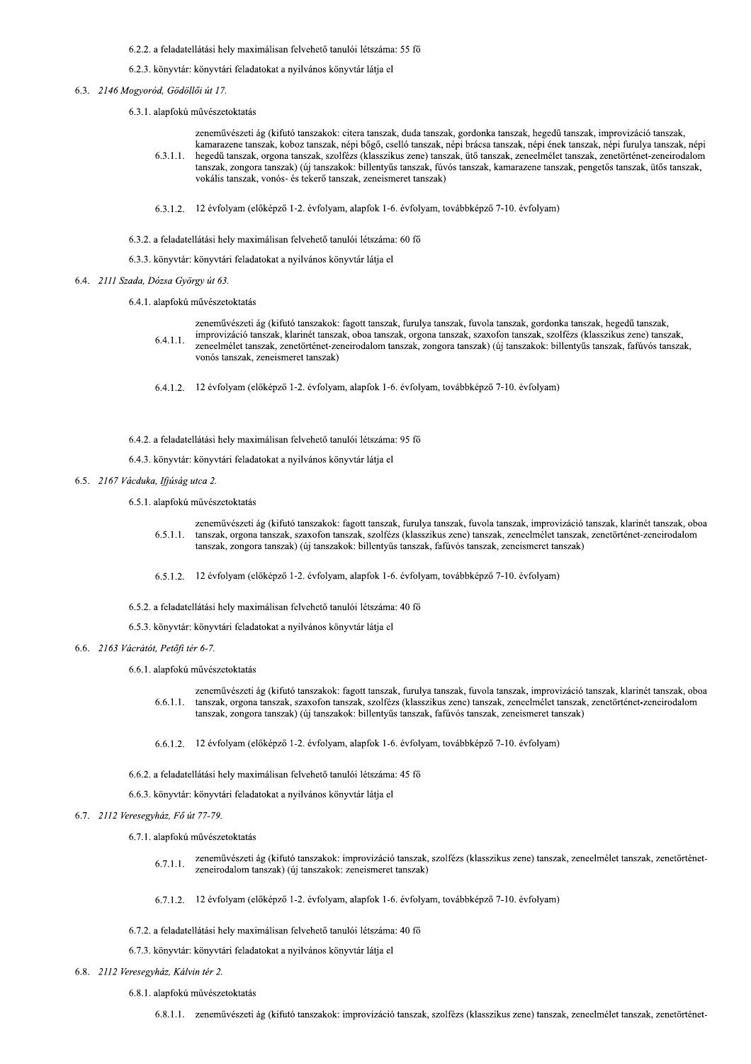6.2.2. a feladatellátási hely maximálisan felvehető tanulói létszáma: 55 fő

6.2.3. könyvtár: könyvtári feladatokat a nyilvános könyvtár látja el

6.3. *2146 Mogyoród, Gödöllői út 17.*

6.3.1. alapfokú művészetoktatás

6.3.1.1. zeneművészeti ág (kifutó tanszakok: citera tanszak, duda tanszak, gordonka tanszak, hegedű tanszak, improvizáció tanszak, kamarazene tanszak, koboz tanszak, népi bőgő, cselló tanszak, népi brácsa tanszak, népi ének tanszak, népi furulya tanszak, népi hegedű tanszak, orgona tanszak, szolfézs (klasszikus zene) tanszak, ütő tanszak, zeneelmélet tanszak, zenetörténet-zeneirodalom tanszak, zongora tanszak) (új tanszakok: billentyűs tanszak, fúvós tanszak, kamarazene tanszak, pengetős tanszak, ütős tanszak, vokális tanszak, vonós- és tekerő tanszak, zeneismeret tanszak)

6.3.1.2. 12 évfolyam (előképző 1-2. évfolyam, alapfok 1-6. évfolyam, továbbképző 7-10. évfolyam)

6.3.2. a feladatellátási hely maximálisan felvehető tanulói létszáma: 60 fő

6.3.3. könyvtár: könyvtári feladatokat a nyilvános könyvtár látja el

6.4. *2111 Szada, Dózsa György út 63.*

6.4.1. alapfokú művészetoktatás

6.4.1.1. zeneművészeti ág (kifutó tanszakok: fagott tanszak, furulya tanszak, fuvola tanszak, gordonka tanszak, hegedű tanszak, improvizáció tanszak, klarinét tanszak, oboa tanszak, orgona tanszak, szaxofon tanszak, szolfézs (klasszikus zene) tanszak, zeneelmélet tanszak, zenetörténet-zeneirodalom tanszak, zongora tanszak) (új tanszakok: billentyűs tanszak, fafúvós tanszak, vonós tanszak, zeneismeret tanszak)

6.4.1.2. 12 évfolyam (előképző 1-2. évfolyam, alapfok 1-6. évfolyam, továbbképző 7-10. évfolyam)

6.4.2. a feladatellátási hely maximálisan felvehető tanulói létszáma: 95 fő

6.4.3. könyvtár: könyvtári feladatokat a nyilvános könyvtár látja el

6.5. *2167 Vácduka, Ifjúság utca 2.*

6.5.1. alapfokú művészetoktatás

6.5.1.1. zeneművészeti ág (kifutó tanszakok: fagott tanszak, furulya tanszak, fuvola tanszak, improvizáció tanszak, klarinét tanszak, oboa tanszak, orgona tanszak, szaxofon tanszak, szolfézs (klasszikus zene) tanszak, zeneelmélet tanszak, zenetörténet-zeneirodalom tanszak, zongora tanszak) (új tanszakok: billentyűs tanszak, fafúvós tanszak, zeneismeret tanszak)

6.5.1.2. 12 évfolyam (előképző 1-2. évfolyam, alapfok 1-6. évfolyam, továbbképző 7-10. évfolyam)

6.5.2. a feladatellátási hely maximálisan felvehető tanulói létszáma: 40 fő

6.5.3. könyvtár: könyvtári feladatokat a nyilvános könyvtár látja el

6.6. *2163 Vácrátót, Petőfi tér 6-7.*

6.6.1. alapfokú művészetoktatás

6.6.1.1. zeneművészeti ág (kifutó tanszakok: fagott tanszak, furulya tanszak, fuvola tanszak, improvizáció tanszak, klarinét tanszak, oboa tanszak, orgona tanszak, szaxofon tanszak, szolfézs (klasszikus zene) tanszak, zeneelmélet tanszak, zenetörténet-zeneirodalom tanszak, zongora tanszak) (új tanszakok: billentyűs tanszak, fafúvós tanszak, zeneismeret tanszak)

6.6.1.2. 12 évfolyam (előképző 1-2. évfolyam, alapfok 1-6. évfolyam, továbbképző 7-10. évfolyam)

6.6.2. a feladatellátási hely maximálisan felvehető tanulói létszáma: 45 fő

6.6.3. könyvtár: könyvtári feladatokat a nyilvános könyvtár látja el

6.7. *2112 Veresegyház, Fő út 77-79.*

6.7.1. alapfokú művészetoktatás

6.7.1.1. zeneművészeti ág (kifutó tanszakok: improvizáció tanszak, szolfézs (klasszikus zene) tanszak, zeneelmélet tanszak, zenetörténet-zeneirodalom tanszak) (új tanszakok: zeneismeret tanszak)

6.7.1.2. 12 évfolyam (előképző 1-2. évfolyam, alapfok 1-6. évfolyam, továbbképző 7-10. évfolyam)

6.7.2. a feladatellátási hely maximálisan felvehető tanulói létszáma: 40 fő

6.7.3. könyvtár: könyvtári feladatokat a nyilvános könyvtár látja el

6.8. *2112 Veresegyház, Kálvin tér 2.*

6.8.1. alapfokú művészetoktatás

6.8.1.1. zeneművészeti ág (kifutó tanszakok: improvizáció tanszak, szolfézs (klasszikus zene) tanszak, zeneelmélet tanszak, zenetörténet-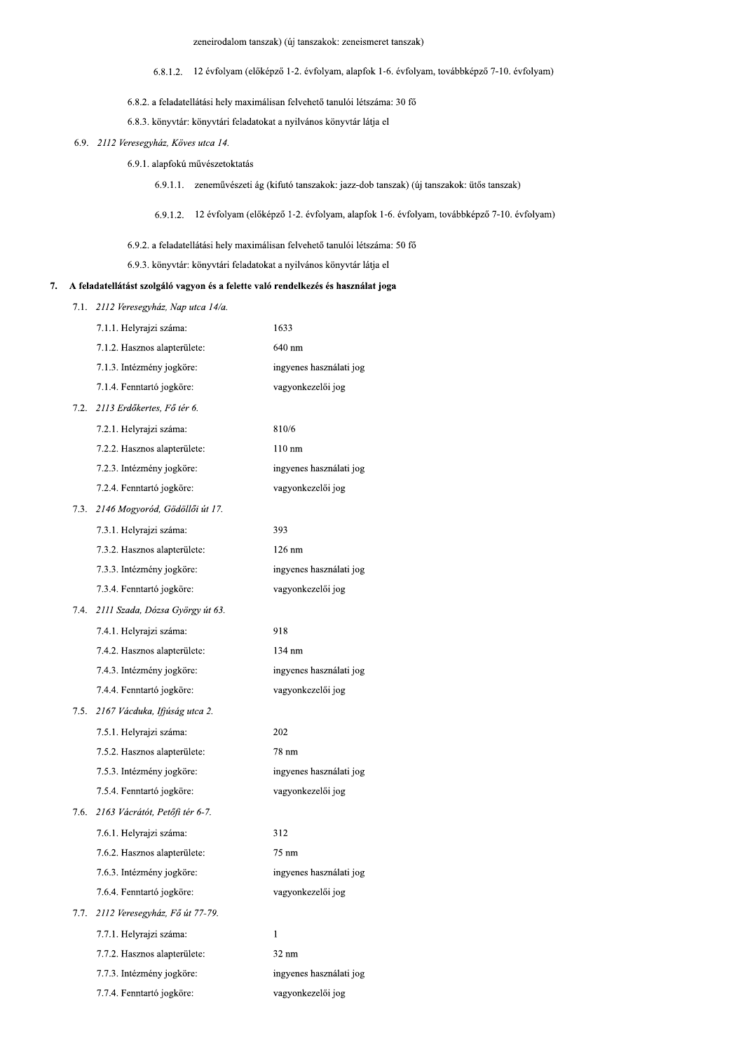zeneirodalom tanszak) (új tanszakok: zeneismeret tanszak)

6.8.1.2. 12 évfolyam (előképző 1-2. évfolyam, alapfok 1-6. évfolyam, továbbképző 7-10. évfolyam)

6.8.2. a feladatellátási hely maximálisan felvehető tanulói létszáma: 30 fő

6.8.3. könyvtár: könyvtári feladatokat a nyilvános könyvtár látja el

6.9. *2112 Veresegyház, Köves utca 14.*

6.9.1. alapfokú művészetoktatás

6.9.1.1. zeneművészeti ág (kifutó tanszakok: jazz-dob tanszak) (új tanszakok: ütős tanszak)

6.9.1.2. 12 évfolyam (előképző 1-2. évfolyam, alapfok 1-6. évfolyam, továbbképző 7-10. évfolyam)

6.9.2. a feladatellátási hely maximálisan felvehető tanulói létszáma: 50 fő

6.9.3. könyvtár: könyvtári feladatokat a nyilvános könyvtár látja el

**7. A feladatellátást szolgáló vagyon és a felette való rendelkezés és használat joga**

7.1. *2112 Veresegyház, Nap utca 14/a.*

| | |
|---|---|
| 7.1.1. Helyrajzi száma: | 1633 |
| 7.1.2. Hasznos alapterülete: | 640 nm |
| 7.1.3. Intézmény jogköre: | ingyenes használati jog |
| 7.1.4. Fenntartó jogköre: | vagyonkezelői jog |

7.2. *2113 Erdőkertes, Fő tér 6.*

| | |
|---|---|
| 7.2.1. Helyrajzi száma: | 810/6 |
| 7.2.2. Hasznos alapterülete: | 110 nm |
| 7.2.3. Intézmény jogköre: | ingyenes használati jog |
| 7.2.4. Fenntartó jogköre: | vagyonkezelői jog |

7.3. *2146 Mogyoród, Gödöllői út 17.*

| | |
|---|---|
| 7.3.1. Helyrajzi száma: | 393 |
| 7.3.2. Hasznos alapterülete: | 126 nm |
| 7.3.3. Intézmény jogköre: | ingyenes használati jog |
| 7.3.4. Fenntartó jogköre: | vagyonkezelői jog |

7.4. *2111 Szada, Dózsa György út 63.*

| | |
|---|---|
| 7.4.1. Helyrajzi száma: | 918 |
| 7.4.2. Hasznos alapterülete: | 134 nm |
| 7.4.3. Intézmény jogköre: | ingyenes használati jog |
| 7.4.4. Fenntartó jogköre: | vagyonkezelői jog |

7.5. *2167 Vácduka, Ifjúság utca 2.*

| | |
|---|---|
| 7.5.1. Helyrajzi száma: | 202 |
| 7.5.2. Hasznos alapterülete: | 78 nm |
| 7.5.3. Intézmény jogköre: | ingyenes használati jog |
| 7.5.4. Fenntartó jogköre: | vagyonkezelői jog |

7.6. *2163 Vácrátót, Petőfi tér 6-7.*

| | |
|---|---|
| 7.6.1. Helyrajzi száma: | 312 |
| 7.6.2. Hasznos alapterülete: | 75 nm |
| 7.6.3. Intézmény jogköre: | ingyenes használati jog |
| 7.6.4. Fenntartó jogköre: | vagyonkezelői jog |

7.7. *2112 Veresegyház, Fő út 77-79.*

| | |
|---|---|
| 7.7.1. Helyrajzi száma: | 1 |
| 7.7.2. Hasznos alapterülete: | 32 nm |
| 7.7.3. Intézmény jogköre: | ingyenes használati jog |
| 7.7.4. Fenntartó jogköre: | vagyonkezelői jog |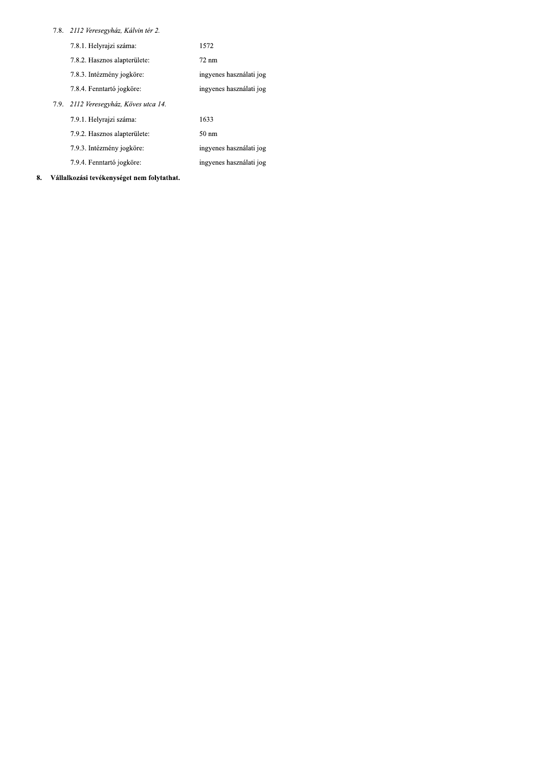7.8. *2112 Veresegyház, Kálvin tér 2.*

| | |
|---|---|
| 7.8.1. Helyrajzi száma: | 1572 |
| 7.8.2. Hasznos alapterülete: | 72 nm |
| 7.8.3. Intézmény jogköre: | ingyenes használati jog |
| 7.8.4. Fenntartó jogköre: | ingyenes használati jog |

7.9. *2112 Veresegyház, Köves utca 14.*

| | |
|---|---|
| 7.9.1. Helyrajzi száma: | 1633 |
| 7.9.2. Hasznos alapterülete: | 50 nm |
| 7.9.3. Intézmény jogköre: | ingyenes használati jog |
| 7.9.4. Fenntartó jogköre: | ingyenes használati jog |

**8. Vállalkozási tevékenységet nem folytathat.**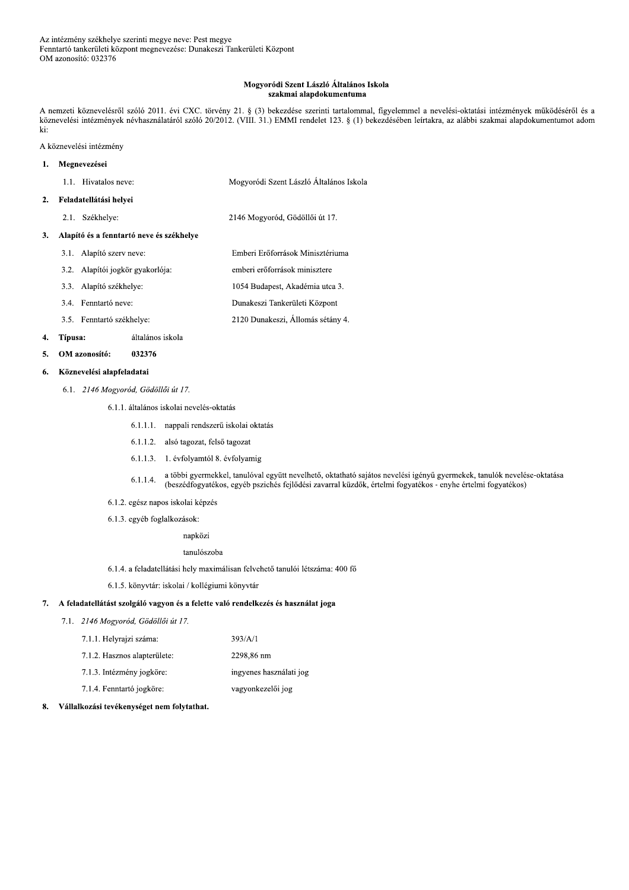Az intézmény székhelye szerinti megye neve: Pest megye
Fenntartó tankerületi központ megnevezése: Dunakeszi Tankerületi Központ
OM azonosító: 032376

**Mogyoródi Szent László Általános Iskola**
**szakmai alapdokumentuma**

A nemzeti köznevelésről szóló 2011. évi CXC. törvény 21. § (3) bekezdése szerinti tartalommal, figyelemmel a nevelési-oktatási intézmények működéséről és a köznevelési intézmények névhasználatáról szóló 20/2012. (VIII. 31.) EMMI rendelet 123. § (1) bekezdésében leírtakra, az alábbi szakmai alapdokumentumot adom ki:

A köznevelési intézmény

**1. Megnevezései**

1.1. Hivatalos neve: Mogyoródi Szent László Általános Iskola

**2. Feladatellátási helyei**

2.1. Székhelye: 2146 Mogyoród, Gödöllői út 17.

**3. Alapító és a fenntartó neve és székhelye**

3.1. Alapító szerv neve: Emberi Erőforrások Minisztériuma

3.2. Alapítói jogkör gyakorlója: emberi erőforrások minisztere

3.3. Alapító székhelye: 1054 Budapest, Akadémia utca 3.

3.4. Fenntartó neve: Dunakeszi Tankerületi Központ

3.5. Fenntartó székhelye: 2120 Dunakeszi, Állomás sétány 4.

**4. Típusa:** általános iskola

**5. OM azonosító: 032376**

**6. Köznevelési alapfeladatai**

6.1. *2146 Mogyoród, Gödöllői út 17.*

6.1.1. általános iskolai nevelés-oktatás

6.1.1.1. nappali rendszerű iskolai oktatás

6.1.1.2. alsó tagozat, felső tagozat

6.1.1.3. 1. évfolyamtól 8. évfolyamig

6.1.1.4. a többi gyermekkel, tanulóval együtt nevelhető, oktatható sajátos nevelési igényű gyermekek, tanulók nevelése-oktatása (beszédfogyatékos, egyéb pszichés fejlődési zavarral küzdők, értelmi fogyatékos - enyhe értelmi fogyatékos)

6.1.2. egész napos iskolai képzés

6.1.3. egyéb foglalkozások:

napközi

tanulószoba

6.1.4. a feladatellátási hely maximálisan felvehető tanulói létszáma: 400 fő

6.1.5. könyvtár: iskolai / kollégiumi könyvtár

**7. A feladatellátást szolgáló vagyon és a felette való rendelkezés és használat joga**

7.1. *2146 Mogyoród, Gödöllői út 17.*

7.1.1. Helyrajzi száma: 393/A/1

7.1.2. Hasznos alapterülete: 2298,86 nm

7.1.3. Intézmény jogköre: ingyenes használati jog

7.1.4. Fenntartó jogköre: vagyonkezelői jog

**8. Vállalkozási tevékenységet nem folytathat.**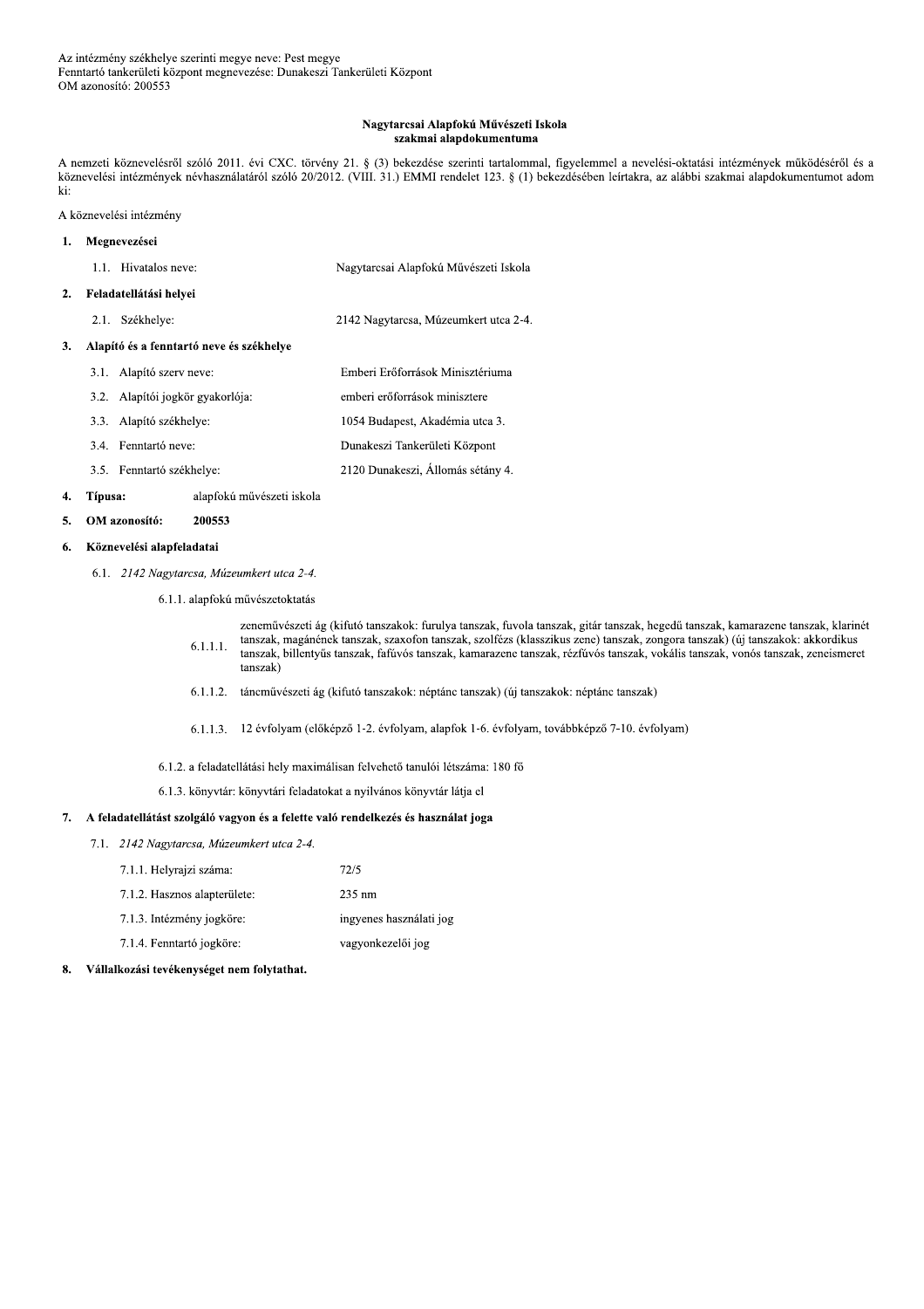Az intézmény székhelye szerinti megye neve: Pest megye
Fenntartó tankerületi központ megnevezése: Dunakeszi Tankerületi Központ
OM azonosító: 200553

**Nagytarcsai Alapfokú Művészeti Iskola**
**szakmai alapdokumentuma**

A nemzeti köznevelésről szóló 2011. évi CXC. törvény 21. § (3) bekezdése szerinti tartalommal, figyelemmel a nevelési-oktatási intézmények működéséről és a köznevelési intézmények névhasználatáról szóló 20/2012. (VIII. 31.) EMMI rendelet 123. § (1) bekezdésében leírtakra, az alábbi szakmai alapdokumentumot adom ki:

A köznevelési intézmény

**1. Megnevezései**

1.1. Hivatalos neve: Nagytarcsai Alapfokú Művészeti Iskola

**2. Feladatellátási helyei**

2.1. Székhelye: 2142 Nagytarcsa, Múzeumkert utca 2-4.

**3. Alapító és a fenntartó neve és székhelye**

3.1. Alapító szerv neve: Emberi Erőforrások Minisztériuma

3.2. Alapítói jogkör gyakorlója: emberi erőforrások minisztere

3.3. Alapító székhelye: 1054 Budapest, Akadémia utca 3.

3.4. Fenntartó neve: Dunakeszi Tankerületi Központ

3.5. Fenntartó székhelye: 2120 Dunakeszi, Állomás sétány 4.

**4. Típusa:** alapfokú művészeti iskola

**5. OM azonosító: 200553**

**6. Köznevelési alapfeladatai**

6.1. *2142 Nagytarcsa, Múzeumkert utca 2-4.*

6.1.1. alapfokú művészetoktatás

6.1.1.1. zeneművészeti ág (kifutó tanszakok: furulya tanszak, fuvola tanszak, gitár tanszak, hegedű tanszak, kamarazene tanszak, klarinét tanszak, magánének tanszak, szaxofon tanszak, szolfézs (klasszikus zene) tanszak, zongora tanszak) (új tanszakok: akkordikus tanszak, billentyűs tanszak, fafúvós tanszak, kamarazene tanszak, rézfúvós tanszak, vokális tanszak, vonós tanszak, zeneismeret tanszak)

6.1.1.2. táncművészeti ág (kifutó tanszakok: néptánc tanszak) (új tanszakok: néptánc tanszak)

6.1.1.3. 12 évfolyam (előképző 1-2. évfolyam, alapfok 1-6. évfolyam, továbbképző 7-10. évfolyam)

6.1.2. a feladatellátási hely maximálisan felvehető tanulói létszáma: 180 fő

6.1.3. könyvtár: könyvtári feladatokat a nyilvános könyvtár látja el

**7. A feladatellátást szolgáló vagyon és a felette való rendelkezés és használat joga**

7.1. *2142 Nagytarcsa, Múzeumkert utca 2-4.*

7.1.1. Helyrajzi száma: 72/5

7.1.2. Hasznos alapterülete: 235 nm

7.1.3. Intézmény jogköre: ingyenes használati jog

7.1.4. Fenntartó jogköre: vagyonkezelői jog

**8. Vállalkozási tevékenységet nem folytathat.**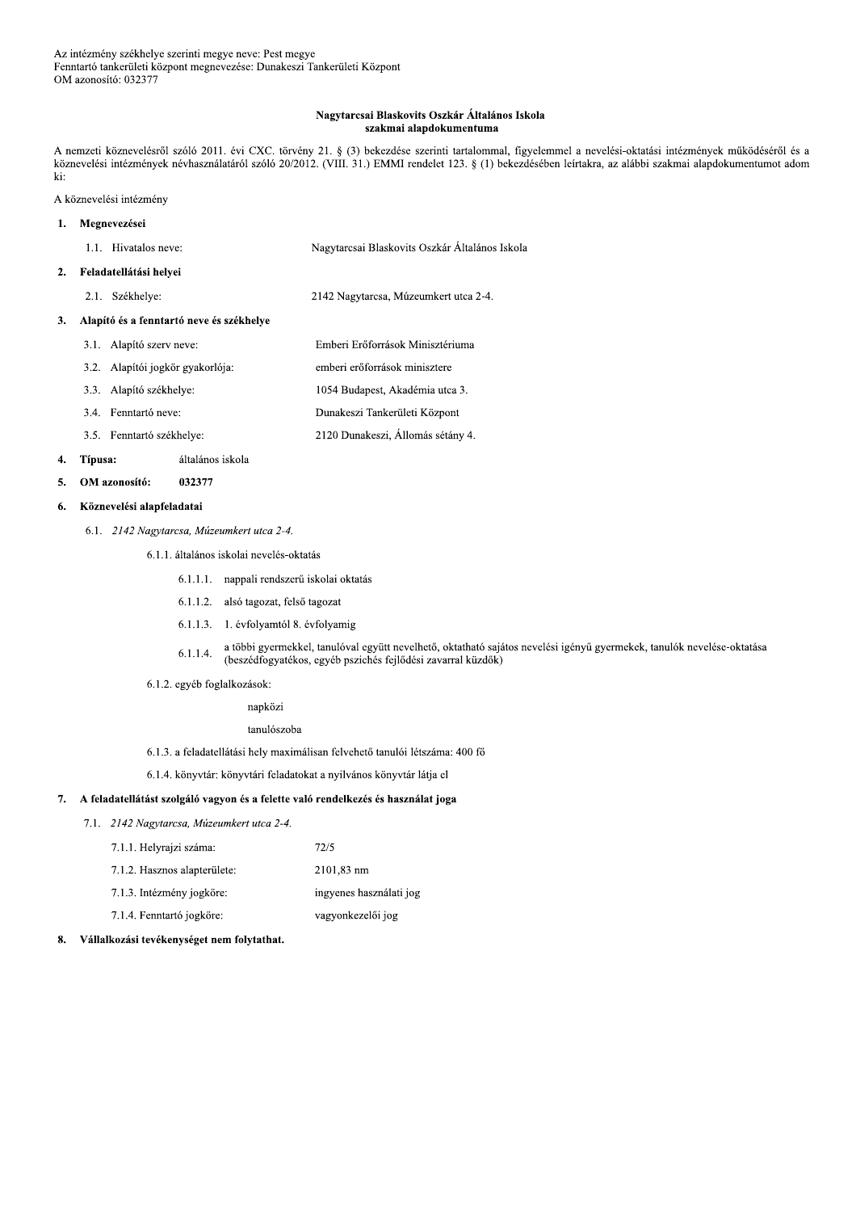Az intézmény székhelye szerinti megye neve: Pest megye
Fenntartó tankerületi központ megnevezése: Dunakeszi Tankerületi Központ
OM azonosító: 032377

## Nagytarcsai Blaskovits Oszkár Általános Iskola
## szakmai alapdokumentuma

A nemzeti köznevelésről szóló 2011. évi CXC. törvény 21. § (3) bekezdése szerinti tartalommal, figyelemmel a nevelési-oktatási intézmények működéséről és a köznevelési intézmények névhasználatáról szóló 20/2012. (VIII. 31.) EMMI rendelet 123. § (1) bekezdésében leírtakra, az alábbi szakmai alapdokumentumot adom ki:

A köznevelési intézmény

**1. Megnevezései**

1.1. Hivatalos neve: Nagytarcsai Blaskovits Oszkár Általános Iskola

**2. Feladatellátási helyei**

2.1. Székhelye: 2142 Nagytarcsa, Múzeumkert utca 2-4.

**3. Alapító és a fenntartó neve és székhelye**

3.1. Alapító szerv neve: Emberi Erőforrások Minisztériuma

3.2. Alapítói jogkör gyakorlója: emberi erőforrások minisztere

3.3. Alapító székhelye: 1054 Budapest, Akadémia utca 3.

3.4. Fenntartó neve: Dunakeszi Tankerületi Központ

3.5. Fenntartó székhelye: 2120 Dunakeszi, Állomás sétány 4.

**4. Típusa:** általános iskola

**5. OM azonosító: 032377**

**6. Köznevelési alapfeladatai**

6.1. *2142 Nagytarcsa, Múzeumkert utca 2-4.*

6.1.1. általános iskolai nevelés-oktatás

6.1.1.1. nappali rendszerű iskolai oktatás

6.1.1.2. alsó tagozat, felső tagozat

6.1.1.3. 1. évfolyamtól 8. évfolyamig

6.1.1.4. a többi gyermekkel, tanulóval együtt nevelhető, oktatható sajátos nevelési igényű gyermekek, tanulók nevelése-oktatása (beszédfogyatékos, egyéb pszichés fejlődési zavarral küzdők)

6.1.2. egyéb foglalkozások:

napközi

tanulószoba

6.1.3. a feladatellátási hely maximálisan felvehető tanulói létszáma: 400 fő

6.1.4. könyvtár: könyvtári feladatokat a nyilvános könyvtár látja el

**7. A feladatellátást szolgáló vagyon és a felette való rendelkezés és használat joga**

7.1. *2142 Nagytarcsa, Múzeumkert utca 2-4.*

7.1.1. Helyrajzi száma: 72/5

7.1.2. Hasznos alapterülete: 2101,83 nm

7.1.3. Intézmény jogköre: ingyenes használati jog

7.1.4. Fenntartó jogköre: vagyonkezelői jog

**8. Vállalkozási tevékenységet nem folytathat.**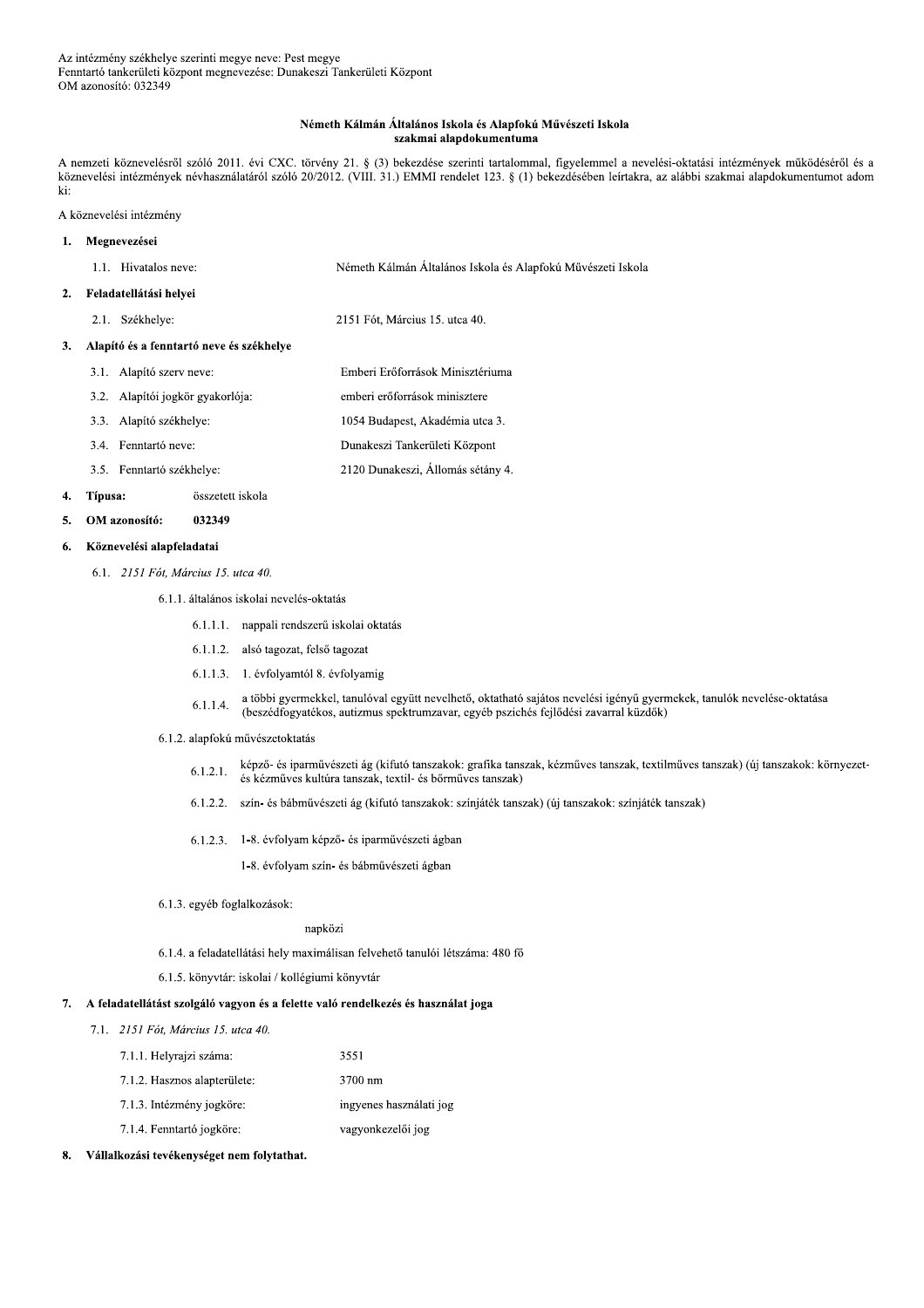Az intézmény székhelye szerinti megye neve: Pest megye
Fenntartó tankerületi központ megnevezése: Dunakeszi Tankerületi Központ
OM azonosító: 032349

**Németh Kálmán Általános Iskola és Alapfokú Művészeti Iskola**
**szakmai alapdokumentuma**

A nemzeti köznevelésről szóló 2011. évi CXC. törvény 21. § (3) bekezdése szerinti tartalommal, figyelemmel a nevelési-oktatási intézmények működéséről és a köznevelési intézmények névhasználatáról szóló 20/2012. (VIII. 31.) EMMI rendelet 123. § (1) bekezdésében leírtakra, az alábbi szakmai alapdokumentumot adom ki:

A köznevelési intézmény

**1. Megnevezései**

1.1. Hivatalos neve: Németh Kálmán Általános Iskola és Alapfokú Művészeti Iskola

**2. Feladatellátási helyei**

2.1. Székhelye: 2151 Fót, Március 15. utca 40.

**3. Alapító és a fenntartó neve és székhelye**

3.1. Alapító szerv neve: Emberi Erőforrások Minisztériuma

3.2. Alapítói jogkör gyakorlója: emberi erőforrások minisztere

3.3. Alapító székhelye: 1054 Budapest, Akadémia utca 3.

3.4. Fenntartó neve: Dunakeszi Tankerületi Központ

3.5. Fenntartó székhelye: 2120 Dunakeszi, Állomás sétány 4.

**4. Típusa:** összetett iskola

**5. OM azonosító: 032349**

**6. Köznevelési alapfeladatai**

6.1. *2151 Fót, Március 15. utca 40.*

6.1.1. általános iskolai nevelés-oktatás

6.1.1.1. nappali rendszerű iskolai oktatás

6.1.1.2. alsó tagozat, felső tagozat

6.1.1.3. 1. évfolyamtól 8. évfolyamig

6.1.1.4. a többi gyermekkel, tanulóval együtt nevelhető, oktatható sajátos nevelési igényű gyermekek, tanulók nevelése-oktatása (beszédfogyatékos, autizmus spektrumzavar, egyéb pszichés fejlődési zavarral küzdők)

6.1.2. alapfokú művészetoktatás

6.1.2.1. képző- és iparművészeti ág (kifutó tanszakok: grafika tanszak, kézműves tanszak, textilműves tanszak) (új tanszakok: környezet- és kézműves kultúra tanszak, textil- és bőrműves tanszak)

6.1.2.2. szín- és bábművészeti ág (kifutó tanszakok: színjáték tanszak) (új tanszakok: színjáték tanszak)

6.1.2.3. 1-8. évfolyam képző- és iparművészeti ágban

1-8. évfolyam szín- és bábművészeti ágban

6.1.3. egyéb foglalkozások:

napközi

6.1.4. a feladatellátási hely maximálisan felvehető tanulói létszáma: 480 fő

6.1.5. könyvtár: iskolai / kollégiumi könyvtár

**7. A feladatellátást szolgáló vagyon és a felette való rendelkezés és használat joga**

7.1. *2151 Fót, Március 15. utca 40.*

7.1.1. Helyrajzi száma: 3551

7.1.2. Hasznos alapterülete: 3700 nm

7.1.3. Intézmény jogköre: ingyenes használati jog

7.1.4. Fenntartó jogköre: vagyonkezelői jog

**8. Vállalkozási tevékenységet nem folytathat.**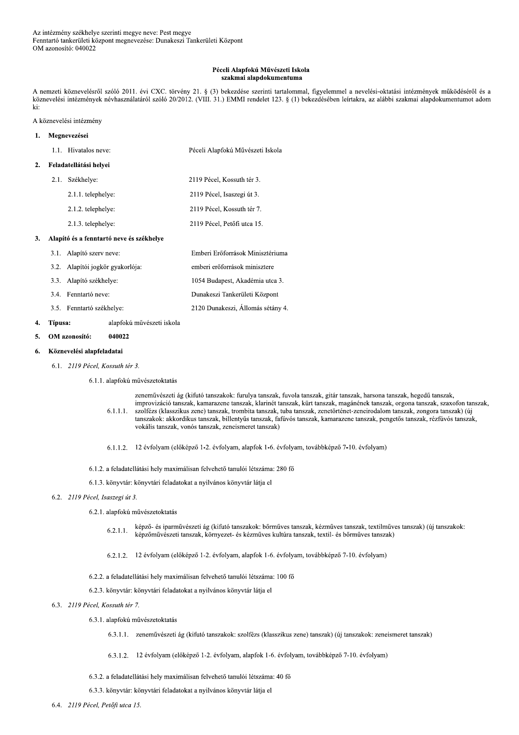Az intézmény székhelye szerinti megye neve: Pest megye
Fenntartó tankerületi központ megnevezése: Dunakeszi Tankerületi Központ
OM azonosító: 040022

**Péceli Alapfokú Művészeti Iskola**
**szakmai alapdokumentuma**

A nemzeti köznevelésről szóló 2011. évi CXC. törvény 21. § (3) bekezdése szerinti tartalommal, figyelemmel a nevelési-oktatási intézmények működéséről és a köznevelési intézmények névhasználatáról szóló 20/2012. (VIII. 31.) EMMI rendelet 123. § (1) bekezdésében leírtakra, az alábbi szakmai alapdokumentumot adom ki:

A köznevelési intézmény

**1. Megnevezései**

1.1. Hivatalos neve: Péceli Alapfokú Művészeti Iskola

**2. Feladatellátási helyei**

2.1. Székhelye: 2119 Pécel, Kossuth tér 3.

2.1.1. telephelye: 2119 Pécel, Isaszegi út 3.

2.1.2. telephelye: 2119 Pécel, Kossuth tér 7.

2.1.3. telephelye: 2119 Pécel, Petőfi utca 15.

**3. Alapító és a fenntartó neve és székhelye**

3.1. Alapító szerv neve: Emberi Erőforrások Minisztériuma

3.2. Alapítói jogkör gyakorlója: emberi erőforrások minisztere

3.3. Alapító székhelye: 1054 Budapest, Akadémia utca 3.

3.4. Fenntartó neve: Dunakeszi Tankerületi Központ

3.5. Fenntartó székhelye: 2120 Dunakeszi, Állomás sétány 4.

**4. Típusa:** alapfokú művészeti iskola

**5. OM azonosító: 040022**

**6. Köznevelési alapfeladatai**

6.1. *2119 Pécel, Kossuth tér 3.*

6.1.1. alapfokú művészetoktatás

6.1.1.1. zeneművészeti ág (kifutó tanszakok: furulya tanszak, fuvola tanszak, gitár tanszak, harsona tanszak, hegedű tanszak, improvizáció tanszak, kamarazene tanszak, klarinét tanszak, kürt tanszak, magánének tanszak, orgona tanszak, szaxofon tanszak, szolfézs (klasszikus zene) tanszak, trombita tanszak, tuba tanszak, zenetörténet-zeneirodalom tanszak, zongora tanszak) (új tanszakok: akkordikus tanszak, billentyűs tanszak, fafúvós tanszak, kamarazene tanszak, pengetős tanszak, rézfúvós tanszak, vokális tanszak, vonós tanszak, zeneismeret tanszak)

6.1.1.2. 12 évfolyam (előképző 1-2. évfolyam, alapfok 1-6. évfolyam, továbbképző 7-10. évfolyam)

6.1.2. a feladatellátási hely maximálisan felvehető tanulói létszáma: 280 fő

6.1.3. könyvtár: könyvtári feladatokat a nyilvános könyvtár látja el

6.2. *2119 Pécel, Isaszegi út 3.*

6.2.1. alapfokú művészetoktatás

6.2.1.1. képző- és iparművészeti ág (kifutó tanszakok: bőrműves tanszak, kézműves tanszak, textilműves tanszak) (új tanszakok: képzőművészeti tanszak, környezet- és kézműves kultúra tanszak, textil- és bőrműves tanszak)

6.2.1.2. 12 évfolyam (előképző 1-2. évfolyam, alapfok 1-6. évfolyam, továbbképző 7-10. évfolyam)

6.2.2. a feladatellátási hely maximálisan felvehető tanulói létszáma: 100 fő

6.2.3. könyvtár: könyvtári feladatokat a nyilvános könyvtár látja el

6.3. *2119 Pécel, Kossuth tér 7.*

6.3.1. alapfokú művészetoktatás

6.3.1.1. zeneművészeti ág (kifutó tanszakok: szolfézs (klasszikus zene) tanszak) (új tanszakok: zeneismeret tanszak)

6.3.1.2. 12 évfolyam (előképző 1-2. évfolyam, alapfok 1-6. évfolyam, továbbképző 7-10. évfolyam)

6.3.2. a feladatellátási hely maximálisan felvehető tanulói létszáma: 40 fő

6.3.3. könyvtár: könyvtári feladatokat a nyilvános könyvtár látja el

6.4. *2119 Pécel, Petőfi utca 15.*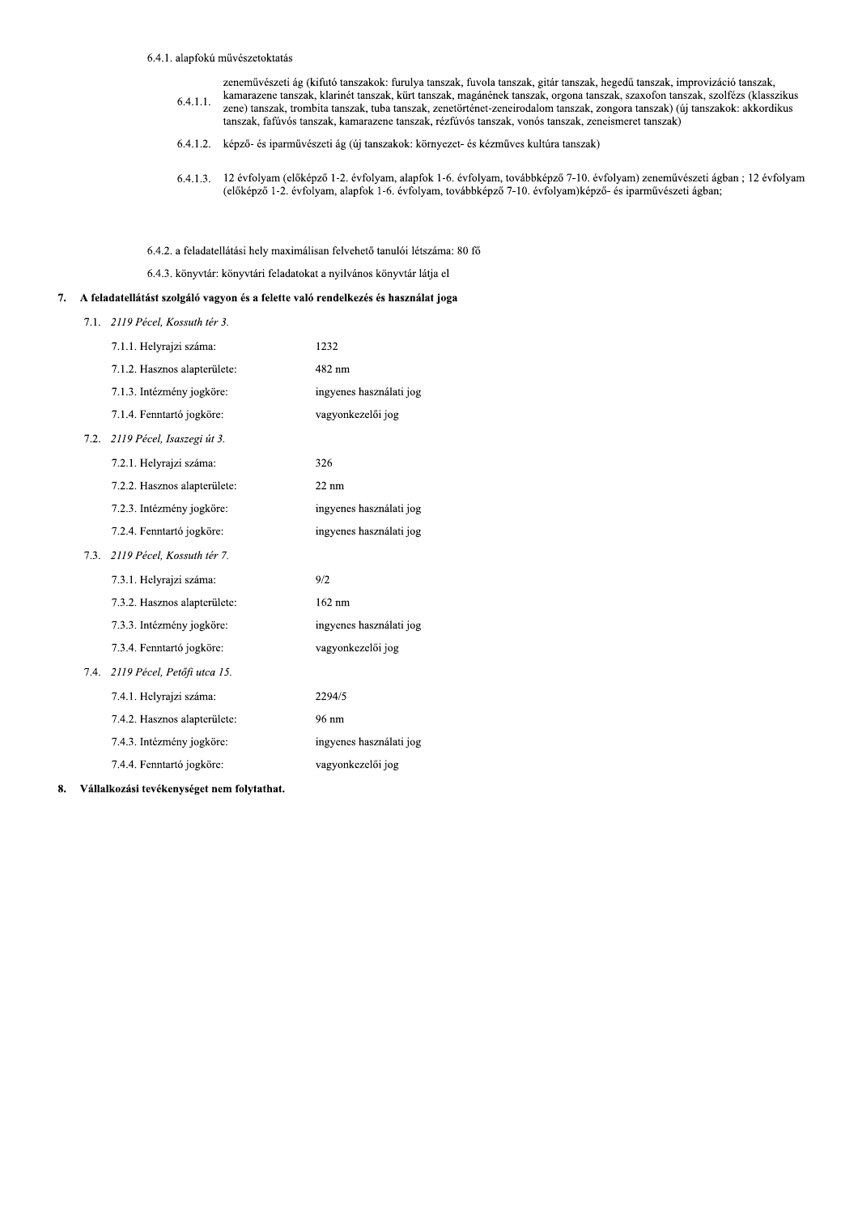6.4.1. alapfokú művészetoktatás

6.4.1.1. zeneművészeti ág (kifutó tanszakok: furulya tanszak, fuvola tanszak, gitár tanszak, hegedű tanszak, improvizáció tanszak, kamarazene tanszak, klarinét tanszak, kürt tanszak, magánének tanszak, orgona tanszak, szaxofon tanszak, szolfézs (klasszikus zene) tanszak, trombita tanszak, tuba tanszak, zenetörténet-zeneirodalom tanszak, zongora tanszak) (új tanszakok: akkordikus tanszak, fafúvós tanszak, kamarazene tanszak, rézfúvós tanszak, vonós tanszak, zeneismeret tanszak)

6.4.1.2. képző- és iparművészeti ág (új tanszakok: környezet- és kézműves kultúra tanszak)

6.4.1.3. 12 évfolyam (előképző 1-2. évfolyam, alapfok 1-6. évfolyam, továbbképző 7-10. évfolyam) zeneművészeti ágban ; 12 évfolyam (előképző 1-2. évfolyam, alapfok 1-6. évfolyam, továbbképző 7-10. évfolyam)képző- és iparművészeti ágban;

6.4.2. a feladatellátási hely maximálisan felvehető tanulói létszáma: 80 fő

6.4.3. könyvtár: könyvtári feladatokat a nyilvános könyvtár látja el

**7. A feladatellátást szolgáló vagyon és a felette való rendelkezés és használat joga**

7.1. *2119 Pécel, Kossuth tér 3.*

| | |
|---|---|
| 7.1.1. Helyrajzi száma: | 1232 |
| 7.1.2. Hasznos alapterülete: | 482 nm |
| 7.1.3. Intézmény jogköre: | ingyenes használati jog |
| 7.1.4. Fenntartó jogköre: | vagyonkezelői jog |

7.2. *2119 Pécel, Isaszegi út 3.*

| | |
|---|---|
| 7.2.1. Helyrajzi száma: | 326 |
| 7.2.2. Hasznos alapterülete: | 22 nm |
| 7.2.3. Intézmény jogköre: | ingyenes használati jog |
| 7.2.4. Fenntartó jogköre: | ingyenes használati jog |

7.3. *2119 Pécel, Kossuth tér 7.*

| | |
|---|---|
| 7.3.1. Helyrajzi száma: | 9/2 |
| 7.3.2. Hasznos alapterülete: | 162 nm |
| 7.3.3. Intézmény jogköre: | ingyenes használati jog |
| 7.3.4. Fenntartó jogköre: | vagyonkezelői jog |

7.4. *2119 Pécel, Petőfi utca 15.*

| | |
|---|---|
| 7.4.1. Helyrajzi száma: | 2294/5 |
| 7.4.2. Hasznos alapterülete: | 96 nm |
| 7.4.3. Intézmény jogköre: | ingyenes használati jog |
| 7.4.4. Fenntartó jogköre: | vagyonkezelői jog |

**8. Vállalkozási tevékenységet nem folytathat.**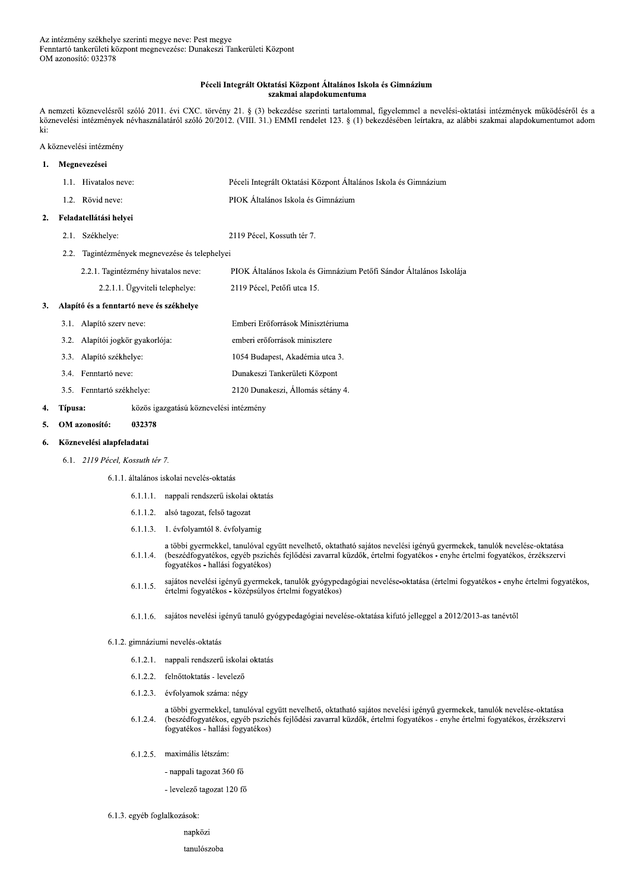Az intézmény székhelye szerinti megye neve: Pest megye
Fenntartó tankerületi központ megnevezése: Dunakeszi Tankerületi Központ
OM azonosító: 032378

**Péceli Integrált Oktatási Központ Általános Iskola és Gimnázium**
**szakmai alapdokumentuma**

A nemzeti köznevelésről szóló 2011. évi CXC. törvény 21. § (3) bekezdése szerinti tartalommal, figyelemmel a nevelési-oktatási intézmények működéséről és a köznevelési intézmények névhasználatáról szóló 20/2012. (VIII. 31.) EMMI rendelet 123. § (1) bekezdésében leírtakra, az alábbi szakmai alapdokumentumot adom ki:

A köznevelési intézmény

**1. Megnevezései**

1.1. Hivatalos neve: Péceli Integrált Oktatási Központ Általános Iskola és Gimnázium

1.2. Rövid neve: PIOK Általános Iskola és Gimnázium

**2. Feladatellátási helyei**

2.1. Székhelye: 2119 Pécel, Kossuth tér 7.

2.2. Tagintézmények megnevezése és telephelyei

2.2.1. Tagintézmény hivatalos neve: PIOK Általános Iskola és Gimnázium Petőfi Sándor Általános Iskolája

2.2.1.1. Ügyviteli telephelye: 2119 Pécel, Petőfi utca 15.

**3. Alapító és a fenntartó neve és székhelye**

3.1. Alapító szerv neve: Emberi Erőforrások Minisztériuma

3.2. Alapítói jogkör gyakorlója: emberi erőforrások minisztere

3.3. Alapító székhelye: 1054 Budapest, Akadémia utca 3.

3.4. Fenntartó neve: Dunakeszi Tankerületi Központ

3.5. Fenntartó székhelye: 2120 Dunakeszi, Állomás sétány 4.

**4. Típusa:** közös igazgatású köznevelési intézmény

**5. OM azonosító: 032378**

**6. Köznevelési alapfeladatai**

6.1. *2119 Pécel, Kossuth tér 7.*

6.1.1. általános iskolai nevelés-oktatás

6.1.1.1. nappali rendszerű iskolai oktatás

6.1.1.2. alsó tagozat, felső tagozat

6.1.1.3. 1. évfolyamtól 8. évfolyamig

6.1.1.4. a többi gyermekkel, tanulóval együtt nevelhető, oktatható sajátos nevelési igényű gyermekek, tanulók nevelése-oktatása (beszédfogyatékos, egyéb pszichés fejlődési zavarral küzdők, értelmi fogyatékos - enyhe értelmi fogyatékos, érzékszervi fogyatékos - hallási fogyatékos)

6.1.1.5. sajátos nevelési igényű gyermekek, tanulók gyógypedagógiai nevelése-oktatása (értelmi fogyatékos - enyhe értelmi fogyatékos, értelmi fogyatékos - középsúlyos értelmi fogyatékos)

6.1.1.6. sajátos nevelési igényű tanuló gyógypedagógiai nevelése-oktatása kifutó jelleggel a 2012/2013-as tanévtől

6.1.2. gimnáziumi nevelés-oktatás

6.1.2.1. nappali rendszerű iskolai oktatás

6.1.2.2. felnőttoktatás - levelező

6.1.2.3. évfolyamok száma: négy

6.1.2.4. a többi gyermekkel, tanulóval együtt nevelhető, oktatható sajátos nevelési igényű gyermekek, tanulók nevelése-oktatása (beszédfogyatékos, egyéb pszichés fejlődési zavarral küzdők, értelmi fogyatékos - enyhe értelmi fogyatékos, érzékszervi fogyatékos - hallási fogyatékos)

6.1.2.5. maximális létszám:

- nappali tagozat 360 fő
- levelező tagozat 120 fő

6.1.3. egyéb foglalkozások:

napközi

tanulószoba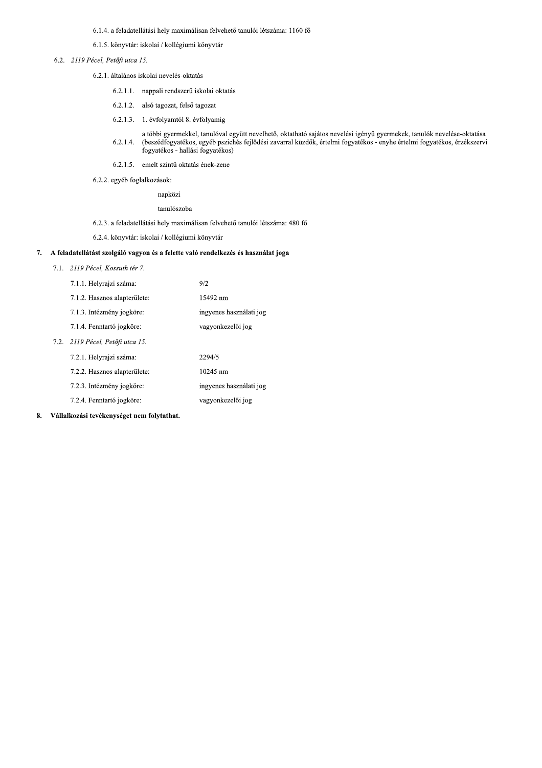6.1.4. a feladatellátási hely maximálisan felvehető tanulói létszáma: 1160 fő

6.1.5. könyvtár: iskolai / kollégiumi könyvtár

6.2. *2119 Pécel, Petőfi utca 15.*

6.2.1. általános iskolai nevelés-oktatás

6.2.1.1. nappali rendszerű iskolai oktatás

6.2.1.2. alsó tagozat, felső tagozat

6.2.1.3. 1. évfolyamtól 8. évfolyamig

6.2.1.4. a többi gyermekkel, tanulóval együtt nevelhető, oktatható sajátos nevelési igényű gyermekek, tanulók nevelése-oktatása (beszédfogyatékos, egyéb pszichés fejlődési zavarral küzdők, értelmi fogyatékos - enyhe értelmi fogyatékos, érzékszervi fogyatékos - hallási fogyatékos)

6.2.1.5. emelt szintű oktatás ének-zene

6.2.2. egyéb foglalkozások:

napközi

tanulószoba

6.2.3. a feladatellátási hely maximálisan felvehető tanulói létszáma: 480 fő

6.2.4. könyvtár: iskolai / kollégiumi könyvtár

## 7. A feladatellátást szolgáló vagyon és a felette való rendelkezés és használat joga

7.1. *2119 Pécel, Kossuth tér 7.*

| | |
|---|---|
| 7.1.1. Helyrajzi száma: | 9/2 |
| 7.1.2. Hasznos alapterülete: | 15492 nm |
| 7.1.3. Intézmény jogköre: | ingyenes használati jog |
| 7.1.4. Fenntartó jogköre: | vagyonkezelői jog |

7.2. *2119 Pécel, Petőfi utca 15.*

| | |
|---|---|
| 7.2.1. Helyrajzi száma: | 2294/5 |
| 7.2.2. Hasznos alapterülete: | 10245 nm |
| 7.2.3. Intézmény jogköre: | ingyenes használati jog |
| 7.2.4. Fenntartó jogköre: | vagyonkezelői jog |

## 8. Vállalkozási tevékenységet nem folytathat.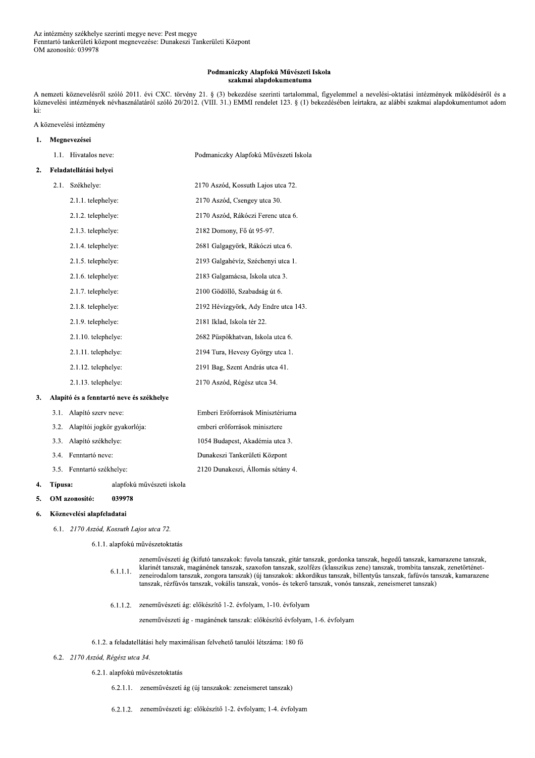Az intézmény székhelye szerinti megye neve: Pest megye
Fenntartó tankerületi központ megnevezése: Dunakeszi Tankerületi Központ
OM azonosító: 039978

**Podmaniczky Alapfokú Művészeti Iskola**
**szakmai alapdokumentuma**

A nemzeti köznevelésről szóló 2011. évi CXC. törvény 21. § (3) bekezdése szerinti tartalommal, figyelemmel a nevelési-oktatási intézmények működéséről és a köznevelési intézmények névhasználatáról szóló 20/2012. (VIII. 31.) EMMI rendelet 123. § (1) bekezdésében leírtakra, az alábbi szakmai alapdokumentumot adom ki:

A köznevelési intézmény

**1. Megnevezései**

1.1. Hivatalos neve: Podmaniczky Alapfokú Művészeti Iskola

**2. Feladatellátási helyei**

2.1. Székhelye: 2170 Aszód, Kossuth Lajos utca 72.

2.1.1. telephelye: 2170 Aszód, Csengey utca 30.

2.1.2. telephelye: 2170 Aszód, Rákóczi Ferenc utca 6.

2.1.3. telephelye: 2182 Domony, Fő út 95-97.

2.1.4. telephelye: 2681 Galgagyörk, Rákóczi utca 6.

2.1.5. telephelye: 2193 Galgahévíz, Széchenyi utca 1.

2.1.6. telephelye: 2183 Galgamácsa, Iskola utca 3.

2.1.7. telephelye: 2100 Gödöllő, Szabadság út 6.

2.1.8. telephelye: 2192 Hévízgyörk, Ady Endre utca 143.

2.1.9. telephelye: 2181 Iklad, Iskola tér 22.

2.1.10. telephelye: 2682 Püspökhatvan, Iskola utca 6.

2.1.11. telephelye: 2194 Tura, Hevesy György utca 1.

2.1.12. telephelye: 2191 Bag, Szent András utca 41.

2.1.13. telephelye: 2170 Aszód, Régész utca 34.

**3. Alapító és a fenntartó neve és székhelye**

3.1. Alapító szerv neve: Emberi Erőforrások Minisztériuma

3.2. Alapítói jogkör gyakorlója: emberi erőforrások minisztere

3.3. Alapító székhelye: 1054 Budapest, Akadémia utca 3.

3.4. Fenntartó neve: Dunakeszi Tankerületi Központ

3.5. Fenntartó székhelye: 2120 Dunakeszi, Állomás sétány 4.

**4. Típusa:** alapfokú művészeti iskola

**5. OM azonosító:** **039978**

**6. Köznevelési alapfeladatai**

6.1. *2170 Aszód, Kossuth Lajos utca 72.*

6.1.1. alapfokú művészetoktatás

6.1.1.1. zeneművészeti ág (kifutó tanszakok: fuvola tanszak, gitár tanszak, gordonka tanszak, hegedű tanszak, kamarazene tanszak, klarinét tanszak, magánének tanszak, szaxofon tanszak, szolfézs (klasszikus zene) tanszak, trombita tanszak, zenetörténet-zeneirodalom tanszak, zongora tanszak) (új tanszakok: akkordikus tanszak, billentyűs tanszak, fafúvós tanszak, kamarazene tanszak, rézfúvós tanszak, vokális tanszak, vonós- és tekerő tanszak, vonós tanszak, zeneismeret tanszak)

6.1.1.2. zeneművészeti ág: előkészítő 1-2. évfolyam, 1-10. évfolyam

zeneművészeti ág - magánének tanszak: előkészítő évfolyam, 1-6. évfolyam

6.1.2. a feladatellátási hely maximálisan felvehető tanulói létszáma: 180 fő

6.2. *2170 Aszód, Régész utca 34.*

6.2.1. alapfokú művészetoktatás

6.2.1.1. zeneművészeti ág (új tanszakok: zeneismeret tanszak)

6.2.1.2. zeneművészeti ág: előkészítő 1-2. évfolyam; 1-4. évfolyam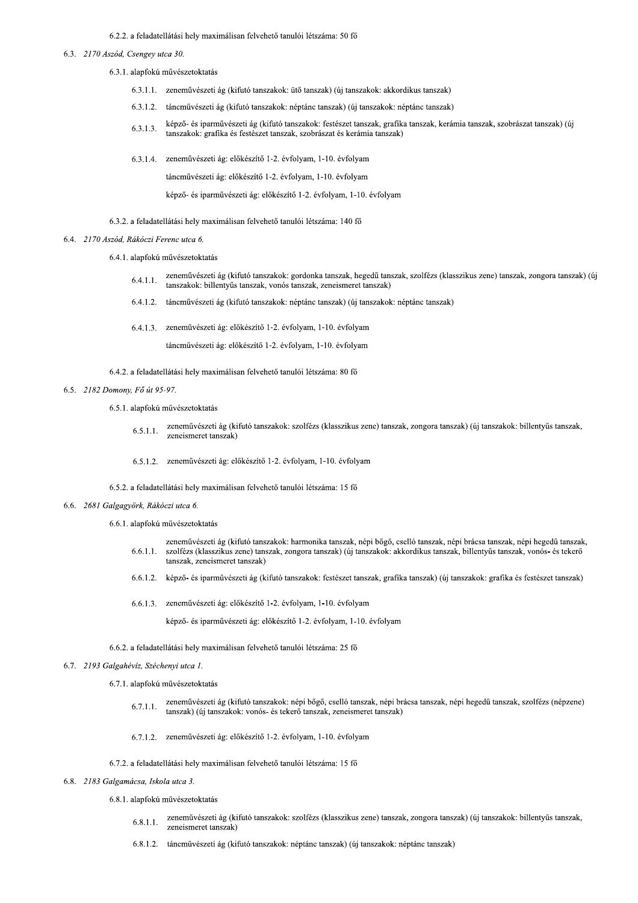6.2.2. a feladatellátási hely maximálisan felvehető tanulói létszáma: 50 fő

6.3. *2170 Aszód, Csengey utca 30.*

6.3.1. alapfokú művészetoktatás

6.3.1.1. zeneművészeti ág (kifutó tanszakok: ütő tanszak) (új tanszakok: akkordikus tanszak)

6.3.1.2. táncművészeti ág (kifutó tanszakok: néptánc tanszak) (új tanszakok: néptánc tanszak)

6.3.1.3. képző- és iparművészeti ág (kifutó tanszakok: festészet tanszak, grafika tanszak, kerámia tanszak, szobrászat tanszak) (új tanszakok: grafika és festészet tanszak, szobrászat és kerámia tanszak)

6.3.1.4. zeneművészeti ág: előkészítő 1-2. évfolyam, 1-10. évfolyam

táncművészeti ág: előkészítő 1-2. évfolyam, 1-10. évfolyam

képző- és iparművészeti ág: előkészítő 1-2. évfolyam, 1-10. évfolyam

6.3.2. a feladatellátási hely maximálisan felvehető tanulói létszáma: 140 fő

6.4. *2170 Aszód, Rákóczi Ferenc utca 6.*

6.4.1. alapfokú művészetoktatás

6.4.1.1. zeneművészeti ág (kifutó tanszakok: gordonka tanszak, hegedű tanszak, szolfézs (klasszikus zene) tanszak, zongora tanszak) (új tanszakok: billentyűs tanszak, vonós tanszak, zeneismeret tanszak)

6.4.1.2. táncművészeti ág (kifutó tanszakok: néptánc tanszak) (új tanszakok: néptánc tanszak)

6.4.1.3. zeneművészeti ág: előkészítő 1-2. évfolyam, 1-10. évfolyam

táncművészeti ág: előkészítő 1-2. évfolyam, 1-10. évfolyam

6.4.2. a feladatellátási hely maximálisan felvehető tanulói létszáma: 80 fő

6.5. *2182 Domony, Fő út 95-97.*

6.5.1. alapfokú művészetoktatás

6.5.1.1. zeneművészeti ág (kifutó tanszakok: szolfézs (klasszikus zene) tanszak, zongora tanszak) (új tanszakok: billentyűs tanszak, zeneismeret tanszak)

6.5.1.2. zeneművészeti ág: előkészítő 1-2. évfolyam, 1-10. évfolyam

6.5.2. a feladatellátási hely maximálisan felvehető tanulói létszáma: 15 fő

6.6. *2681 Galgagyörk, Rákóczi utca 6.*

6.6.1. alapfokú művészetoktatás

6.6.1.1. zeneművészeti ág (kifutó tanszakok: harmonika tanszak, népi bőgő, cselló tanszak, népi brácsa tanszak, népi hegedű tanszak, szolfézs (klasszikus zene) tanszak, zongora tanszak) (új tanszakok: akkordikus tanszak, billentyűs tanszak, vonós- és tekerő tanszak, zeneismeret tanszak)

6.6.1.2. képző- és iparművészeti ág (kifutó tanszakok: festészet tanszak, grafika tanszak) (új tanszakok: grafika és festészet tanszak)

6.6.1.3. zeneművészeti ág: előkészítő 1-2. évfolyam, 1-10. évfolyam

képző- és iparművészeti ág: előkészítő 1-2. évfolyam, 1-10. évfolyam

6.6.2. a feladatellátási hely maximálisan felvehető tanulói létszáma: 25 fő

6.7. *2193 Galgahévíz, Széchenyi utca 1.*

6.7.1. alapfokú művészetoktatás

6.7.1.1. zeneművészeti ág (kifutó tanszakok: népi bőgő, cselló tanszak, népi brácsa tanszak, népi hegedű tanszak, szolfézs (népzene) tanszak) (új tanszakok: vonós- és tekerő tanszak, zeneismeret tanszak)

6.7.1.2. zeneművészeti ág: előkészítő 1-2. évfolyam, 1-10. évfolyam

6.7.2. a feladatellátási hely maximálisan felvehető tanulói létszáma: 15 fő

6.8. *2183 Galgamácsa, Iskola utca 3.*

6.8.1. alapfokú művészetoktatás

6.8.1.1. zeneművészeti ág (kifutó tanszakok: szolfézs (klasszikus zene) tanszak, zongora tanszak) (új tanszakok: billentyűs tanszak, zeneismeret tanszak)

6.8.1.2. táncművészeti ág (kifutó tanszakok: néptánc tanszak) (új tanszakok: néptánc tanszak)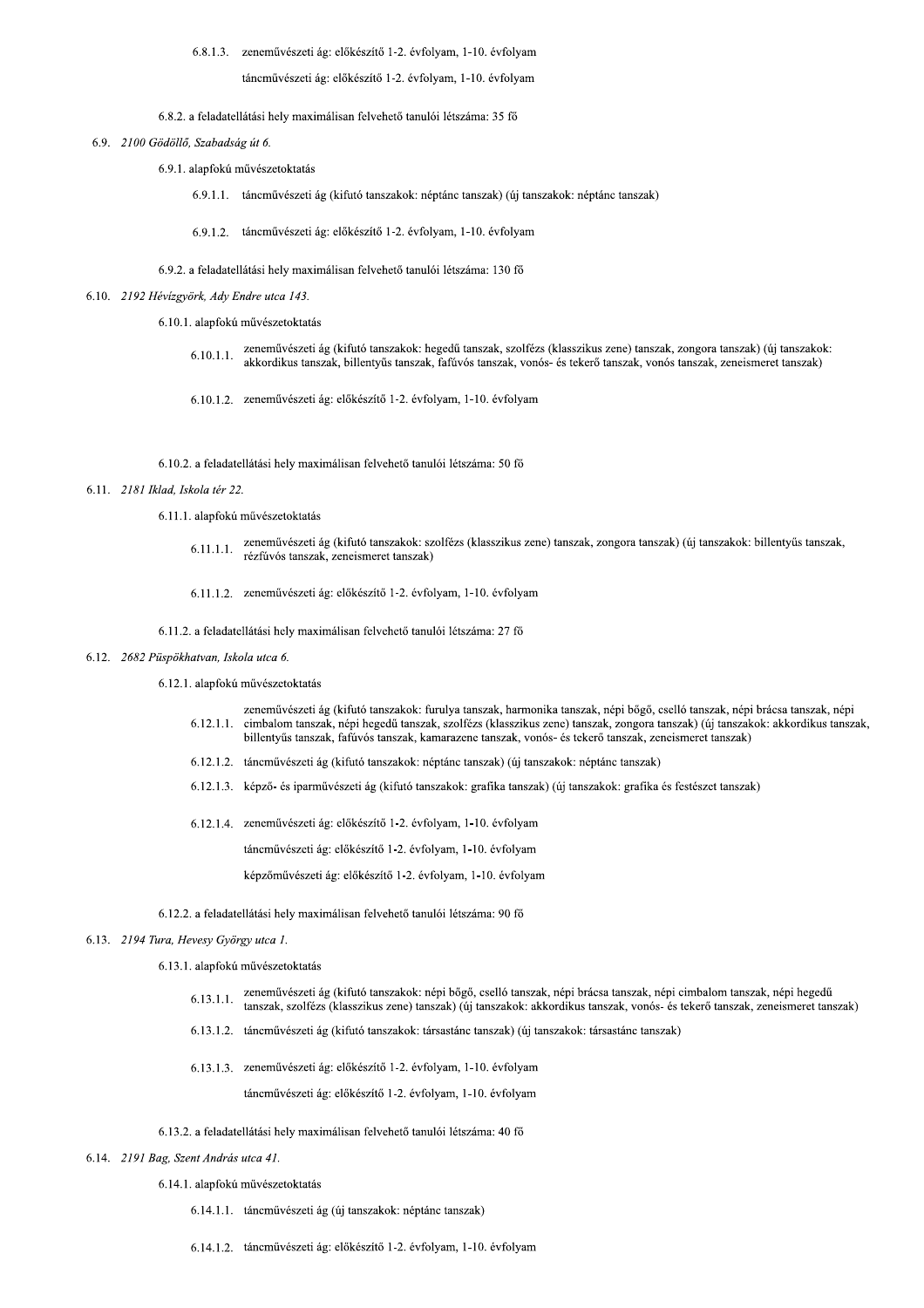6.8.1.3. zeneművészeti ág: előkészítő 1-2. évfolyam, 1-10. évfolyam

táncművészeti ág: előkészítő 1-2. évfolyam, 1-10. évfolyam

6.8.2. a feladatellátási hely maximálisan felvehető tanulói létszáma: 35 fő

6.9. *2100 Gödöllő, Szabadság út 6.*

6.9.1. alapfokú művészetoktatás

6.9.1.1. táncművészeti ág (kifutó tanszakok: néptánc tanszak) (új tanszakok: néptánc tanszak)

6.9.1.2. táncművészeti ág: előkészítő 1-2. évfolyam, 1-10. évfolyam

6.9.2. a feladatellátási hely maximálisan felvehető tanulói létszáma: 130 fő

6.10. *2192 Hévízgyörk, Ady Endre utca 143.*

6.10.1. alapfokú művészetoktatás

6.10.1.1. zeneművészeti ág (kifutó tanszakok: hegedű tanszak, szolfézs (klasszikus zene) tanszak, zongora tanszak) (új tanszakok: akkordikus tanszak, billentyűs tanszak, fafúvós tanszak, vonós- és tekerő tanszak, vonós tanszak, zeneismeret tanszak)

6.10.1.2. zeneművészeti ág: előkészítő 1-2. évfolyam, 1-10. évfolyam

6.10.2. a feladatellátási hely maximálisan felvehető tanulói létszáma: 50 fő

6.11. *2181 Iklad, Iskola tér 22.*

6.11.1. alapfokú művészetoktatás

6.11.1.1. zeneművészeti ág (kifutó tanszakok: szolfézs (klasszikus zene) tanszak, zongora tanszak) (új tanszakok: billentyűs tanszak, rézfúvós tanszak, zeneismeret tanszak)

6.11.1.2. zeneművészeti ág: előkészítő 1-2. évfolyam, 1-10. évfolyam

6.11.2. a feladatellátási hely maximálisan felvehető tanulói létszáma: 27 fő

6.12. *2682 Püspökhatvan, Iskola utca 6.*

6.12.1. alapfokú művészetoktatás

6.12.1.1. zeneművészeti ág (kifutó tanszakok: furulya tanszak, harmonika tanszak, népi bőgő, cselló tanszak, népi brácsa tanszak, népi cimbalom tanszak, népi hegedű tanszak, szolfézs (klasszikus zene) tanszak, zongora tanszak) (új tanszakok: akkordikus tanszak, billentyűs tanszak, fafúvós tanszak, kamarazene tanszak, vonós- és tekerő tanszak, zeneismeret tanszak)

6.12.1.2. táncművészeti ág (kifutó tanszakok: néptánc tanszak) (új tanszakok: néptánc tanszak)

6.12.1.3. képző- és iparművészeti ág (kifutó tanszakok: grafika tanszak) (új tanszakok: grafika és festészet tanszak)

6.12.1.4. zeneművészeti ág: előkészítő 1-2. évfolyam, 1-10. évfolyam

táncművészeti ág: előkészítő 1-2. évfolyam, 1-10. évfolyam

képzőművészeti ág: előkészítő 1-2. évfolyam, 1-10. évfolyam

6.12.2. a feladatellátási hely maximálisan felvehető tanulói létszáma: 90 fő

6.13. *2194 Tura, Hevesy György utca 1.*

6.13.1. alapfokú művészetoktatás

6.13.1.1. zeneművészeti ág (kifutó tanszakok: népi bőgő, cselló tanszak, népi brácsa tanszak, népi cimbalom tanszak, népi hegedű tanszak, szolfézs (klasszikus zene) tanszak) (új tanszakok: akkordikus tanszak, vonós- és tekerő tanszak, zeneismeret tanszak)

6.13.1.2. táncművészeti ág (kifutó tanszakok: társastánc tanszak) (új tanszakok: társastánc tanszak)

6.13.1.3. zeneművészeti ág: előkészítő 1-2. évfolyam, 1-10. évfolyam

táncművészeti ág: előkészítő 1-2. évfolyam, 1-10. évfolyam

6.13.2. a feladatellátási hely maximálisan felvehető tanulói létszáma: 40 fő

6.14. *2191 Bag, Szent András utca 41.*

6.14.1. alapfokú művészetoktatás

6.14.1.1. táncművészeti ág (új tanszakok: néptánc tanszak)

6.14.1.2. táncművészeti ág: előkészítő 1-2. évfolyam, 1-10. évfolyam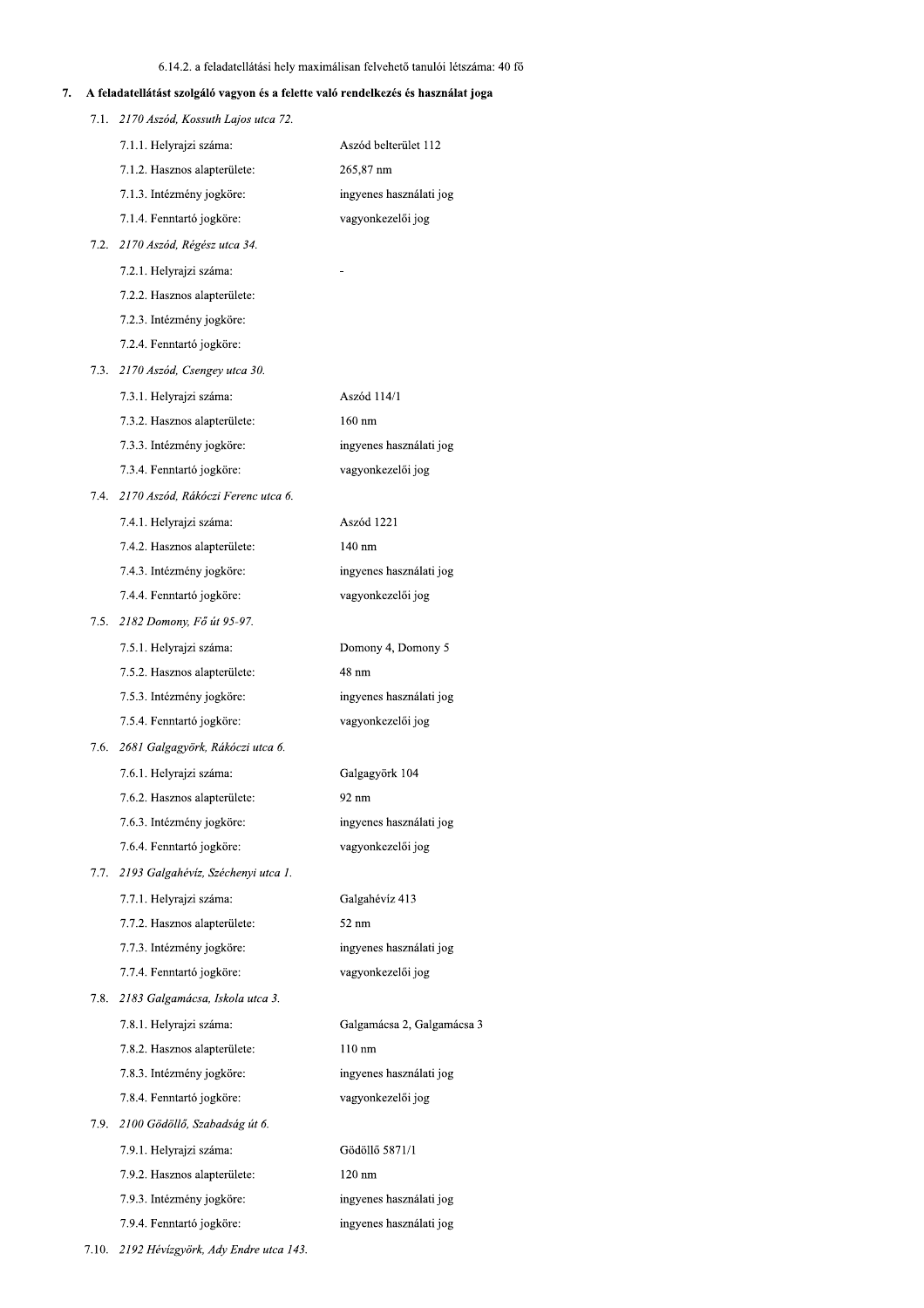6.14.2. a feladatellátási hely maximálisan felvehető tanulói létszáma: 40 fő

## 7. A feladatellátást szolgáló vagyon és a felette való rendelkezés és használat joga

7.1. *2170 Aszód, Kossuth Lajos utca 72.*

| | |
|---|---|
| 7.1.1. Helyrajzi száma: | Aszód belterület 112 |
| 7.1.2. Hasznos alapterülete: | 265,87 nm |
| 7.1.3. Intézmény jogköre: | ingyenes használati jog |
| 7.1.4. Fenntartó jogköre: | vagyonkezelői jog |

7.2. *2170 Aszód, Régész utca 34.*

| | |
|---|---|
| 7.2.1. Helyrajzi száma: | - |
| 7.2.2. Hasznos alapterülete: | |
| 7.2.3. Intézmény jogköre: | |
| 7.2.4. Fenntartó jogköre: | |

7.3. *2170 Aszód, Csengey utca 30.*

| | |
|---|---|
| 7.3.1. Helyrajzi száma: | Aszód 114/1 |
| 7.3.2. Hasznos alapterülete: | 160 nm |
| 7.3.3. Intézmény jogköre: | ingyenes használati jog |
| 7.3.4. Fenntartó jogköre: | vagyonkezelői jog |

7.4. *2170 Aszód, Rákóczi Ferenc utca 6.*

| | |
|---|---|
| 7.4.1. Helyrajzi száma: | Aszód 1221 |
| 7.4.2. Hasznos alapterülete: | 140 nm |
| 7.4.3. Intézmény jogköre: | ingyenes használati jog |
| 7.4.4. Fenntartó jogköre: | vagyonkezelői jog |

7.5. *2182 Domony, Fő út 95-97.*

| | |
|---|---|
| 7.5.1. Helyrajzi száma: | Domony 4, Domony 5 |
| 7.5.2. Hasznos alapterülete: | 48 nm |
| 7.5.3. Intézmény jogköre: | ingyenes használati jog |
| 7.5.4. Fenntartó jogköre: | vagyonkezelői jog |

7.6. *2681 Galgagyörk, Rákóczi utca 6.*

| | |
|---|---|
| 7.6.1. Helyrajzi száma: | Galgagyörk 104 |
| 7.6.2. Hasznos alapterülete: | 92 nm |
| 7.6.3. Intézmény jogköre: | ingyenes használati jog |
| 7.6.4. Fenntartó jogköre: | vagyonkezelői jog |

7.7. *2193 Galgahévíz, Széchenyi utca 1.*

| | |
|---|---|
| 7.7.1. Helyrajzi száma: | Galgahévíz 413 |
| 7.7.2. Hasznos alapterülete: | 52 nm |
| 7.7.3. Intézmény jogköre: | ingyenes használati jog |
| 7.7.4. Fenntartó jogköre: | vagyonkezelői jog |

7.8. *2183 Galgamácsa, Iskola utca 3.*

| | |
|---|---|
| 7.8.1. Helyrajzi száma: | Galgamácsa 2, Galgamácsa 3 |
| 7.8.2. Hasznos alapterülete: | 110 nm |
| 7.8.3. Intézmény jogköre: | ingyenes használati jog |
| 7.8.4. Fenntartó jogköre: | vagyonkezelői jog |

7.9. *2100 Gödöllő, Szabadság út 6.*

| | |
|---|---|
| 7.9.1. Helyrajzi száma: | Gödöllő 5871/1 |
| 7.9.2. Hasznos alapterülete: | 120 nm |
| 7.9.3. Intézmény jogköre: | ingyenes használati jog |
| 7.9.4. Fenntartó jogköre: | ingyenes használati jog |

7.10. *2192 Hévízgyörk, Ady Endre utca 143.*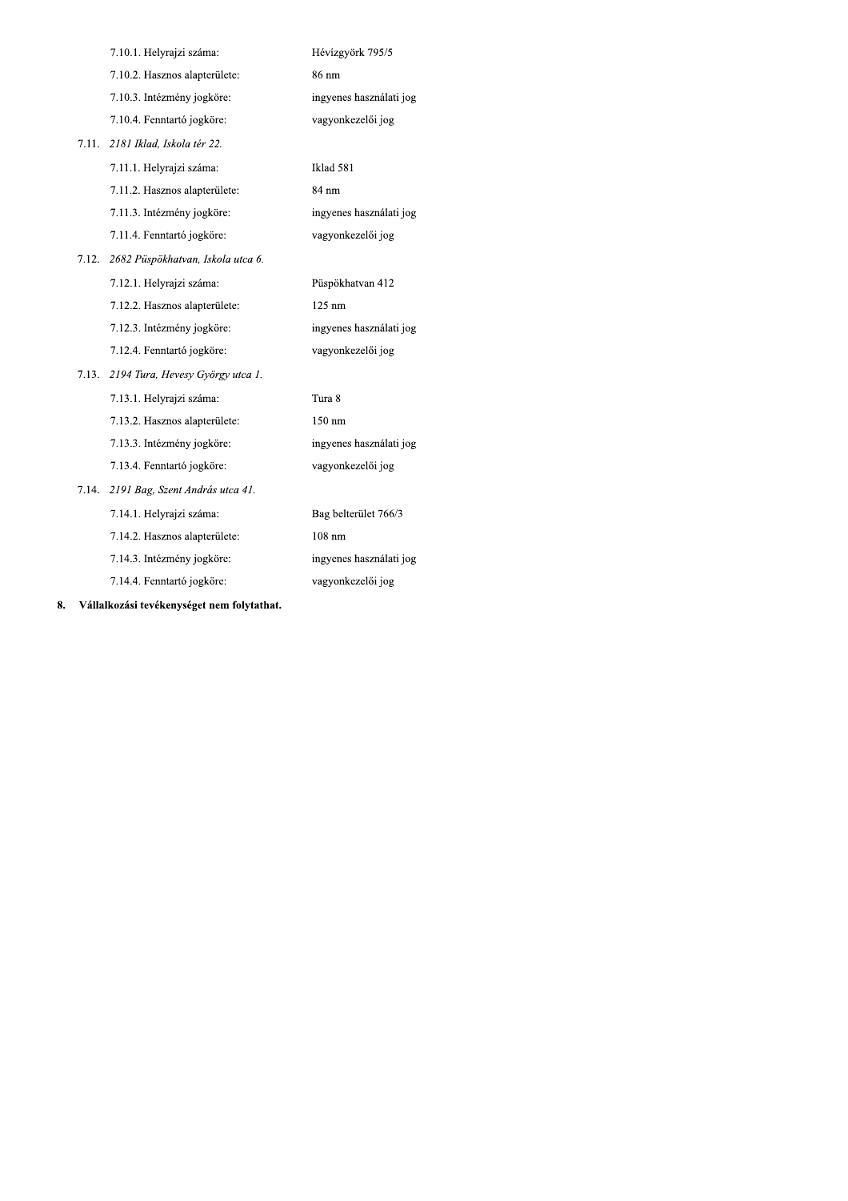7.10.1. Helyrajzi száma: Hévízgyörk 795/5

7.10.2. Hasznos alapterülete: 86 nm

7.10.3. Intézmény jogköre: ingyenes használati jog

7.10.4. Fenntartó jogköre: vagyonkezelői jog

7.11. *2181 Iklad, Iskola tér 22.*

7.11.1. Helyrajzi száma: Iklad 581

7.11.2. Hasznos alapterülete: 84 nm

7.11.3. Intézmény jogköre: ingyenes használati jog

7.11.4. Fenntartó jogköre: vagyonkezelői jog

7.12. *2682 Püspökhatvan, Iskola utca 6.*

7.12.1. Helyrajzi száma: Püspökhatvan 412

7.12.2. Hasznos alapterülete: 125 nm

7.12.3. Intézmény jogköre: ingyenes használati jog

7.12.4. Fenntartó jogköre: vagyonkezelői jog

7.13. *2194 Tura, Hevesy György utca 1.*

7.13.1. Helyrajzi száma: Tura 8

7.13.2. Hasznos alapterülete: 150 nm

7.13.3. Intézmény jogköre: ingyenes használati jog

7.13.4. Fenntartó jogköre: vagyonkezelői jog

7.14. *2191 Bag, Szent András utca 41.*

7.14.1. Helyrajzi száma: Bag belterület 766/3

7.14.2. Hasznos alapterülete: 108 nm

7.14.3. Intézmény jogköre: ingyenes használati jog

7.14.4. Fenntartó jogköre: vagyonkezelői jog

**8. Vállalkozási tevékenységet nem folytathat.**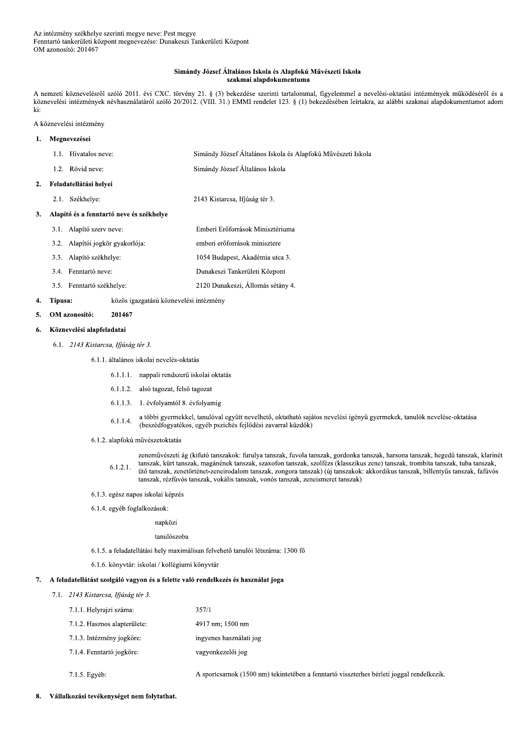Az intézmény székhelye szerinti megye neve: Pest megye
Fenntartó tankerületi központ megnevezése: Dunakeszi Tankerületi Központ
OM azonosító: 201467

**Simándy József Általános Iskola és Alapfokú Művészeti Iskola**
**szakmai alapdokumentuma**

A nemzeti köznevelésről szóló 2011. évi CXC. törvény 21. § (3) bekezdése szerinti tartalommal, figyelemmel a nevelési-oktatási intézmények működéséről és a köznevelési intézmények névhasználatáról szóló 20/2012. (VIII. 31.) EMMI rendelet 123. § (1) bekezdésében leírtakra, az alábbi szakmai alapdokumentumot adom ki:

A köznevelési intézmény

**1. Megnevezései**

1.1. Hivatalos neve: Simándy József Általános Iskola és Alapfokú Művészeti Iskola

1.2. Rövid neve: Simándy József Általános Iskola

**2. Feladatellátási helyei**

2.1. Székhelye: 2143 Kistarcsa, Ifjúság tér 3.

**3. Alapító és a fenntartó neve és székhelye**

3.1. Alapító szerv neve: Emberi Erőforrások Minisztériuma

3.2. Alapítói jogkör gyakorlója: emberi erőforrások minisztere

3.3. Alapító székhelye: 1054 Budapest, Akadémia utca 3.

3.4. Fenntartó neve: Dunakeszi Tankerületi Központ

3.5. Fenntartó székhelye: 2120 Dunakeszi, Állomás sétány 4.

**4. Típusa:** közös igazgatású köznevelési intézmény

**5. OM azonosító: 201467**

**6. Köznevelési alapfeladatai**

6.1. *2143 Kistarcsa, Ifjúság tér 3.*

6.1.1. általános iskolai nevelés-oktatás

6.1.1.1. nappali rendszerű iskolai oktatás

6.1.1.2. alsó tagozat, felső tagozat

6.1.1.3. 1. évfolyamtól 8. évfolyamig

6.1.1.4. a többi gyermekkel, tanulóval együtt nevelhető, oktatható sajátos nevelési igényű gyermekek, tanulók nevelése-oktatása (beszédfogyatékos, egyéb pszichés fejlődési zavarral küzdők)

6.1.2. alapfokú művészetoktatás

6.1.2.1. zeneművészeti ág (kifutó tanszakok: furulya tanszak, fuvola tanszak, gordonka tanszak, harsona tanszak, hegedű tanszak, klarinét tanszak, kürt tanszak, magánének tanszak, szaxofon tanszak, szolfézs (klasszikus zene) tanszak, trombita tanszak, tuba tanszak, ütő tanszak, zenetörténet-zeneirodalom tanszak, zongora tanszak) (új tanszakok: akkordikus tanszak, billentyűs tanszak, fafúvós tanszak, rézfúvós tanszak, vokális tanszak, vonós tanszak, zeneismeret tanszak)

6.1.3. egész napos iskolai képzés

6.1.4. egyéb foglalkozások:

napközi

tanulószoba

6.1.5. a feladatellátási hely maximálisan felvehető tanulói létszáma: 1300 fő

6.1.6. könyvtár: iskolai / kollégiumi könyvtár

**7. A feladatellátást szolgáló vagyon és a felette való rendelkezés és használat joga**

7.1. *2143 Kistarcsa, Ifjúság tér 3.*

7.1.1. Helyrajzi száma: 357/1

7.1.2. Hasznos alapterülete: 4917 nm; 1500 nm

7.1.3. Intézmény jogköre: ingyenes használati jog

7.1.4. Fenntartó jogköre: vagyonkezelői jog

7.1.5. Egyéb: A sportcsarnok (1500 nm) tekintetében a fenntartó visszterhes bérleti joggal rendelkezik.

**8. Vállalkozási tevékenységet nem folytathat.**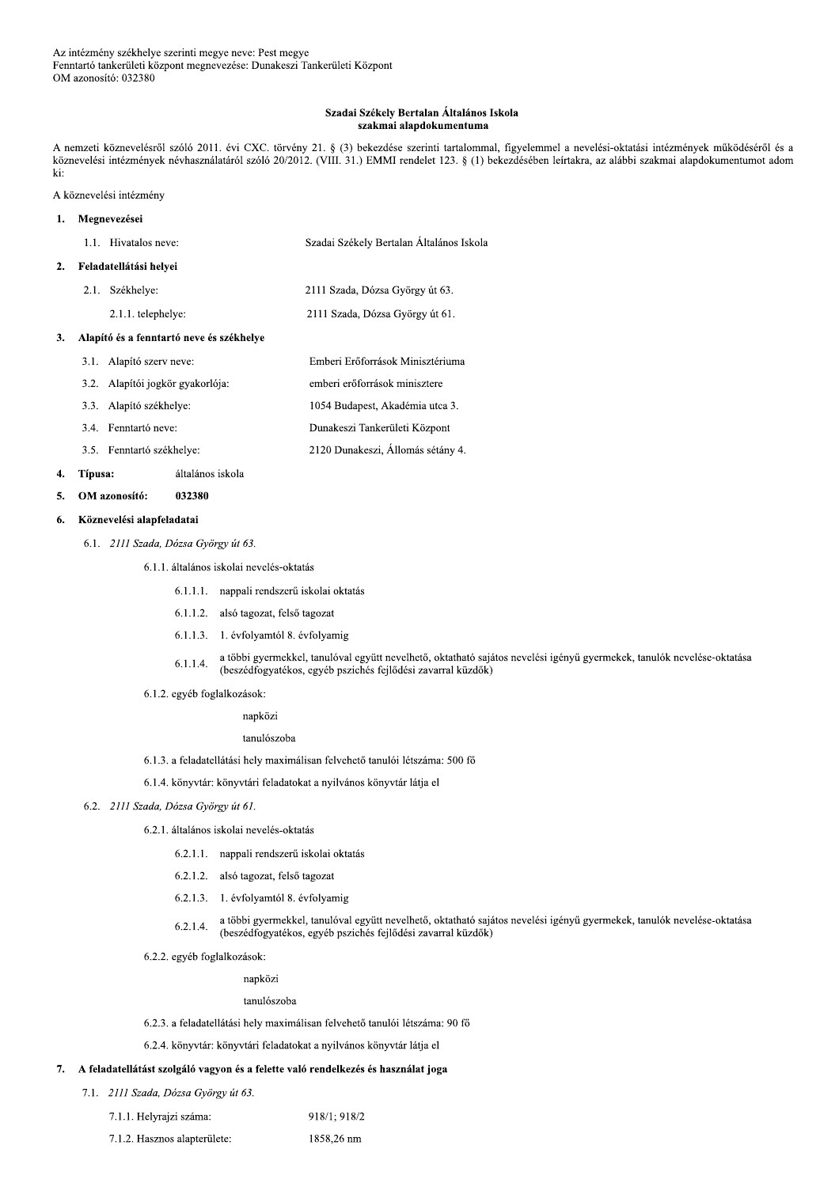Az intézmény székhelye szerinti megye neve: Pest megye
Fenntartó tankerületi központ megnevezése: Dunakeszi Tankerületi Központ
OM azonosító: 032380

**Szadai Székely Bertalan Általános Iskola**
**szakmai alapdokumentuma**

A nemzeti köznevelésről szóló 2011. évi CXC. törvény 21. § (3) bekezdése szerinti tartalommal, figyelemmel a nevelési-oktatási intézmények működéséről és a köznevelési intézmények névhasználatáról szóló 20/2012. (VIII. 31.) EMMI rendelet 123. § (1) bekezdésében leírtakra, az alábbi szakmai alapdokumentumot adom ki:

A köznevelési intézmény

**1. Megnevezései**

1.1. Hivatalos neve: Szadai Székely Bertalan Általános Iskola

**2. Feladatellátási helyei**

2.1. Székhelye: 2111 Szada, Dózsa György út 63.

2.1.1. telephelye: 2111 Szada, Dózsa György út 61.

**3. Alapító és a fenntartó neve és székhelye**

3.1. Alapító szerv neve: Emberi Erőforrások Minisztériuma

3.2. Alapítói jogkör gyakorlója: emberi erőforrások minisztere

3.3. Alapító székhelye: 1054 Budapest, Akadémia utca 3.

3.4. Fenntartó neve: Dunakeszi Tankerületi Központ

3.5. Fenntartó székhelye: 2120 Dunakeszi, Állomás sétány 4.

**4. Típusa:** általános iskola

**5. OM azonosító:** **032380**

**6. Köznevelési alapfeladatai**

6.1. *2111 Szada, Dózsa György út 63.*

6.1.1. általános iskolai nevelés-oktatás

6.1.1.1. nappali rendszerű iskolai oktatás

6.1.1.2. alsó tagozat, felső tagozat

6.1.1.3. 1. évfolyamtól 8. évfolyamig

6.1.1.4. a többi gyermekkel, tanulóval együtt nevelhető, oktatható sajátos nevelési igényű gyermekek, tanulók nevelése-oktatása (beszédfogyatékos, egyéb pszichés fejlődési zavarral küzdők)

6.1.2. egyéb foglalkozások:

napközi

tanulószoba

6.1.3. a feladatellátási hely maximálisan felvehető tanulói létszáma: 500 fő

6.1.4. könyvtár: könyvtári feladatokat a nyilvános könyvtár látja el

6.2. *2111 Szada, Dózsa György út 61.*

6.2.1. általános iskolai nevelés-oktatás

6.2.1.1. nappali rendszerű iskolai oktatás

6.2.1.2. alsó tagozat, felső tagozat

6.2.1.3. 1. évfolyamtól 8. évfolyamig

6.2.1.4. a többi gyermekkel, tanulóval együtt nevelhető, oktatható sajátos nevelési igényű gyermekek, tanulók nevelése-oktatása (beszédfogyatékos, egyéb pszichés fejlődési zavarral küzdők)

6.2.2. egyéb foglalkozások:

napközi

tanulószoba

6.2.3. a feladatellátási hely maximálisan felvehető tanulói létszáma: 90 fő

6.2.4. könyvtár: könyvtári feladatokat a nyilvános könyvtár látja el

**7. A feladatellátást szolgáló vagyon és a felette való rendelkezés és használat joga**

7.1. *2111 Szada, Dózsa György út 63.*

7.1.1. Helyrajzi száma: 918/1; 918/2

7.1.2. Hasznos alapterülete: 1858,26 nm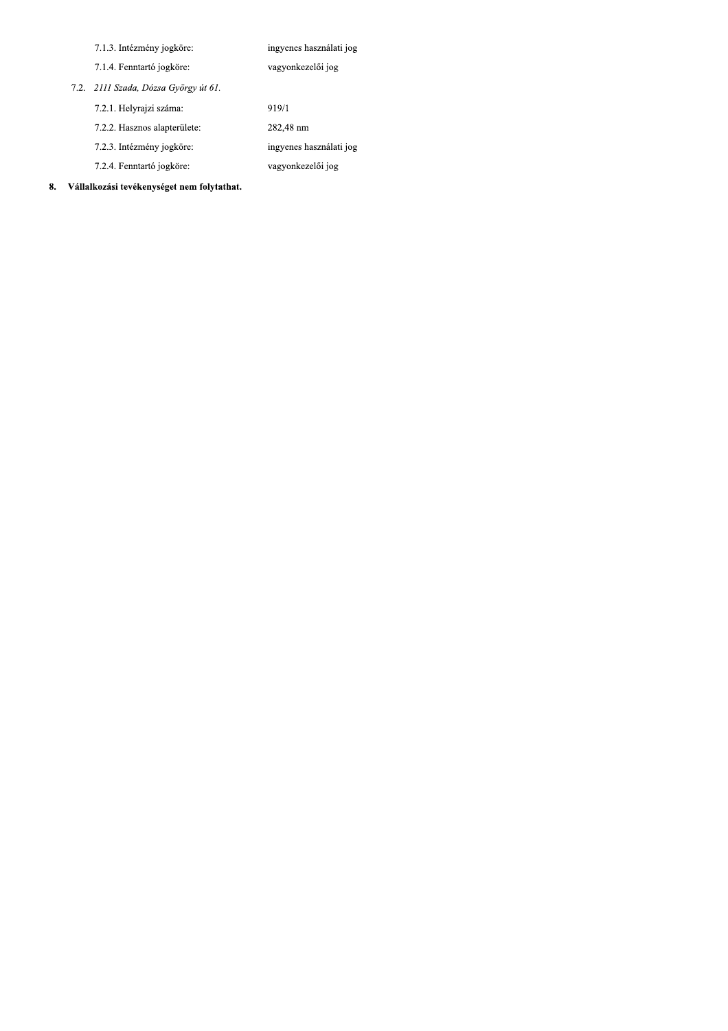7.1.3. Intézmény jogköre: ingyenes használati jog

7.1.4. Fenntartó jogköre: vagyonkezelői jog

7.2. *2111 Szada, Dózsa György út 61.*

7.2.1. Helyrajzi száma: 919/1

7.2.2. Hasznos alapterülete: 282,48 nm

7.2.3. Intézmény jogköre: ingyenes használati jog

7.2.4. Fenntartó jogköre: vagyonkezelői jog

**8. Vállalkozási tevékenységet nem folytathat.**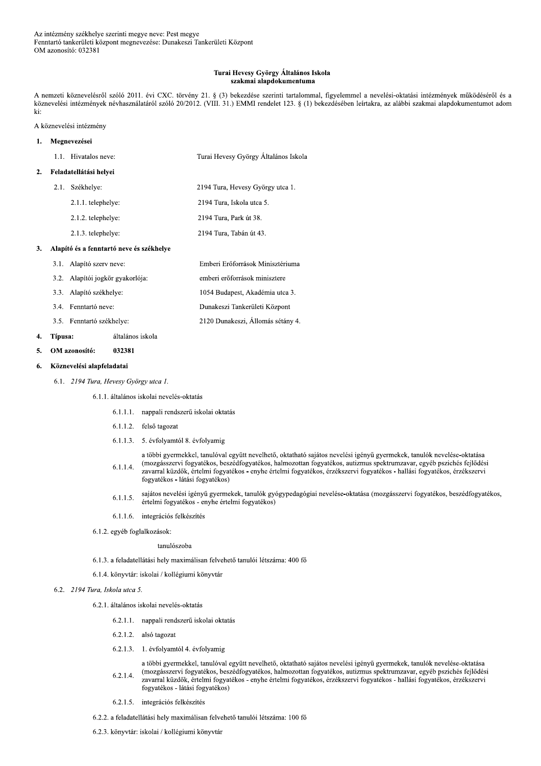Az intézmény székhelye szerinti megye neve: Pest megye
Fenntartó tankerületi központ megnevezése: Dunakeszi Tankerületi Központ
OM azonosító: 032381

**Turai Hevesy György Általános Iskola**
**szakmai alapdokumentuma**

A nemzeti köznevelésről szóló 2011. évi CXC. törvény 21. § (3) bekezdése szerinti tartalommal, figyelemmel a nevelési-oktatási intézmények működéséről és a köznevelési intézmények névhasználatáról szóló 20/2012. (VIII. 31.) EMMI rendelet 123. § (1) bekezdésében leírtakra, az alábbi szakmai alapdokumentumot adom ki:

A köznevelési intézmény

**1. Megnevezései**

1.1. Hivatalos neve: Turai Hevesy György Általános Iskola

**2. Feladatellátási helyei**

2.1. Székhelye: 2194 Tura, Hevesy György utca 1.

2.1.1. telephelye: 2194 Tura, Iskola utca 5.

2.1.2. telephelye: 2194 Tura, Park út 38.

2.1.3. telephelye: 2194 Tura, Tabán út 43.

**3. Alapító és a fenntartó neve és székhelye**

3.1. Alapító szerv neve: Emberi Erőforrások Minisztériuma

3.2. Alapítói jogkör gyakorlója: emberi erőforrások minisztere

3.3. Alapító székhelye: 1054 Budapest, Akadémia utca 3.

3.4. Fenntartó neve: Dunakeszi Tankerületi Központ

3.5. Fenntartó székhelye: 2120 Dunakeszi, Állomás sétány 4.

**4. Típusa:** általános iskola

**5. OM azonosító: 032381**

**6. Köznevelési alapfeladatai**

6.1. *2194 Tura, Hevesy György utca 1.*

6.1.1. általános iskolai nevelés-oktatás

6.1.1.1. nappali rendszerű iskolai oktatás

6.1.1.2. felső tagozat

6.1.1.3. 5. évfolyamtól 8. évfolyamig

6.1.1.4. a többi gyermekkel, tanulóval együtt nevelhető, oktatható sajátos nevelési igényű gyermekek, tanulók nevelése-oktatása (mozgásszervi fogyatékos, beszédfogyatékos, halmozottan fogyatékos, autizmus spektrumzavar, egyéb pszichés fejlődési zavarral küzdők, értelmi fogyatékos - enyhe értelmi fogyatékos, érzékszervi fogyatékos - hallási fogyatékos, érzékszervi fogyatékos - látási fogyatékos)

6.1.1.5. sajátos nevelési igényű gyermekek, tanulók gyógypedagógiai nevelése-oktatása (mozgásszervi fogyatékos, beszédfogyatékos, értelmi fogyatékos - enyhe értelmi fogyatékos)

6.1.1.6. integrációs felkészítés

6.1.2. egyéb foglalkozások:

tanulószoba

6.1.3. a feladatellátási hely maximálisan felvehető tanulói létszáma: 400 fő

6.1.4. könyvtár: iskolai / kollégiumi könyvtár

6.2. *2194 Tura, Iskola utca 5.*

6.2.1. általános iskolai nevelés-oktatás

6.2.1.1. nappali rendszerű iskolai oktatás

6.2.1.2. alsó tagozat

6.2.1.3. 1. évfolyamtól 4. évfolyamig

6.2.1.4. a többi gyermekkel, tanulóval együtt nevelhető, oktatható sajátos nevelési igényű gyermekek, tanulók nevelése-oktatása (mozgásszervi fogyatékos, beszédfogyatékos, halmozottan fogyatékos, autizmus spektrumzavar, egyéb pszichés fejlődési zavarral küzdők, értelmi fogyatékos - enyhe értelmi fogyatékos, érzékszervi fogyatékos - hallási fogyatékos, érzékszervi fogyatékos - látási fogyatékos)

6.2.1.5. integrációs felkészítés

6.2.2. a feladatellátási hely maximálisan felvehető tanulói létszáma: 100 fő

6.2.3. könyvtár: iskolai / kollégiumi könyvtár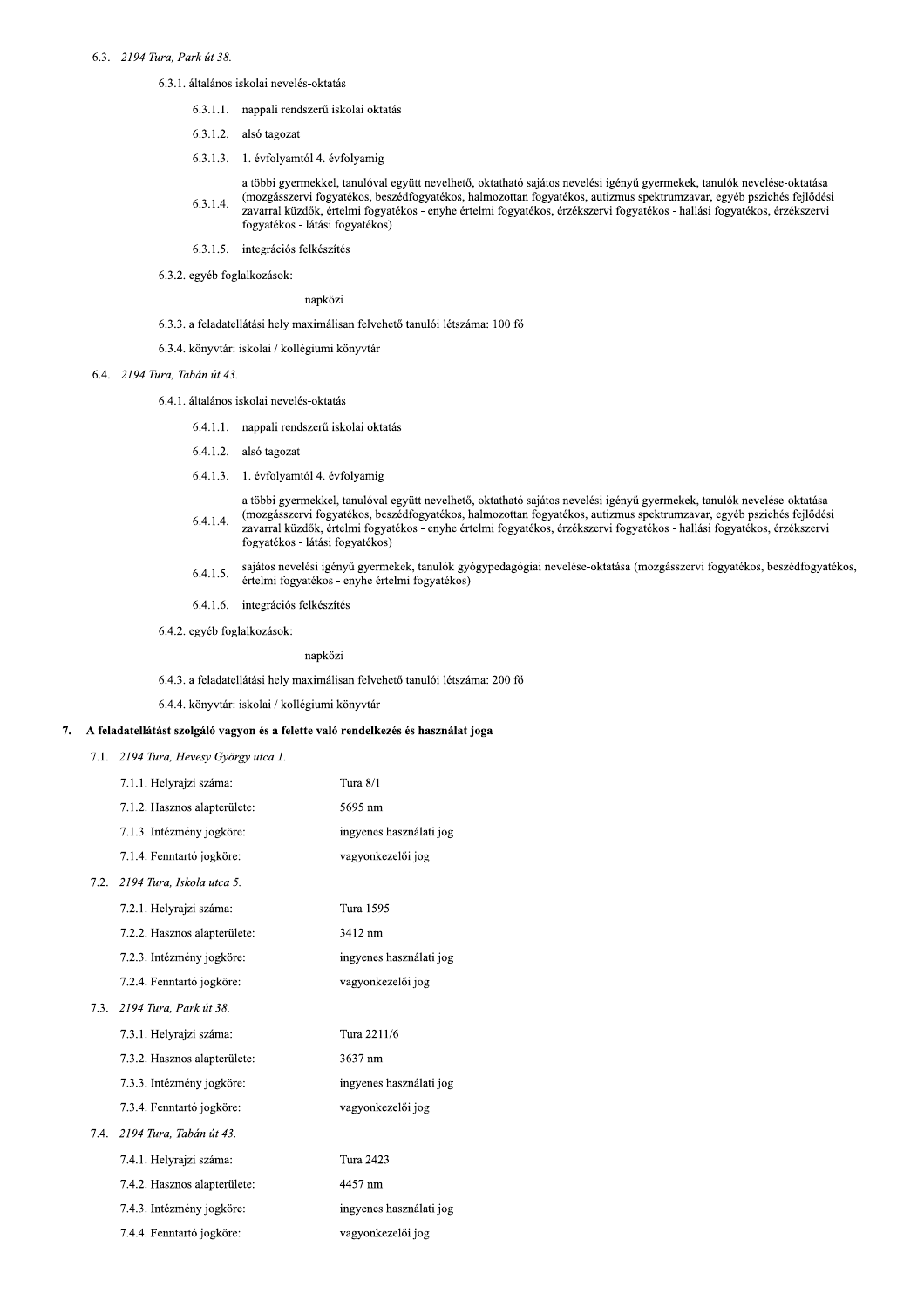6.3. *2194 Tura, Park út 38.*

6.3.1. általános iskolai nevelés-oktatás

6.3.1.1. nappali rendszerű iskolai oktatás

6.3.1.2. alsó tagozat

6.3.1.3. 1. évfolyamtól 4. évfolyamig

6.3.1.4. a többi gyermekkel, tanulóval együtt nevelhető, oktatható sajátos nevelési igényű gyermekek, tanulók nevelése-oktatása (mozgásszervi fogyatékos, beszédfogyatékos, halmozottan fogyatékos, autizmus spektrumzavar, egyéb pszichés fejlődési zavarral küzdők, értelmi fogyatékos - enyhe értelmi fogyatékos, érzékszervi fogyatékos - hallási fogyatékos, érzékszervi fogyatékos - látási fogyatékos)

6.3.1.5. integrációs felkészítés

6.3.2. egyéb foglalkozások:

napközi

6.3.3. a feladatellátási hely maximálisan felvehető tanulói létszáma: 100 fő

6.3.4. könyvtár: iskolai / kollégiumi könyvtár

6.4. *2194 Tura, Tabán út 43.*

6.4.1. általános iskolai nevelés-oktatás

6.4.1.1. nappali rendszerű iskolai oktatás

6.4.1.2. alsó tagozat

6.4.1.3. 1. évfolyamtól 4. évfolyamig

6.4.1.4. a többi gyermekkel, tanulóval együtt nevelhető, oktatható sajátos nevelési igényű gyermekek, tanulók nevelése-oktatása (mozgásszervi fogyatékos, beszédfogyatékos, halmozottan fogyatékos, autizmus spektrumzavar, egyéb pszichés fejlődési zavarral küzdők, értelmi fogyatékos - enyhe értelmi fogyatékos, érzékszervi fogyatékos - hallási fogyatékos, érzékszervi fogyatékos - látási fogyatékos)

6.4.1.5. sajátos nevelési igényű gyermekek, tanulók gyógypedagógiai nevelése-oktatása (mozgásszervi fogyatékos, beszédfogyatékos, értelmi fogyatékos - enyhe értelmi fogyatékos)

6.4.1.6. integrációs felkészítés

6.4.2. egyéb foglalkozások:

napközi

6.4.3. a feladatellátási hely maximálisan felvehető tanulói létszáma: 200 fő

6.4.4. könyvtár: iskolai / kollégiumi könyvtár

## 7. A feladatellátást szolgáló vagyon és a felette való rendelkezés és használat joga

7.1. *2194 Tura, Hevesy György utca 1.*

| | |
|---|---|
| 7.1.1. Helyrajzi száma: | Tura 8/1 |
| 7.1.2. Hasznos alapterülete: | 5695 nm |
| 7.1.3. Intézmény jogköre: | ingyenes használati jog |
| 7.1.4. Fenntartó jogköre: | vagyonkezelői jog |

7.2. *2194 Tura, Iskola utca 5.*

| | |
|---|---|
| 7.2.1. Helyrajzi száma: | Tura 1595 |
| 7.2.2. Hasznos alapterülete: | 3412 nm |
| 7.2.3. Intézmény jogköre: | ingyenes használati jog |
| 7.2.4. Fenntartó jogköre: | vagyonkezelői jog |

7.3. *2194 Tura, Park út 38.*

| | |
|---|---|
| 7.3.1. Helyrajzi száma: | Tura 2211/6 |
| 7.3.2. Hasznos alapterülete: | 3637 nm |
| 7.3.3. Intézmény jogköre: | ingyenes használati jog |
| 7.3.4. Fenntartó jogköre: | vagyonkezelői jog |

7.4. *2194 Tura, Tabán út 43.*

| | |
|---|---|
| 7.4.1. Helyrajzi száma: | Tura 2423 |
| 7.4.2. Hasznos alapterülete: | 4457 nm |
| 7.4.3. Intézmény jogköre: | ingyenes használati jog |
| 7.4.4. Fenntartó jogköre: | vagyonkezelői jog |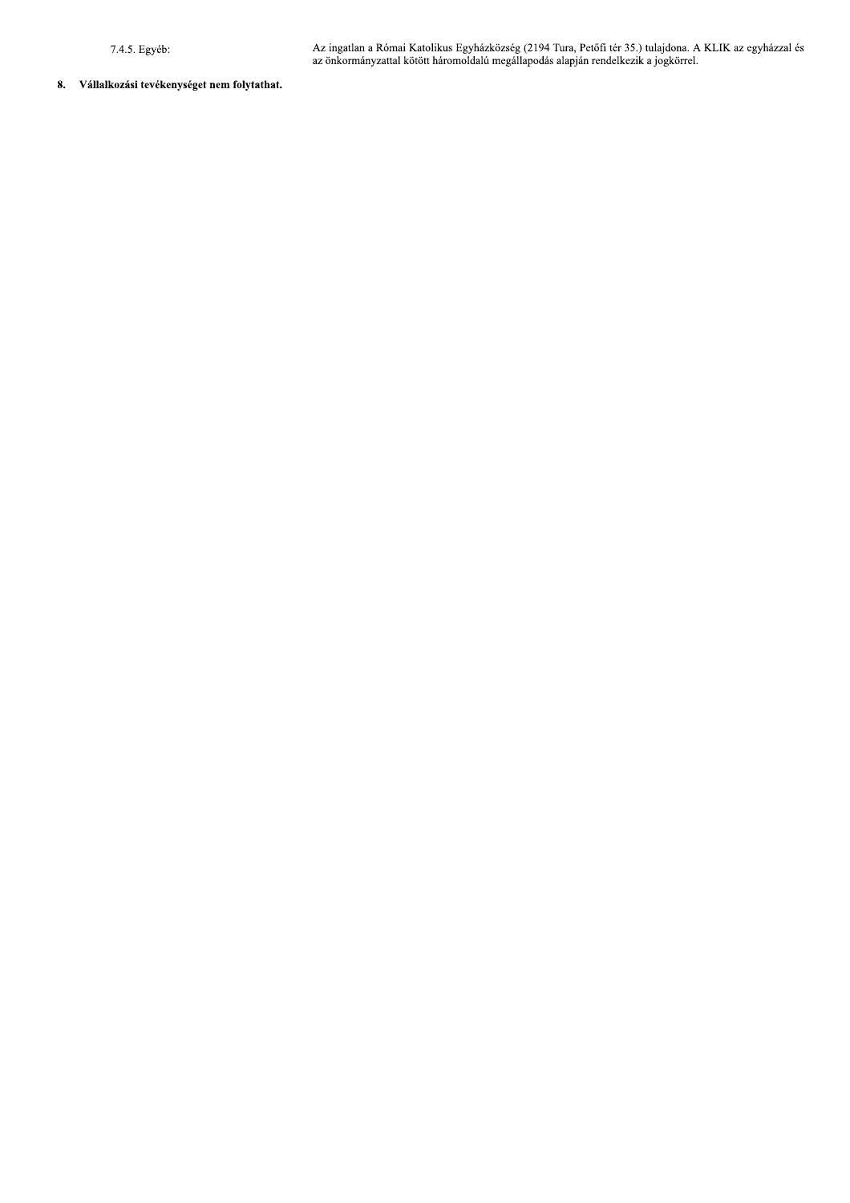| | |
|---|---|
| 7.4.5. Egyéb: | Az ingatlan a Római Katolikus Egyházközség (2194 Tura, Petőfi tér 35.) tulajdona. A KLIK az egyházzal és az önkormányzattal kötött háromoldalú megállapodás alapján rendelkezik a jogkörrel. |

**8. Vállalkozási tevékenységet nem folytathat.**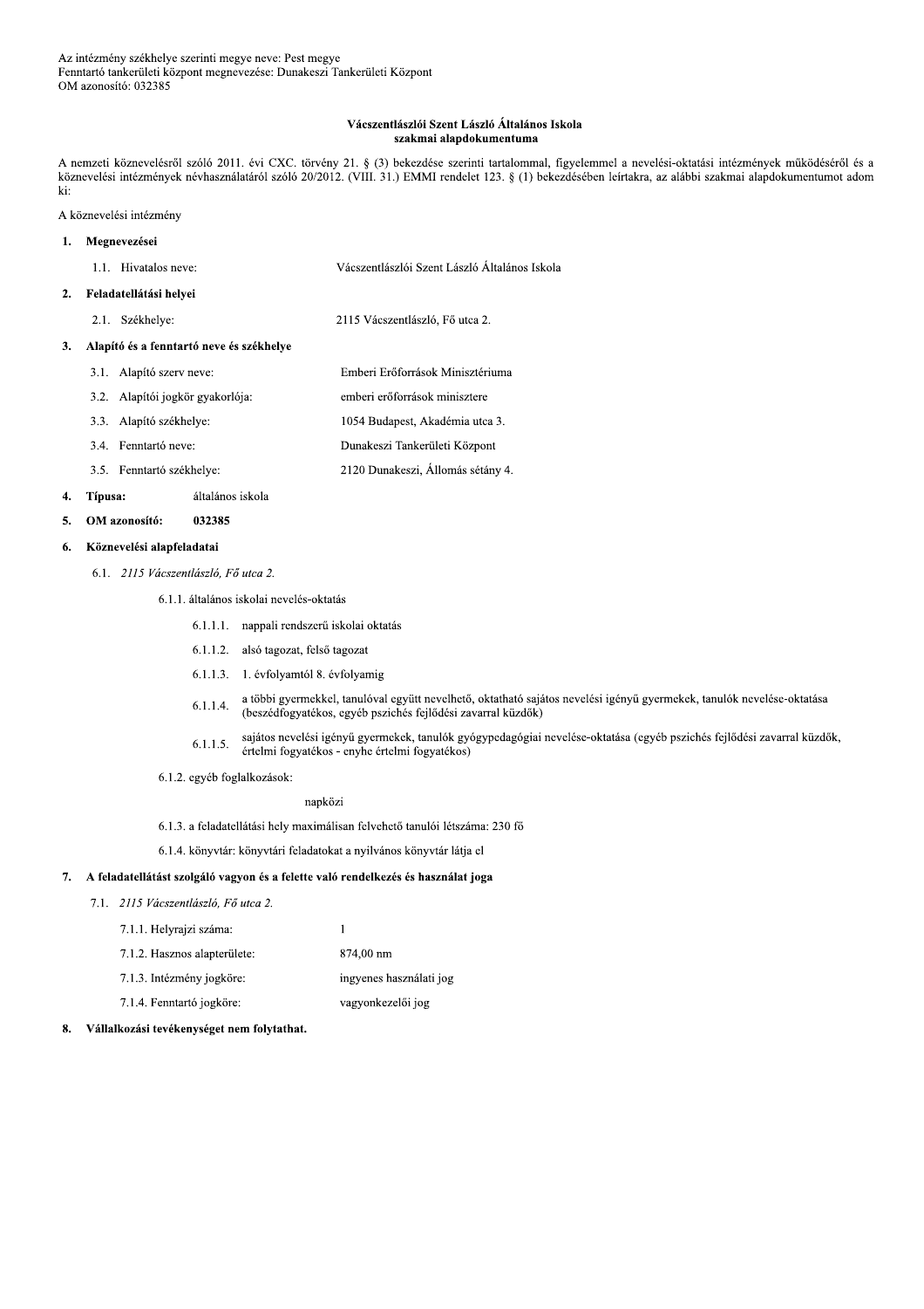Az intézmény székhelye szerinti megye neve: Pest megye
Fenntartó tankerületi központ megnevezése: Dunakeszi Tankerületi Központ
OM azonosító: 032385

**Vácszentlászlói Szent László Általános Iskola**
**szakmai alapdokumentuma**

A nemzeti köznevelésről szóló 2011. évi CXC. törvény 21. § (3) bekezdése szerinti tartalommal, figyelemmel a nevelési-oktatási intézmények működéséről és a köznevelési intézmények névhasználatáról szóló 20/2012. (VIII. 31.) EMMI rendelet 123. § (1) bekezdésében leírtakra, az alábbi szakmai alapdokumentumot adom ki:

A köznevelési intézmény

**1. Megnevezései**

1.1. Hivatalos neve: Vácszentlászlói Szent László Általános Iskola

**2. Feladatellátási helyei**

2.1. Székhelye: 2115 Vácszentlászló, Fő utca 2.

**3. Alapító és a fenntartó neve és székhelye**

3.1. Alapító szerv neve: Emberi Erőforrások Minisztériuma

3.2. Alapítói jogkör gyakorlója: emberi erőforrások minisztere

3.3. Alapító székhelye: 1054 Budapest, Akadémia utca 3.

3.4. Fenntartó neve: Dunakeszi Tankerületi Központ

3.5. Fenntartó székhelye: 2120 Dunakeszi, Állomás sétány 4.

**4. Típusa:** általános iskola

**5. OM azonosító: 032385**

**6. Köznevelési alapfeladatai**

6.1. *2115 Vácszentlászló, Fő utca 2.*

6.1.1. általános iskolai nevelés-oktatás

6.1.1.1. nappali rendszerű iskolai oktatás

6.1.1.2. alsó tagozat, felső tagozat

6.1.1.3. 1. évfolyamtól 8. évfolyamig

6.1.1.4. a többi gyermekkel, tanulóval együtt nevelhető, oktatható sajátos nevelési igényű gyermekek, tanulók nevelése-oktatása (beszédfogyatékos, egyéb pszichés fejlődési zavarral küzdők)

6.1.1.5. sajátos nevelési igényű gyermekek, tanulók gyógypedagógiai nevelése-oktatása (egyéb pszichés fejlődési zavarral küzdők, értelmi fogyatékos - enyhe értelmi fogyatékos)

6.1.2. egyéb foglalkozások:

napközi

6.1.3. a feladatellátási hely maximálisan felvehető tanulói létszáma: 230 fő

6.1.4. könyvtár: könyvtári feladatokat a nyilvános könyvtár látja el

**7. A feladatellátást szolgáló vagyon és a felette való rendelkezés és használat joga**

7.1. *2115 Vácszentlászló, Fő utca 2.*

7.1.1. Helyrajzi száma: 1

7.1.2. Hasznos alapterülete: 874,00 nm

7.1.3. Intézmény jogköre: ingyenes használati jog

7.1.4. Fenntartó jogköre: vagyonkezelői jog

**8. Vállalkozási tevékenységet nem folytathat.**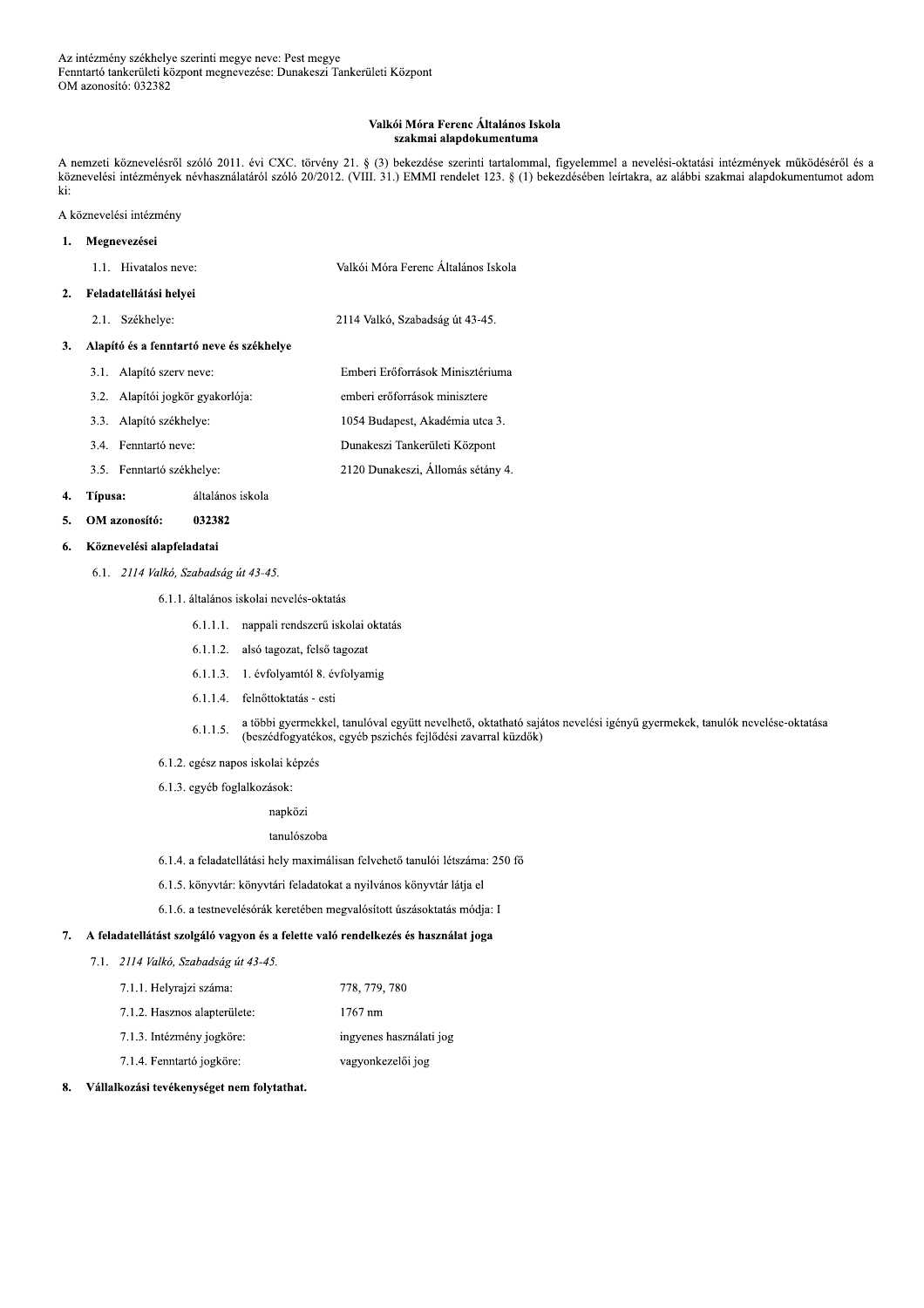Az intézmény székhelye szerinti megye neve: Pest megye
Fenntartó tankerületi központ megnevezése: Dunakeszi Tankerületi Központ
OM azonosító: 032382

**Valkói Móra Ferenc Általános Iskola**
**szakmai alapdokumentuma**

A nemzeti köznevelésről szóló 2011. évi CXC. törvény 21. § (3) bekezdése szerinti tartalommal, figyelemmel a nevelési-oktatási intézmények működéséről és a köznevelési intézmények névhasználatáról szóló 20/2012. (VIII. 31.) EMMI rendelet 123. § (1) bekezdésében leírtakra, az alábbi szakmai alapdokumentumot adom ki:

A köznevelési intézmény

**1. Megnevezései**

1.1. Hivatalos neve: Valkói Móra Ferenc Általános Iskola

**2. Feladatellátási helyei**

2.1. Székhelye: 2114 Valkó, Szabadság út 43-45.

**3. Alapító és a fenntartó neve és székhelye**

3.1. Alapító szerv neve: Emberi Erőforrások Minisztériuma

3.2. Alapítói jogkör gyakorlója: emberi erőforrások minisztere

3.3. Alapító székhelye: 1054 Budapest, Akadémia utca 3.

3.4. Fenntartó neve: Dunakeszi Tankerületi Központ

3.5. Fenntartó székhelye: 2120 Dunakeszi, Állomás sétány 4.

**4. Típusa:** általános iskola

**5. OM azonosító: 032382**

**6. Köznevelési alapfeladatai**

6.1. *2114 Valkó, Szabadság út 43-45.*

6.1.1. általános iskolai nevelés-oktatás

6.1.1.1. nappali rendszerű iskolai oktatás

6.1.1.2. alsó tagozat, felső tagozat

6.1.1.3. 1. évfolyamtól 8. évfolyamig

6.1.1.4. felnőttoktatás - esti

6.1.1.5. a többi gyermekkel, tanulóval együtt nevelhető, oktatható sajátos nevelési igényű gyermekek, tanulók nevelése-oktatása (beszédfogyatékos, egyéb pszichés fejlődési zavarral küzdők)

6.1.2. egész napos iskolai képzés

6.1.3. egyéb foglalkozások:

napközi

tanulószoba

6.1.4. a feladatellátási hely maximálisan felvehető tanulói létszáma: 250 fő

6.1.5. könyvtár: könyvtári feladatokat a nyilvános könyvtár látja el

6.1.6. a testnevelésórák keretében megvalósított úszásoktatás módja: I

**7. A feladatellátást szolgáló vagyon és a felette való rendelkezés és használat joga**

7.1. *2114 Valkó, Szabadság út 43-45.*

7.1.1. Helyrajzi száma: 778, 779, 780

7.1.2. Hasznos alapterülete: 1767 nm

7.1.3. Intézmény jogköre: ingyenes használati jog

7.1.4. Fenntartó jogköre: vagyonkezelői jog

**8. Vállalkozási tevékenységet nem folytathat.**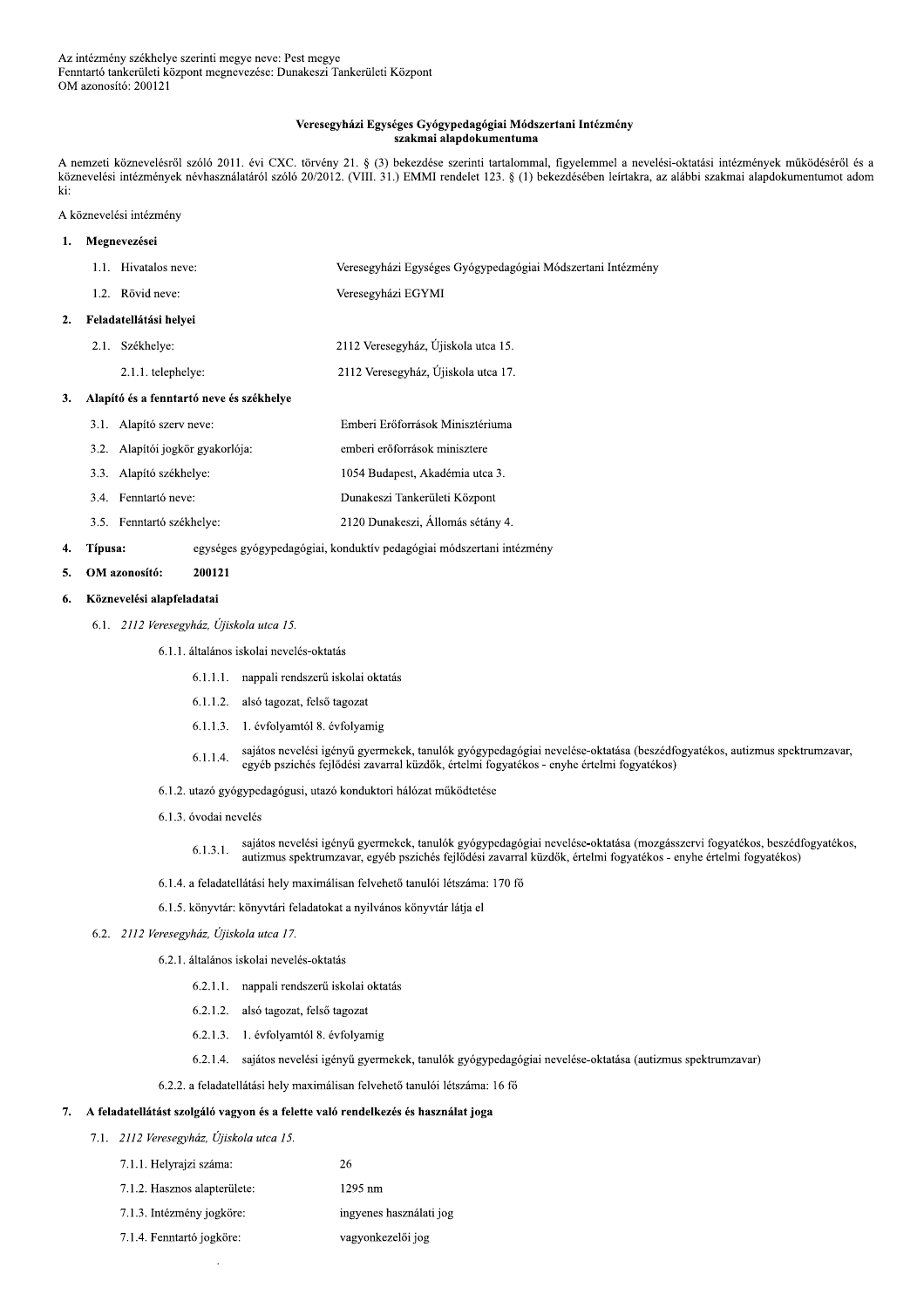Az intézmény székhelye szerinti megye neve: Pest megye
Fenntartó tankerületi központ megnevezése: Dunakeszi Tankerületi Központ
OM azonosító: 200121

**Veresegyházi Egységes Gyógypedagógiai Módszertani Intézmény**
**szakmai alapdokumentuma**

A nemzeti köznevelésről szóló 2011. évi CXC. törvény 21. § (3) bekezdése szerinti tartalommal, figyelemmel a nevelési-oktatási intézmények működéséről és a köznevelési intézmények névhasználatáról szóló 20/2012. (VIII. 31.) EMMI rendelet 123. § (1) bekezdésében leírtakra, az alábbi szakmai alapdokumentumot adom ki:

A köznevelési intézmény

**1. Megnevezései**

1.1. Hivatalos neve: Veresegyházi Egységes Gyógypedagógiai Módszertani Intézmény

1.2. Rövid neve: Veresegyházi EGYMI

**2. Feladatellátási helyei**

2.1. Székhelye: 2112 Veresegyház, Újiskola utca 15.

2.1.1. telephelye: 2112 Veresegyház, Újiskola utca 17.

**3. Alapító és a fenntartó neve és székhelye**

3.1. Alapító szerv neve: Emberi Erőforrások Minisztériuma

3.2. Alapítói jogkör gyakorlója: emberi erőforrások minisztere

3.3. Alapító székhelye: 1054 Budapest, Akadémia utca 3.

3.4. Fenntartó neve: Dunakeszi Tankerületi Központ

3.5. Fenntartó székhelye: 2120 Dunakeszi, Állomás sétány 4.

**4. Típusa:** egységes gyógypedagógiai, konduktív pedagógiai módszertani intézmény

**5. OM azonosító: 200121**

**6. Köznevelési alapfeladatai**

6.1. *2112 Veresegyház, Újiskola utca 15.*

6.1.1. általános iskolai nevelés-oktatás

6.1.1.1. nappali rendszerű iskolai oktatás

6.1.1.2. alsó tagozat, felső tagozat

6.1.1.3. 1. évfolyamtól 8. évfolyamig

6.1.1.4. sajátos nevelési igényű gyermekek, tanulók gyógypedagógiai nevelése-oktatása (beszédfogyatékos, autizmus spektrumzavar, egyéb pszichés fejlődési zavarral küzdők, értelmi fogyatékos - enyhe értelmi fogyatékos)

6.1.2. utazó gyógypedagógusi, utazó konduktori hálózat működtetése

6.1.3. óvodai nevelés

6.1.3.1. sajátos nevelési igényű gyermekek, tanulók gyógypedagógiai nevelése-oktatása (mozgásszervi fogyatékos, beszédfogyatékos, autizmus spektrumzavar, egyéb pszichés fejlődési zavarral küzdők, értelmi fogyatékos - enyhe értelmi fogyatékos)

6.1.4. a feladatellátási hely maximálisan felvehető tanulói létszáma: 170 fő

6.1.5. könyvtár: könyvtári feladatokat a nyilvános könyvtár látja el

6.2. *2112 Veresegyház, Újiskola utca 17.*

6.2.1. általános iskolai nevelés-oktatás

6.2.1.1. nappali rendszerű iskolai oktatás

6.2.1.2. alsó tagozat, felső tagozat

6.2.1.3. 1. évfolyamtól 8. évfolyamig

6.2.1.4. sajátos nevelési igényű gyermekek, tanulók gyógypedagógiai nevelése-oktatása (autizmus spektrumzavar)

6.2.2. a feladatellátási hely maximálisan felvehető tanulói létszáma: 16 fő

**7. A feladatellátást szolgáló vagyon és a felette való rendelkezés és használat joga**

7.1. *2112 Veresegyház, Újiskola utca 15.*

7.1.1. Helyrajzi száma: 26

7.1.2. Hasznos alapterülete: 1295 nm

7.1.3. Intézmény jogköre: ingyenes használati jog

7.1.4. Fenntartó jogköre: vagyonkezelői jog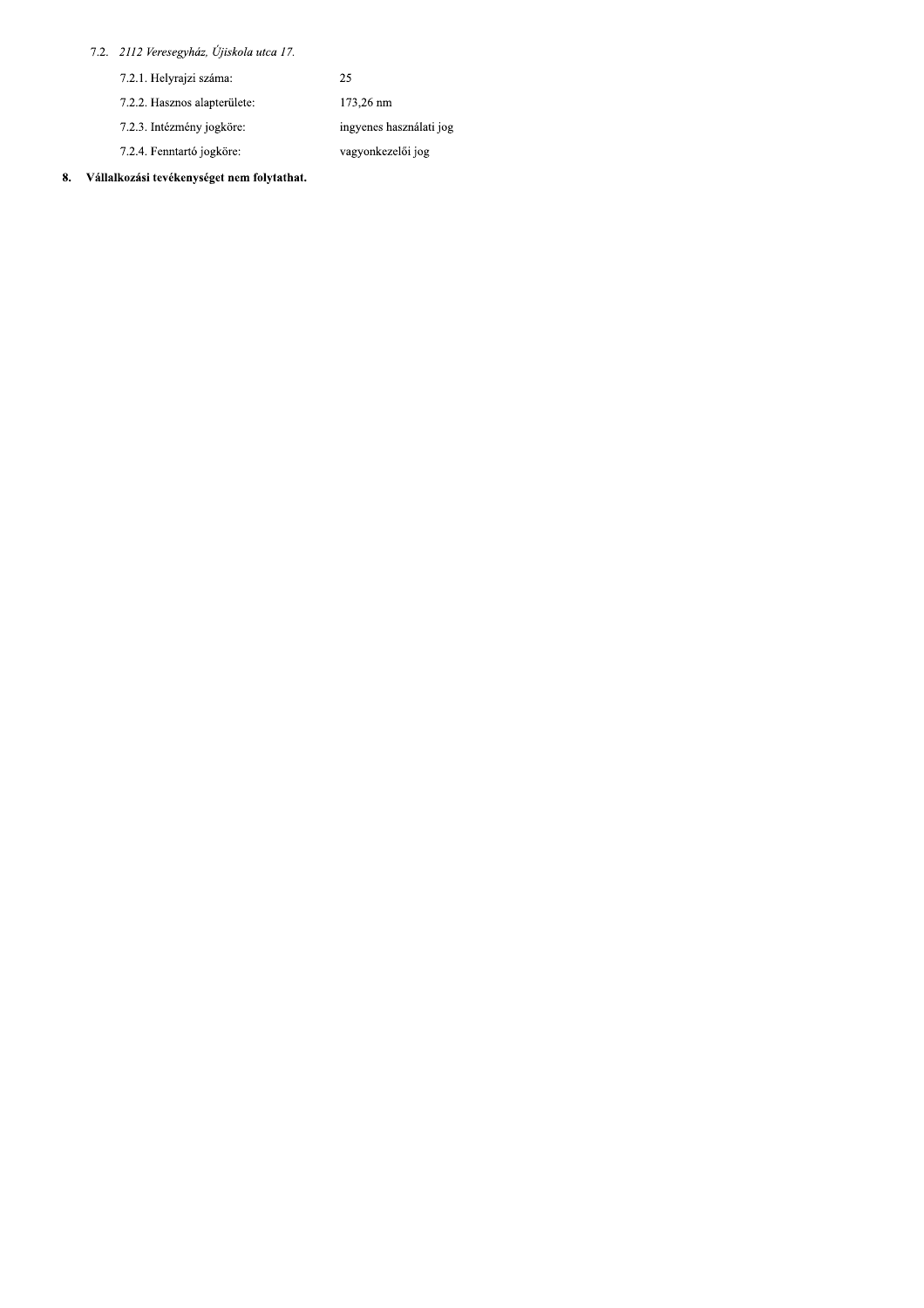7.2. *2112 Veresegyház, Újiskola utca 17.*

| | |
|---|---|
| 7.2.1. Helyrajzi száma: | 25 |
| 7.2.2. Hasznos alapterülete: | 173,26 nm |
| 7.2.3. Intézmény jogköre: | ingyenes használati jog |
| 7.2.4. Fenntartó jogköre: | vagyonkezelői jog |

**8. Vállalkozási tevékenységet nem folytathat.**